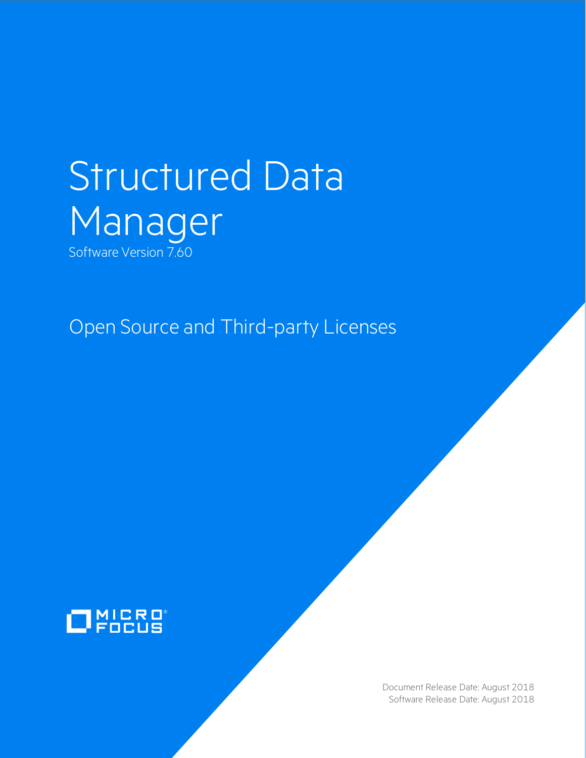# Structured Data Manager

Software Version 7.60

## Open Source and Third-party Licenses

MICRO FOCUS

Document Release Date: August 2018
Software Release Date: August 2018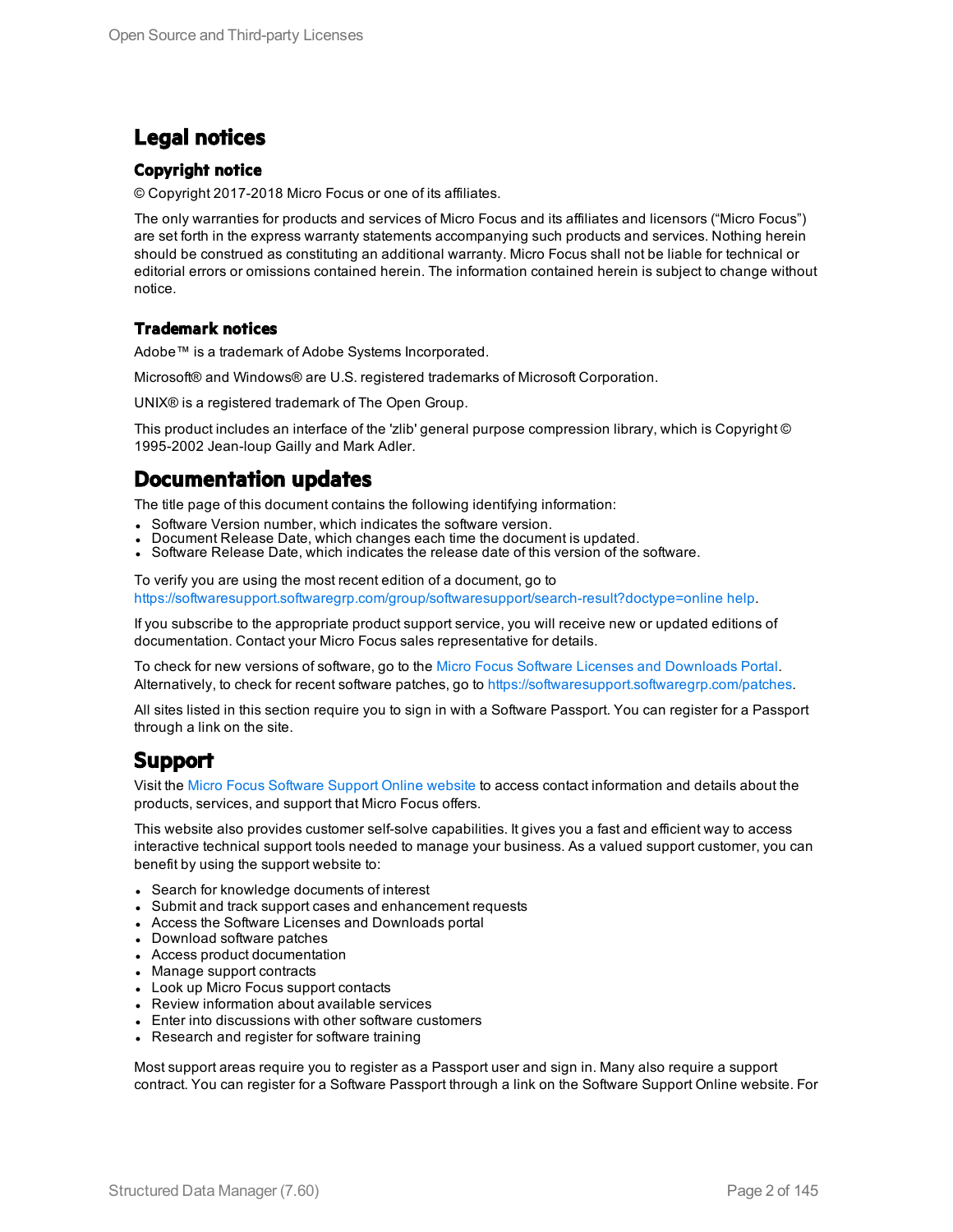# Legal notices

## Copyright notice

© Copyright 2017-2018 Micro Focus or one of its affiliates.

The only warranties for products and services of Micro Focus and its affiliates and licensors (“Micro Focus”) are set forth in the express warranty statements accompanying such products and services. Nothing herein should be construed as constituting an additional warranty. Micro Focus shall not be liable for technical or editorial errors or omissions contained herein. The information contained herein is subject to change without notice.

## Trademark notices

Adobe™ is a trademark of Adobe Systems Incorporated.

Microsoft® and Windows® are U.S. registered trademarks of Microsoft Corporation.

UNIX® is a registered trademark of The Open Group.

This product includes an interface of the 'zlib' general purpose compression library, which is Copyright © 1995-2002 Jean-loup Gailly and Mark Adler.

# Documentation updates

The title page of this document contains the following identifying information:

- Software Version number, which indicates the software version.
- Document Release Date, which changes each time the document is updated.
- Software Release Date, which indicates the release date of this version of the software.

To verify you are using the most recent edition of a document, go to https://softwaresupport.softwaregrp.com/group/softwaresupport/search-result?doctype=online help.

If you subscribe to the appropriate product support service, you will receive new or updated editions of documentation. Contact your Micro Focus sales representative for details.

To check for new versions of software, go to the Micro Focus Software Licenses and Downloads Portal. Alternatively, to check for recent software patches, go to https://softwaresupport.softwaregrp.com/patches.

All sites listed in this section require you to sign in with a Software Passport. You can register for a Passport through a link on the site.

# Support

Visit the Micro Focus Software Support Online website to access contact information and details about the products, services, and support that Micro Focus offers.

This website also provides customer self-solve capabilities. It gives you a fast and efficient way to access interactive technical support tools needed to manage your business. As a valued support customer, you can benefit by using the support website to:

- Search for knowledge documents of interest
- Submit and track support cases and enhancement requests
- Access the Software Licenses and Downloads portal
- Download software patches
- Access product documentation
- Manage support contracts
- Look up Micro Focus support contacts
- Review information about available services
- Enter into discussions with other software customers
- Research and register for software training

Most support areas require you to register as a Passport user and sign in. Many also require a support contract. You can register for a Software Passport through a link on the Software Support Online website. For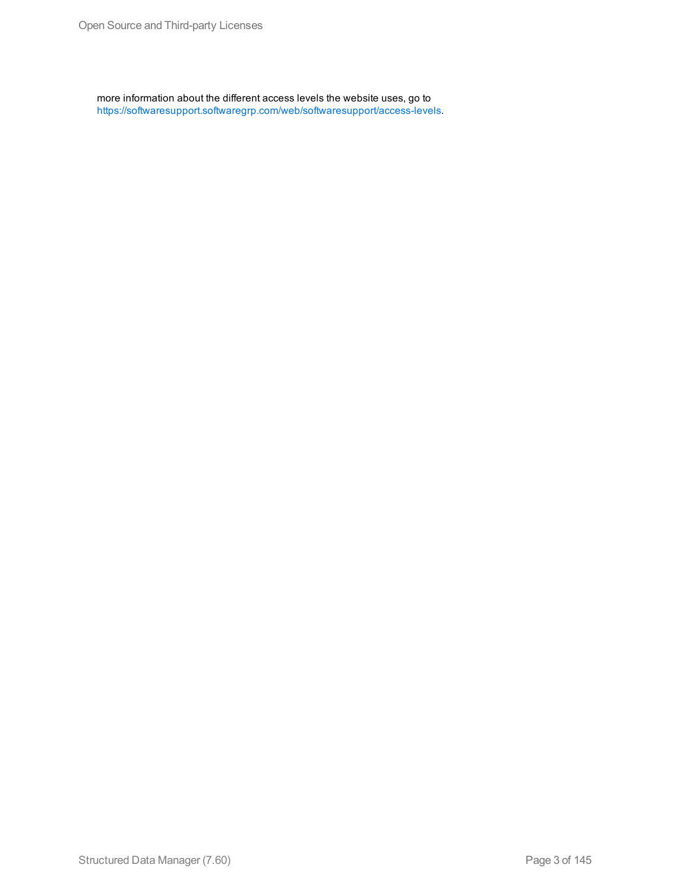more information about the different access levels the website uses, go to https://softwaresupport.softwaregrp.com/web/softwaresupport/access-levels.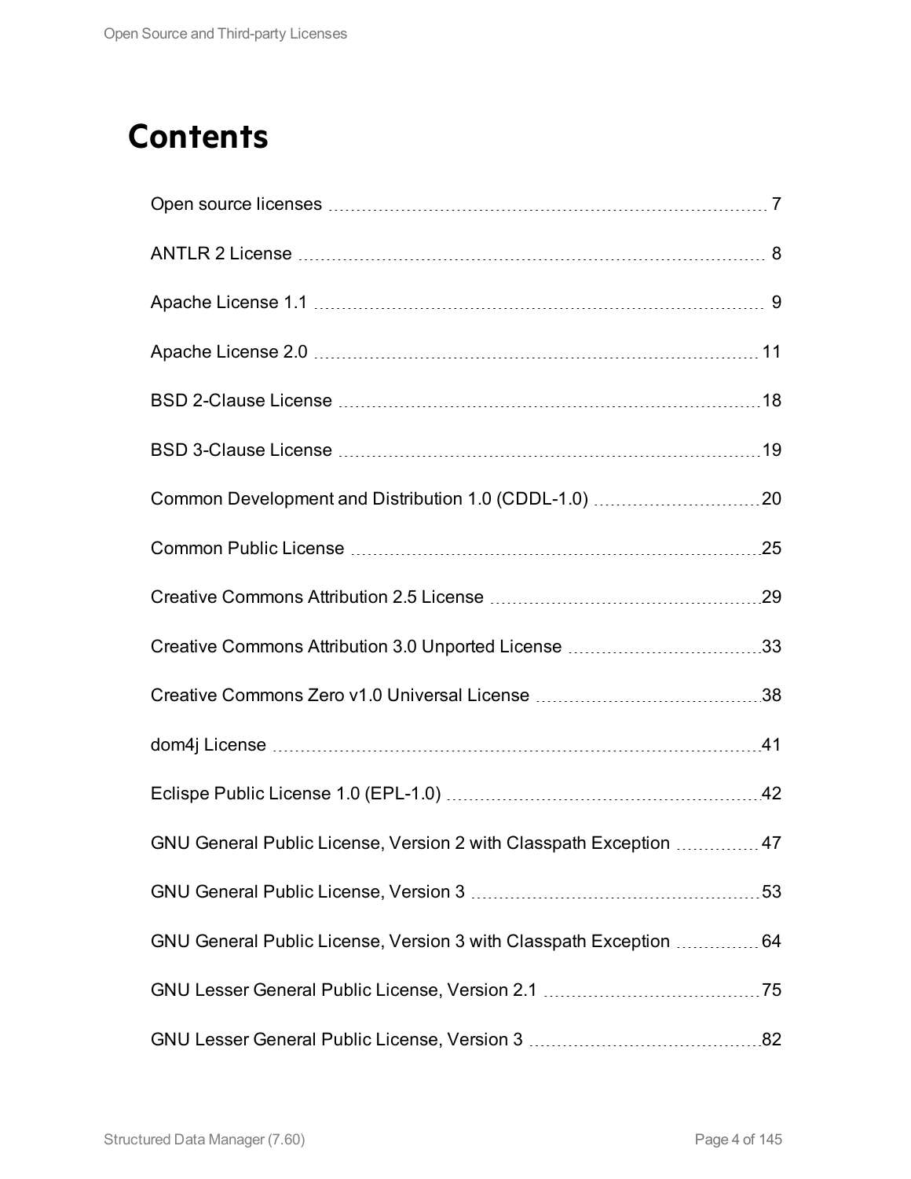# Contents

Open source licenses ........ 7

ANTLR 2 License ........ 8

Apache License 1.1 ........ 9

Apache License 2.0 ........ 11

BSD 2-Clause License ........ 18

BSD 3-Clause License ........ 19

Common Development and Distribution 1.0 (CDDL-1.0) ........ 20

Common Public License ........ 25

Creative Commons Attribution 2.5 License ........ 29

Creative Commons Attribution 3.0 Unported License ........ 33

Creative Commons Zero v1.0 Universal License ........ 38

dom4j License ........ 41

Eclispe Public License 1.0 (EPL-1.0) ........ 42

GNU General Public License, Version 2 with Classpath Exception ........ 47

GNU General Public License, Version 3 ........ 53

GNU General Public License, Version 3 with Classpath Exception ........ 64

GNU Lesser General Public License, Version 2.1 ........ 75

GNU Lesser General Public License, Version 3 ........ 82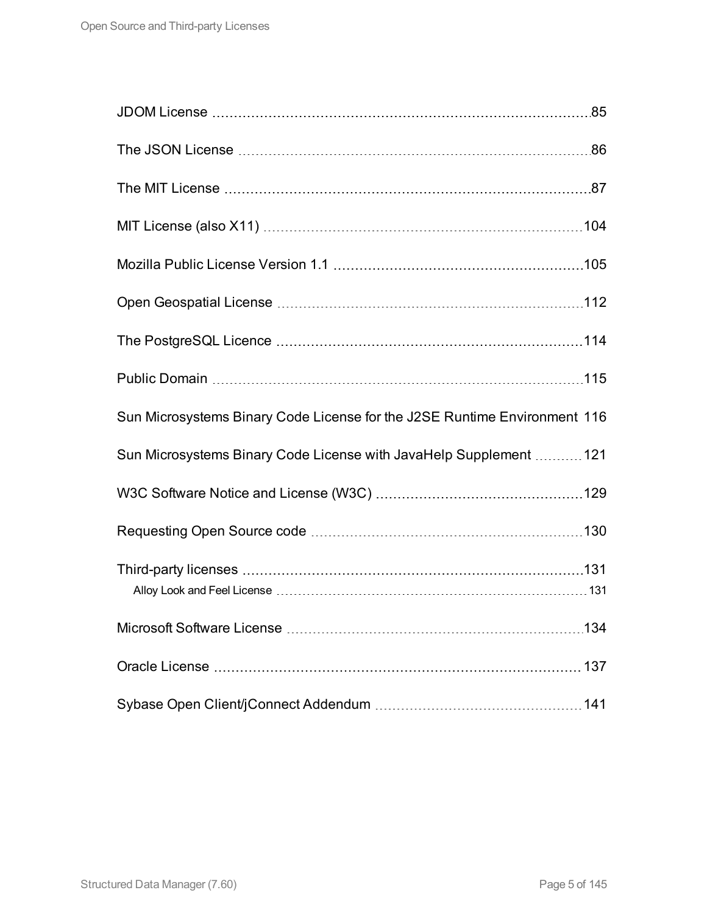JDOM License 85

The JSON License 86

The MIT License 87

MIT License (also X11) 104

Mozilla Public License Version 1.1 105

Open Geospatial License 112

The PostgreSQL Licence 114

Public Domain 115

Sun Microsystems Binary Code License for the J2SE Runtime Environment 116

Sun Microsystems Binary Code License with JavaHelp Supplement 121

W3C Software Notice and License (W3C) 129

Requesting Open Source code 130

Third-party licenses 131

- Alloy Look and Feel License 131

Microsoft Software License 134

Oracle License 137

Sybase Open Client/jConnect Addendum 141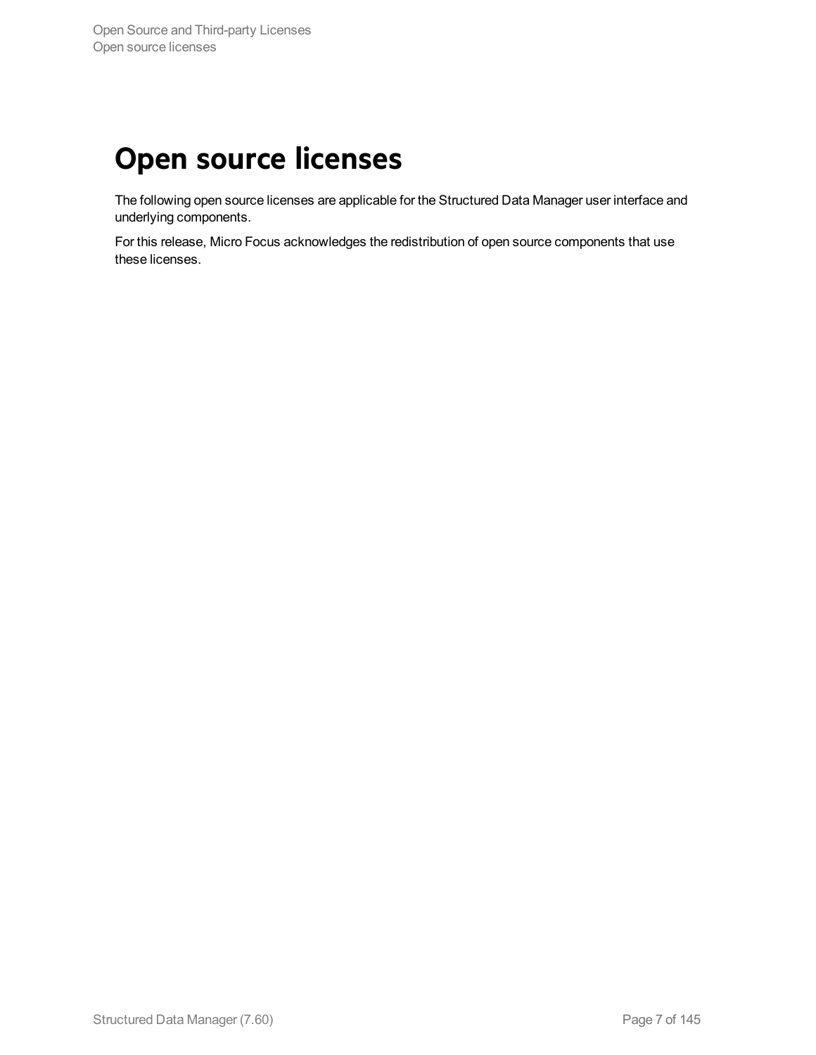# Open source licenses

The following open source licenses are applicable for the Structured Data Manager user interface and underlying components.

For this release, Micro Focus acknowledges the redistribution of open source components that use these licenses.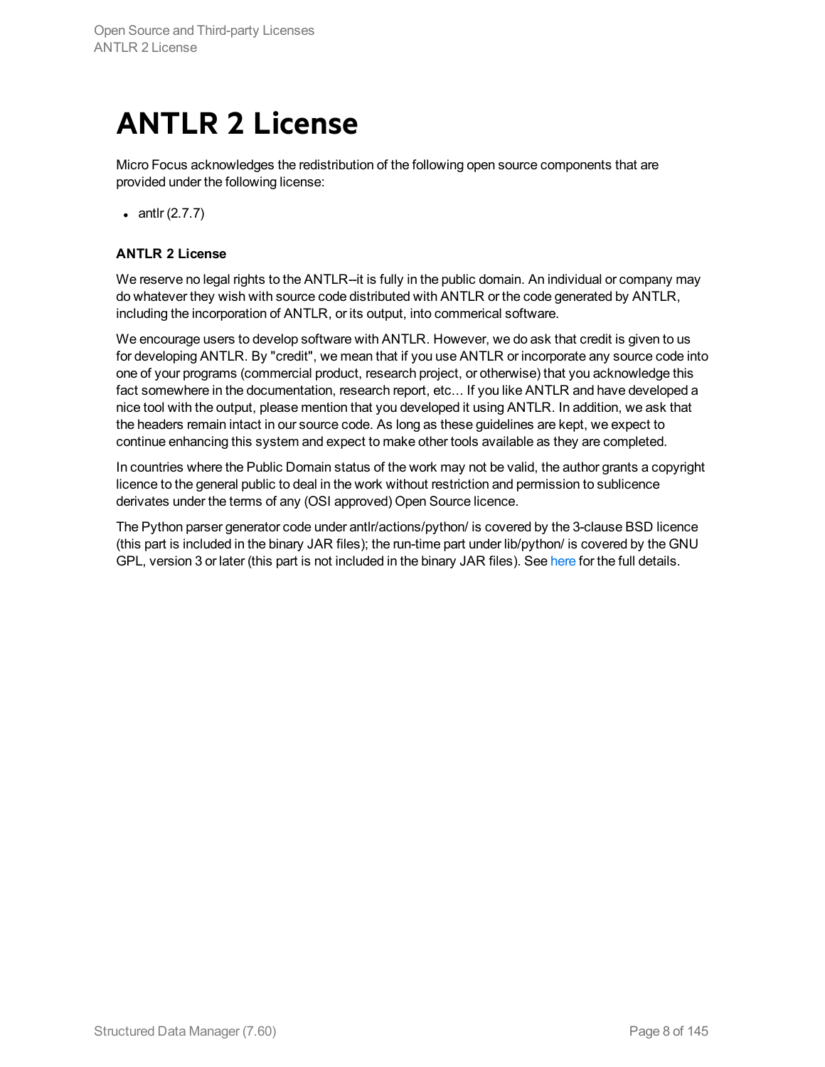# ANTLR 2 License

Micro Focus acknowledges the redistribution of the following open source components that are provided under the following license:

- antlr (2.7.7)

**ANTLR 2 License**

We reserve no legal rights to the ANTLR--it is fully in the public domain. An individual or company may do whatever they wish with source code distributed with ANTLR or the code generated by ANTLR, including the incorporation of ANTLR, or its output, into commerical software.

We encourage users to develop software with ANTLR. However, we do ask that credit is given to us for developing ANTLR. By "credit", we mean that if you use ANTLR or incorporate any source code into one of your programs (commercial product, research project, or otherwise) that you acknowledge this fact somewhere in the documentation, research report, etc... If you like ANTLR and have developed a nice tool with the output, please mention that you developed it using ANTLR. In addition, we ask that the headers remain intact in our source code. As long as these guidelines are kept, we expect to continue enhancing this system and expect to make other tools available as they are completed.

In countries where the Public Domain status of the work may not be valid, the author grants a copyright licence to the general public to deal in the work without restriction and permission to sublicence derivates under the terms of any (OSI approved) Open Source licence.

The Python parser generator code under antlr/actions/python/ is covered by the 3-clause BSD licence (this part is included in the binary JAR files); the run-time part under lib/python/ is covered by the GNU GPL, version 3 or later (this part is not included in the binary JAR files). See here for the full details.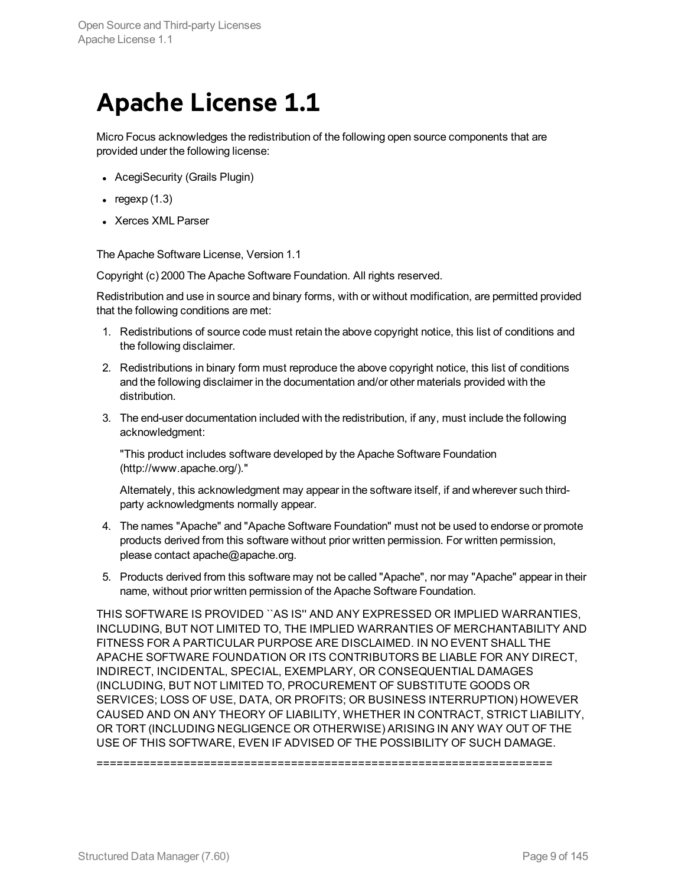# Apache License 1.1

Micro Focus acknowledges the redistribution of the following open source components that are provided under the following license:

- AcegiSecurity (Grails Plugin)
- regexp (1.3)
- Xerces XML Parser

The Apache Software License, Version 1.1

Copyright (c) 2000 The Apache Software Foundation. All rights reserved.

Redistribution and use in source and binary forms, with or without modification, are permitted provided that the following conditions are met:

1. Redistributions of source code must retain the above copyright notice, this list of conditions and the following disclaimer.
2. Redistributions in binary form must reproduce the above copyright notice, this list of conditions and the following disclaimer in the documentation and/or other materials provided with the distribution.
3. The end-user documentation included with the redistribution, if any, must include the following acknowledgment:

   "This product includes software developed by the Apache Software Foundation (http://www.apache.org/)."

   Alternately, this acknowledgment may appear in the software itself, if and wherever such third-party acknowledgments normally appear.
4. The names "Apache" and "Apache Software Foundation" must not be used to endorse or promote products derived from this software without prior written permission. For written permission, please contact apache@apache.org.
5. Products derived from this software may not be called "Apache", nor may "Apache" appear in their name, without prior written permission of the Apache Software Foundation.

THIS SOFTWARE IS PROVIDED ``AS IS'' AND ANY EXPRESSED OR IMPLIED WARRANTIES, INCLUDING, BUT NOT LIMITED TO, THE IMPLIED WARRANTIES OF MERCHANTABILITY AND FITNESS FOR A PARTICULAR PURPOSE ARE DISCLAIMED. IN NO EVENT SHALL THE APACHE SOFTWARE FOUNDATION OR ITS CONTRIBUTORS BE LIABLE FOR ANY DIRECT, INDIRECT, INCIDENTAL, SPECIAL, EXEMPLARY, OR CONSEQUENTIAL DAMAGES (INCLUDING, BUT NOT LIMITED TO, PROCUREMENT OF SUBSTITUTE GOODS OR SERVICES; LOSS OF USE, DATA, OR PROFITS; OR BUSINESS INTERRUPTION) HOWEVER CAUSED AND ON ANY THEORY OF LIABILITY, WHETHER IN CONTRACT, STRICT LIABILITY, OR TORT (INCLUDING NEGLIGENCE OR OTHERWISE) ARISING IN ANY WAY OUT OF THE USE OF THIS SOFTWARE, EVEN IF ADVISED OF THE POSSIBILITY OF SUCH DAMAGE.

====================================================================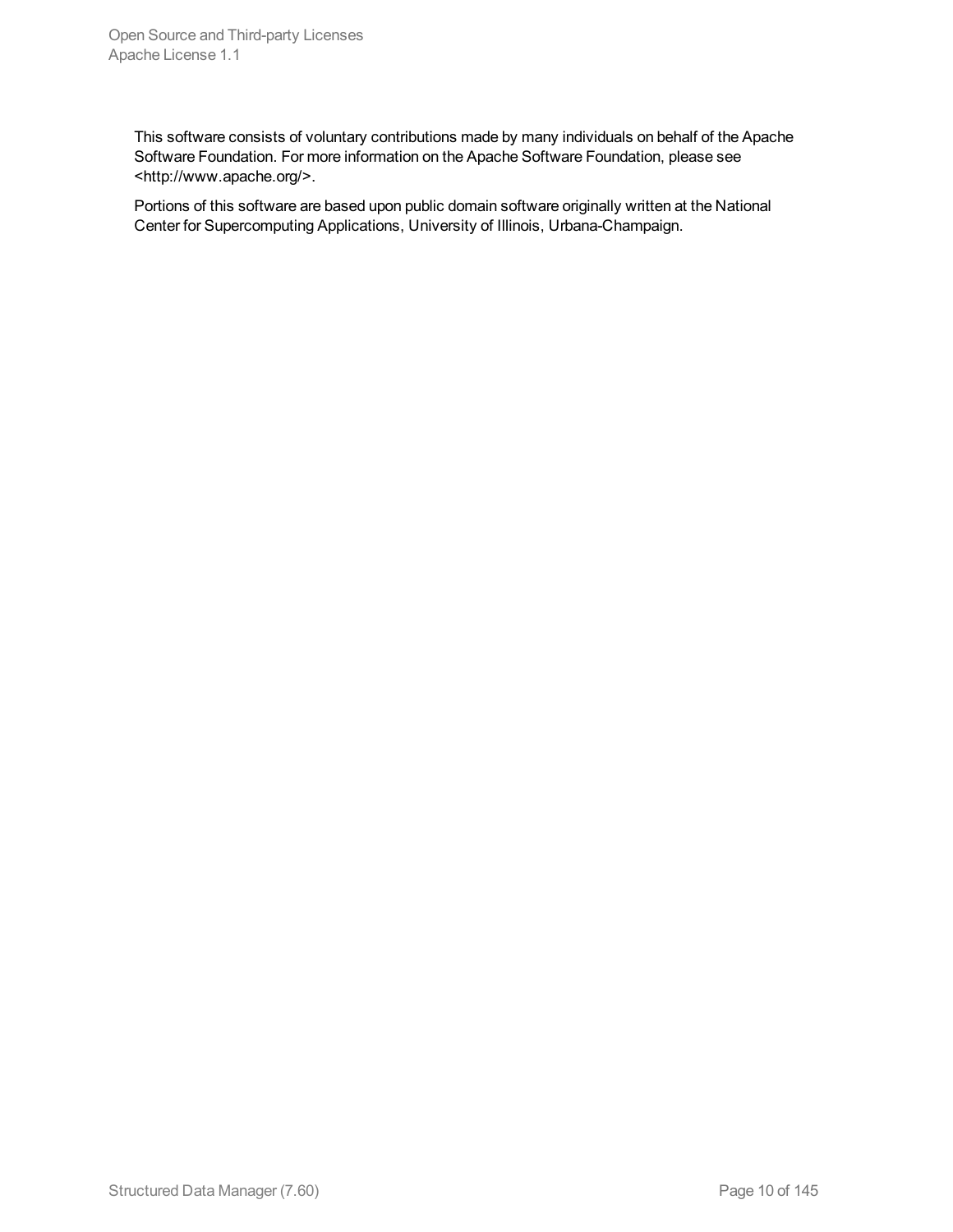This software consists of voluntary contributions made by many individuals on behalf of the Apache Software Foundation. For more information on the Apache Software Foundation, please see <http://www.apache.org/>.

Portions of this software are based upon public domain software originally written at the National Center for Supercomputing Applications, University of Illinois, Urbana-Champaign.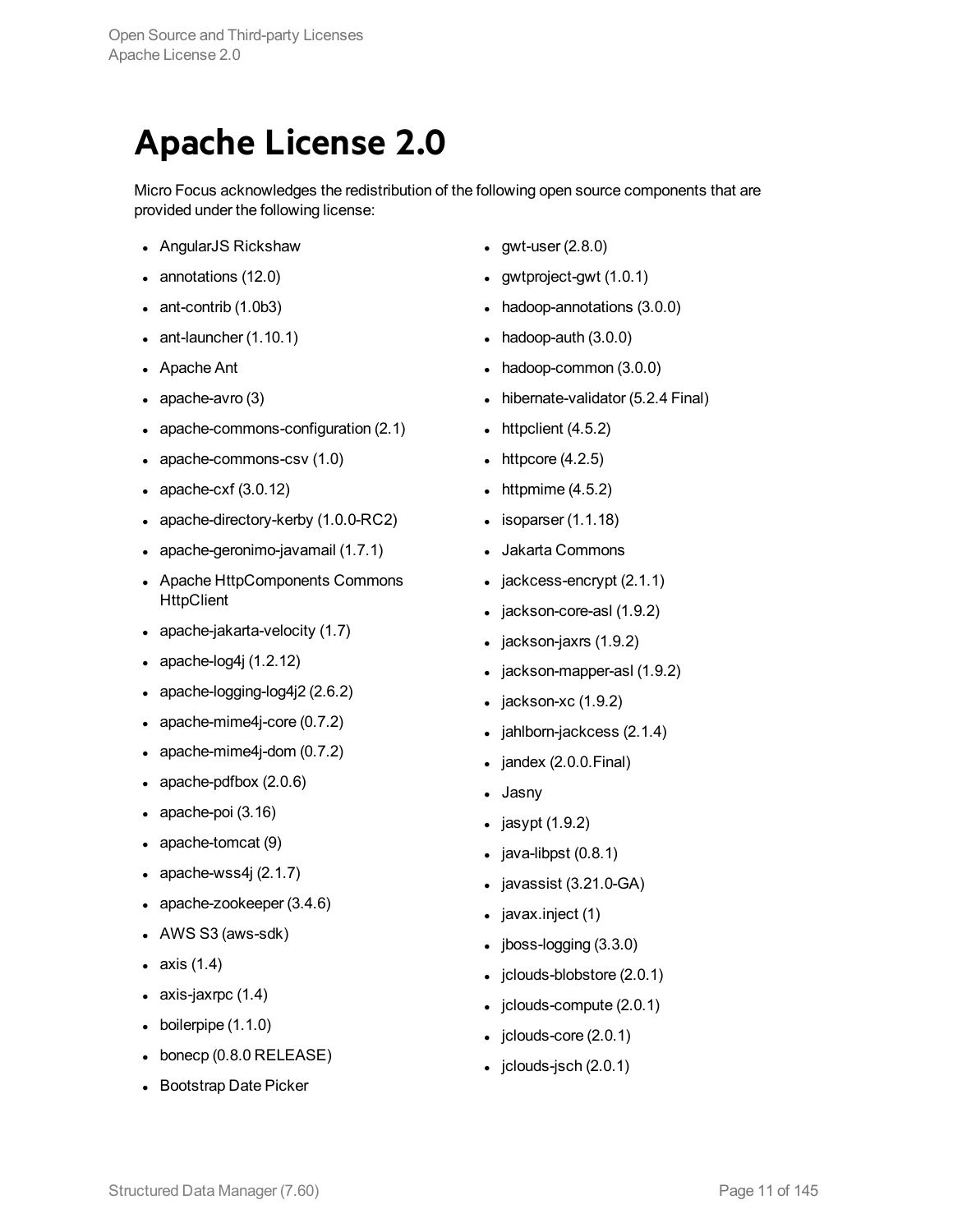# Apache License 2.0

Micro Focus acknowledges the redistribution of the following open source components that are provided under the following license:

- AngularJS Rickshaw
- annotations (12.0)
- ant-contrib (1.0b3)
- ant-launcher (1.10.1)
- Apache Ant
- apache-avro (3)
- apache-commons-configuration (2.1)
- apache-commons-csv (1.0)
- apache-cxf (3.0.12)
- apache-directory-kerby (1.0.0-RC2)
- apache-geronimo-javamail (1.7.1)
- Apache HttpComponents Commons HttpClient
- apache-jakarta-velocity (1.7)
- apache-log4j (1.2.12)
- apache-logging-log4j2 (2.6.2)
- apache-mime4j-core (0.7.2)
- apache-mime4j-dom (0.7.2)
- apache-pdfbox (2.0.6)
- apache-poi (3.16)
- apache-tomcat (9)
- apache-wss4j (2.1.7)
- apache-zookeeper (3.4.6)
- AWS S3 (aws-sdk)
- axis (1.4)
- axis-jaxrpc (1.4)
- boilerpipe (1.1.0)
- bonecp (0.8.0 RELEASE)
- Bootstrap Date Picker
- gwt-user (2.8.0)
- gwtproject-gwt (1.0.1)
- hadoop-annotations (3.0.0)
- hadoop-auth (3.0.0)
- hadoop-common (3.0.0)
- hibernate-validator (5.2.4 Final)
- httpclient (4.5.2)
- httpcore (4.2.5)
- httpmime (4.5.2)
- isoparser (1.1.18)
- Jakarta Commons
- jackcess-encrypt (2.1.1)
- jackson-core-asl (1.9.2)
- jackson-jaxrs (1.9.2)
- jackson-mapper-asl (1.9.2)
- jackson-xc (1.9.2)
- jahlborn-jackcess (2.1.4)
- jandex (2.0.0.Final)
- Jasny
- jasypt (1.9.2)
- java-libpst (0.8.1)
- javassist (3.21.0-GA)
- javax.inject (1)
- jboss-logging (3.3.0)
- jclouds-blobstore (2.0.1)
- jclouds-compute (2.0.1)
- jclouds-core (2.0.1)
- jclouds-jsch (2.0.1)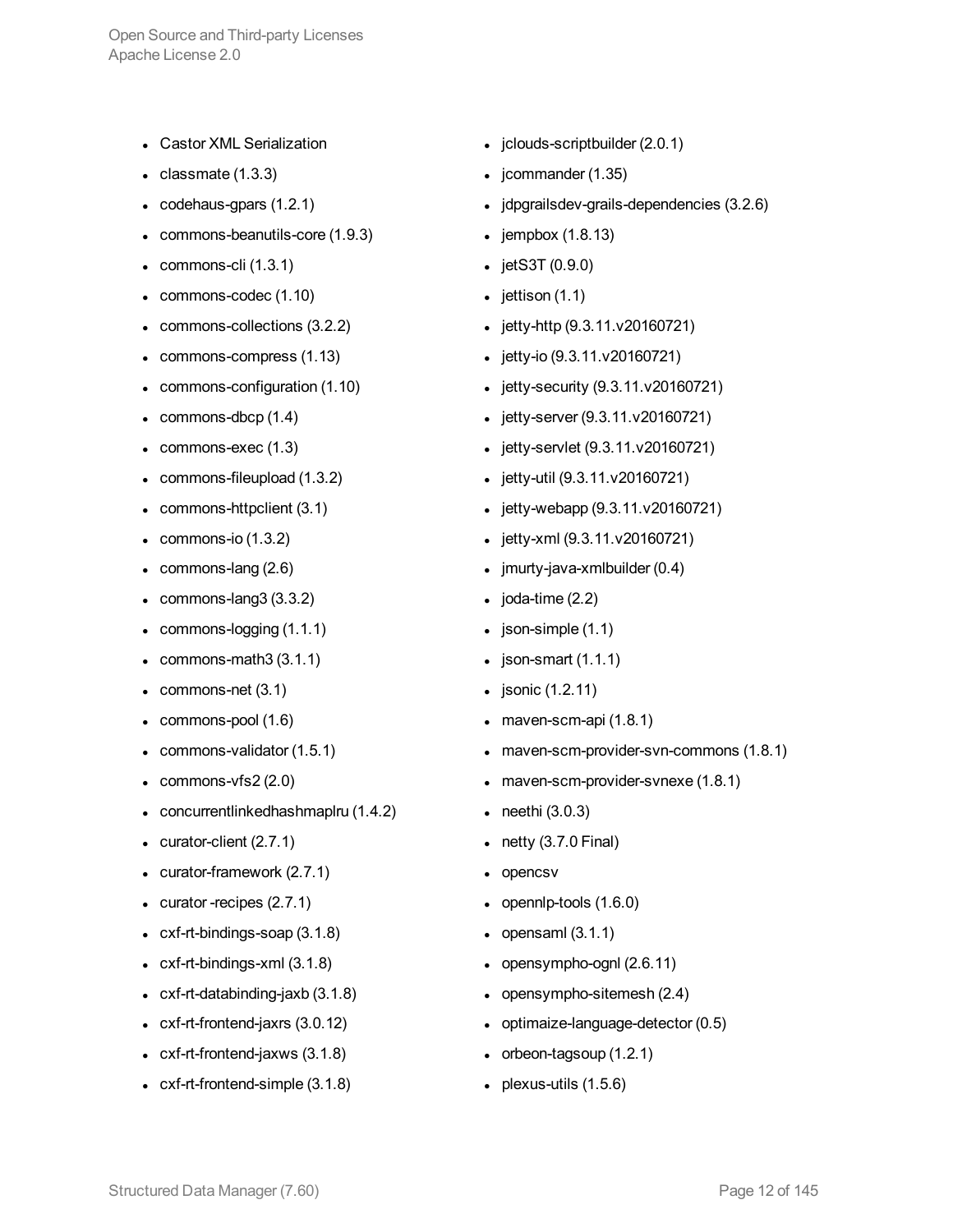- Castor XML Serialization
- classmate (1.3.3)
- codehaus-gpars (1.2.1)
- commons-beanutils-core (1.9.3)
- commons-cli (1.3.1)
- commons-codec (1.10)
- commons-collections (3.2.2)
- commons-compress (1.13)
- commons-configuration (1.10)
- commons-dbcp (1.4)
- commons-exec (1.3)
- commons-fileupload (1.3.2)
- commons-httpclient (3.1)
- commons-io (1.3.2)
- commons-lang (2.6)
- commons-lang3 (3.3.2)
- commons-logging (1.1.1)
- commons-math3 (3.1.1)
- commons-net (3.1)
- commons-pool (1.6)
- commons-validator (1.5.1)
- commons-vfs2 (2.0)
- concurrentlinkedhashmaplru (1.4.2)
- curator-client (2.7.1)
- curator-framework (2.7.1)
- curator -recipes (2.7.1)
- cxf-rt-bindings-soap (3.1.8)
- cxf-rt-bindings-xml (3.1.8)
- cxf-rt-databinding-jaxb (3.1.8)
- cxf-rt-frontend-jaxrs (3.0.12)
- cxf-rt-frontend-jaxws (3.1.8)
- cxf-rt-frontend-simple (3.1.8)
- jclouds-scriptbuilder (2.0.1)
- jcommander (1.35)
- jdpgrailsdev-grails-dependencies (3.2.6)
- jempbox (1.8.13)
- jetS3T (0.9.0)
- jettison (1.1)
- jetty-http (9.3.11.v20160721)
- jetty-io (9.3.11.v20160721)
- jetty-security (9.3.11.v20160721)
- jetty-server (9.3.11.v20160721)
- jetty-servlet (9.3.11.v20160721)
- jetty-util (9.3.11.v20160721)
- jetty-webapp (9.3.11.v20160721)
- jetty-xml (9.3.11.v20160721)
- jmurty-java-xmlbuilder (0.4)
- joda-time (2.2)
- json-simple (1.1)
- json-smart (1.1.1)
- jsonic (1.2.11)
- maven-scm-api (1.8.1)
- maven-scm-provider-svn-commons (1.8.1)
- maven-scm-provider-svnexe (1.8.1)
- neethi (3.0.3)
- netty (3.7.0 Final)
- opencsv
- opennlp-tools (1.6.0)
- opensaml (3.1.1)
- opensympho-ognl (2.6.11)
- opensympho-sitemesh (2.4)
- optimaize-language-detector (0.5)
- orbeon-tagsoup (1.2.1)
- plexus-utils (1.5.6)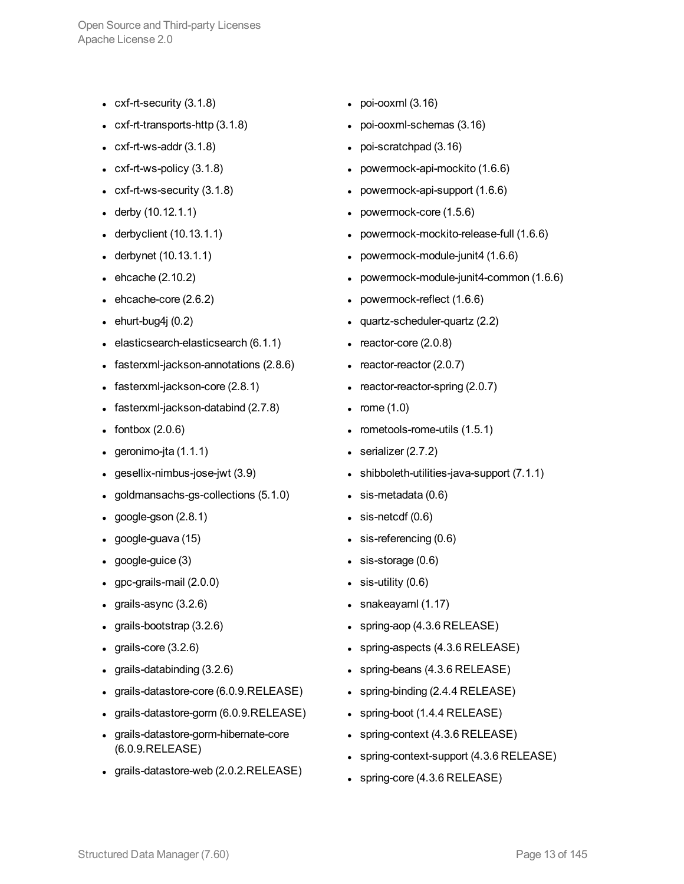- cxf-rt-security (3.1.8)
- cxf-rt-transports-http (3.1.8)
- cxf-rt-ws-addr (3.1.8)
- cxf-rt-ws-policy (3.1.8)
- cxf-rt-ws-security (3.1.8)
- derby (10.12.1.1)
- derbyclient (10.13.1.1)
- derbynet (10.13.1.1)
- ehcache (2.10.2)
- ehcache-core (2.6.2)
- ehurt-bug4j (0.2)
- elasticsearch-elasticsearch (6.1.1)
- fasterxml-jackson-annotations (2.8.6)
- fasterxml-jackson-core (2.8.1)
- fasterxml-jackson-databind (2.7.8)
- fontbox (2.0.6)
- geronimo-jta (1.1.1)
- gesellix-nimbus-jose-jwt (3.9)
- goldmansachs-gs-collections (5.1.0)
- google-gson (2.8.1)
- google-guava (15)
- google-guice (3)
- gpc-grails-mail (2.0.0)
- grails-async (3.2.6)
- grails-bootstrap (3.2.6)
- grails-core (3.2.6)
- grails-databinding (3.2.6)
- grails-datastore-core (6.0.9.RELEASE)
- grails-datastore-gorm (6.0.9.RELEASE)
- grails-datastore-gorm-hibernate-core (6.0.9.RELEASE)
- grails-datastore-web (2.0.2.RELEASE)
- poi-ooxml (3.16)
- poi-ooxml-schemas (3.16)
- poi-scratchpad (3.16)
- powermock-api-mockito (1.6.6)
- powermock-api-support (1.6.6)
- powermock-core (1.5.6)
- powermock-mockito-release-full (1.6.6)
- powermock-module-junit4 (1.6.6)
- powermock-module-junit4-common (1.6.6)
- powermock-reflect (1.6.6)
- quartz-scheduler-quartz (2.2)
- reactor-core (2.0.8)
- reactor-reactor (2.0.7)
- reactor-reactor-spring (2.0.7)
- rome (1.0)
- rometools-rome-utils (1.5.1)
- serializer (2.7.2)
- shibboleth-utilities-java-support (7.1.1)
- sis-metadata (0.6)
- sis-netcdf (0.6)
- sis-referencing (0.6)
- sis-storage (0.6)
- sis-utility (0.6)
- snakeayaml (1.17)
- spring-aop (4.3.6 RELEASE)
- spring-aspects (4.3.6 RELEASE)
- spring-beans (4.3.6 RELEASE)
- spring-binding (2.4.4 RELEASE)
- spring-boot (1.4.4 RELEASE)
- spring-context (4.3.6 RELEASE)
- spring-context-support (4.3.6 RELEASE)
- spring-core (4.3.6 RELEASE)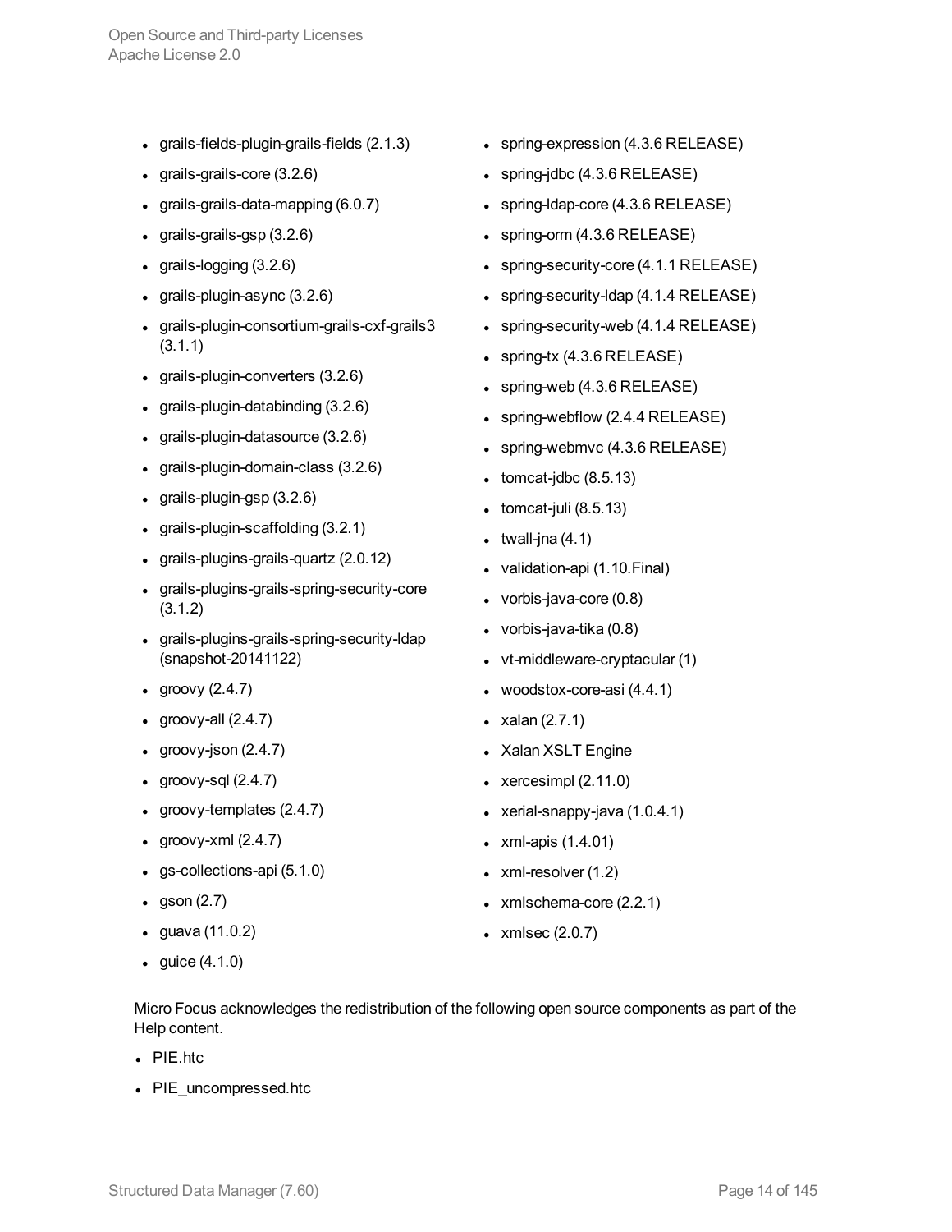- grails-fields-plugin-grails-fields (2.1.3)
- grails-grails-core (3.2.6)
- grails-grails-data-mapping (6.0.7)
- grails-grails-gsp (3.2.6)
- grails-logging (3.2.6)
- grails-plugin-async (3.2.6)
- grails-plugin-consortium-grails-cxf-grails3 (3.1.1)
- grails-plugin-converters (3.2.6)
- grails-plugin-databinding (3.2.6)
- grails-plugin-datasource (3.2.6)
- grails-plugin-domain-class (3.2.6)
- grails-plugin-gsp (3.2.6)
- grails-plugin-scaffolding (3.2.1)
- grails-plugins-grails-quartz (2.0.12)
- grails-plugins-grails-spring-security-core (3.1.2)
- grails-plugins-grails-spring-security-ldap (snapshot-20141122)
- groovy (2.4.7)
- groovy-all (2.4.7)
- groovy-json (2.4.7)
- groovy-sql (2.4.7)
- groovy-templates (2.4.7)
- groovy-xml (2.4.7)
- gs-collections-api (5.1.0)
- gson (2.7)
- guava (11.0.2)
- guice (4.1.0)
- spring-expression (4.3.6 RELEASE)
- spring-jdbc (4.3.6 RELEASE)
- spring-ldap-core (4.3.6 RELEASE)
- spring-orm (4.3.6 RELEASE)
- spring-security-core (4.1.1 RELEASE)
- spring-security-ldap (4.1.4 RELEASE)
- spring-security-web (4.1.4 RELEASE)
- spring-tx (4.3.6 RELEASE)
- spring-web (4.3.6 RELEASE)
- spring-webflow (2.4.4 RELEASE)
- spring-webmvc (4.3.6 RELEASE)
- tomcat-jdbc (8.5.13)
- tomcat-juli (8.5.13)
- twall-jna (4.1)
- validation-api (1.10.Final)
- vorbis-java-core (0.8)
- vorbis-java-tika (0.8)
- vt-middleware-cryptacular (1)
- woodstox-core-asi (4.4.1)
- xalan (2.7.1)
- Xalan XSLT Engine
- xercesimpl (2.11.0)
- xerial-snappy-java (1.0.4.1)
- xml-apis (1.4.01)
- xml-resolver (1.2)
- xmlschema-core (2.2.1)
- xmlsec (2.0.7)

Micro Focus acknowledges the redistribution of the following open source components as part of the Help content.

- PIE.htc
- PIE_uncompressed.htc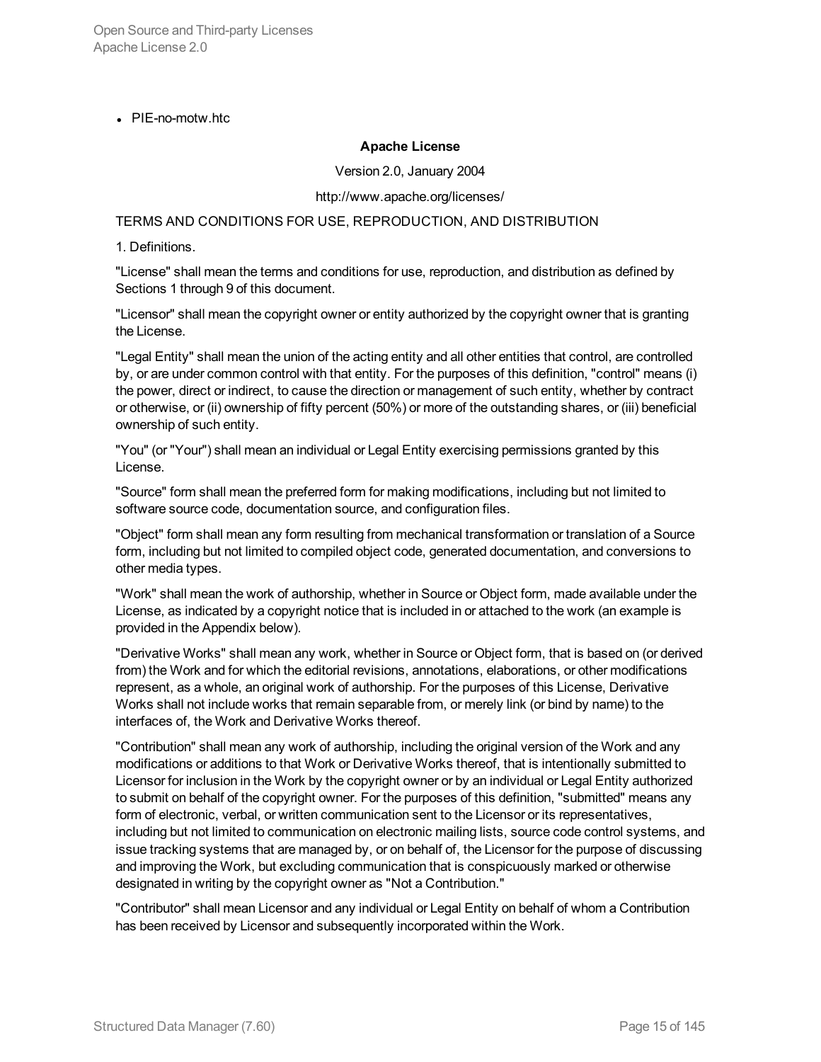- PIE-no-motw.htc

**Apache License**

Version 2.0, January 2004

http://www.apache.org/licenses/

TERMS AND CONDITIONS FOR USE, REPRODUCTION, AND DISTRIBUTION

1. Definitions.

"License" shall mean the terms and conditions for use, reproduction, and distribution as defined by Sections 1 through 9 of this document.

"Licensor" shall mean the copyright owner or entity authorized by the copyright owner that is granting the License.

"Legal Entity" shall mean the union of the acting entity and all other entities that control, are controlled by, or are under common control with that entity. For the purposes of this definition, "control" means (i) the power, direct or indirect, to cause the direction or management of such entity, whether by contract or otherwise, or (ii) ownership of fifty percent (50%) or more of the outstanding shares, or (iii) beneficial ownership of such entity.

"You" (or "Your") shall mean an individual or Legal Entity exercising permissions granted by this License.

"Source" form shall mean the preferred form for making modifications, including but not limited to software source code, documentation source, and configuration files.

"Object" form shall mean any form resulting from mechanical transformation or translation of a Source form, including but not limited to compiled object code, generated documentation, and conversions to other media types.

"Work" shall mean the work of authorship, whether in Source or Object form, made available under the License, as indicated by a copyright notice that is included in or attached to the work (an example is provided in the Appendix below).

"Derivative Works" shall mean any work, whether in Source or Object form, that is based on (or derived from) the Work and for which the editorial revisions, annotations, elaborations, or other modifications represent, as a whole, an original work of authorship. For the purposes of this License, Derivative Works shall not include works that remain separable from, or merely link (or bind by name) to the interfaces of, the Work and Derivative Works thereof.

"Contribution" shall mean any work of authorship, including the original version of the Work and any modifications or additions to that Work or Derivative Works thereof, that is intentionally submitted to Licensor for inclusion in the Work by the copyright owner or by an individual or Legal Entity authorized to submit on behalf of the copyright owner. For the purposes of this definition, "submitted" means any form of electronic, verbal, or written communication sent to the Licensor or its representatives, including but not limited to communication on electronic mailing lists, source code control systems, and issue tracking systems that are managed by, or on behalf of, the Licensor for the purpose of discussing and improving the Work, but excluding communication that is conspicuously marked or otherwise designated in writing by the copyright owner as "Not a Contribution."

"Contributor" shall mean Licensor and any individual or Legal Entity on behalf of whom a Contribution has been received by Licensor and subsequently incorporated within the Work.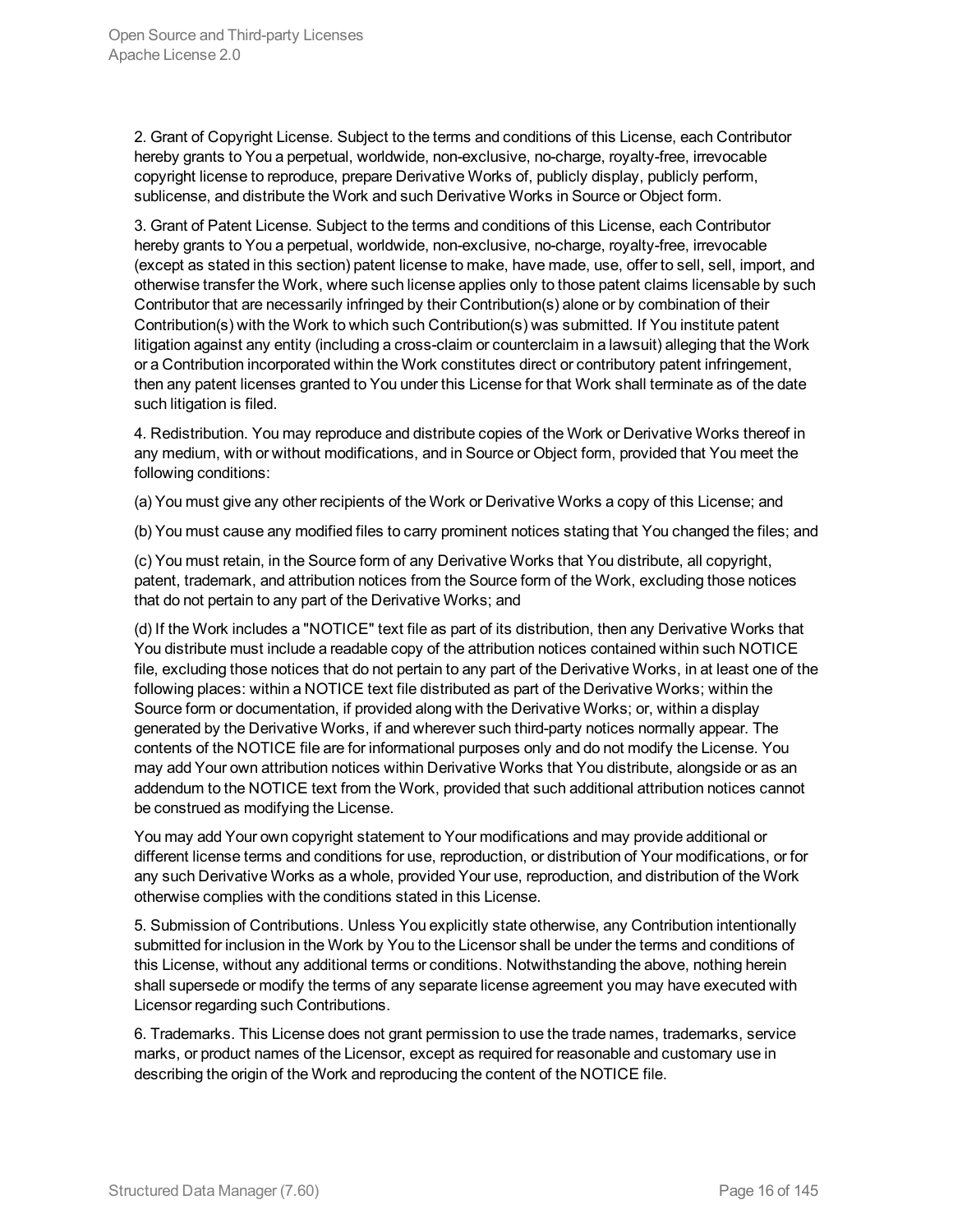2. Grant of Copyright License. Subject to the terms and conditions of this License, each Contributor hereby grants to You a perpetual, worldwide, non-exclusive, no-charge, royalty-free, irrevocable copyright license to reproduce, prepare Derivative Works of, publicly display, publicly perform, sublicense, and distribute the Work and such Derivative Works in Source or Object form.

3. Grant of Patent License. Subject to the terms and conditions of this License, each Contributor hereby grants to You a perpetual, worldwide, non-exclusive, no-charge, royalty-free, irrevocable (except as stated in this section) patent license to make, have made, use, offer to sell, sell, import, and otherwise transfer the Work, where such license applies only to those patent claims licensable by such Contributor that are necessarily infringed by their Contribution(s) alone or by combination of their Contribution(s) with the Work to which such Contribution(s) was submitted. If You institute patent litigation against any entity (including a cross-claim or counterclaim in a lawsuit) alleging that the Work or a Contribution incorporated within the Work constitutes direct or contributory patent infringement, then any patent licenses granted to You under this License for that Work shall terminate as of the date such litigation is filed.

4. Redistribution. You may reproduce and distribute copies of the Work or Derivative Works thereof in any medium, with or without modifications, and in Source or Object form, provided that You meet the following conditions:

(a) You must give any other recipients of the Work or Derivative Works a copy of this License; and

(b) You must cause any modified files to carry prominent notices stating that You changed the files; and

(c) You must retain, in the Source form of any Derivative Works that You distribute, all copyright, patent, trademark, and attribution notices from the Source form of the Work, excluding those notices that do not pertain to any part of the Derivative Works; and

(d) If the Work includes a "NOTICE" text file as part of its distribution, then any Derivative Works that You distribute must include a readable copy of the attribution notices contained within such NOTICE file, excluding those notices that do not pertain to any part of the Derivative Works, in at least one of the following places: within a NOTICE text file distributed as part of the Derivative Works; within the Source form or documentation, if provided along with the Derivative Works; or, within a display generated by the Derivative Works, if and wherever such third-party notices normally appear. The contents of the NOTICE file are for informational purposes only and do not modify the License. You may add Your own attribution notices within Derivative Works that You distribute, alongside or as an addendum to the NOTICE text from the Work, provided that such additional attribution notices cannot be construed as modifying the License.

You may add Your own copyright statement to Your modifications and may provide additional or different license terms and conditions for use, reproduction, or distribution of Your modifications, or for any such Derivative Works as a whole, provided Your use, reproduction, and distribution of the Work otherwise complies with the conditions stated in this License.

5. Submission of Contributions. Unless You explicitly state otherwise, any Contribution intentionally submitted for inclusion in the Work by You to the Licensor shall be under the terms and conditions of this License, without any additional terms or conditions. Notwithstanding the above, nothing herein shall supersede or modify the terms of any separate license agreement you may have executed with Licensor regarding such Contributions.

6. Trademarks. This License does not grant permission to use the trade names, trademarks, service marks, or product names of the Licensor, except as required for reasonable and customary use in describing the origin of the Work and reproducing the content of the NOTICE file.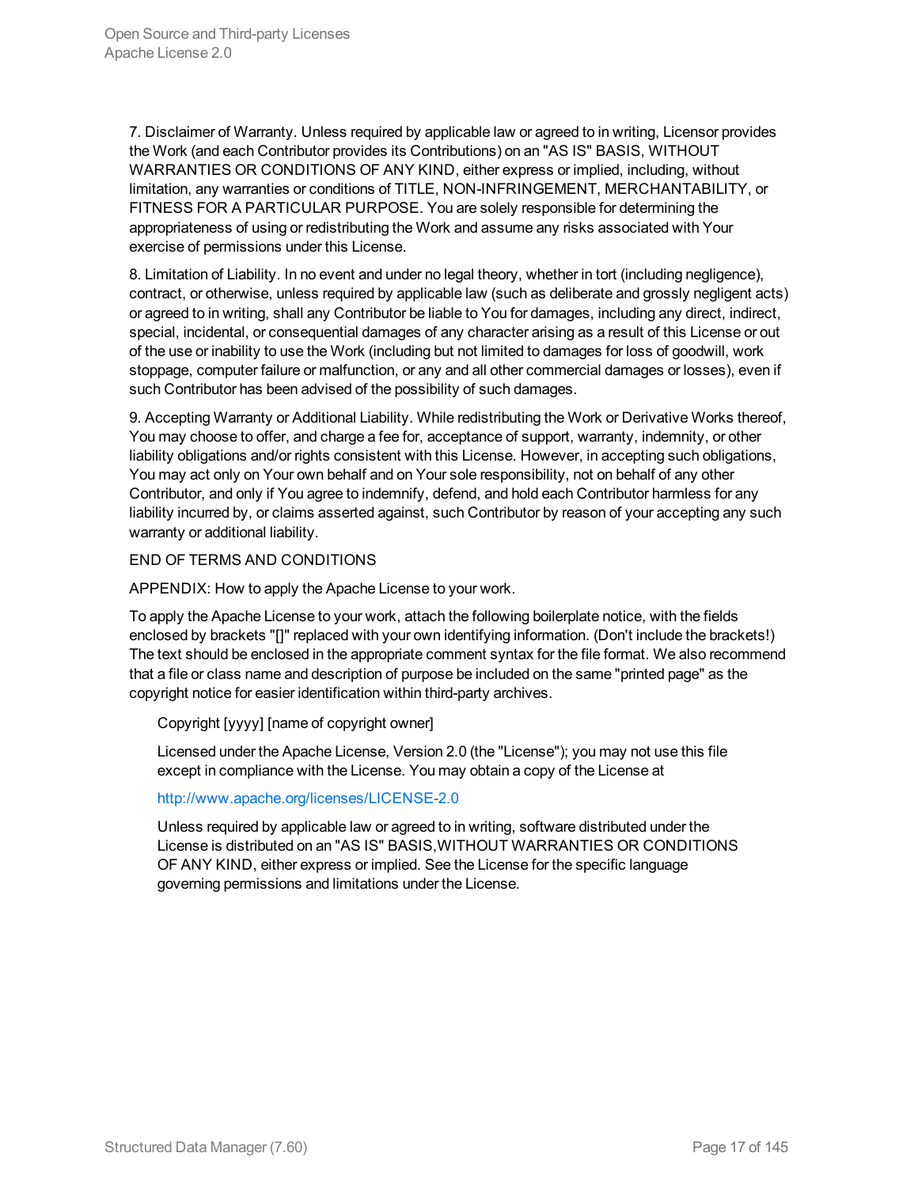7. Disclaimer of Warranty. Unless required by applicable law or agreed to in writing, Licensor provides the Work (and each Contributor provides its Contributions) on an "AS IS" BASIS, WITHOUT WARRANTIES OR CONDITIONS OF ANY KIND, either express or implied, including, without limitation, any warranties or conditions of TITLE, NON-INFRINGEMENT, MERCHANTABILITY, or FITNESS FOR A PARTICULAR PURPOSE. You are solely responsible for determining the appropriateness of using or redistributing the Work and assume any risks associated with Your exercise of permissions under this License.

8. Limitation of Liability. In no event and under no legal theory, whether in tort (including negligence), contract, or otherwise, unless required by applicable law (such as deliberate and grossly negligent acts) or agreed to in writing, shall any Contributor be liable to You for damages, including any direct, indirect, special, incidental, or consequential damages of any character arising as a result of this License or out of the use or inability to use the Work (including but not limited to damages for loss of goodwill, work stoppage, computer failure or malfunction, or any and all other commercial damages or losses), even if such Contributor has been advised of the possibility of such damages.

9. Accepting Warranty or Additional Liability. While redistributing the Work or Derivative Works thereof, You may choose to offer, and charge a fee for, acceptance of support, warranty, indemnity, or other liability obligations and/or rights consistent with this License. However, in accepting such obligations, You may act only on Your own behalf and on Your sole responsibility, not on behalf of any other Contributor, and only if You agree to indemnify, defend, and hold each Contributor harmless for any liability incurred by, or claims asserted against, such Contributor by reason of your accepting any such warranty or additional liability.

END OF TERMS AND CONDITIONS

APPENDIX: How to apply the Apache License to your work.

To apply the Apache License to your work, attach the following boilerplate notice, with the fields enclosed by brackets "[]" replaced with your own identifying information. (Don't include the brackets!) The text should be enclosed in the appropriate comment syntax for the file format. We also recommend that a file or class name and description of purpose be included on the same "printed page" as the copyright notice for easier identification within third-party archives.

> Copyright [yyyy] [name of copyright owner]
>
> Licensed under the Apache License, Version 2.0 (the "License"); you may not use this file except in compliance with the License. You may obtain a copy of the License at
>
> http://www.apache.org/licenses/LICENSE-2.0
>
> Unless required by applicable law or agreed to in writing, software distributed under the License is distributed on an "AS IS" BASIS,WITHOUT WARRANTIES OR CONDITIONS OF ANY KIND, either express or implied. See the License for the specific language governing permissions and limitations under the License.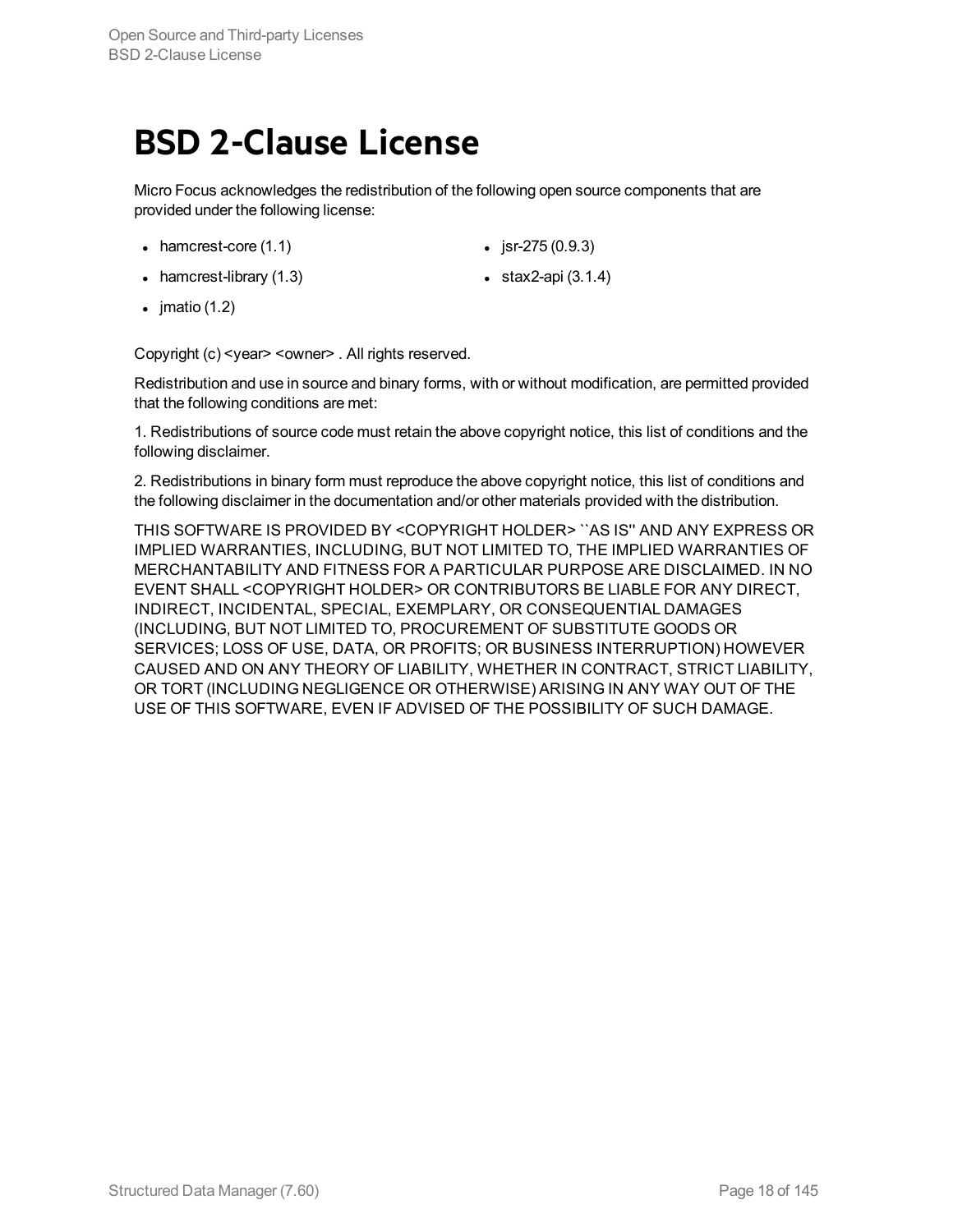# BSD 2-Clause License

Micro Focus acknowledges the redistribution of the following open source components that are provided under the following license:

- hamcrest-core (1.1)
- hamcrest-library (1.3)
- jmatio (1.2)
- jsr-275 (0.9.3)
- stax2-api (3.1.4)

Copyright (c) <year> <owner> . All rights reserved.

Redistribution and use in source and binary forms, with or without modification, are permitted provided that the following conditions are met:

1. Redistributions of source code must retain the above copyright notice, this list of conditions and the following disclaimer.

2. Redistributions in binary form must reproduce the above copyright notice, this list of conditions and the following disclaimer in the documentation and/or other materials provided with the distribution.

THIS SOFTWARE IS PROVIDED BY <COPYRIGHT HOLDER> ``AS IS'' AND ANY EXPRESS OR IMPLIED WARRANTIES, INCLUDING, BUT NOT LIMITED TO, THE IMPLIED WARRANTIES OF MERCHANTABILITY AND FITNESS FOR A PARTICULAR PURPOSE ARE DISCLAIMED. IN NO EVENT SHALL <COPYRIGHT HOLDER> OR CONTRIBUTORS BE LIABLE FOR ANY DIRECT, INDIRECT, INCIDENTAL, SPECIAL, EXEMPLARY, OR CONSEQUENTIAL DAMAGES (INCLUDING, BUT NOT LIMITED TO, PROCUREMENT OF SUBSTITUTE GOODS OR SERVICES; LOSS OF USE, DATA, OR PROFITS; OR BUSINESS INTERRUPTION) HOWEVER CAUSED AND ON ANY THEORY OF LIABILITY, WHETHER IN CONTRACT, STRICT LIABILITY, OR TORT (INCLUDING NEGLIGENCE OR OTHERWISE) ARISING IN ANY WAY OUT OF THE USE OF THIS SOFTWARE, EVEN IF ADVISED OF THE POSSIBILITY OF SUCH DAMAGE.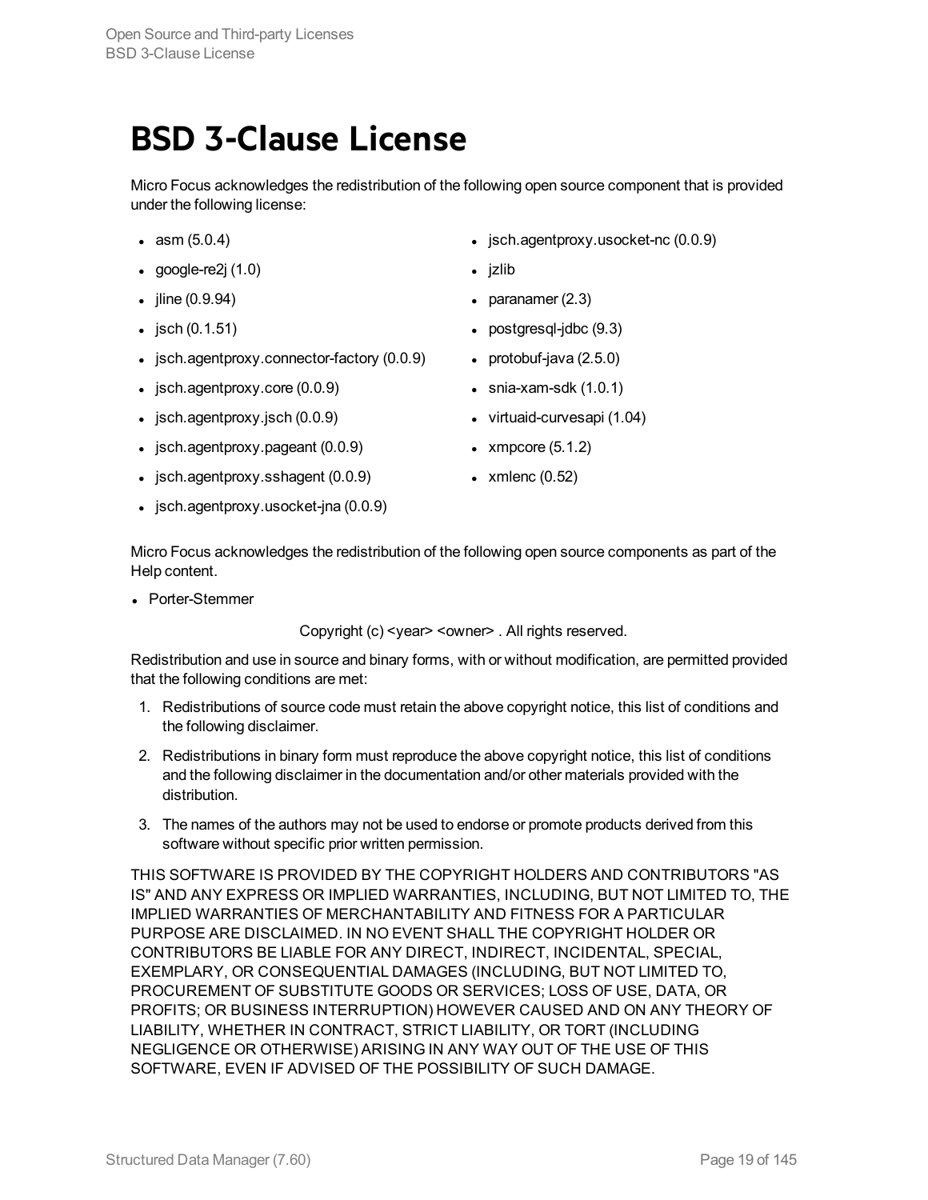# BSD 3-Clause License

Micro Focus acknowledges the redistribution of the following open source component that is provided under the following license:

- asm (5.0.4)
- google-re2j (1.0)
- jline (0.9.94)
- jsch (0.1.51)
- jsch.agentproxy.connector-factory (0.0.9)
- jsch.agentproxy.core (0.0.9)
- jsch.agentproxy.jsch (0.0.9)
- jsch.agentproxy.pageant (0.0.9)
- jsch.agentproxy.sshagent (0.0.9)
- jsch.agentproxy.usocket-jna (0.0.9)
- jsch.agentproxy.usocket-nc (0.0.9)
- jzlib
- paranamer (2.3)
- postgresql-jdbc (9.3)
- protobuf-java (2.5.0)
- snia-xam-sdk (1.0.1)
- virtuaid-curvesapi (1.04)
- xmpcore (5.1.2)
- xmlenc (0.52)

Micro Focus acknowledges the redistribution of the following open source components as part of the Help content.

- Porter-Stemmer

Copyright (c) <year> <owner> . All rights reserved.

Redistribution and use in source and binary forms, with or without modification, are permitted provided that the following conditions are met:

1. Redistributions of source code must retain the above copyright notice, this list of conditions and the following disclaimer.
2. Redistributions in binary form must reproduce the above copyright notice, this list of conditions and the following disclaimer in the documentation and/or other materials provided with the distribution.
3. The names of the authors may not be used to endorse or promote products derived from this software without specific prior written permission.

THIS SOFTWARE IS PROVIDED BY THE COPYRIGHT HOLDERS AND CONTRIBUTORS "AS IS" AND ANY EXPRESS OR IMPLIED WARRANTIES, INCLUDING, BUT NOT LIMITED TO, THE IMPLIED WARRANTIES OF MERCHANTABILITY AND FITNESS FOR A PARTICULAR PURPOSE ARE DISCLAIMED. IN NO EVENT SHALL THE COPYRIGHT HOLDER OR CONTRIBUTORS BE LIABLE FOR ANY DIRECT, INDIRECT, INCIDENTAL, SPECIAL, EXEMPLARY, OR CONSEQUENTIAL DAMAGES (INCLUDING, BUT NOT LIMITED TO, PROCUREMENT OF SUBSTITUTE GOODS OR SERVICES; LOSS OF USE, DATA, OR PROFITS; OR BUSINESS INTERRUPTION) HOWEVER CAUSED AND ON ANY THEORY OF LIABILITY, WHETHER IN CONTRACT, STRICT LIABILITY, OR TORT (INCLUDING NEGLIGENCE OR OTHERWISE) ARISING IN ANY WAY OUT OF THE USE OF THIS SOFTWARE, EVEN IF ADVISED OF THE POSSIBILITY OF SUCH DAMAGE.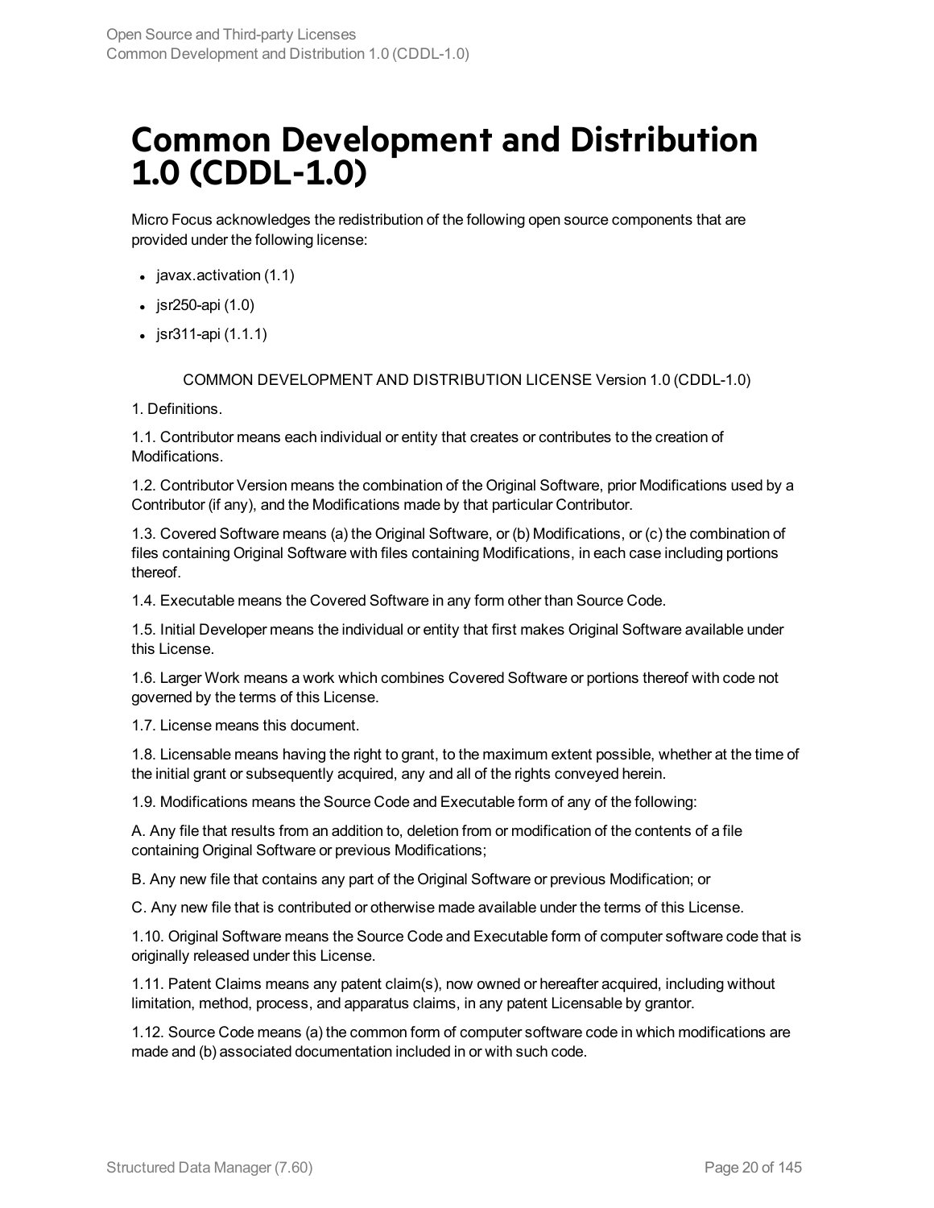# Common Development and Distribution 1.0 (CDDL-1.0)

Micro Focus acknowledges the redistribution of the following open source components that are provided under the following license:

- javax.activation (1.1)
- jsr250-api (1.0)
- jsr311-api (1.1.1)

COMMON DEVELOPMENT AND DISTRIBUTION LICENSE Version 1.0 (CDDL-1.0)

1. Definitions.

1.1. Contributor means each individual or entity that creates or contributes to the creation of Modifications.

1.2. Contributor Version means the combination of the Original Software, prior Modifications used by a Contributor (if any), and the Modifications made by that particular Contributor.

1.3. Covered Software means (a) the Original Software, or (b) Modifications, or (c) the combination of files containing Original Software with files containing Modifications, in each case including portions thereof.

1.4. Executable means the Covered Software in any form other than Source Code.

1.5. Initial Developer means the individual or entity that first makes Original Software available under this License.

1.6. Larger Work means a work which combines Covered Software or portions thereof with code not governed by the terms of this License.

1.7. License means this document.

1.8. Licensable means having the right to grant, to the maximum extent possible, whether at the time of the initial grant or subsequently acquired, any and all of the rights conveyed herein.

1.9. Modifications means the Source Code and Executable form of any of the following:

A. Any file that results from an addition to, deletion from or modification of the contents of a file containing Original Software or previous Modifications;

B. Any new file that contains any part of the Original Software or previous Modification; or

C. Any new file that is contributed or otherwise made available under the terms of this License.

1.10. Original Software means the Source Code and Executable form of computer software code that is originally released under this License.

1.11. Patent Claims means any patent claim(s), now owned or hereafter acquired, including without limitation, method, process, and apparatus claims, in any patent Licensable by grantor.

1.12. Source Code means (a) the common form of computer software code in which modifications are made and (b) associated documentation included in or with such code.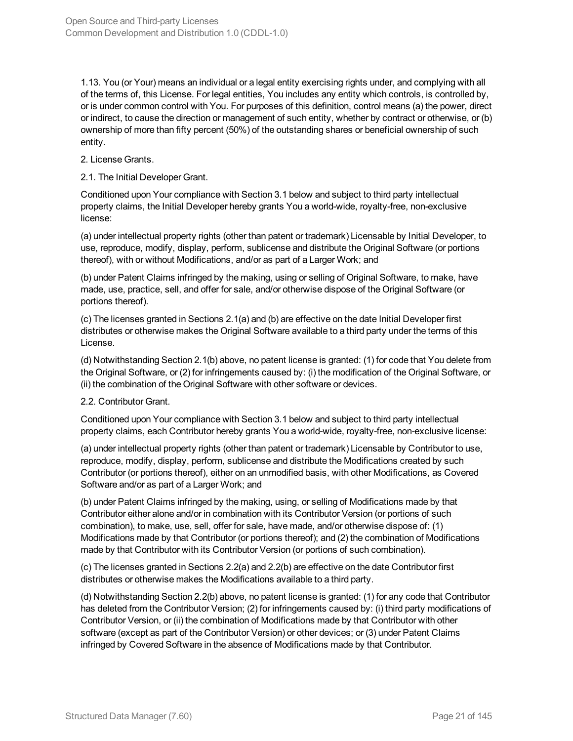1.13. You (or Your) means an individual or a legal entity exercising rights under, and complying with all of the terms of, this License. For legal entities, You includes any entity which controls, is controlled by, or is under common control with You. For purposes of this definition, control means (a) the power, direct or indirect, to cause the direction or management of such entity, whether by contract or otherwise, or (b) ownership of more than fifty percent (50%) of the outstanding shares or beneficial ownership of such entity.

2. License Grants.

2.1. The Initial Developer Grant.

Conditioned upon Your compliance with Section 3.1 below and subject to third party intellectual property claims, the Initial Developer hereby grants You a world-wide, royalty-free, non-exclusive license:

(a) under intellectual property rights (other than patent or trademark) Licensable by Initial Developer, to use, reproduce, modify, display, perform, sublicense and distribute the Original Software (or portions thereof), with or without Modifications, and/or as part of a Larger Work; and

(b) under Patent Claims infringed by the making, using or selling of Original Software, to make, have made, use, practice, sell, and offer for sale, and/or otherwise dispose of the Original Software (or portions thereof).

(c) The licenses granted in Sections 2.1(a) and (b) are effective on the date Initial Developer first distributes or otherwise makes the Original Software available to a third party under the terms of this License.

(d) Notwithstanding Section 2.1(b) above, no patent license is granted: (1) for code that You delete from the Original Software, or (2) for infringements caused by: (i) the modification of the Original Software, or (ii) the combination of the Original Software with other software or devices.

2.2. Contributor Grant.

Conditioned upon Your compliance with Section 3.1 below and subject to third party intellectual property claims, each Contributor hereby grants You a world-wide, royalty-free, non-exclusive license:

(a) under intellectual property rights (other than patent or trademark) Licensable by Contributor to use, reproduce, modify, display, perform, sublicense and distribute the Modifications created by such Contributor (or portions thereof), either on an unmodified basis, with other Modifications, as Covered Software and/or as part of a Larger Work; and

(b) under Patent Claims infringed by the making, using, or selling of Modifications made by that Contributor either alone and/or in combination with its Contributor Version (or portions of such combination), to make, use, sell, offer for sale, have made, and/or otherwise dispose of: (1) Modifications made by that Contributor (or portions thereof); and (2) the combination of Modifications made by that Contributor with its Contributor Version (or portions of such combination).

(c) The licenses granted in Sections 2.2(a) and 2.2(b) are effective on the date Contributor first distributes or otherwise makes the Modifications available to a third party.

(d) Notwithstanding Section 2.2(b) above, no patent license is granted: (1) for any code that Contributor has deleted from the Contributor Version; (2) for infringements caused by: (i) third party modifications of Contributor Version, or (ii) the combination of Modifications made by that Contributor with other software (except as part of the Contributor Version) or other devices; or (3) under Patent Claims infringed by Covered Software in the absence of Modifications made by that Contributor.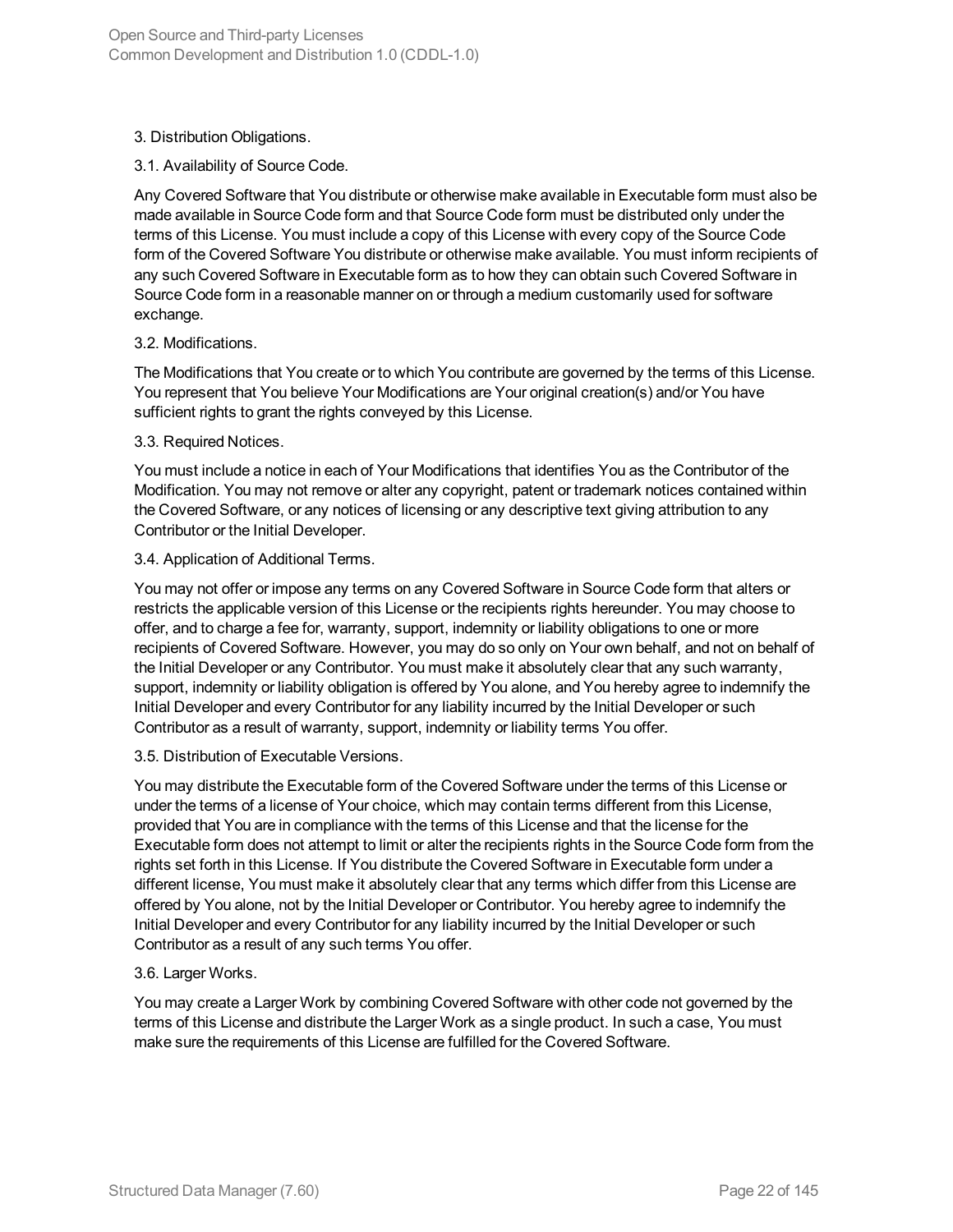3. Distribution Obligations.

3.1. Availability of Source Code.

Any Covered Software that You distribute or otherwise make available in Executable form must also be made available in Source Code form and that Source Code form must be distributed only under the terms of this License. You must include a copy of this License with every copy of the Source Code form of the Covered Software You distribute or otherwise make available. You must inform recipients of any such Covered Software in Executable form as to how they can obtain such Covered Software in Source Code form in a reasonable manner on or through a medium customarily used for software exchange.

3.2. Modifications.

The Modifications that You create or to which You contribute are governed by the terms of this License. You represent that You believe Your Modifications are Your original creation(s) and/or You have sufficient rights to grant the rights conveyed by this License.

3.3. Required Notices.

You must include a notice in each of Your Modifications that identifies You as the Contributor of the Modification. You may not remove or alter any copyright, patent or trademark notices contained within the Covered Software, or any notices of licensing or any descriptive text giving attribution to any Contributor or the Initial Developer.

3.4. Application of Additional Terms.

You may not offer or impose any terms on any Covered Software in Source Code form that alters or restricts the applicable version of this License or the recipients rights hereunder. You may choose to offer, and to charge a fee for, warranty, support, indemnity or liability obligations to one or more recipients of Covered Software. However, you may do so only on Your own behalf, and not on behalf of the Initial Developer or any Contributor. You must make it absolutely clear that any such warranty, support, indemnity or liability obligation is offered by You alone, and You hereby agree to indemnify the Initial Developer and every Contributor for any liability incurred by the Initial Developer or such Contributor as a result of warranty, support, indemnity or liability terms You offer.

3.5. Distribution of Executable Versions.

You may distribute the Executable form of the Covered Software under the terms of this License or under the terms of a license of Your choice, which may contain terms different from this License, provided that You are in compliance with the terms of this License and that the license for the Executable form does not attempt to limit or alter the recipients rights in the Source Code form from the rights set forth in this License. If You distribute the Covered Software in Executable form under a different license, You must make it absolutely clear that any terms which differ from this License are offered by You alone, not by the Initial Developer or Contributor. You hereby agree to indemnify the Initial Developer and every Contributor for any liability incurred by the Initial Developer or such Contributor as a result of any such terms You offer.

3.6. Larger Works.

You may create a Larger Work by combining Covered Software with other code not governed by the terms of this License and distribute the Larger Work as a single product. In such a case, You must make sure the requirements of this License are fulfilled for the Covered Software.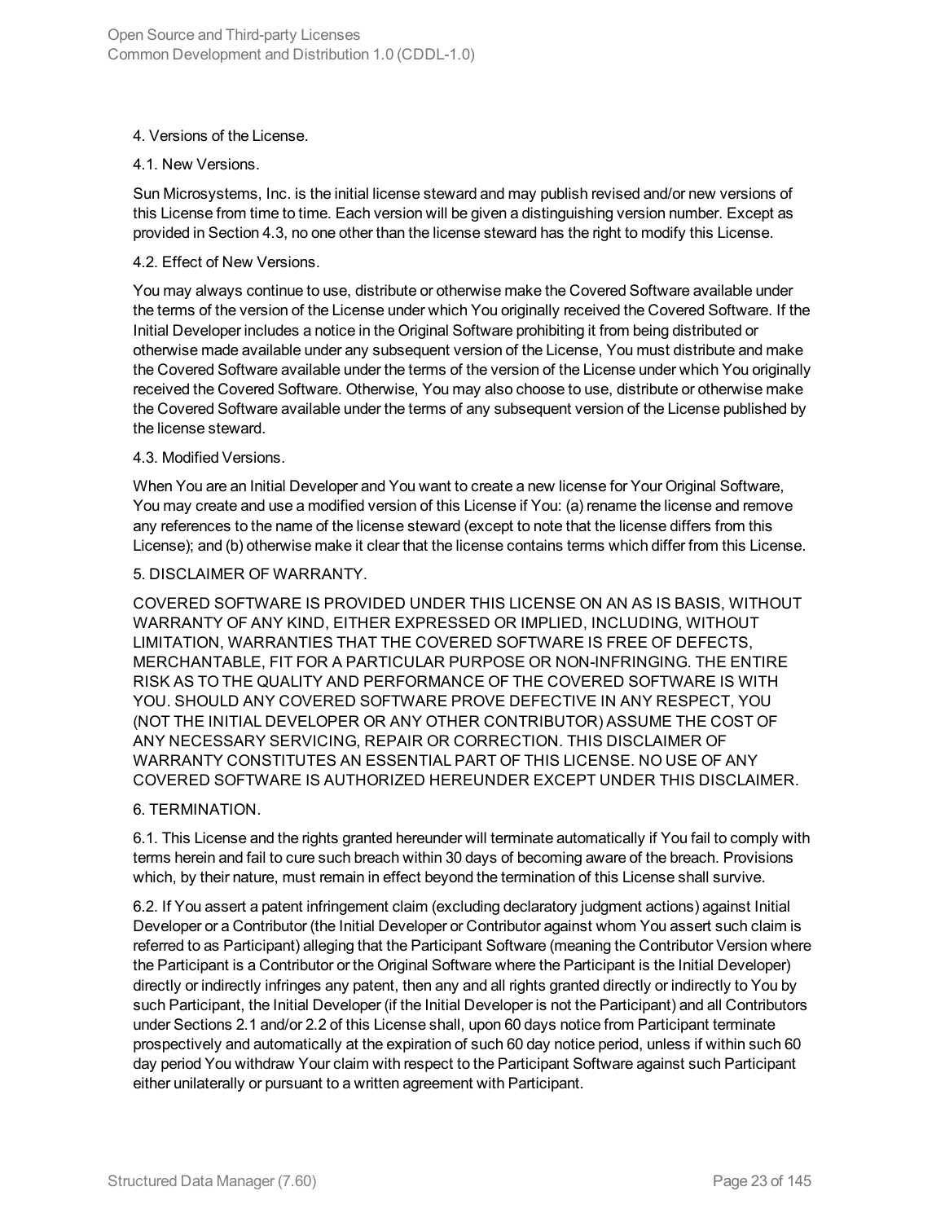4. Versions of the License.

4.1. New Versions.

Sun Microsystems, Inc. is the initial license steward and may publish revised and/or new versions of this License from time to time. Each version will be given a distinguishing version number. Except as provided in Section 4.3, no one other than the license steward has the right to modify this License.

4.2. Effect of New Versions.

You may always continue to use, distribute or otherwise make the Covered Software available under the terms of the version of the License under which You originally received the Covered Software. If the Initial Developer includes a notice in the Original Software prohibiting it from being distributed or otherwise made available under any subsequent version of the License, You must distribute and make the Covered Software available under the terms of the version of the License under which You originally received the Covered Software. Otherwise, You may also choose to use, distribute or otherwise make the Covered Software available under the terms of any subsequent version of the License published by the license steward.

4.3. Modified Versions.

When You are an Initial Developer and You want to create a new license for Your Original Software, You may create and use a modified version of this License if You: (a) rename the license and remove any references to the name of the license steward (except to note that the license differs from this License); and (b) otherwise make it clear that the license contains terms which differ from this License.

5. DISCLAIMER OF WARRANTY.

COVERED SOFTWARE IS PROVIDED UNDER THIS LICENSE ON AN AS IS BASIS, WITHOUT WARRANTY OF ANY KIND, EITHER EXPRESSED OR IMPLIED, INCLUDING, WITHOUT LIMITATION, WARRANTIES THAT THE COVERED SOFTWARE IS FREE OF DEFECTS, MERCHANTABLE, FIT FOR A PARTICULAR PURPOSE OR NON-INFRINGING. THE ENTIRE RISK AS TO THE QUALITY AND PERFORMANCE OF THE COVERED SOFTWARE IS WITH YOU. SHOULD ANY COVERED SOFTWARE PROVE DEFECTIVE IN ANY RESPECT, YOU (NOT THE INITIAL DEVELOPER OR ANY OTHER CONTRIBUTOR) ASSUME THE COST OF ANY NECESSARY SERVICING, REPAIR OR CORRECTION. THIS DISCLAIMER OF WARRANTY CONSTITUTES AN ESSENTIAL PART OF THIS LICENSE. NO USE OF ANY COVERED SOFTWARE IS AUTHORIZED HEREUNDER EXCEPT UNDER THIS DISCLAIMER.

6. TERMINATION.

6.1. This License and the rights granted hereunder will terminate automatically if You fail to comply with terms herein and fail to cure such breach within 30 days of becoming aware of the breach. Provisions which, by their nature, must remain in effect beyond the termination of this License shall survive.

6.2. If You assert a patent infringement claim (excluding declaratory judgment actions) against Initial Developer or a Contributor (the Initial Developer or Contributor against whom You assert such claim is referred to as Participant) alleging that the Participant Software (meaning the Contributor Version where the Participant is a Contributor or the Original Software where the Participant is the Initial Developer) directly or indirectly infringes any patent, then any and all rights granted directly or indirectly to You by such Participant, the Initial Developer (if the Initial Developer is not the Participant) and all Contributors under Sections 2.1 and/or 2.2 of this License shall, upon 60 days notice from Participant terminate prospectively and automatically at the expiration of such 60 day notice period, unless if within such 60 day period You withdraw Your claim with respect to the Participant Software against such Participant either unilaterally or pursuant to a written agreement with Participant.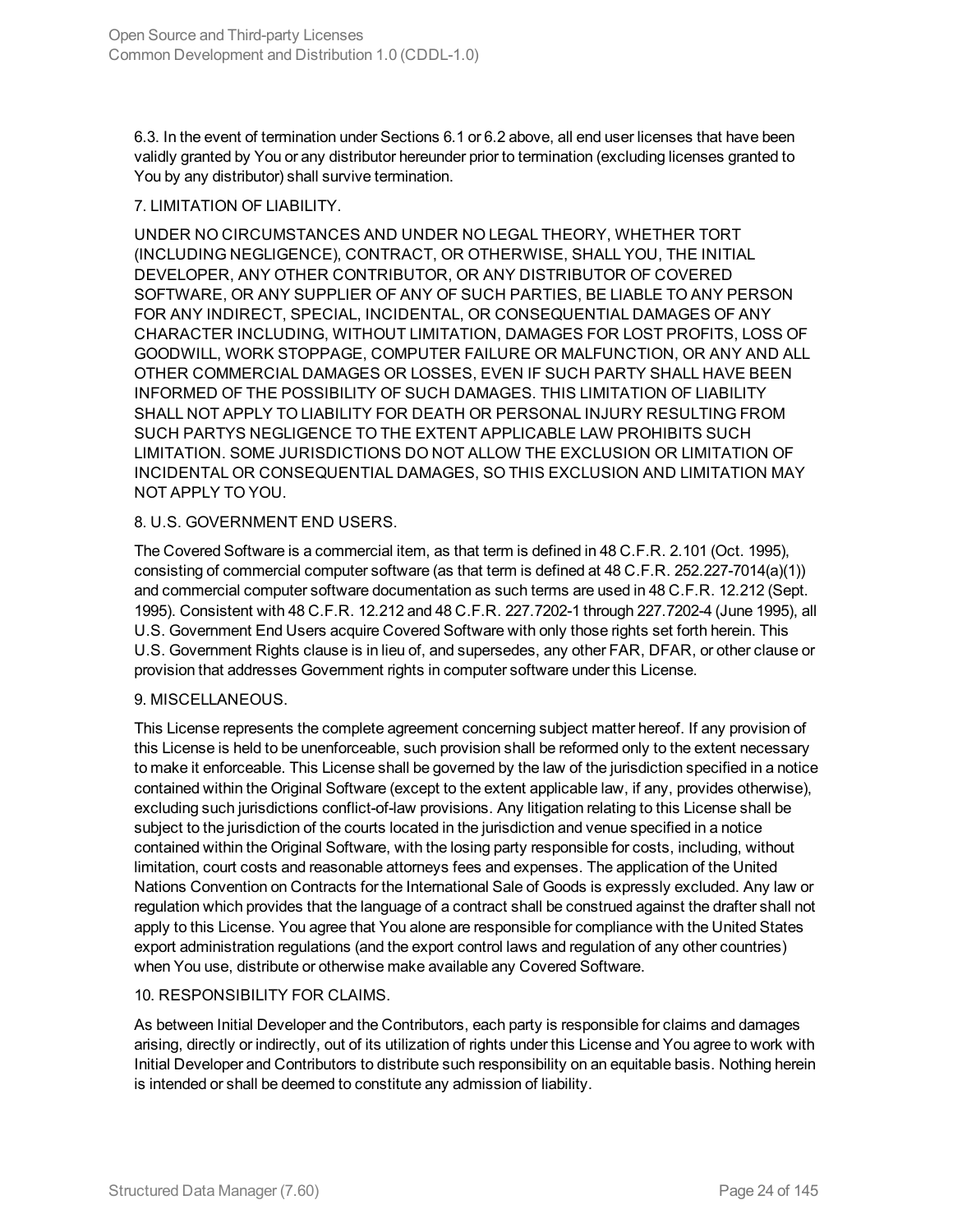6.3. In the event of termination under Sections 6.1 or 6.2 above, all end user licenses that have been validly granted by You or any distributor hereunder prior to termination (excluding licenses granted to You by any distributor) shall survive termination.

7. LIMITATION OF LIABILITY.

UNDER NO CIRCUMSTANCES AND UNDER NO LEGAL THEORY, WHETHER TORT (INCLUDING NEGLIGENCE), CONTRACT, OR OTHERWISE, SHALL YOU, THE INITIAL DEVELOPER, ANY OTHER CONTRIBUTOR, OR ANY DISTRIBUTOR OF COVERED SOFTWARE, OR ANY SUPPLIER OF ANY OF SUCH PARTIES, BE LIABLE TO ANY PERSON FOR ANY INDIRECT, SPECIAL, INCIDENTAL, OR CONSEQUENTIAL DAMAGES OF ANY CHARACTER INCLUDING, WITHOUT LIMITATION, DAMAGES FOR LOST PROFITS, LOSS OF GOODWILL, WORK STOPPAGE, COMPUTER FAILURE OR MALFUNCTION, OR ANY AND ALL OTHER COMMERCIAL DAMAGES OR LOSSES, EVEN IF SUCH PARTY SHALL HAVE BEEN INFORMED OF THE POSSIBILITY OF SUCH DAMAGES. THIS LIMITATION OF LIABILITY SHALL NOT APPLY TO LIABILITY FOR DEATH OR PERSONAL INJURY RESULTING FROM SUCH PARTYS NEGLIGENCE TO THE EXTENT APPLICABLE LAW PROHIBITS SUCH LIMITATION. SOME JURISDICTIONS DO NOT ALLOW THE EXCLUSION OR LIMITATION OF INCIDENTAL OR CONSEQUENTIAL DAMAGES, SO THIS EXCLUSION AND LIMITATION MAY NOT APPLY TO YOU.

8. U.S. GOVERNMENT END USERS.

The Covered Software is a commercial item, as that term is defined in 48 C.F.R. 2.101 (Oct. 1995), consisting of commercial computer software (as that term is defined at 48 C.F.R. 252.227-7014(a)(1)) and commercial computer software documentation as such terms are used in 48 C.F.R. 12.212 (Sept. 1995). Consistent with 48 C.F.R. 12.212 and 48 C.F.R. 227.7202-1 through 227.7202-4 (June 1995), all U.S. Government End Users acquire Covered Software with only those rights set forth herein. This U.S. Government Rights clause is in lieu of, and supersedes, any other FAR, DFAR, or other clause or provision that addresses Government rights in computer software under this License.

9. MISCELLANEOUS.

This License represents the complete agreement concerning subject matter hereof. If any provision of this License is held to be unenforceable, such provision shall be reformed only to the extent necessary to make it enforceable. This License shall be governed by the law of the jurisdiction specified in a notice contained within the Original Software (except to the extent applicable law, if any, provides otherwise), excluding such jurisdictions conflict-of-law provisions. Any litigation relating to this License shall be subject to the jurisdiction of the courts located in the jurisdiction and venue specified in a notice contained within the Original Software, with the losing party responsible for costs, including, without limitation, court costs and reasonable attorneys fees and expenses. The application of the United Nations Convention on Contracts for the International Sale of Goods is expressly excluded. Any law or regulation which provides that the language of a contract shall be construed against the drafter shall not apply to this License. You agree that You alone are responsible for compliance with the United States export administration regulations (and the export control laws and regulation of any other countries) when You use, distribute or otherwise make available any Covered Software.

10. RESPONSIBILITY FOR CLAIMS.

As between Initial Developer and the Contributors, each party is responsible for claims and damages arising, directly or indirectly, out of its utilization of rights under this License and You agree to work with Initial Developer and Contributors to distribute such responsibility on an equitable basis. Nothing herein is intended or shall be deemed to constitute any admission of liability.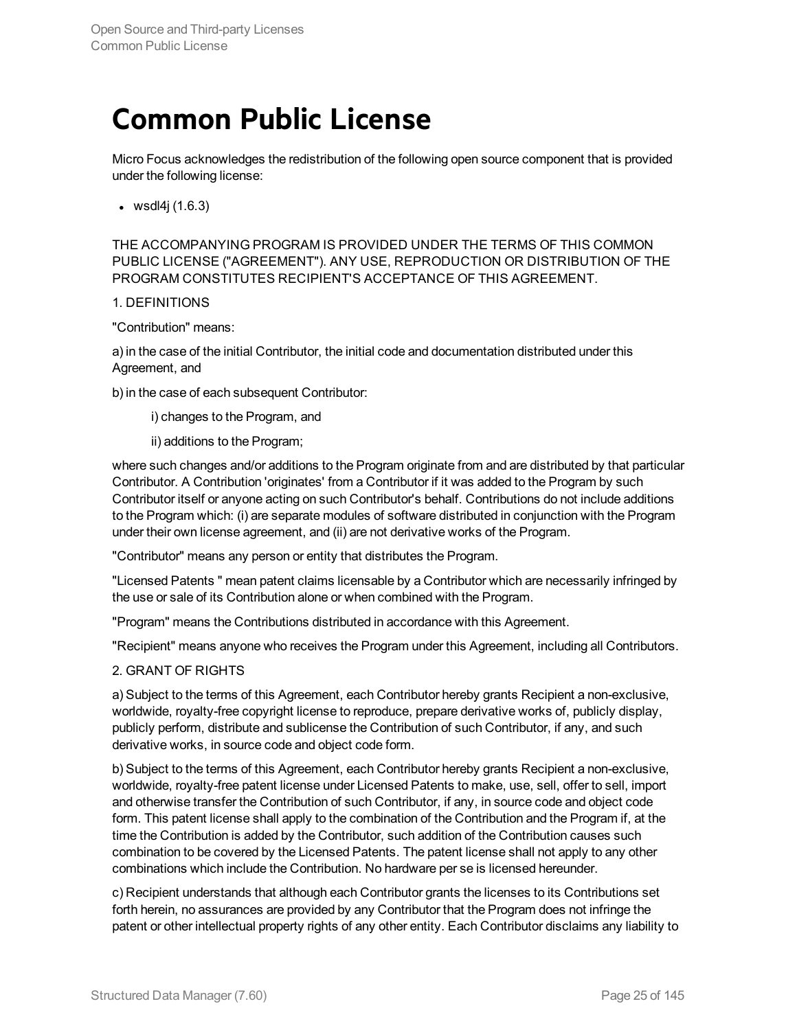# Common Public License

Micro Focus acknowledges the redistribution of the following open source component that is provided under the following license:

- wsdl4j (1.6.3)

THE ACCOMPANYING PROGRAM IS PROVIDED UNDER THE TERMS OF THIS COMMON PUBLIC LICENSE ("AGREEMENT"). ANY USE, REPRODUCTION OR DISTRIBUTION OF THE PROGRAM CONSTITUTES RECIPIENT'S ACCEPTANCE OF THIS AGREEMENT.

1. DEFINITIONS

"Contribution" means:

a) in the case of the initial Contributor, the initial code and documentation distributed under this Agreement, and

b) in the case of each subsequent Contributor:

> i) changes to the Program, and
>
> ii) additions to the Program;

where such changes and/or additions to the Program originate from and are distributed by that particular Contributor. A Contribution 'originates' from a Contributor if it was added to the Program by such Contributor itself or anyone acting on such Contributor's behalf. Contributions do not include additions to the Program which: (i) are separate modules of software distributed in conjunction with the Program under their own license agreement, and (ii) are not derivative works of the Program.

"Contributor" means any person or entity that distributes the Program.

"Licensed Patents " mean patent claims licensable by a Contributor which are necessarily infringed by the use or sale of its Contribution alone or when combined with the Program.

"Program" means the Contributions distributed in accordance with this Agreement.

"Recipient" means anyone who receives the Program under this Agreement, including all Contributors.

2. GRANT OF RIGHTS

a) Subject to the terms of this Agreement, each Contributor hereby grants Recipient a non-exclusive, worldwide, royalty-free copyright license to reproduce, prepare derivative works of, publicly display, publicly perform, distribute and sublicense the Contribution of such Contributor, if any, and such derivative works, in source code and object code form.

b) Subject to the terms of this Agreement, each Contributor hereby grants Recipient a non-exclusive, worldwide, royalty-free patent license under Licensed Patents to make, use, sell, offer to sell, import and otherwise transfer the Contribution of such Contributor, if any, in source code and object code form. This patent license shall apply to the combination of the Contribution and the Program if, at the time the Contribution is added by the Contributor, such addition of the Contribution causes such combination to be covered by the Licensed Patents. The patent license shall not apply to any other combinations which include the Contribution. No hardware per se is licensed hereunder.

c) Recipient understands that although each Contributor grants the licenses to its Contributions set forth herein, no assurances are provided by any Contributor that the Program does not infringe the patent or other intellectual property rights of any other entity. Each Contributor disclaims any liability to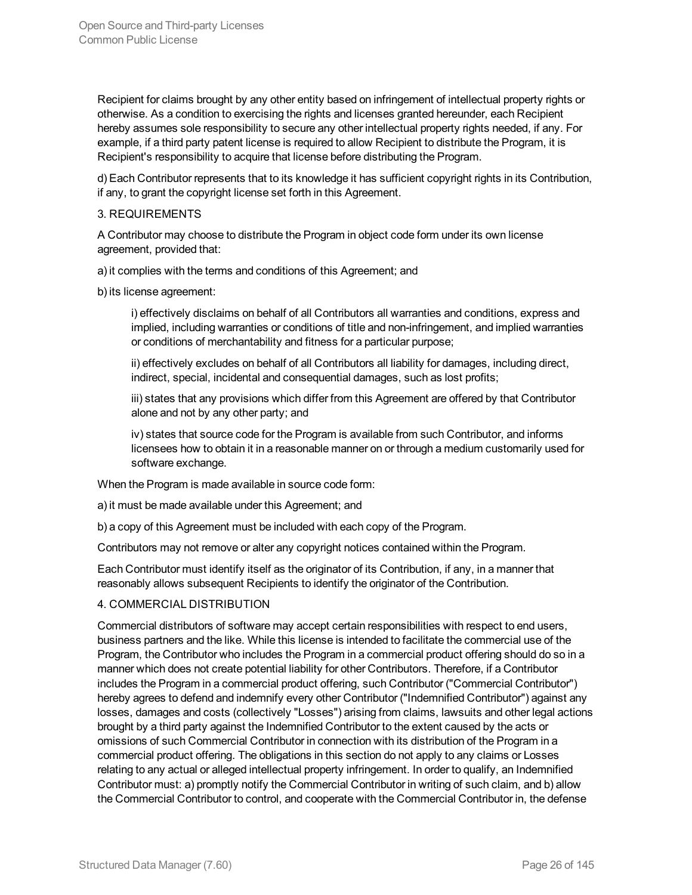Recipient for claims brought by any other entity based on infringement of intellectual property rights or otherwise. As a condition to exercising the rights and licenses granted hereunder, each Recipient hereby assumes sole responsibility to secure any other intellectual property rights needed, if any. For example, if a third party patent license is required to allow Recipient to distribute the Program, it is Recipient's responsibility to acquire that license before distributing the Program.

d) Each Contributor represents that to its knowledge it has sufficient copyright rights in its Contribution, if any, to grant the copyright license set forth in this Agreement.

3. REQUIREMENTS

A Contributor may choose to distribute the Program in object code form under its own license agreement, provided that:

a) it complies with the terms and conditions of this Agreement; and

b) its license agreement:

> i) effectively disclaims on behalf of all Contributors all warranties and conditions, express and implied, including warranties or conditions of title and non-infringement, and implied warranties or conditions of merchantability and fitness for a particular purpose;
>
> ii) effectively excludes on behalf of all Contributors all liability for damages, including direct, indirect, special, incidental and consequential damages, such as lost profits;
>
> iii) states that any provisions which differ from this Agreement are offered by that Contributor alone and not by any other party; and
>
> iv) states that source code for the Program is available from such Contributor, and informs licensees how to obtain it in a reasonable manner on or through a medium customarily used for software exchange.

When the Program is made available in source code form:

a) it must be made available under this Agreement; and

b) a copy of this Agreement must be included with each copy of the Program.

Contributors may not remove or alter any copyright notices contained within the Program.

Each Contributor must identify itself as the originator of its Contribution, if any, in a manner that reasonably allows subsequent Recipients to identify the originator of the Contribution.

4. COMMERCIAL DISTRIBUTION

Commercial distributors of software may accept certain responsibilities with respect to end users, business partners and the like. While this license is intended to facilitate the commercial use of the Program, the Contributor who includes the Program in a commercial product offering should do so in a manner which does not create potential liability for other Contributors. Therefore, if a Contributor includes the Program in a commercial product offering, such Contributor ("Commercial Contributor") hereby agrees to defend and indemnify every other Contributor ("Indemnified Contributor") against any losses, damages and costs (collectively "Losses") arising from claims, lawsuits and other legal actions brought by a third party against the Indemnified Contributor to the extent caused by the acts or omissions of such Commercial Contributor in connection with its distribution of the Program in a commercial product offering. The obligations in this section do not apply to any claims or Losses relating to any actual or alleged intellectual property infringement. In order to qualify, an Indemnified Contributor must: a) promptly notify the Commercial Contributor in writing of such claim, and b) allow the Commercial Contributor to control, and cooperate with the Commercial Contributor in, the defense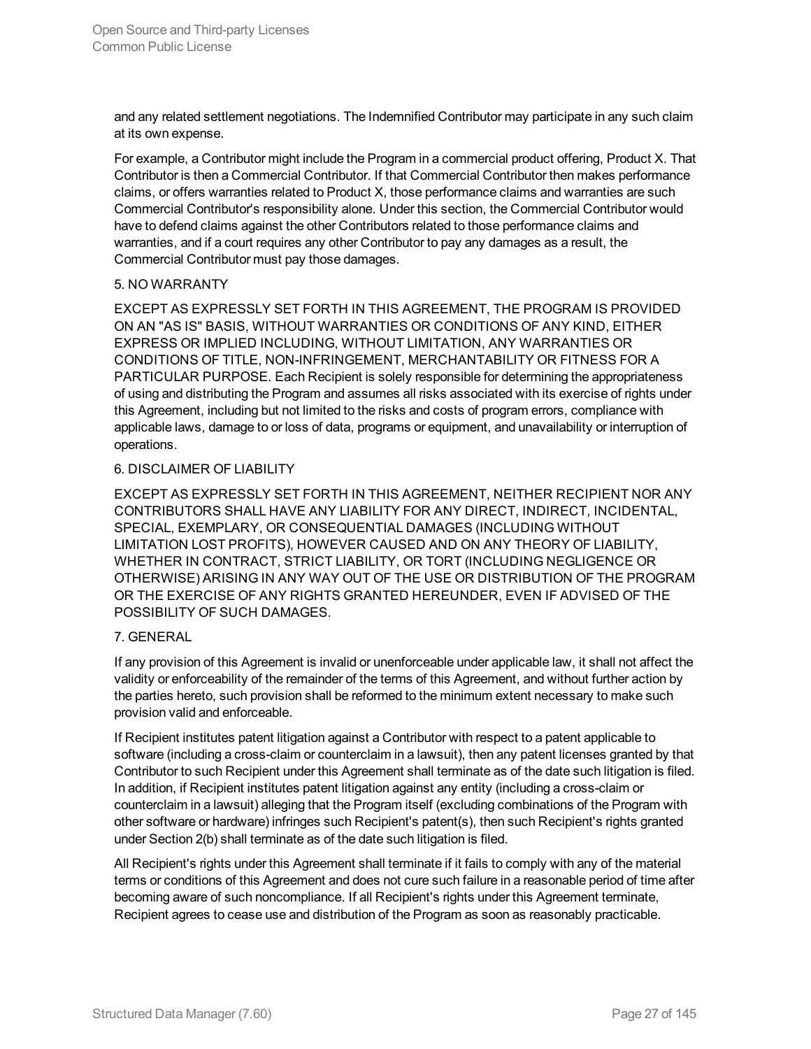and any related settlement negotiations. The Indemnified Contributor may participate in any such claim at its own expense.

For example, a Contributor might include the Program in a commercial product offering, Product X. That Contributor is then a Commercial Contributor. If that Commercial Contributor then makes performance claims, or offers warranties related to Product X, those performance claims and warranties are such Commercial Contributor's responsibility alone. Under this section, the Commercial Contributor would have to defend claims against the other Contributors related to those performance claims and warranties, and if a court requires any other Contributor to pay any damages as a result, the Commercial Contributor must pay those damages.

5. NO WARRANTY

EXCEPT AS EXPRESSLY SET FORTH IN THIS AGREEMENT, THE PROGRAM IS PROVIDED ON AN "AS IS" BASIS, WITHOUT WARRANTIES OR CONDITIONS OF ANY KIND, EITHER EXPRESS OR IMPLIED INCLUDING, WITHOUT LIMITATION, ANY WARRANTIES OR CONDITIONS OF TITLE, NON-INFRINGEMENT, MERCHANTABILITY OR FITNESS FOR A PARTICULAR PURPOSE. Each Recipient is solely responsible for determining the appropriateness of using and distributing the Program and assumes all risks associated with its exercise of rights under this Agreement, including but not limited to the risks and costs of program errors, compliance with applicable laws, damage to or loss of data, programs or equipment, and unavailability or interruption of operations.

6. DISCLAIMER OF LIABILITY

EXCEPT AS EXPRESSLY SET FORTH IN THIS AGREEMENT, NEITHER RECIPIENT NOR ANY CONTRIBUTORS SHALL HAVE ANY LIABILITY FOR ANY DIRECT, INDIRECT, INCIDENTAL, SPECIAL, EXEMPLARY, OR CONSEQUENTIAL DAMAGES (INCLUDING WITHOUT LIMITATION LOST PROFITS), HOWEVER CAUSED AND ON ANY THEORY OF LIABILITY, WHETHER IN CONTRACT, STRICT LIABILITY, OR TORT (INCLUDING NEGLIGENCE OR OTHERWISE) ARISING IN ANY WAY OUT OF THE USE OR DISTRIBUTION OF THE PROGRAM OR THE EXERCISE OF ANY RIGHTS GRANTED HEREUNDER, EVEN IF ADVISED OF THE POSSIBILITY OF SUCH DAMAGES.

7. GENERAL

If any provision of this Agreement is invalid or unenforceable under applicable law, it shall not affect the validity or enforceability of the remainder of the terms of this Agreement, and without further action by the parties hereto, such provision shall be reformed to the minimum extent necessary to make such provision valid and enforceable.

If Recipient institutes patent litigation against a Contributor with respect to a patent applicable to software (including a cross-claim or counterclaim in a lawsuit), then any patent licenses granted by that Contributor to such Recipient under this Agreement shall terminate as of the date such litigation is filed. In addition, if Recipient institutes patent litigation against any entity (including a cross-claim or counterclaim in a lawsuit) alleging that the Program itself (excluding combinations of the Program with other software or hardware) infringes such Recipient's patent(s), then such Recipient's rights granted under Section 2(b) shall terminate as of the date such litigation is filed.

All Recipient's rights under this Agreement shall terminate if it fails to comply with any of the material terms or conditions of this Agreement and does not cure such failure in a reasonable period of time after becoming aware of such noncompliance. If all Recipient's rights under this Agreement terminate, Recipient agrees to cease use and distribution of the Program as soon as reasonably practicable.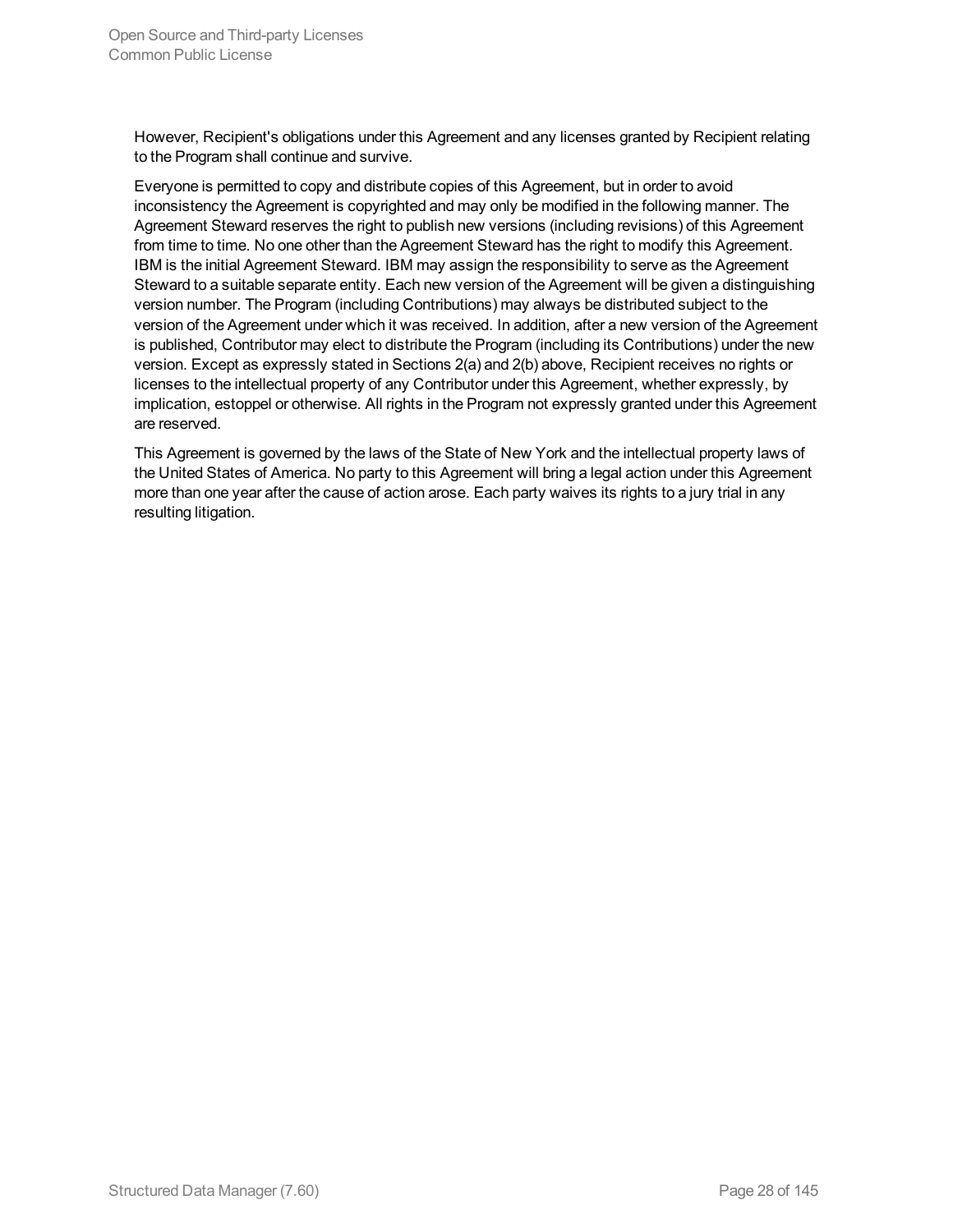However, Recipient's obligations under this Agreement and any licenses granted by Recipient relating to the Program shall continue and survive.

Everyone is permitted to copy and distribute copies of this Agreement, but in order to avoid inconsistency the Agreement is copyrighted and may only be modified in the following manner. The Agreement Steward reserves the right to publish new versions (including revisions) of this Agreement from time to time. No one other than the Agreement Steward has the right to modify this Agreement. IBM is the initial Agreement Steward. IBM may assign the responsibility to serve as the Agreement Steward to a suitable separate entity. Each new version of the Agreement will be given a distinguishing version number. The Program (including Contributions) may always be distributed subject to the version of the Agreement under which it was received. In addition, after a new version of the Agreement is published, Contributor may elect to distribute the Program (including its Contributions) under the new version. Except as expressly stated in Sections 2(a) and 2(b) above, Recipient receives no rights or licenses to the intellectual property of any Contributor under this Agreement, whether expressly, by implication, estoppel or otherwise. All rights in the Program not expressly granted under this Agreement are reserved.

This Agreement is governed by the laws of the State of New York and the intellectual property laws of the United States of America. No party to this Agreement will bring a legal action under this Agreement more than one year after the cause of action arose. Each party waives its rights to a jury trial in any resulting litigation.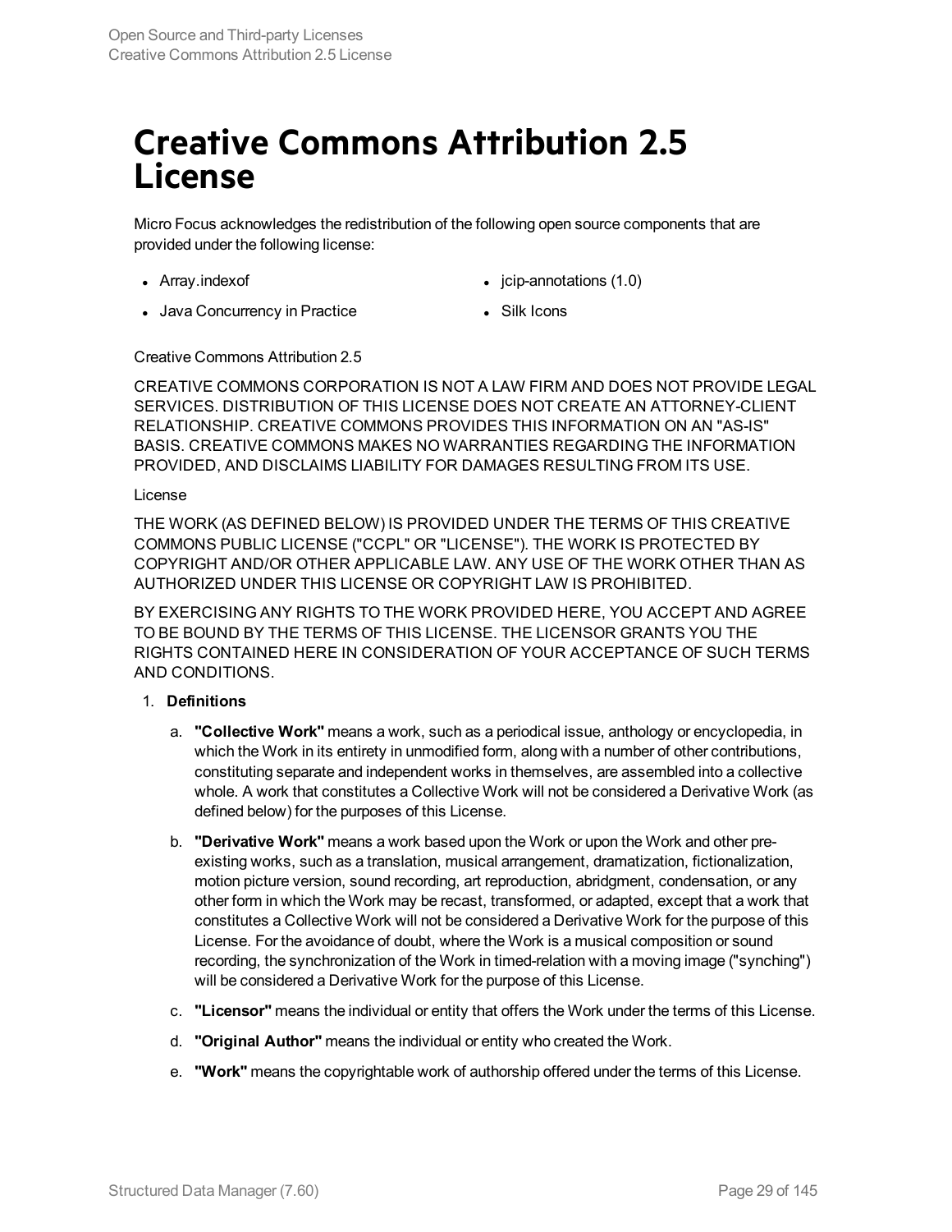# Creative Commons Attribution 2.5 License

Micro Focus acknowledges the redistribution of the following open source components that are provided under the following license:

- Array.indexof
- Java Concurrency in Practice
- jcip-annotations (1.0)
- Silk Icons

Creative Commons Attribution 2.5

CREATIVE COMMONS CORPORATION IS NOT A LAW FIRM AND DOES NOT PROVIDE LEGAL SERVICES. DISTRIBUTION OF THIS LICENSE DOES NOT CREATE AN ATTORNEY-CLIENT RELATIONSHIP. CREATIVE COMMONS PROVIDES THIS INFORMATION ON AN "AS-IS" BASIS. CREATIVE COMMONS MAKES NO WARRANTIES REGARDING THE INFORMATION PROVIDED, AND DISCLAIMS LIABILITY FOR DAMAGES RESULTING FROM ITS USE.

License

THE WORK (AS DEFINED BELOW) IS PROVIDED UNDER THE TERMS OF THIS CREATIVE COMMONS PUBLIC LICENSE ("CCPL" OR "LICENSE"). THE WORK IS PROTECTED BY COPYRIGHT AND/OR OTHER APPLICABLE LAW. ANY USE OF THE WORK OTHER THAN AS AUTHORIZED UNDER THIS LICENSE OR COPYRIGHT LAW IS PROHIBITED.

BY EXERCISING ANY RIGHTS TO THE WORK PROVIDED HERE, YOU ACCEPT AND AGREE TO BE BOUND BY THE TERMS OF THIS LICENSE. THE LICENSOR GRANTS YOU THE RIGHTS CONTAINED HERE IN CONSIDERATION OF YOUR ACCEPTANCE OF SUCH TERMS AND CONDITIONS.

1. **Definitions**

   a. **"Collective Work"** means a work, such as a periodical issue, anthology or encyclopedia, in which the Work in its entirety in unmodified form, along with a number of other contributions, constituting separate and independent works in themselves, are assembled into a collective whole. A work that constitutes a Collective Work will not be considered a Derivative Work (as defined below) for the purposes of this License.

   b. **"Derivative Work"** means a work based upon the Work or upon the Work and other pre-existing works, such as a translation, musical arrangement, dramatization, fictionalization, motion picture version, sound recording, art reproduction, abridgment, condensation, or any other form in which the Work may be recast, transformed, or adapted, except that a work that constitutes a Collective Work will not be considered a Derivative Work for the purpose of this License. For the avoidance of doubt, where the Work is a musical composition or sound recording, the synchronization of the Work in timed-relation with a moving image ("synching") will be considered a Derivative Work for the purpose of this License.

   c. **"Licensor"** means the individual or entity that offers the Work under the terms of this License.

   d. **"Original Author"** means the individual or entity who created the Work.

   e. **"Work"** means the copyrightable work of authorship offered under the terms of this License.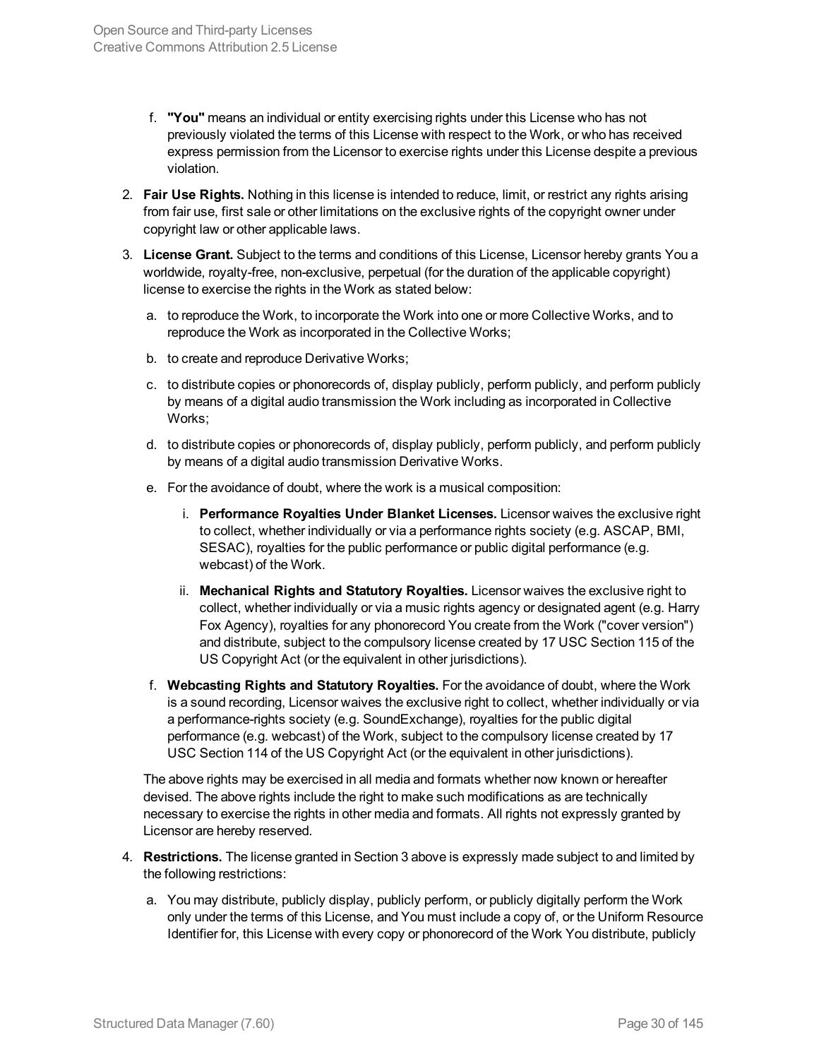f. **"You"** means an individual or entity exercising rights under this License who has not previously violated the terms of this License with respect to the Work, or who has received express permission from the Licensor to exercise rights under this License despite a previous violation.

2. **Fair Use Rights.** Nothing in this license is intended to reduce, limit, or restrict any rights arising from fair use, first sale or other limitations on the exclusive rights of the copyright owner under copyright law or other applicable laws.

3. **License Grant.** Subject to the terms and conditions of this License, Licensor hereby grants You a worldwide, royalty-free, non-exclusive, perpetual (for the duration of the applicable copyright) license to exercise the rights in the Work as stated below:

   a. to reproduce the Work, to incorporate the Work into one or more Collective Works, and to reproduce the Work as incorporated in the Collective Works;

   b. to create and reproduce Derivative Works;

   c. to distribute copies or phonorecords of, display publicly, perform publicly, and perform publicly by means of a digital audio transmission the Work including as incorporated in Collective Works;

   d. to distribute copies or phonorecords of, display publicly, perform publicly, and perform publicly by means of a digital audio transmission Derivative Works.

   e. For the avoidance of doubt, where the work is a musical composition:

      i. **Performance Royalties Under Blanket Licenses.** Licensor waives the exclusive right to collect, whether individually or via a performance rights society (e.g. ASCAP, BMI, SESAC), royalties for the public performance or public digital performance (e.g. webcast) of the Work.

      ii. **Mechanical Rights and Statutory Royalties.** Licensor waives the exclusive right to collect, whether individually or via a music rights agency or designated agent (e.g. Harry Fox Agency), royalties for any phonorecord You create from the Work ("cover version") and distribute, subject to the compulsory license created by 17 USC Section 115 of the US Copyright Act (or the equivalent in other jurisdictions).

   f. **Webcasting Rights and Statutory Royalties.** For the avoidance of doubt, where the Work is a sound recording, Licensor waives the exclusive right to collect, whether individually or via a performance-rights society (e.g. SoundExchange), royalties for the public digital performance (e.g. webcast) of the Work, subject to the compulsory license created by 17 USC Section 114 of the US Copyright Act (or the equivalent in other jurisdictions).

   The above rights may be exercised in all media and formats whether now known or hereafter devised. The above rights include the right to make such modifications as are technically necessary to exercise the rights in other media and formats. All rights not expressly granted by Licensor are hereby reserved.

4. **Restrictions.** The license granted in Section 3 above is expressly made subject to and limited by the following restrictions:

   a. You may distribute, publicly display, publicly perform, or publicly digitally perform the Work only under the terms of this License, and You must include a copy of, or the Uniform Resource Identifier for, this License with every copy or phonorecord of the Work You distribute, publicly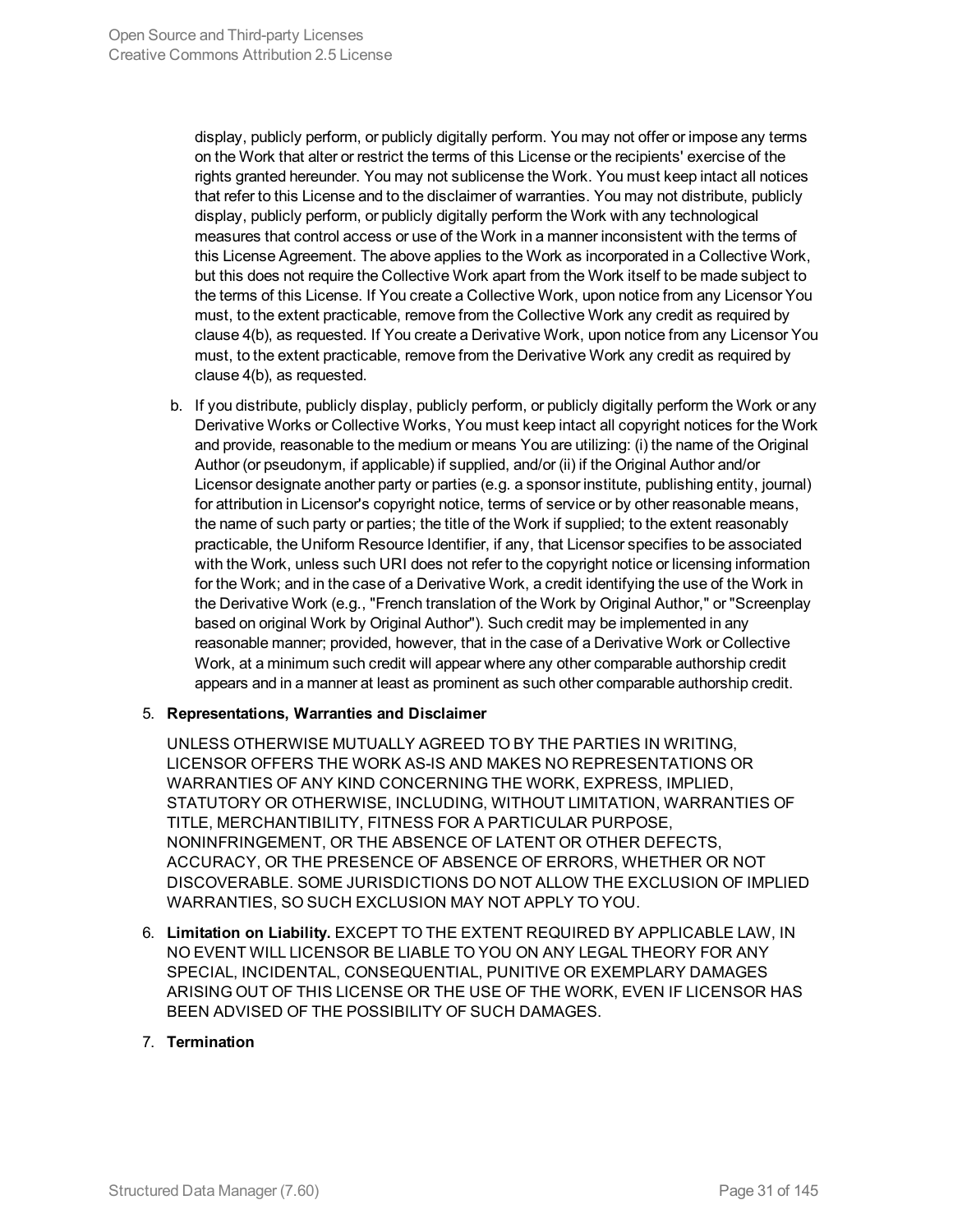display, publicly perform, or publicly digitally perform. You may not offer or impose any terms on the Work that alter or restrict the terms of this License or the recipients' exercise of the rights granted hereunder. You may not sublicense the Work. You must keep intact all notices that refer to this License and to the disclaimer of warranties. You may not distribute, publicly display, publicly perform, or publicly digitally perform the Work with any technological measures that control access or use of the Work in a manner inconsistent with the terms of this License Agreement. The above applies to the Work as incorporated in a Collective Work, but this does not require the Collective Work apart from the Work itself to be made subject to the terms of this License. If You create a Collective Work, upon notice from any Licensor You must, to the extent practicable, remove from the Collective Work any credit as required by clause 4(b), as requested. If You create a Derivative Work, upon notice from any Licensor You must, to the extent practicable, remove from the Derivative Work any credit as required by clause 4(b), as requested.

b. If you distribute, publicly display, publicly perform, or publicly digitally perform the Work or any Derivative Works or Collective Works, You must keep intact all copyright notices for the Work and provide, reasonable to the medium or means You are utilizing: (i) the name of the Original Author (or pseudonym, if applicable) if supplied, and/or (ii) if the Original Author and/or Licensor designate another party or parties (e.g. a sponsor institute, publishing entity, journal) for attribution in Licensor's copyright notice, terms of service or by other reasonable means, the name of such party or parties; the title of the Work if supplied; to the extent reasonably practicable, the Uniform Resource Identifier, if any, that Licensor specifies to be associated with the Work, unless such URI does not refer to the copyright notice or licensing information for the Work; and in the case of a Derivative Work, a credit identifying the use of the Work in the Derivative Work (e.g., "French translation of the Work by Original Author," or "Screenplay based on original Work by Original Author"). Such credit may be implemented in any reasonable manner; provided, however, that in the case of a Derivative Work or Collective Work, at a minimum such credit will appear where any other comparable authorship credit appears and in a manner at least as prominent as such other comparable authorship credit.

5. **Representations, Warranties and Disclaimer**

   UNLESS OTHERWISE MUTUALLY AGREED TO BY THE PARTIES IN WRITING, LICENSOR OFFERS THE WORK AS-IS AND MAKES NO REPRESENTATIONS OR WARRANTIES OF ANY KIND CONCERNING THE WORK, EXPRESS, IMPLIED, STATUTORY OR OTHERWISE, INCLUDING, WITHOUT LIMITATION, WARRANTIES OF TITLE, MERCHANTIBILITY, FITNESS FOR A PARTICULAR PURPOSE, NONINFRINGEMENT, OR THE ABSENCE OF LATENT OR OTHER DEFECTS, ACCURACY, OR THE PRESENCE OF ABSENCE OF ERRORS, WHETHER OR NOT DISCOVERABLE. SOME JURISDICTIONS DO NOT ALLOW THE EXCLUSION OF IMPLIED WARRANTIES, SO SUCH EXCLUSION MAY NOT APPLY TO YOU.

6. **Limitation on Liability.** EXCEPT TO THE EXTENT REQUIRED BY APPLICABLE LAW, IN NO EVENT WILL LICENSOR BE LIABLE TO YOU ON ANY LEGAL THEORY FOR ANY SPECIAL, INCIDENTAL, CONSEQUENTIAL, PUNITIVE OR EXEMPLARY DAMAGES ARISING OUT OF THIS LICENSE OR THE USE OF THE WORK, EVEN IF LICENSOR HAS BEEN ADVISED OF THE POSSIBILITY OF SUCH DAMAGES.

7. **Termination**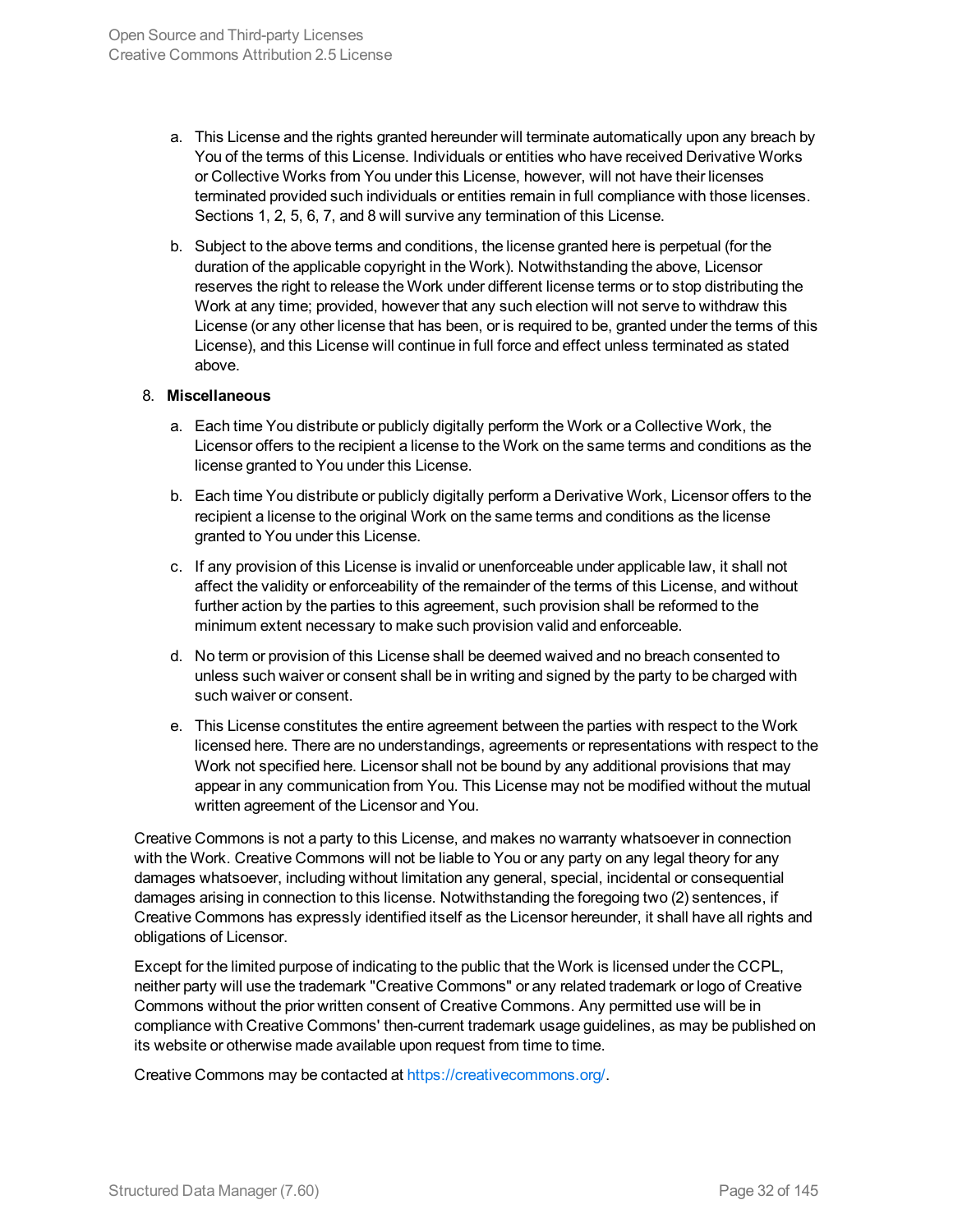a. This License and the rights granted hereunder will terminate automatically upon any breach by You of the terms of this License. Individuals or entities who have received Derivative Works or Collective Works from You under this License, however, will not have their licenses terminated provided such individuals or entities remain in full compliance with those licenses. Sections 1, 2, 5, 6, 7, and 8 will survive any termination of this License.

b. Subject to the above terms and conditions, the license granted here is perpetual (for the duration of the applicable copyright in the Work). Notwithstanding the above, Licensor reserves the right to release the Work under different license terms or to stop distributing the Work at any time; provided, however that any such election will not serve to withdraw this License (or any other license that has been, or is required to be, granted under the terms of this License), and this License will continue in full force and effect unless terminated as stated above.

8. **Miscellaneous**

a. Each time You distribute or publicly digitally perform the Work or a Collective Work, the Licensor offers to the recipient a license to the Work on the same terms and conditions as the license granted to You under this License.

b. Each time You distribute or publicly digitally perform a Derivative Work, Licensor offers to the recipient a license to the original Work on the same terms and conditions as the license granted to You under this License.

c. If any provision of this License is invalid or unenforceable under applicable law, it shall not affect the validity or enforceability of the remainder of the terms of this License, and without further action by the parties to this agreement, such provision shall be reformed to the minimum extent necessary to make such provision valid and enforceable.

d. No term or provision of this License shall be deemed waived and no breach consented to unless such waiver or consent shall be in writing and signed by the party to be charged with such waiver or consent.

e. This License constitutes the entire agreement between the parties with respect to the Work licensed here. There are no understandings, agreements or representations with respect to the Work not specified here. Licensor shall not be bound by any additional provisions that may appear in any communication from You. This License may not be modified without the mutual written agreement of the Licensor and You.

Creative Commons is not a party to this License, and makes no warranty whatsoever in connection with the Work. Creative Commons will not be liable to You or any party on any legal theory for any damages whatsoever, including without limitation any general, special, incidental or consequential damages arising in connection to this license. Notwithstanding the foregoing two (2) sentences, if Creative Commons has expressly identified itself as the Licensor hereunder, it shall have all rights and obligations of Licensor.

Except for the limited purpose of indicating to the public that the Work is licensed under the CCPL, neither party will use the trademark "Creative Commons" or any related trademark or logo of Creative Commons without the prior written consent of Creative Commons. Any permitted use will be in compliance with Creative Commons' then-current trademark usage guidelines, as may be published on its website or otherwise made available upon request from time to time.

Creative Commons may be contacted at https://creativecommons.org/.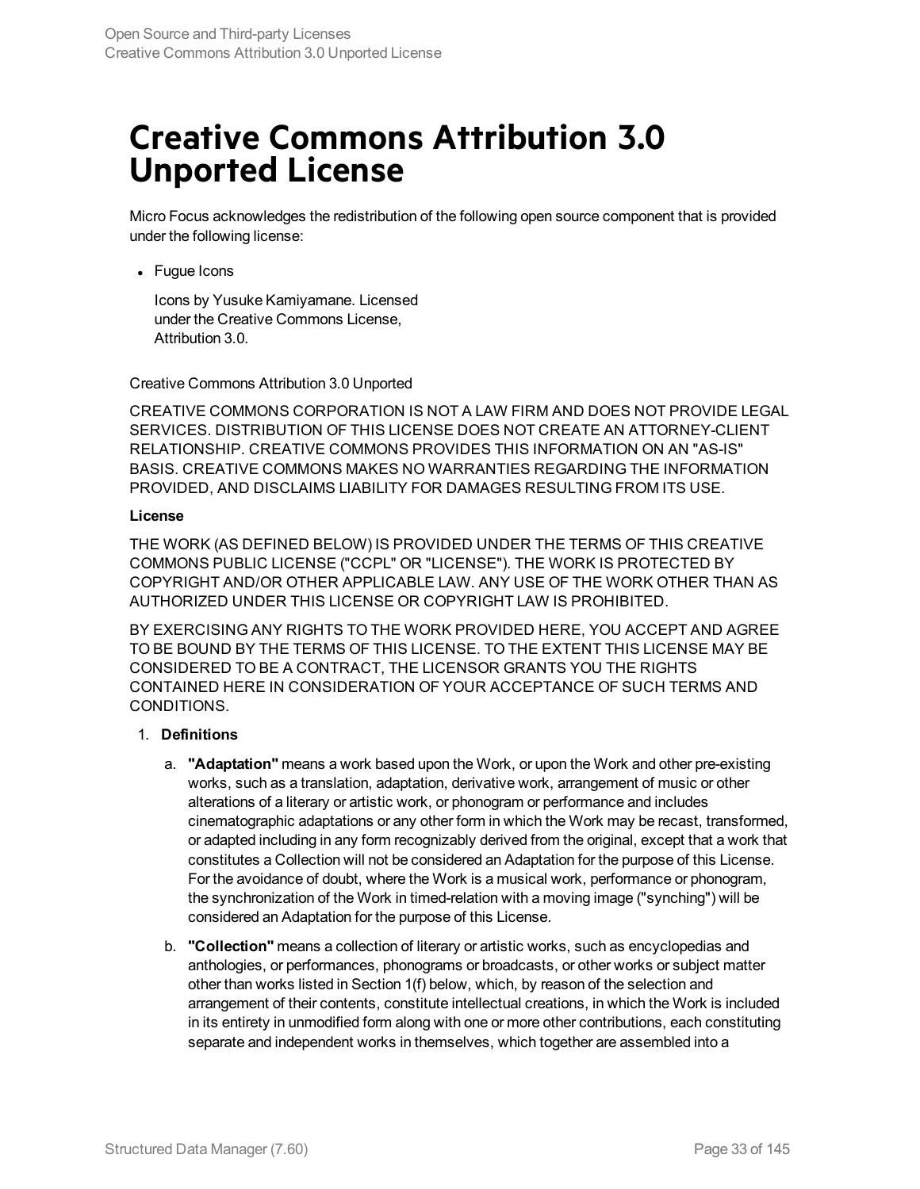# Creative Commons Attribution 3.0 Unported License

Micro Focus acknowledges the redistribution of the following open source component that is provided under the following license:

- Fugue Icons

  Icons by Yusuke Kamiyamane. Licensed under the Creative Commons License, Attribution 3.0.

Creative Commons Attribution 3.0 Unported

CREATIVE COMMONS CORPORATION IS NOT A LAW FIRM AND DOES NOT PROVIDE LEGAL SERVICES. DISTRIBUTION OF THIS LICENSE DOES NOT CREATE AN ATTORNEY-CLIENT RELATIONSHIP. CREATIVE COMMONS PROVIDES THIS INFORMATION ON AN "AS-IS" BASIS. CREATIVE COMMONS MAKES NO WARRANTIES REGARDING THE INFORMATION PROVIDED, AND DISCLAIMS LIABILITY FOR DAMAGES RESULTING FROM ITS USE.

**License**

THE WORK (AS DEFINED BELOW) IS PROVIDED UNDER THE TERMS OF THIS CREATIVE COMMONS PUBLIC LICENSE ("CCPL" OR "LICENSE"). THE WORK IS PROTECTED BY COPYRIGHT AND/OR OTHER APPLICABLE LAW. ANY USE OF THE WORK OTHER THAN AS AUTHORIZED UNDER THIS LICENSE OR COPYRIGHT LAW IS PROHIBITED.

BY EXERCISING ANY RIGHTS TO THE WORK PROVIDED HERE, YOU ACCEPT AND AGREE TO BE BOUND BY THE TERMS OF THIS LICENSE. TO THE EXTENT THIS LICENSE MAY BE CONSIDERED TO BE A CONTRACT, THE LICENSOR GRANTS YOU THE RIGHTS CONTAINED HERE IN CONSIDERATION OF YOUR ACCEPTANCE OF SUCH TERMS AND CONDITIONS.

1. **Definitions**

   a. **"Adaptation"** means a work based upon the Work, or upon the Work and other pre-existing works, such as a translation, adaptation, derivative work, arrangement of music or other alterations of a literary or artistic work, or phonogram or performance and includes cinematographic adaptations or any other form in which the Work may be recast, transformed, or adapted including in any form recognizably derived from the original, except that a work that constitutes a Collection will not be considered an Adaptation for the purpose of this License. For the avoidance of doubt, where the Work is a musical work, performance or phonogram, the synchronization of the Work in timed-relation with a moving image ("synching") will be considered an Adaptation for the purpose of this License.

   b. **"Collection"** means a collection of literary or artistic works, such as encyclopedias and anthologies, or performances, phonograms or broadcasts, or other works or subject matter other than works listed in Section 1(f) below, which, by reason of the selection and arrangement of their contents, constitute intellectual creations, in which the Work is included in its entirety in unmodified form along with one or more other contributions, each constituting separate and independent works in themselves, which together are assembled into a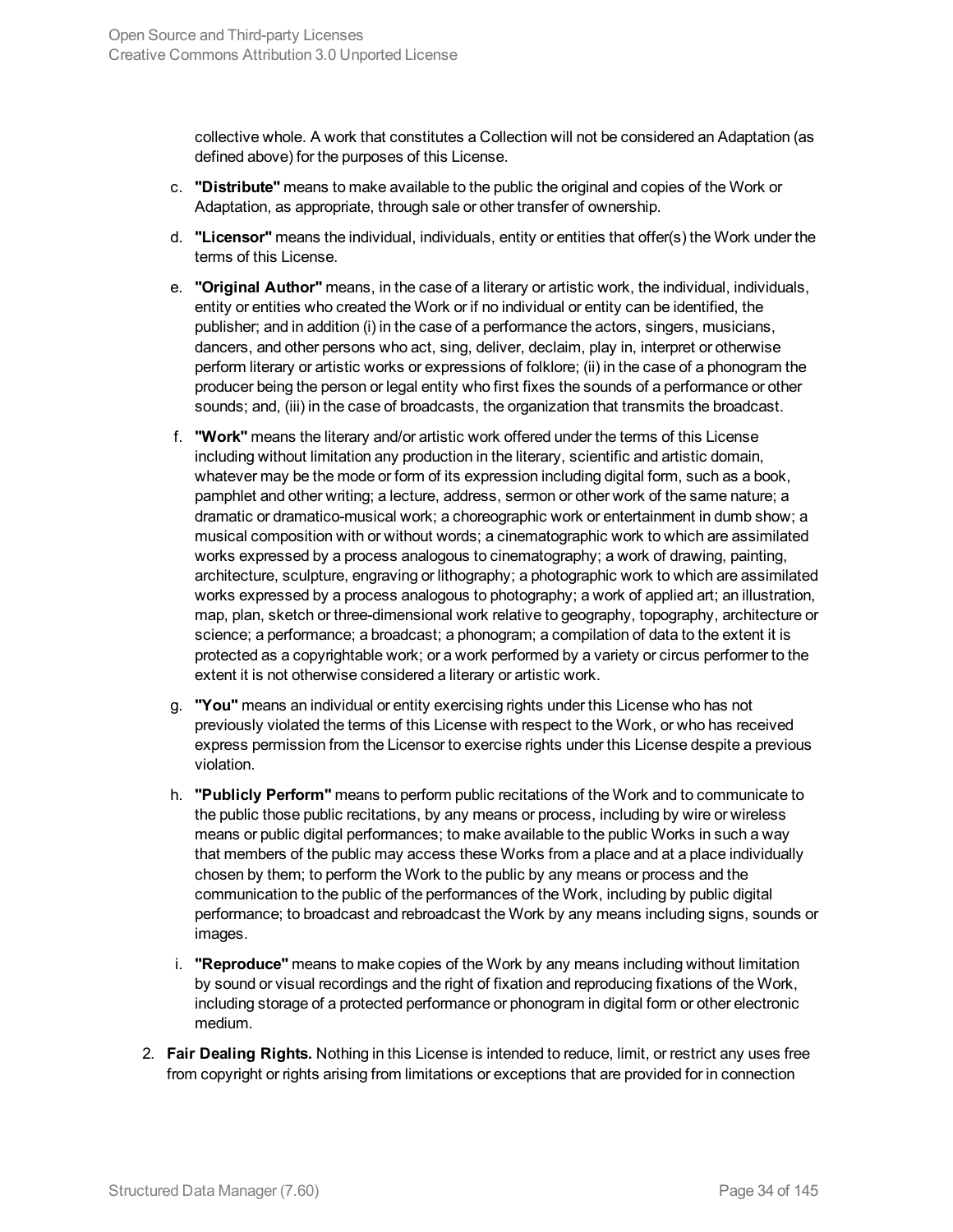collective whole. A work that constitutes a Collection will not be considered an Adaptation (as defined above) for the purposes of this License.

c. **"Distribute"** means to make available to the public the original and copies of the Work or Adaptation, as appropriate, through sale or other transfer of ownership.

d. **"Licensor"** means the individual, individuals, entity or entities that offer(s) the Work under the terms of this License.

e. **"Original Author"** means, in the case of a literary or artistic work, the individual, individuals, entity or entities who created the Work or if no individual or entity can be identified, the publisher; and in addition (i) in the case of a performance the actors, singers, musicians, dancers, and other persons who act, sing, deliver, declaim, play in, interpret or otherwise perform literary or artistic works or expressions of folklore; (ii) in the case of a phonogram the producer being the person or legal entity who first fixes the sounds of a performance or other sounds; and, (iii) in the case of broadcasts, the organization that transmits the broadcast.

f. **"Work"** means the literary and/or artistic work offered under the terms of this License including without limitation any production in the literary, scientific and artistic domain, whatever may be the mode or form of its expression including digital form, such as a book, pamphlet and other writing; a lecture, address, sermon or other work of the same nature; a dramatic or dramatico-musical work; a choreographic work or entertainment in dumb show; a musical composition with or without words; a cinematographic work to which are assimilated works expressed by a process analogous to cinematography; a work of drawing, painting, architecture, sculpture, engraving or lithography; a photographic work to which are assimilated works expressed by a process analogous to photography; a work of applied art; an illustration, map, plan, sketch or three-dimensional work relative to geography, topography, architecture or science; a performance; a broadcast; a phonogram; a compilation of data to the extent it is protected as a copyrightable work; or a work performed by a variety or circus performer to the extent it is not otherwise considered a literary or artistic work.

g. **"You"** means an individual or entity exercising rights under this License who has not previously violated the terms of this License with respect to the Work, or who has received express permission from the Licensor to exercise rights under this License despite a previous violation.

h. **"Publicly Perform"** means to perform public recitations of the Work and to communicate to the public those public recitations, by any means or process, including by wire or wireless means or public digital performances; to make available to the public Works in such a way that members of the public may access these Works from a place and at a place individually chosen by them; to perform the Work to the public by any means or process and the communication to the public of the performances of the Work, including by public digital performance; to broadcast and rebroadcast the Work by any means including signs, sounds or images.

i. **"Reproduce"** means to make copies of the Work by any means including without limitation by sound or visual recordings and the right of fixation and reproducing fixations of the Work, including storage of a protected performance or phonogram in digital form or other electronic medium.

2. **Fair Dealing Rights.** Nothing in this License is intended to reduce, limit, or restrict any uses free from copyright or rights arising from limitations or exceptions that are provided for in connection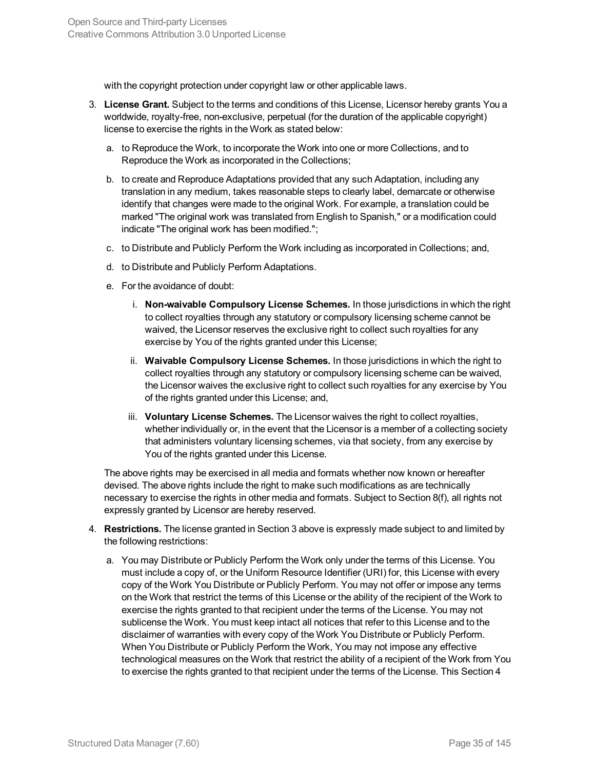with the copyright protection under copyright law or other applicable laws.

3. **License Grant.** Subject to the terms and conditions of this License, Licensor hereby grants You a worldwide, royalty-free, non-exclusive, perpetual (for the duration of the applicable copyright) license to exercise the rights in the Work as stated below:

   a. to Reproduce the Work, to incorporate the Work into one or more Collections, and to Reproduce the Work as incorporated in the Collections;

   b. to create and Reproduce Adaptations provided that any such Adaptation, including any translation in any medium, takes reasonable steps to clearly label, demarcate or otherwise identify that changes were made to the original Work. For example, a translation could be marked "The original work was translated from English to Spanish," or a modification could indicate "The original work has been modified.";

   c. to Distribute and Publicly Perform the Work including as incorporated in Collections; and,

   d. to Distribute and Publicly Perform Adaptations.

   e. For the avoidance of doubt:

      i. **Non-waivable Compulsory License Schemes.** In those jurisdictions in which the right to collect royalties through any statutory or compulsory licensing scheme cannot be waived, the Licensor reserves the exclusive right to collect such royalties for any exercise by You of the rights granted under this License;

      ii. **Waivable Compulsory License Schemes.** In those jurisdictions in which the right to collect royalties through any statutory or compulsory licensing scheme can be waived, the Licensor waives the exclusive right to collect such royalties for any exercise by You of the rights granted under this License; and,

      iii. **Voluntary License Schemes.** The Licensor waives the right to collect royalties, whether individually or, in the event that the Licensor is a member of a collecting society that administers voluntary licensing schemes, via that society, from any exercise by You of the rights granted under this License.

   The above rights may be exercised in all media and formats whether now known or hereafter devised. The above rights include the right to make such modifications as are technically necessary to exercise the rights in other media and formats. Subject to Section 8(f), all rights not expressly granted by Licensor are hereby reserved.

4. **Restrictions.** The license granted in Section 3 above is expressly made subject to and limited by the following restrictions:

   a. You may Distribute or Publicly Perform the Work only under the terms of this License. You must include a copy of, or the Uniform Resource Identifier (URI) for, this License with every copy of the Work You Distribute or Publicly Perform. You may not offer or impose any terms on the Work that restrict the terms of this License or the ability of the recipient of the Work to exercise the rights granted to that recipient under the terms of the License. You may not sublicense the Work. You must keep intact all notices that refer to this License and to the disclaimer of warranties with every copy of the Work You Distribute or Publicly Perform. When You Distribute or Publicly Perform the Work, You may not impose any effective technological measures on the Work that restrict the ability of a recipient of the Work from You to exercise the rights granted to that recipient under the terms of the License. This Section 4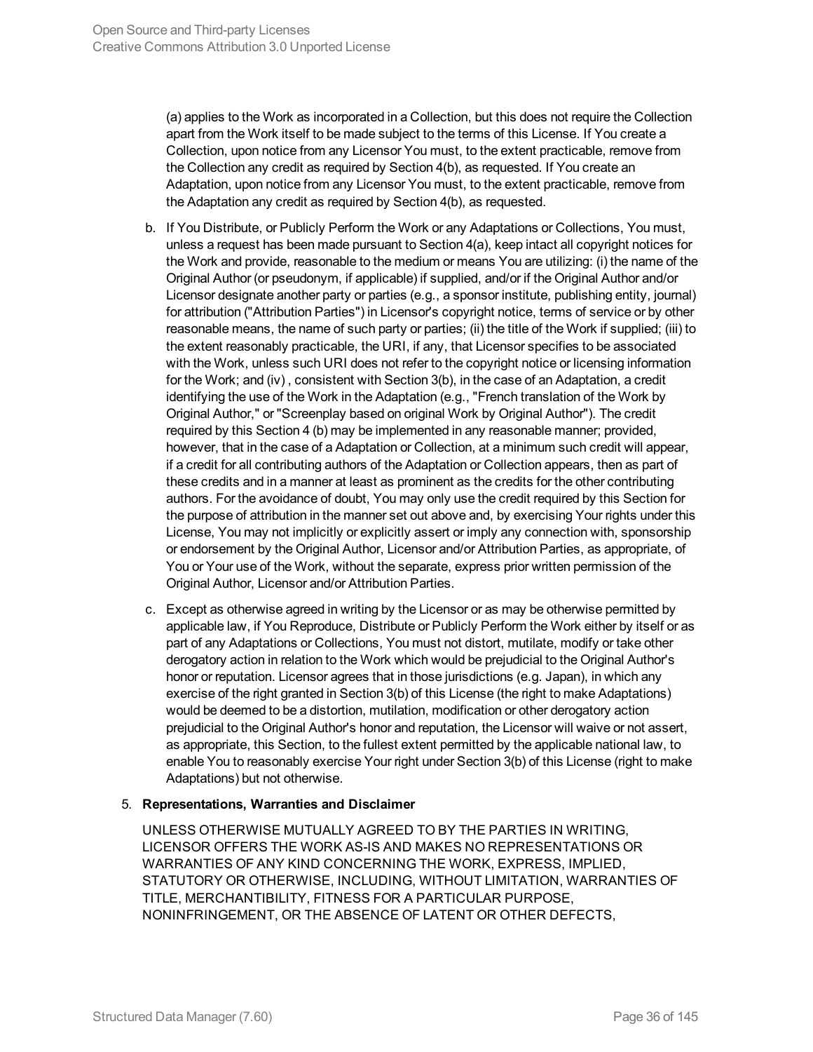(a) applies to the Work as incorporated in a Collection, but this does not require the Collection apart from the Work itself to be made subject to the terms of this License. If You create a Collection, upon notice from any Licensor You must, to the extent practicable, remove from the Collection any credit as required by Section 4(b), as requested. If You create an Adaptation, upon notice from any Licensor You must, to the extent practicable, remove from the Adaptation any credit as required by Section 4(b), as requested.

b. If You Distribute, or Publicly Perform the Work or any Adaptations or Collections, You must, unless a request has been made pursuant to Section 4(a), keep intact all copyright notices for the Work and provide, reasonable to the medium or means You are utilizing: (i) the name of the Original Author (or pseudonym, if applicable) if supplied, and/or if the Original Author and/or Licensor designate another party or parties (e.g., a sponsor institute, publishing entity, journal) for attribution ("Attribution Parties") in Licensor's copyright notice, terms of service or by other reasonable means, the name of such party or parties; (ii) the title of the Work if supplied; (iii) to the extent reasonably practicable, the URI, if any, that Licensor specifies to be associated with the Work, unless such URI does not refer to the copyright notice or licensing information for the Work; and (iv) , consistent with Section 3(b), in the case of an Adaptation, a credit identifying the use of the Work in the Adaptation (e.g., "French translation of the Work by Original Author," or "Screenplay based on original Work by Original Author"). The credit required by this Section 4 (b) may be implemented in any reasonable manner; provided, however, that in the case of a Adaptation or Collection, at a minimum such credit will appear, if a credit for all contributing authors of the Adaptation or Collection appears, then as part of these credits and in a manner at least as prominent as the credits for the other contributing authors. For the avoidance of doubt, You may only use the credit required by this Section for the purpose of attribution in the manner set out above and, by exercising Your rights under this License, You may not implicitly or explicitly assert or imply any connection with, sponsorship or endorsement by the Original Author, Licensor and/or Attribution Parties, as appropriate, of You or Your use of the Work, without the separate, express prior written permission of the Original Author, Licensor and/or Attribution Parties.

c. Except as otherwise agreed in writing by the Licensor or as may be otherwise permitted by applicable law, if You Reproduce, Distribute or Publicly Perform the Work either by itself or as part of any Adaptations or Collections, You must not distort, mutilate, modify or take other derogatory action in relation to the Work which would be prejudicial to the Original Author's honor or reputation. Licensor agrees that in those jurisdictions (e.g. Japan), in which any exercise of the right granted in Section 3(b) of this License (the right to make Adaptations) would be deemed to be a distortion, mutilation, modification or other derogatory action prejudicial to the Original Author's honor and reputation, the Licensor will waive or not assert, as appropriate, this Section, to the fullest extent permitted by the applicable national law, to enable You to reasonably exercise Your right under Section 3(b) of this License (right to make Adaptations) but not otherwise.

5. **Representations, Warranties and Disclaimer**

UNLESS OTHERWISE MUTUALLY AGREED TO BY THE PARTIES IN WRITING, LICENSOR OFFERS THE WORK AS-IS AND MAKES NO REPRESENTATIONS OR WARRANTIES OF ANY KIND CONCERNING THE WORK, EXPRESS, IMPLIED, STATUTORY OR OTHERWISE, INCLUDING, WITHOUT LIMITATION, WARRANTIES OF TITLE, MERCHANTIBILITY, FITNESS FOR A PARTICULAR PURPOSE, NONINFRINGEMENT, OR THE ABSENCE OF LATENT OR OTHER DEFECTS,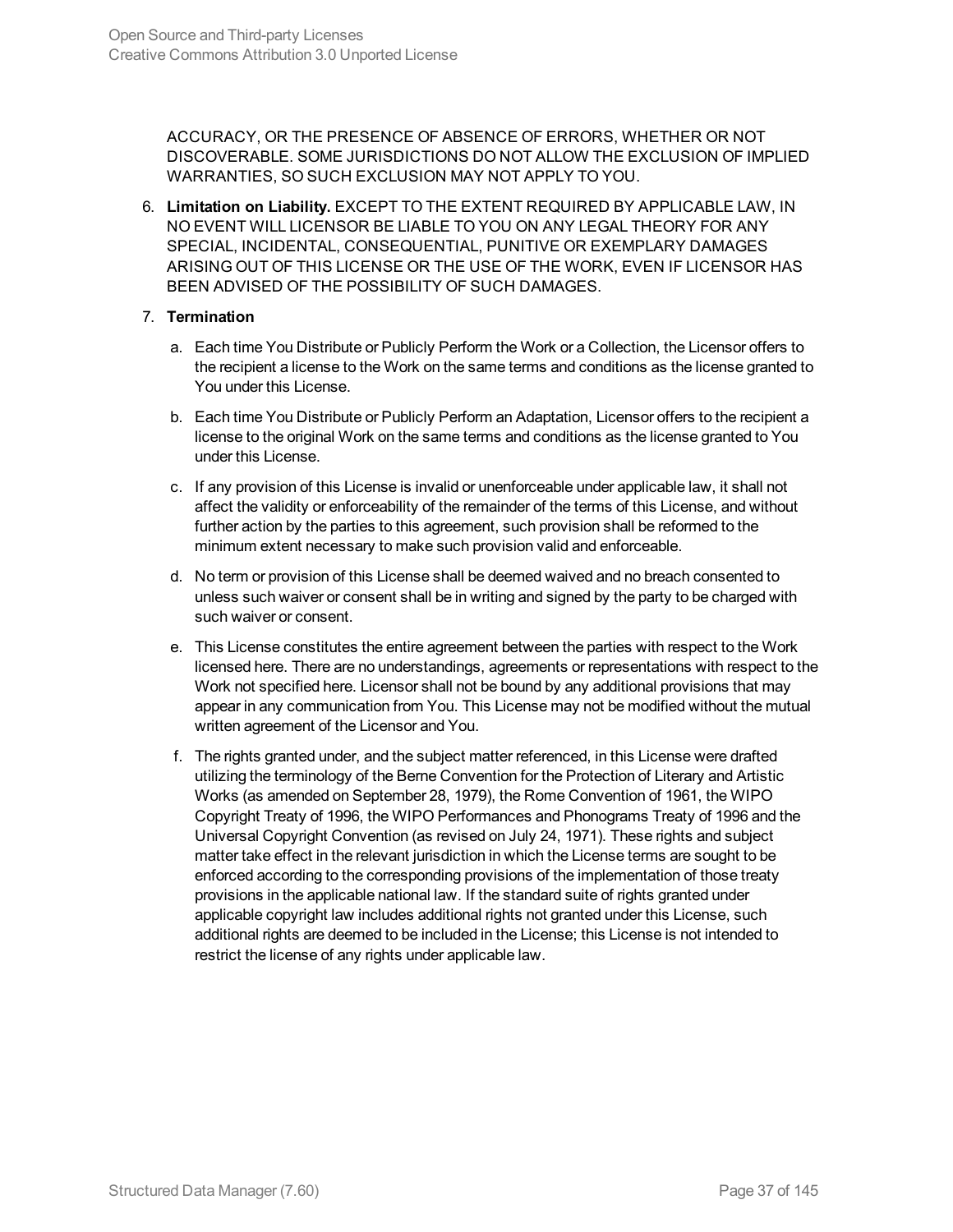ACCURACY, OR THE PRESENCE OF ABSENCE OF ERRORS, WHETHER OR NOT DISCOVERABLE. SOME JURISDICTIONS DO NOT ALLOW THE EXCLUSION OF IMPLIED WARRANTIES, SO SUCH EXCLUSION MAY NOT APPLY TO YOU.

6. **Limitation on Liability.** EXCEPT TO THE EXTENT REQUIRED BY APPLICABLE LAW, IN NO EVENT WILL LICENSOR BE LIABLE TO YOU ON ANY LEGAL THEORY FOR ANY SPECIAL, INCIDENTAL, CONSEQUENTIAL, PUNITIVE OR EXEMPLARY DAMAGES ARISING OUT OF THIS LICENSE OR THE USE OF THE WORK, EVEN IF LICENSOR HAS BEEN ADVISED OF THE POSSIBILITY OF SUCH DAMAGES.

7. **Termination**

   a. Each time You Distribute or Publicly Perform the Work or a Collection, the Licensor offers to the recipient a license to the Work on the same terms and conditions as the license granted to You under this License.

   b. Each time You Distribute or Publicly Perform an Adaptation, Licensor offers to the recipient a license to the original Work on the same terms and conditions as the license granted to You under this License.

   c. If any provision of this License is invalid or unenforceable under applicable law, it shall not affect the validity or enforceability of the remainder of the terms of this License, and without further action by the parties to this agreement, such provision shall be reformed to the minimum extent necessary to make such provision valid and enforceable.

   d. No term or provision of this License shall be deemed waived and no breach consented to unless such waiver or consent shall be in writing and signed by the party to be charged with such waiver or consent.

   e. This License constitutes the entire agreement between the parties with respect to the Work licensed here. There are no understandings, agreements or representations with respect to the Work not specified here. Licensor shall not be bound by any additional provisions that may appear in any communication from You. This License may not be modified without the mutual written agreement of the Licensor and You.

   f. The rights granted under, and the subject matter referenced, in this License were drafted utilizing the terminology of the Berne Convention for the Protection of Literary and Artistic Works (as amended on September 28, 1979), the Rome Convention of 1961, the WIPO Copyright Treaty of 1996, the WIPO Performances and Phonograms Treaty of 1996 and the Universal Copyright Convention (as revised on July 24, 1971). These rights and subject matter take effect in the relevant jurisdiction in which the License terms are sought to be enforced according to the corresponding provisions of the implementation of those treaty provisions in the applicable national law. If the standard suite of rights granted under applicable copyright law includes additional rights not granted under this License, such additional rights are deemed to be included in the License; this License is not intended to restrict the license of any rights under applicable law.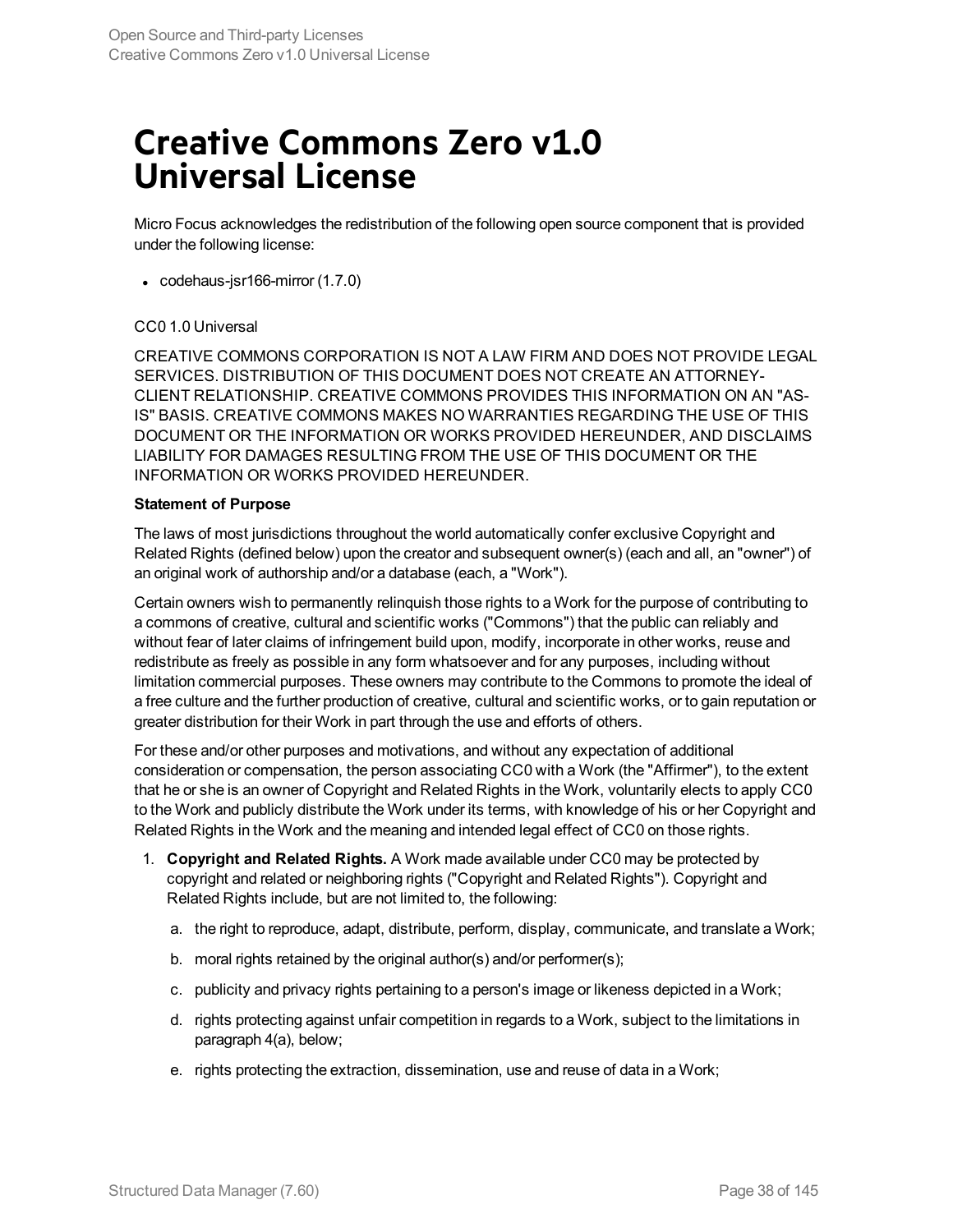# Creative Commons Zero v1.0 Universal License

Micro Focus acknowledges the redistribution of the following open source component that is provided under the following license:

- codehaus-jsr166-mirror (1.7.0)

CC0 1.0 Universal

CREATIVE COMMONS CORPORATION IS NOT A LAW FIRM AND DOES NOT PROVIDE LEGAL SERVICES. DISTRIBUTION OF THIS DOCUMENT DOES NOT CREATE AN ATTORNEY-CLIENT RELATIONSHIP. CREATIVE COMMONS PROVIDES THIS INFORMATION ON AN "AS-IS" BASIS. CREATIVE COMMONS MAKES NO WARRANTIES REGARDING THE USE OF THIS DOCUMENT OR THE INFORMATION OR WORKS PROVIDED HEREUNDER, AND DISCLAIMS LIABILITY FOR DAMAGES RESULTING FROM THE USE OF THIS DOCUMENT OR THE INFORMATION OR WORKS PROVIDED HEREUNDER.

**Statement of Purpose**

The laws of most jurisdictions throughout the world automatically confer exclusive Copyright and Related Rights (defined below) upon the creator and subsequent owner(s) (each and all, an "owner") of an original work of authorship and/or a database (each, a "Work").

Certain owners wish to permanently relinquish those rights to a Work for the purpose of contributing to a commons of creative, cultural and scientific works ("Commons") that the public can reliably and without fear of later claims of infringement build upon, modify, incorporate in other works, reuse and redistribute as freely as possible in any form whatsoever and for any purposes, including without limitation commercial purposes. These owners may contribute to the Commons to promote the ideal of a free culture and the further production of creative, cultural and scientific works, or to gain reputation or greater distribution for their Work in part through the use and efforts of others.

For these and/or other purposes and motivations, and without any expectation of additional consideration or compensation, the person associating CC0 with a Work (the "Affirmer"), to the extent that he or she is an owner of Copyright and Related Rights in the Work, voluntarily elects to apply CC0 to the Work and publicly distribute the Work under its terms, with knowledge of his or her Copyright and Related Rights in the Work and the meaning and intended legal effect of CC0 on those rights.

1. **Copyright and Related Rights.** A Work made available under CC0 may be protected by copyright and related or neighboring rights ("Copyright and Related Rights"). Copyright and Related Rights include, but are not limited to, the following:

    a. the right to reproduce, adapt, distribute, perform, display, communicate, and translate a Work;

    b. moral rights retained by the original author(s) and/or performer(s);

    c. publicity and privacy rights pertaining to a person's image or likeness depicted in a Work;

    d. rights protecting against unfair competition in regards to a Work, subject to the limitations in paragraph 4(a), below;

    e. rights protecting the extraction, dissemination, use and reuse of data in a Work;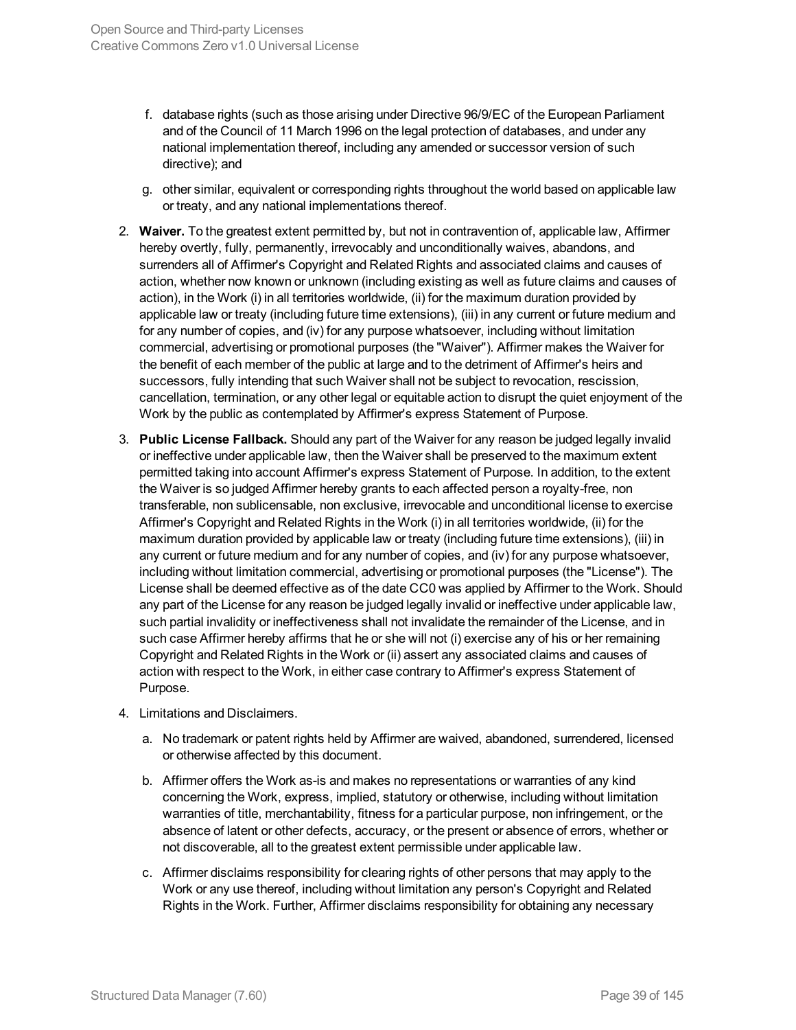f. database rights (such as those arising under Directive 96/9/EC of the European Parliament and of the Council of 11 March 1996 on the legal protection of databases, and under any national implementation thereof, including any amended or successor version of such directive); and

g. other similar, equivalent or corresponding rights throughout the world based on applicable law or treaty, and any national implementations thereof.

2. **Waiver.** To the greatest extent permitted by, but not in contravention of, applicable law, Affirmer hereby overtly, fully, permanently, irrevocably and unconditionally waives, abandons, and surrenders all of Affirmer's Copyright and Related Rights and associated claims and causes of action, whether now known or unknown (including existing as well as future claims and causes of action), in the Work (i) in all territories worldwide, (ii) for the maximum duration provided by applicable law or treaty (including future time extensions), (iii) in any current or future medium and for any number of copies, and (iv) for any purpose whatsoever, including without limitation commercial, advertising or promotional purposes (the "Waiver"). Affirmer makes the Waiver for the benefit of each member of the public at large and to the detriment of Affirmer's heirs and successors, fully intending that such Waiver shall not be subject to revocation, rescission, cancellation, termination, or any other legal or equitable action to disrupt the quiet enjoyment of the Work by the public as contemplated by Affirmer's express Statement of Purpose.

3. **Public License Fallback.** Should any part of the Waiver for any reason be judged legally invalid or ineffective under applicable law, then the Waiver shall be preserved to the maximum extent permitted taking into account Affirmer's express Statement of Purpose. In addition, to the extent the Waiver is so judged Affirmer hereby grants to each affected person a royalty-free, non transferable, non sublicensable, non exclusive, irrevocable and unconditional license to exercise Affirmer's Copyright and Related Rights in the Work (i) in all territories worldwide, (ii) for the maximum duration provided by applicable law or treaty (including future time extensions), (iii) in any current or future medium and for any number of copies, and (iv) for any purpose whatsoever, including without limitation commercial, advertising or promotional purposes (the "License"). The License shall be deemed effective as of the date CC0 was applied by Affirmer to the Work. Should any part of the License for any reason be judged legally invalid or ineffective under applicable law, such partial invalidity or ineffectiveness shall not invalidate the remainder of the License, and in such case Affirmer hereby affirms that he or she will not (i) exercise any of his or her remaining Copyright and Related Rights in the Work or (ii) assert any associated claims and causes of action with respect to the Work, in either case contrary to Affirmer's express Statement of Purpose.

4. Limitations and Disclaimers.

   a. No trademark or patent rights held by Affirmer are waived, abandoned, surrendered, licensed or otherwise affected by this document.

   b. Affirmer offers the Work as-is and makes no representations or warranties of any kind concerning the Work, express, implied, statutory or otherwise, including without limitation warranties of title, merchantability, fitness for a particular purpose, non infringement, or the absence of latent or other defects, accuracy, or the present or absence of errors, whether or not discoverable, all to the greatest extent permissible under applicable law.

   c. Affirmer disclaims responsibility for clearing rights of other persons that may apply to the Work or any use thereof, including without limitation any person's Copyright and Related Rights in the Work. Further, Affirmer disclaims responsibility for obtaining any necessary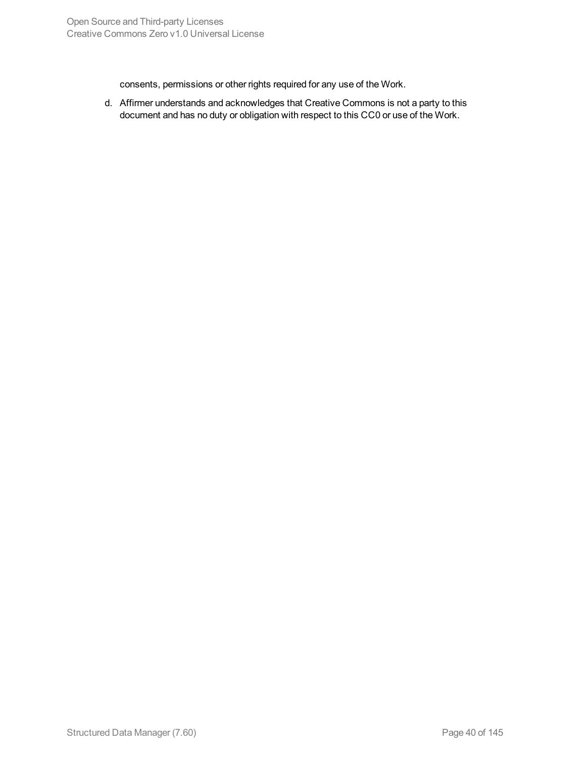consents, permissions or other rights required for any use of the Work.

d. Affirmer understands and acknowledges that Creative Commons is not a party to this document and has no duty or obligation with respect to this CC0 or use of the Work.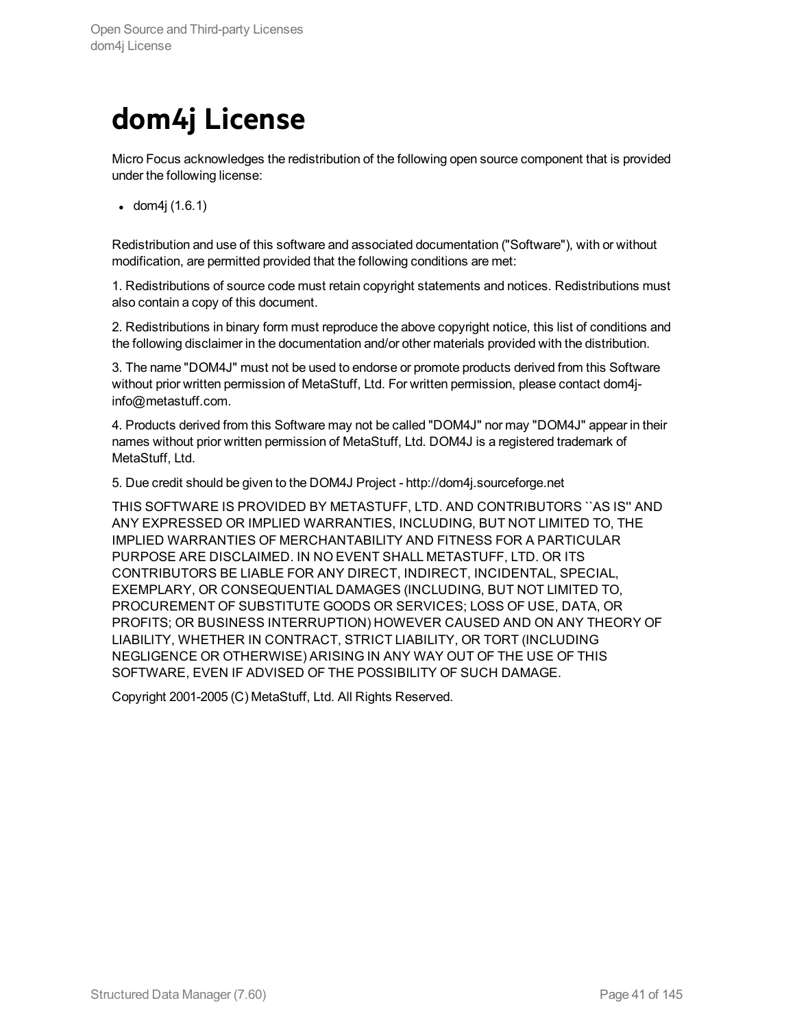# dom4j License

Micro Focus acknowledges the redistribution of the following open source component that is provided under the following license:

- dom4j (1.6.1)

Redistribution and use of this software and associated documentation ("Software"), with or without modification, are permitted provided that the following conditions are met:

1. Redistributions of source code must retain copyright statements and notices. Redistributions must also contain a copy of this document.

2. Redistributions in binary form must reproduce the above copyright notice, this list of conditions and the following disclaimer in the documentation and/or other materials provided with the distribution.

3. The name "DOM4J" must not be used to endorse or promote products derived from this Software without prior written permission of MetaStuff, Ltd. For written permission, please contact dom4j-info@metastuff.com.

4. Products derived from this Software may not be called "DOM4J" nor may "DOM4J" appear in their names without prior written permission of MetaStuff, Ltd. DOM4J is a registered trademark of MetaStuff, Ltd.

5. Due credit should be given to the DOM4J Project - http://dom4j.sourceforge.net

THIS SOFTWARE IS PROVIDED BY METASTUFF, LTD. AND CONTRIBUTORS ``AS IS'' AND ANY EXPRESSED OR IMPLIED WARRANTIES, INCLUDING, BUT NOT LIMITED TO, THE IMPLIED WARRANTIES OF MERCHANTABILITY AND FITNESS FOR A PARTICULAR PURPOSE ARE DISCLAIMED. IN NO EVENT SHALL METASTUFF, LTD. OR ITS CONTRIBUTORS BE LIABLE FOR ANY DIRECT, INDIRECT, INCIDENTAL, SPECIAL, EXEMPLARY, OR CONSEQUENTIAL DAMAGES (INCLUDING, BUT NOT LIMITED TO, PROCUREMENT OF SUBSTITUTE GOODS OR SERVICES; LOSS OF USE, DATA, OR PROFITS; OR BUSINESS INTERRUPTION) HOWEVER CAUSED AND ON ANY THEORY OF LIABILITY, WHETHER IN CONTRACT, STRICT LIABILITY, OR TORT (INCLUDING NEGLIGENCE OR OTHERWISE) ARISING IN ANY WAY OUT OF THE USE OF THIS SOFTWARE, EVEN IF ADVISED OF THE POSSIBILITY OF SUCH DAMAGE.

Copyright 2001-2005 (C) MetaStuff, Ltd. All Rights Reserved.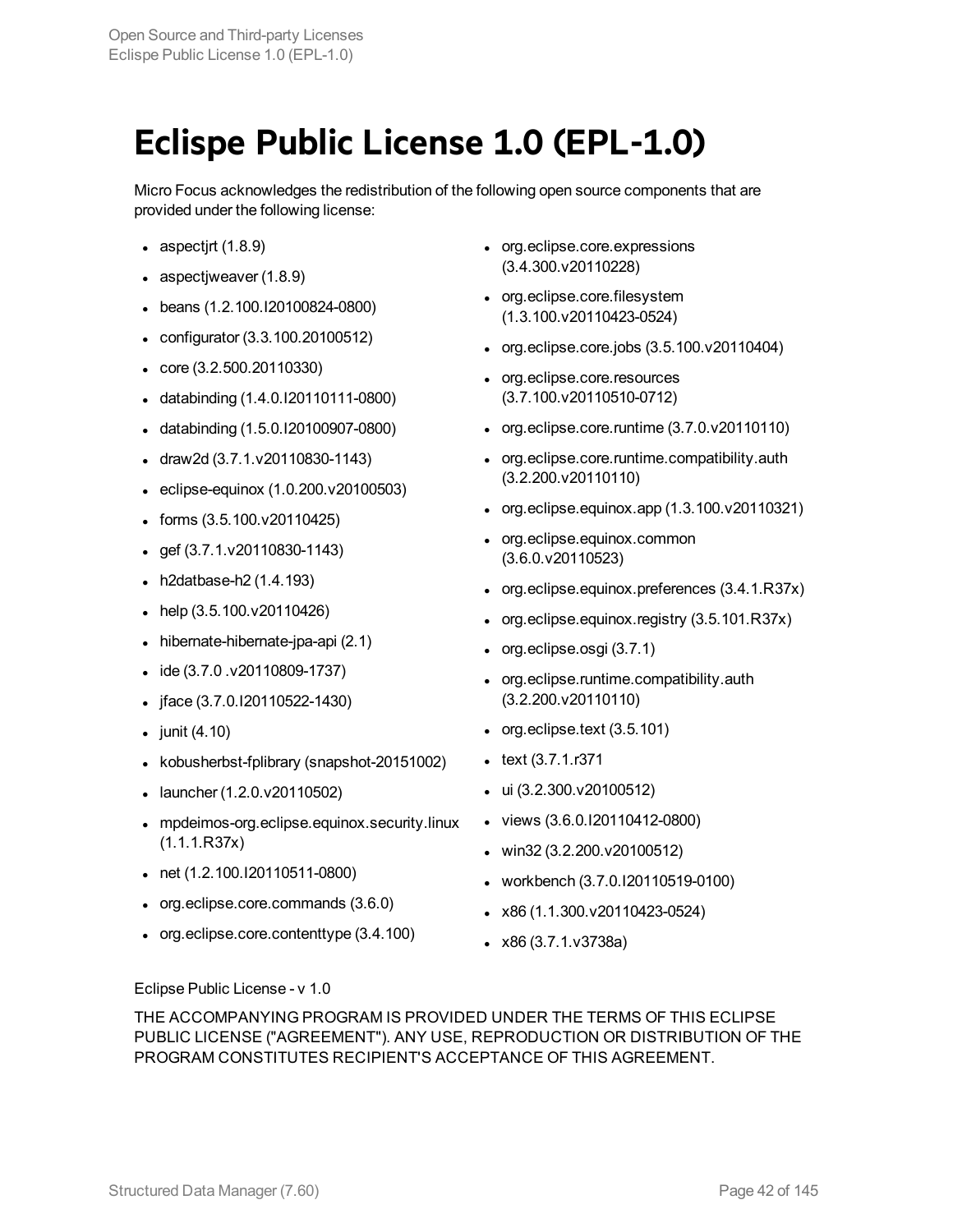# Eclipse Public License 1.0 (EPL-1.0)

Micro Focus acknowledges the redistribution of the following open source components that are provided under the following license:

- aspectjrt (1.8.9)
- aspectjweaver (1.8.9)
- beans (1.2.100.I20100824-0800)
- configurator (3.3.100.20100512)
- core (3.2.500.20110330)
- databinding (1.4.0.I20110111-0800)
- databinding (1.5.0.I20100907-0800)
- draw2d (3.7.1.v20110830-1143)
- eclipse-equinox (1.0.200.v20100503)
- forms (3.5.100.v20110425)
- gef (3.7.1.v20110830-1143)
- h2datbase-h2 (1.4.193)
- help (3.5.100.v20110426)
- hibernate-hibernate-jpa-api (2.1)
- ide (3.7.0 .v20110809-1737)
- jface (3.7.0.I20110522-1430)
- junit (4.10)
- kobusherbst-fplibrary (snapshot-20151002)
- launcher (1.2.0.v20110502)
- mpdeimos-org.eclipse.equinox.security.linux (1.1.1.R37x)
- net (1.2.100.I20110511-0800)
- org.eclipse.core.commands (3.6.0)
- org.eclipse.core.contenttype (3.4.100)
- org.eclipse.core.expressions (3.4.300.v20110228)
- org.eclipse.core.filesystem (1.3.100.v20110423-0524)
- org.eclipse.core.jobs (3.5.100.v20110404)
- org.eclipse.core.resources (3.7.100.v20110510-0712)
- org.eclipse.core.runtime (3.7.0.v20110110)
- org.eclipse.core.runtime.compatibility.auth (3.2.200.v20110110)
- org.eclipse.equinox.app (1.3.100.v20110321)
- org.eclipse.equinox.common (3.6.0.v20110523)
- org.eclipse.equinox.preferences (3.4.1.R37x)
- org.eclipse.equinox.registry (3.5.101.R37x)
- org.eclipse.osgi (3.7.1)
- org.eclipse.runtime.compatibility.auth (3.2.200.v20110110)
- org.eclipse.text (3.5.101)
- text (3.7.1.r371
- ui (3.2.300.v20100512)
- views (3.6.0.I20110412-0800)
- win32 (3.2.200.v20100512)
- workbench (3.7.0.I20110519-0100)
- x86 (1.1.300.v20110423-0524)
- x86 (3.7.1.v3738a)

Eclipse Public License - v 1.0

THE ACCOMPANYING PROGRAM IS PROVIDED UNDER THE TERMS OF THIS ECLIPSE PUBLIC LICENSE ("AGREEMENT"). ANY USE, REPRODUCTION OR DISTRIBUTION OF THE PROGRAM CONSTITUTES RECIPIENT'S ACCEPTANCE OF THIS AGREEMENT.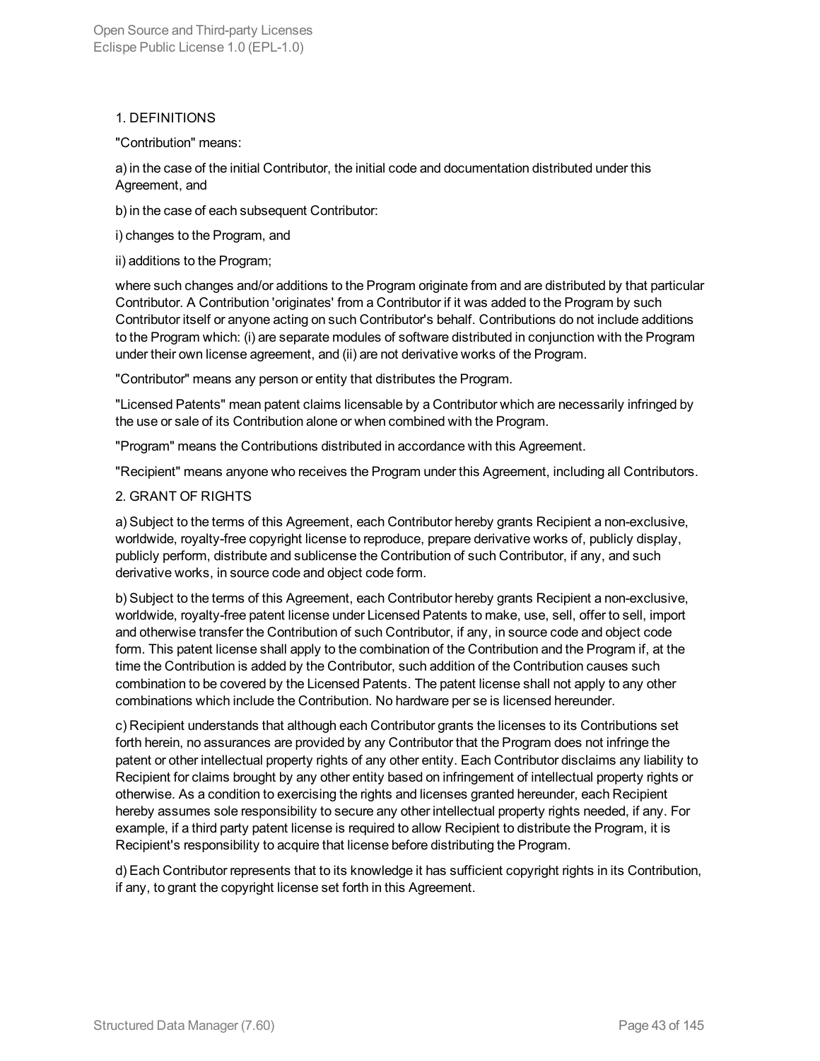1. DEFINITIONS

"Contribution" means:

a) in the case of the initial Contributor, the initial code and documentation distributed under this Agreement, and

b) in the case of each subsequent Contributor:

i) changes to the Program, and

ii) additions to the Program;

where such changes and/or additions to the Program originate from and are distributed by that particular Contributor. A Contribution 'originates' from a Contributor if it was added to the Program by such Contributor itself or anyone acting on such Contributor's behalf. Contributions do not include additions to the Program which: (i) are separate modules of software distributed in conjunction with the Program under their own license agreement, and (ii) are not derivative works of the Program.

"Contributor" means any person or entity that distributes the Program.

"Licensed Patents" mean patent claims licensable by a Contributor which are necessarily infringed by the use or sale of its Contribution alone or when combined with the Program.

"Program" means the Contributions distributed in accordance with this Agreement.

"Recipient" means anyone who receives the Program under this Agreement, including all Contributors.

2. GRANT OF RIGHTS

a) Subject to the terms of this Agreement, each Contributor hereby grants Recipient a non-exclusive, worldwide, royalty-free copyright license to reproduce, prepare derivative works of, publicly display, publicly perform, distribute and sublicense the Contribution of such Contributor, if any, and such derivative works, in source code and object code form.

b) Subject to the terms of this Agreement, each Contributor hereby grants Recipient a non-exclusive, worldwide, royalty-free patent license under Licensed Patents to make, use, sell, offer to sell, import and otherwise transfer the Contribution of such Contributor, if any, in source code and object code form. This patent license shall apply to the combination of the Contribution and the Program if, at the time the Contribution is added by the Contributor, such addition of the Contribution causes such combination to be covered by the Licensed Patents. The patent license shall not apply to any other combinations which include the Contribution. No hardware per se is licensed hereunder.

c) Recipient understands that although each Contributor grants the licenses to its Contributions set forth herein, no assurances are provided by any Contributor that the Program does not infringe the patent or other intellectual property rights of any other entity. Each Contributor disclaims any liability to Recipient for claims brought by any other entity based on infringement of intellectual property rights or otherwise. As a condition to exercising the rights and licenses granted hereunder, each Recipient hereby assumes sole responsibility to secure any other intellectual property rights needed, if any. For example, if a third party patent license is required to allow Recipient to distribute the Program, it is Recipient's responsibility to acquire that license before distributing the Program.

d) Each Contributor represents that to its knowledge it has sufficient copyright rights in its Contribution, if any, to grant the copyright license set forth in this Agreement.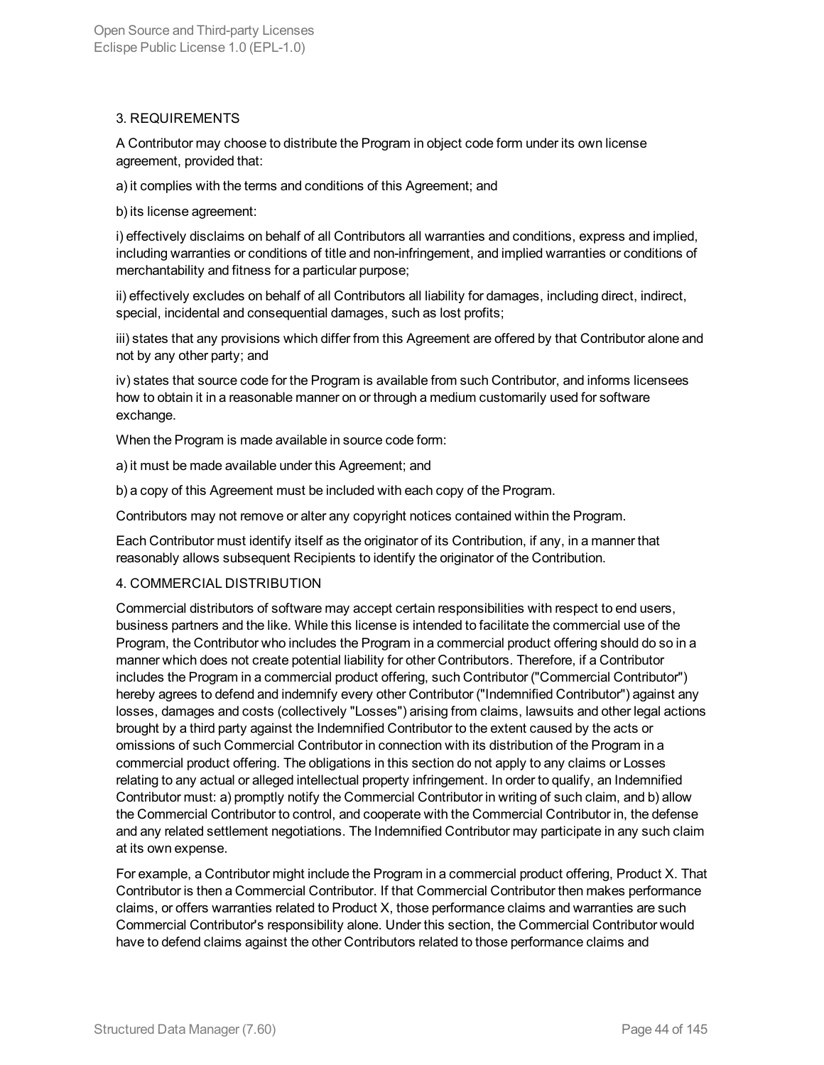### 3. REQUIREMENTS

A Contributor may choose to distribute the Program in object code form under its own license agreement, provided that:

a) it complies with the terms and conditions of this Agreement; and

b) its license agreement:

i) effectively disclaims on behalf of all Contributors all warranties and conditions, express and implied, including warranties or conditions of title and non-infringement, and implied warranties or conditions of merchantability and fitness for a particular purpose;

ii) effectively excludes on behalf of all Contributors all liability for damages, including direct, indirect, special, incidental and consequential damages, such as lost profits;

iii) states that any provisions which differ from this Agreement are offered by that Contributor alone and not by any other party; and

iv) states that source code for the Program is available from such Contributor, and informs licensees how to obtain it in a reasonable manner on or through a medium customarily used for software exchange.

When the Program is made available in source code form:

a) it must be made available under this Agreement; and

b) a copy of this Agreement must be included with each copy of the Program.

Contributors may not remove or alter any copyright notices contained within the Program.

Each Contributor must identify itself as the originator of its Contribution, if any, in a manner that reasonably allows subsequent Recipients to identify the originator of the Contribution.

### 4. COMMERCIAL DISTRIBUTION

Commercial distributors of software may accept certain responsibilities with respect to end users, business partners and the like. While this license is intended to facilitate the commercial use of the Program, the Contributor who includes the Program in a commercial product offering should do so in a manner which does not create potential liability for other Contributors. Therefore, if a Contributor includes the Program in a commercial product offering, such Contributor ("Commercial Contributor") hereby agrees to defend and indemnify every other Contributor ("Indemnified Contributor") against any losses, damages and costs (collectively "Losses") arising from claims, lawsuits and other legal actions brought by a third party against the Indemnified Contributor to the extent caused by the acts or omissions of such Commercial Contributor in connection with its distribution of the Program in a commercial product offering. The obligations in this section do not apply to any claims or Losses relating to any actual or alleged intellectual property infringement. In order to qualify, an Indemnified Contributor must: a) promptly notify the Commercial Contributor in writing of such claim, and b) allow the Commercial Contributor to control, and cooperate with the Commercial Contributor in, the defense and any related settlement negotiations. The Indemnified Contributor may participate in any such claim at its own expense.

For example, a Contributor might include the Program in a commercial product offering, Product X. That Contributor is then a Commercial Contributor. If that Commercial Contributor then makes performance claims, or offers warranties related to Product X, those performance claims and warranties are such Commercial Contributor's responsibility alone. Under this section, the Commercial Contributor would have to defend claims against the other Contributors related to those performance claims and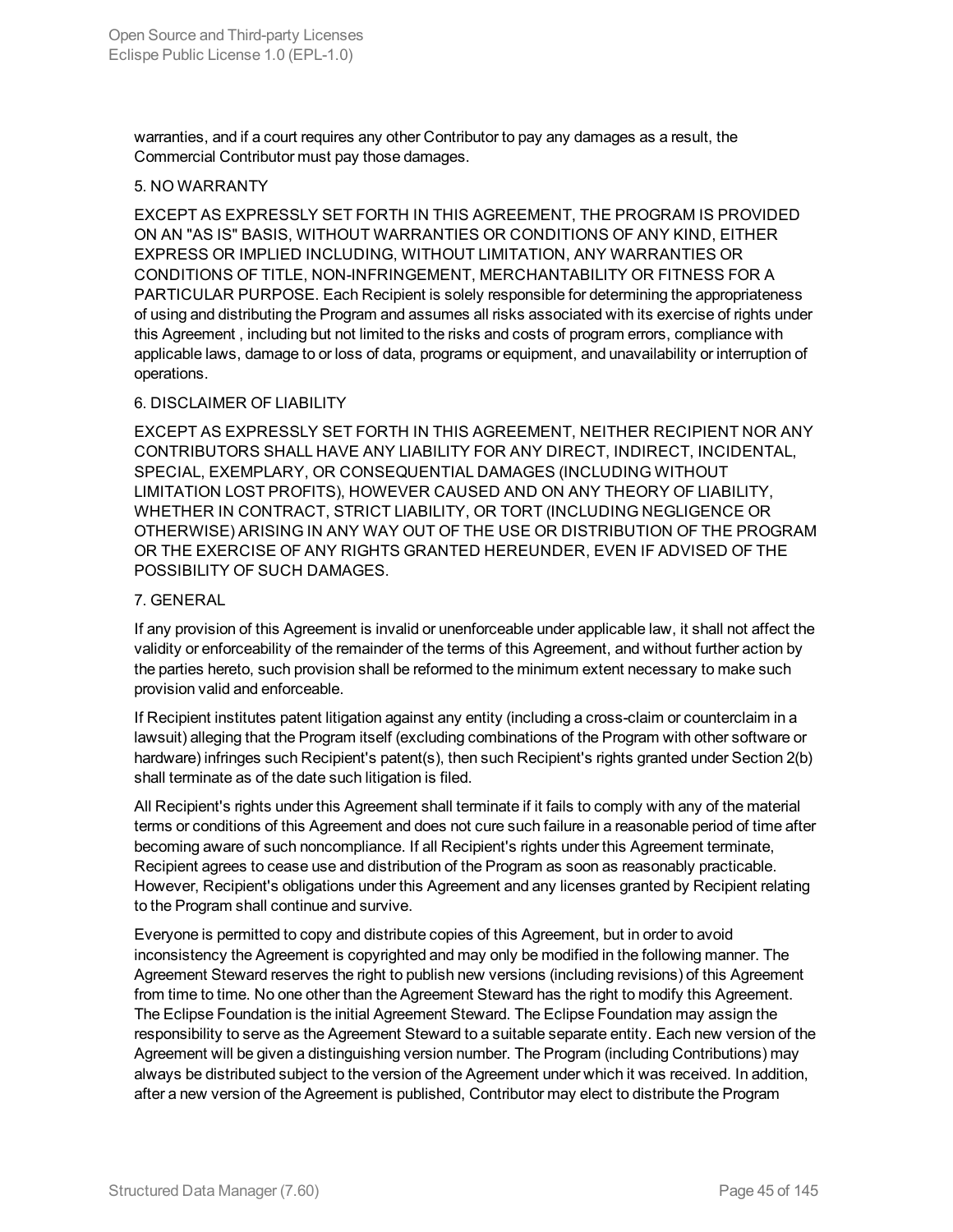warranties, and if a court requires any other Contributor to pay any damages as a result, the Commercial Contributor must pay those damages.

5. NO WARRANTY

EXCEPT AS EXPRESSLY SET FORTH IN THIS AGREEMENT, THE PROGRAM IS PROVIDED ON AN "AS IS" BASIS, WITHOUT WARRANTIES OR CONDITIONS OF ANY KIND, EITHER EXPRESS OR IMPLIED INCLUDING, WITHOUT LIMITATION, ANY WARRANTIES OR CONDITIONS OF TITLE, NON-INFRINGEMENT, MERCHANTABILITY OR FITNESS FOR A PARTICULAR PURPOSE. Each Recipient is solely responsible for determining the appropriateness of using and distributing the Program and assumes all risks associated with its exercise of rights under this Agreement , including but not limited to the risks and costs of program errors, compliance with applicable laws, damage to or loss of data, programs or equipment, and unavailability or interruption of operations.

6. DISCLAIMER OF LIABILITY

EXCEPT AS EXPRESSLY SET FORTH IN THIS AGREEMENT, NEITHER RECIPIENT NOR ANY CONTRIBUTORS SHALL HAVE ANY LIABILITY FOR ANY DIRECT, INDIRECT, INCIDENTAL, SPECIAL, EXEMPLARY, OR CONSEQUENTIAL DAMAGES (INCLUDING WITHOUT LIMITATION LOST PROFITS), HOWEVER CAUSED AND ON ANY THEORY OF LIABILITY, WHETHER IN CONTRACT, STRICT LIABILITY, OR TORT (INCLUDING NEGLIGENCE OR OTHERWISE) ARISING IN ANY WAY OUT OF THE USE OR DISTRIBUTION OF THE PROGRAM OR THE EXERCISE OF ANY RIGHTS GRANTED HEREUNDER, EVEN IF ADVISED OF THE POSSIBILITY OF SUCH DAMAGES.

7. GENERAL

If any provision of this Agreement is invalid or unenforceable under applicable law, it shall not affect the validity or enforceability of the remainder of the terms of this Agreement, and without further action by the parties hereto, such provision shall be reformed to the minimum extent necessary to make such provision valid and enforceable.

If Recipient institutes patent litigation against any entity (including a cross-claim or counterclaim in a lawsuit) alleging that the Program itself (excluding combinations of the Program with other software or hardware) infringes such Recipient's patent(s), then such Recipient's rights granted under Section 2(b) shall terminate as of the date such litigation is filed.

All Recipient's rights under this Agreement shall terminate if it fails to comply with any of the material terms or conditions of this Agreement and does not cure such failure in a reasonable period of time after becoming aware of such noncompliance. If all Recipient's rights under this Agreement terminate, Recipient agrees to cease use and distribution of the Program as soon as reasonably practicable. However, Recipient's obligations under this Agreement and any licenses granted by Recipient relating to the Program shall continue and survive.

Everyone is permitted to copy and distribute copies of this Agreement, but in order to avoid inconsistency the Agreement is copyrighted and may only be modified in the following manner. The Agreement Steward reserves the right to publish new versions (including revisions) of this Agreement from time to time. No one other than the Agreement Steward has the right to modify this Agreement. The Eclipse Foundation is the initial Agreement Steward. The Eclipse Foundation may assign the responsibility to serve as the Agreement Steward to a suitable separate entity. Each new version of the Agreement will be given a distinguishing version number. The Program (including Contributions) may always be distributed subject to the version of the Agreement under which it was received. In addition, after a new version of the Agreement is published, Contributor may elect to distribute the Program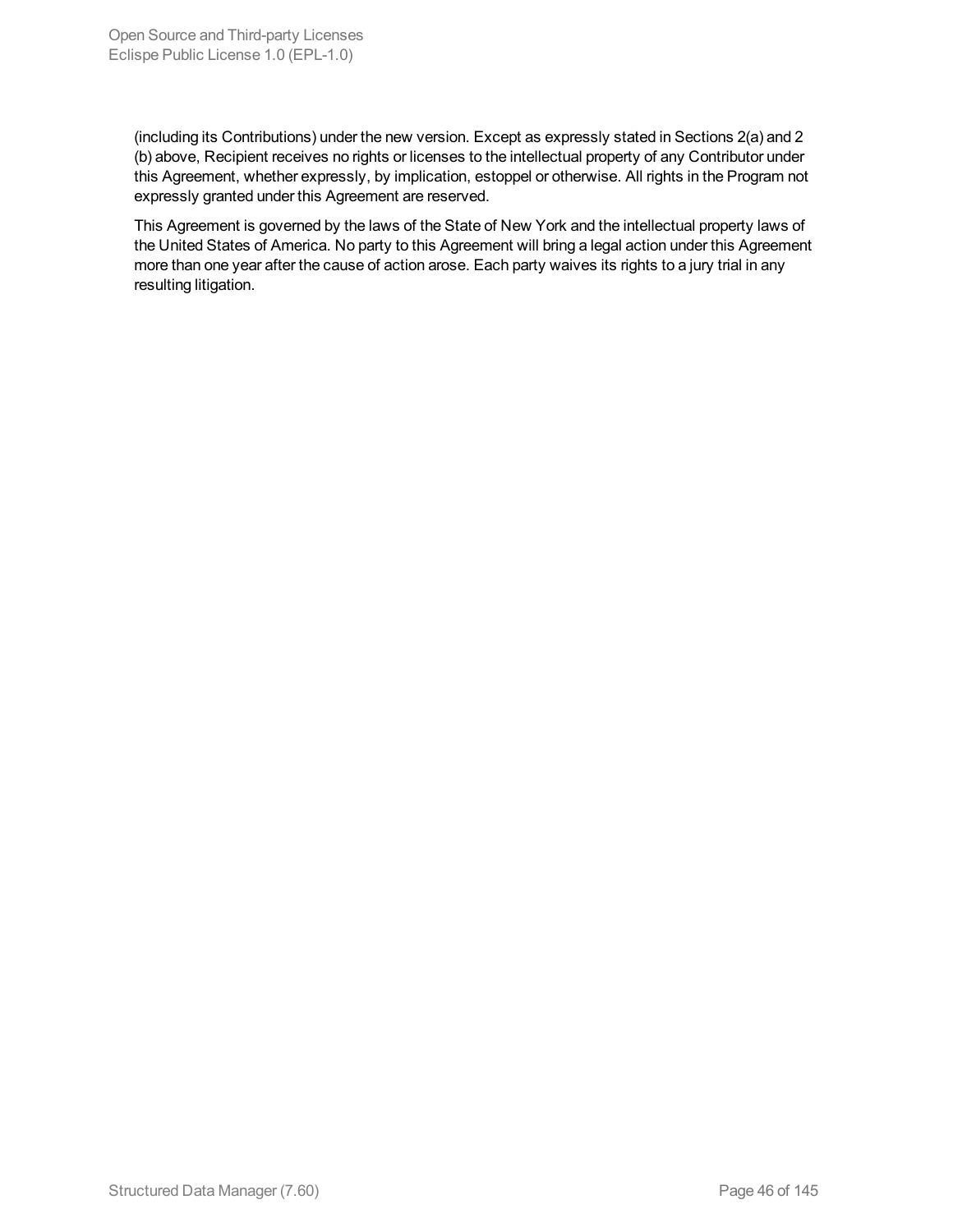(including its Contributions) under the new version. Except as expressly stated in Sections 2(a) and 2 (b) above, Recipient receives no rights or licenses to the intellectual property of any Contributor under this Agreement, whether expressly, by implication, estoppel or otherwise. All rights in the Program not expressly granted under this Agreement are reserved.

This Agreement is governed by the laws of the State of New York and the intellectual property laws of the United States of America. No party to this Agreement will bring a legal action under this Agreement more than one year after the cause of action arose. Each party waives its rights to a jury trial in any resulting litigation.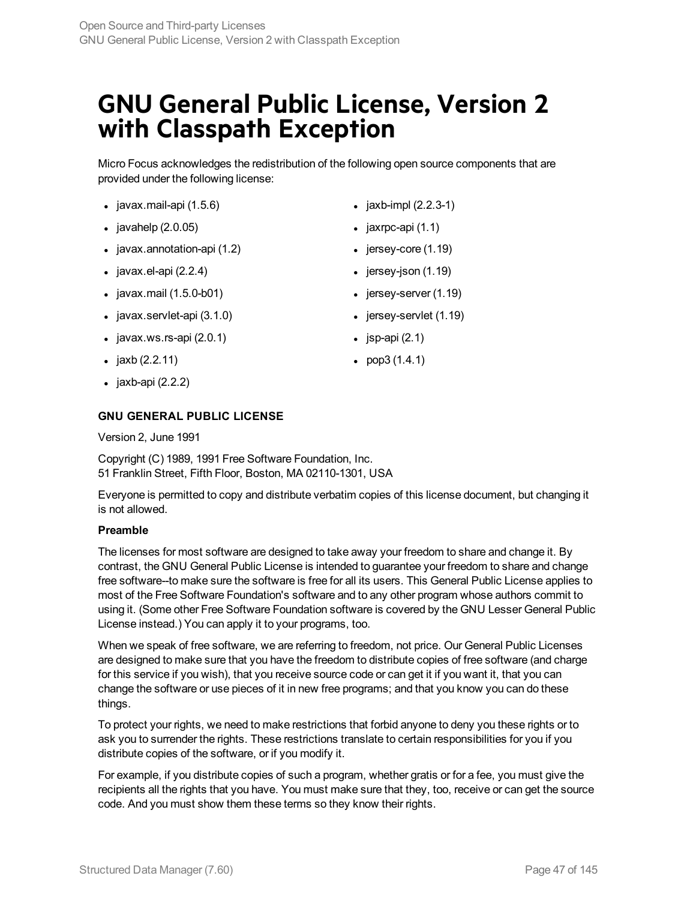# GNU General Public License, Version 2 with Classpath Exception

Micro Focus acknowledges the redistribution of the following open source components that are provided under the following license:

- javax.mail-api (1.5.6)
- javahelp (2.0.05)
- javax.annotation-api (1.2)
- javax.el-api (2.2.4)
- javax.mail (1.5.0-b01)
- javax.servlet-api (3.1.0)
- javax.ws.rs-api (2.0.1)
- jaxb (2.2.11)
- jaxb-api (2.2.2)
- jaxb-impl (2.2.3-1)
- jaxrpc-api (1.1)
- jersey-core (1.19)
- jersey-json (1.19)
- jersey-server (1.19)
- jersey-servlet (1.19)
- jsp-api (2.1)
- pop3 (1.4.1)

**GNU GENERAL PUBLIC LICENSE**

Version 2, June 1991

Copyright (C) 1989, 1991 Free Software Foundation, Inc.
51 Franklin Street, Fifth Floor, Boston, MA 02110-1301, USA

Everyone is permitted to copy and distribute verbatim copies of this license document, but changing it is not allowed.

**Preamble**

The licenses for most software are designed to take away your freedom to share and change it. By contrast, the GNU General Public License is intended to guarantee your freedom to share and change free software--to make sure the software is free for all its users. This General Public License applies to most of the Free Software Foundation's software and to any other program whose authors commit to using it. (Some other Free Software Foundation software is covered by the GNU Lesser General Public License instead.) You can apply it to your programs, too.

When we speak of free software, we are referring to freedom, not price. Our General Public Licenses are designed to make sure that you have the freedom to distribute copies of free software (and charge for this service if you wish), that you receive source code or can get it if you want it, that you can change the software or use pieces of it in new free programs; and that you know you can do these things.

To protect your rights, we need to make restrictions that forbid anyone to deny you these rights or to ask you to surrender the rights. These restrictions translate to certain responsibilities for you if you distribute copies of the software, or if you modify it.

For example, if you distribute copies of such a program, whether gratis or for a fee, you must give the recipients all the rights that you have. You must make sure that they, too, receive or can get the source code. And you must show them these terms so they know their rights.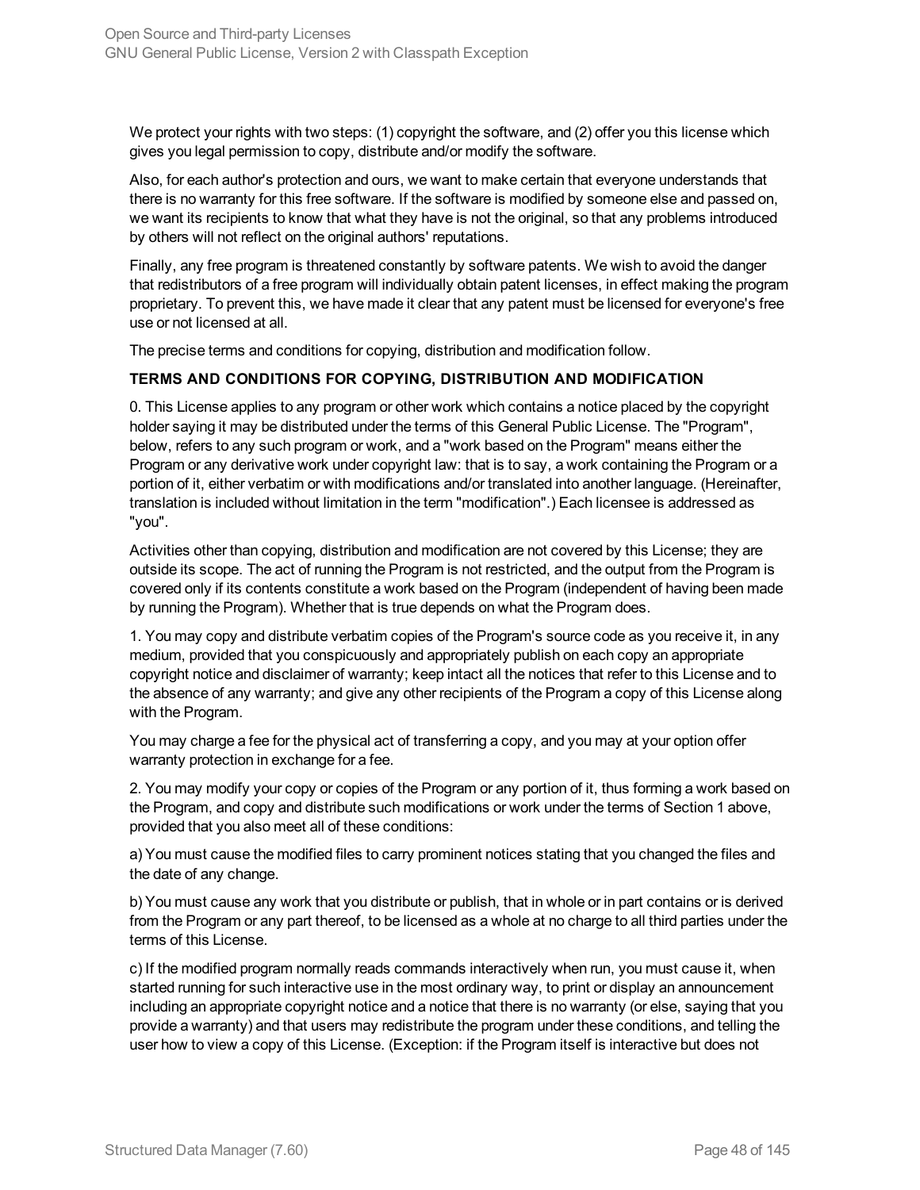We protect your rights with two steps: (1) copyright the software, and (2) offer you this license which gives you legal permission to copy, distribute and/or modify the software.

Also, for each author's protection and ours, we want to make certain that everyone understands that there is no warranty for this free software. If the software is modified by someone else and passed on, we want its recipients to know that what they have is not the original, so that any problems introduced by others will not reflect on the original authors' reputations.

Finally, any free program is threatened constantly by software patents. We wish to avoid the danger that redistributors of a free program will individually obtain patent licenses, in effect making the program proprietary. To prevent this, we have made it clear that any patent must be licensed for everyone's free use or not licensed at all.

The precise terms and conditions for copying, distribution and modification follow.

**TERMS AND CONDITIONS FOR COPYING, DISTRIBUTION AND MODIFICATION**

0. This License applies to any program or other work which contains a notice placed by the copyright holder saying it may be distributed under the terms of this General Public License. The "Program", below, refers to any such program or work, and a "work based on the Program" means either the Program or any derivative work under copyright law: that is to say, a work containing the Program or a portion of it, either verbatim or with modifications and/or translated into another language. (Hereinafter, translation is included without limitation in the term "modification".) Each licensee is addressed as "you".

Activities other than copying, distribution and modification are not covered by this License; they are outside its scope. The act of running the Program is not restricted, and the output from the Program is covered only if its contents constitute a work based on the Program (independent of having been made by running the Program). Whether that is true depends on what the Program does.

1. You may copy and distribute verbatim copies of the Program's source code as you receive it, in any medium, provided that you conspicuously and appropriately publish on each copy an appropriate copyright notice and disclaimer of warranty; keep intact all the notices that refer to this License and to the absence of any warranty; and give any other recipients of the Program a copy of this License along with the Program.

You may charge a fee for the physical act of transferring a copy, and you may at your option offer warranty protection in exchange for a fee.

2. You may modify your copy or copies of the Program or any portion of it, thus forming a work based on the Program, and copy and distribute such modifications or work under the terms of Section 1 above, provided that you also meet all of these conditions:

a) You must cause the modified files to carry prominent notices stating that you changed the files and the date of any change.

b) You must cause any work that you distribute or publish, that in whole or in part contains or is derived from the Program or any part thereof, to be licensed as a whole at no charge to all third parties under the terms of this License.

c) If the modified program normally reads commands interactively when run, you must cause it, when started running for such interactive use in the most ordinary way, to print or display an announcement including an appropriate copyright notice and a notice that there is no warranty (or else, saying that you provide a warranty) and that users may redistribute the program under these conditions, and telling the user how to view a copy of this License. (Exception: if the Program itself is interactive but does not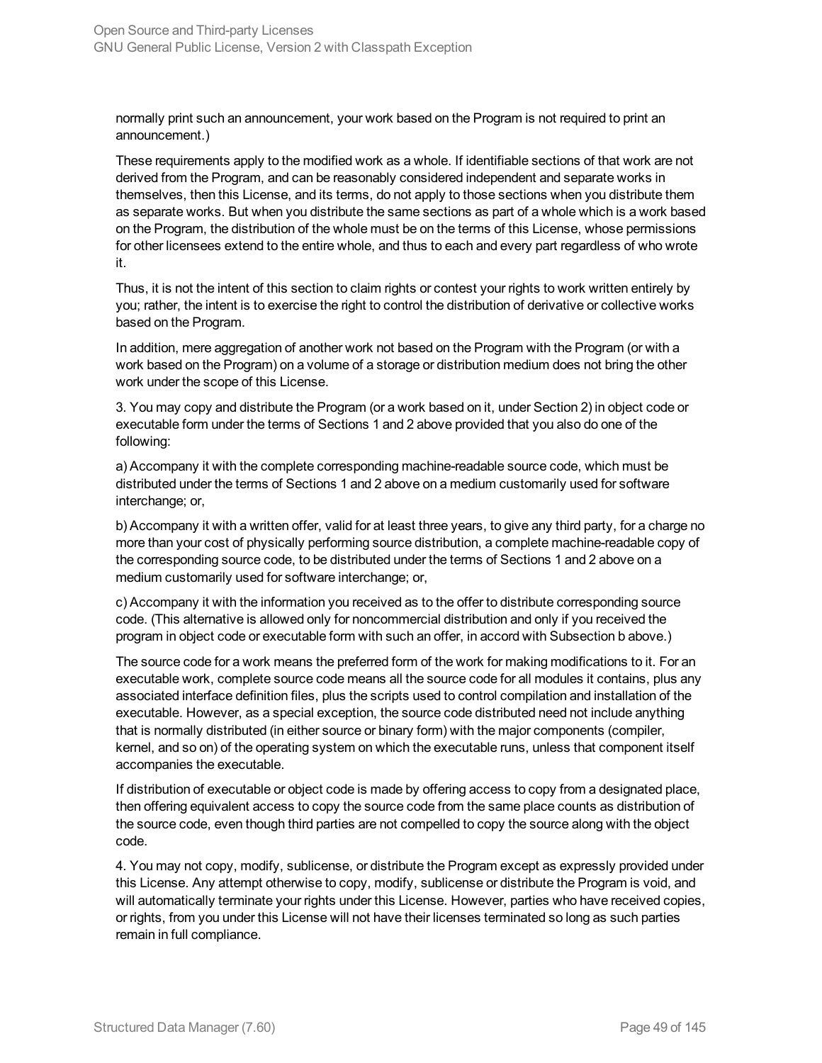normally print such an announcement, your work based on the Program is not required to print an announcement.)

These requirements apply to the modified work as a whole. If identifiable sections of that work are not derived from the Program, and can be reasonably considered independent and separate works in themselves, then this License, and its terms, do not apply to those sections when you distribute them as separate works. But when you distribute the same sections as part of a whole which is a work based on the Program, the distribution of the whole must be on the terms of this License, whose permissions for other licensees extend to the entire whole, and thus to each and every part regardless of who wrote it.

Thus, it is not the intent of this section to claim rights or contest your rights to work written entirely by you; rather, the intent is to exercise the right to control the distribution of derivative or collective works based on the Program.

In addition, mere aggregation of another work not based on the Program with the Program (or with a work based on the Program) on a volume of a storage or distribution medium does not bring the other work under the scope of this License.

3. You may copy and distribute the Program (or a work based on it, under Section 2) in object code or executable form under the terms of Sections 1 and 2 above provided that you also do one of the following:

a) Accompany it with the complete corresponding machine-readable source code, which must be distributed under the terms of Sections 1 and 2 above on a medium customarily used for software interchange; or,

b) Accompany it with a written offer, valid for at least three years, to give any third party, for a charge no more than your cost of physically performing source distribution, a complete machine-readable copy of the corresponding source code, to be distributed under the terms of Sections 1 and 2 above on a medium customarily used for software interchange; or,

c) Accompany it with the information you received as to the offer to distribute corresponding source code. (This alternative is allowed only for noncommercial distribution and only if you received the program in object code or executable form with such an offer, in accord with Subsection b above.)

The source code for a work means the preferred form of the work for making modifications to it. For an executable work, complete source code means all the source code for all modules it contains, plus any associated interface definition files, plus the scripts used to control compilation and installation of the executable. However, as a special exception, the source code distributed need not include anything that is normally distributed (in either source or binary form) with the major components (compiler, kernel, and so on) of the operating system on which the executable runs, unless that component itself accompanies the executable.

If distribution of executable or object code is made by offering access to copy from a designated place, then offering equivalent access to copy the source code from the same place counts as distribution of the source code, even though third parties are not compelled to copy the source along with the object code.

4. You may not copy, modify, sublicense, or distribute the Program except as expressly provided under this License. Any attempt otherwise to copy, modify, sublicense or distribute the Program is void, and will automatically terminate your rights under this License. However, parties who have received copies, or rights, from you under this License will not have their licenses terminated so long as such parties remain in full compliance.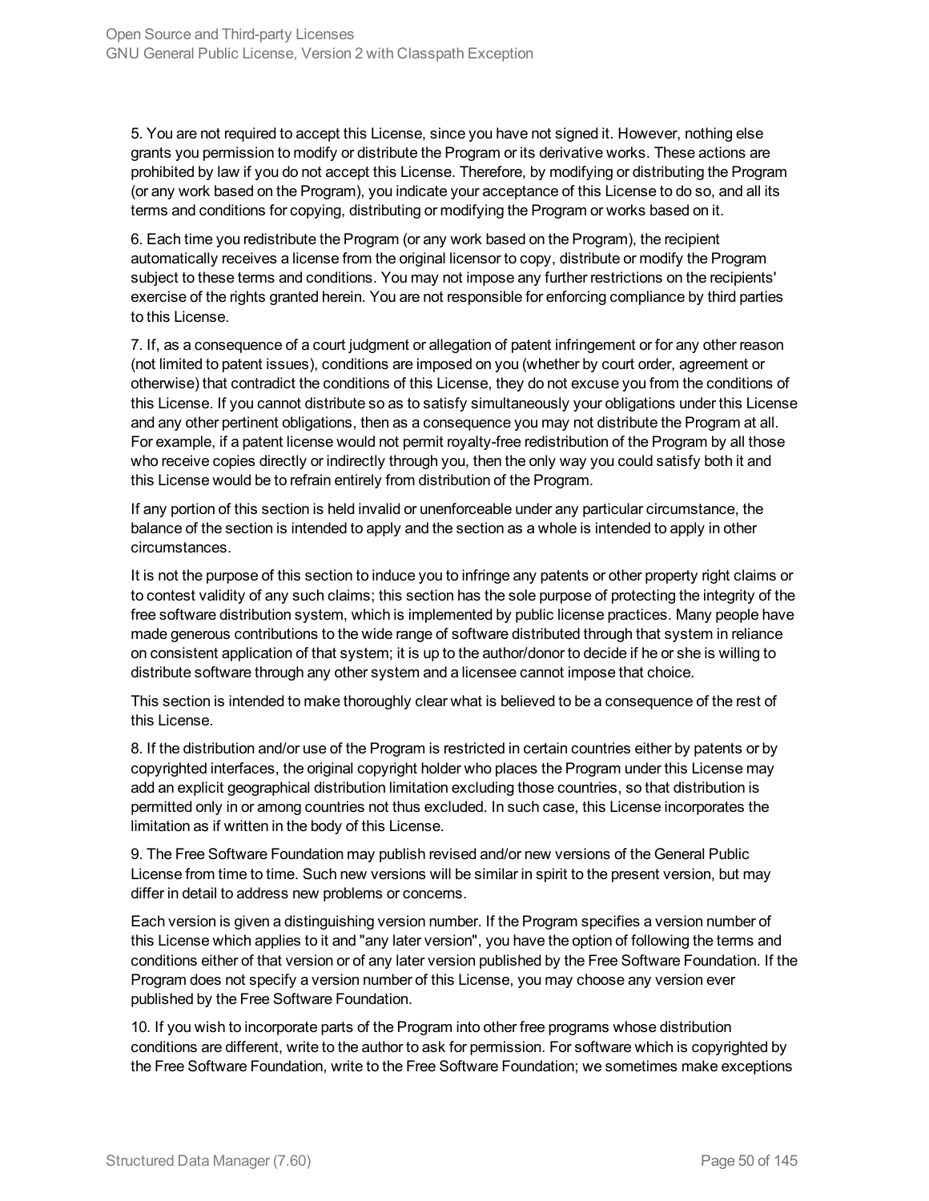5. You are not required to accept this License, since you have not signed it. However, nothing else grants you permission to modify or distribute the Program or its derivative works. These actions are prohibited by law if you do not accept this License. Therefore, by modifying or distributing the Program (or any work based on the Program), you indicate your acceptance of this License to do so, and all its terms and conditions for copying, distributing or modifying the Program or works based on it.

6. Each time you redistribute the Program (or any work based on the Program), the recipient automatically receives a license from the original licensor to copy, distribute or modify the Program subject to these terms and conditions. You may not impose any further restrictions on the recipients' exercise of the rights granted herein. You are not responsible for enforcing compliance by third parties to this License.

7. If, as a consequence of a court judgment or allegation of patent infringement or for any other reason (not limited to patent issues), conditions are imposed on you (whether by court order, agreement or otherwise) that contradict the conditions of this License, they do not excuse you from the conditions of this License. If you cannot distribute so as to satisfy simultaneously your obligations under this License and any other pertinent obligations, then as a consequence you may not distribute the Program at all. For example, if a patent license would not permit royalty-free redistribution of the Program by all those who receive copies directly or indirectly through you, then the only way you could satisfy both it and this License would be to refrain entirely from distribution of the Program.

If any portion of this section is held invalid or unenforceable under any particular circumstance, the balance of the section is intended to apply and the section as a whole is intended to apply in other circumstances.

It is not the purpose of this section to induce you to infringe any patents or other property right claims or to contest validity of any such claims; this section has the sole purpose of protecting the integrity of the free software distribution system, which is implemented by public license practices. Many people have made generous contributions to the wide range of software distributed through that system in reliance on consistent application of that system; it is up to the author/donor to decide if he or she is willing to distribute software through any other system and a licensee cannot impose that choice.

This section is intended to make thoroughly clear what is believed to be a consequence of the rest of this License.

8. If the distribution and/or use of the Program is restricted in certain countries either by patents or by copyrighted interfaces, the original copyright holder who places the Program under this License may add an explicit geographical distribution limitation excluding those countries, so that distribution is permitted only in or among countries not thus excluded. In such case, this License incorporates the limitation as if written in the body of this License.

9. The Free Software Foundation may publish revised and/or new versions of the General Public License from time to time. Such new versions will be similar in spirit to the present version, but may differ in detail to address new problems or concerns.

Each version is given a distinguishing version number. If the Program specifies a version number of this License which applies to it and "any later version", you have the option of following the terms and conditions either of that version or of any later version published by the Free Software Foundation. If the Program does not specify a version number of this License, you may choose any version ever published by the Free Software Foundation.

10. If you wish to incorporate parts of the Program into other free programs whose distribution conditions are different, write to the author to ask for permission. For software which is copyrighted by the Free Software Foundation, write to the Free Software Foundation; we sometimes make exceptions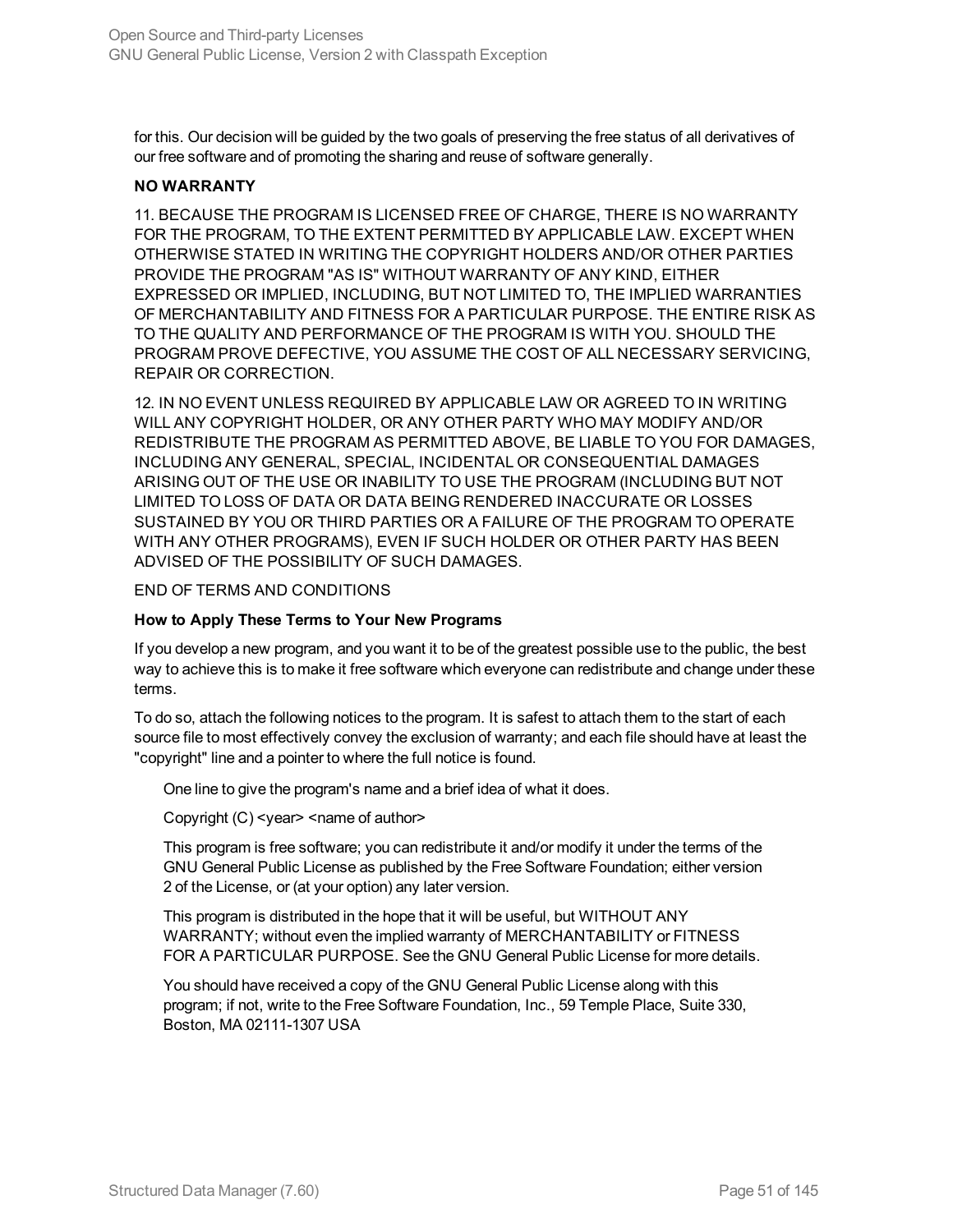for this. Our decision will be guided by the two goals of preserving the free status of all derivatives of our free software and of promoting the sharing and reuse of software generally.

**NO WARRANTY**

11. BECAUSE THE PROGRAM IS LICENSED FREE OF CHARGE, THERE IS NO WARRANTY FOR THE PROGRAM, TO THE EXTENT PERMITTED BY APPLICABLE LAW. EXCEPT WHEN OTHERWISE STATED IN WRITING THE COPYRIGHT HOLDERS AND/OR OTHER PARTIES PROVIDE THE PROGRAM "AS IS" WITHOUT WARRANTY OF ANY KIND, EITHER EXPRESSED OR IMPLIED, INCLUDING, BUT NOT LIMITED TO, THE IMPLIED WARRANTIES OF MERCHANTABILITY AND FITNESS FOR A PARTICULAR PURPOSE. THE ENTIRE RISK AS TO THE QUALITY AND PERFORMANCE OF THE PROGRAM IS WITH YOU. SHOULD THE PROGRAM PROVE DEFECTIVE, YOU ASSUME THE COST OF ALL NECESSARY SERVICING, REPAIR OR CORRECTION.

12. IN NO EVENT UNLESS REQUIRED BY APPLICABLE LAW OR AGREED TO IN WRITING WILL ANY COPYRIGHT HOLDER, OR ANY OTHER PARTY WHO MAY MODIFY AND/OR REDISTRIBUTE THE PROGRAM AS PERMITTED ABOVE, BE LIABLE TO YOU FOR DAMAGES, INCLUDING ANY GENERAL, SPECIAL, INCIDENTAL OR CONSEQUENTIAL DAMAGES ARISING OUT OF THE USE OR INABILITY TO USE THE PROGRAM (INCLUDING BUT NOT LIMITED TO LOSS OF DATA OR DATA BEING RENDERED INACCURATE OR LOSSES SUSTAINED BY YOU OR THIRD PARTIES OR A FAILURE OF THE PROGRAM TO OPERATE WITH ANY OTHER PROGRAMS), EVEN IF SUCH HOLDER OR OTHER PARTY HAS BEEN ADVISED OF THE POSSIBILITY OF SUCH DAMAGES.

END OF TERMS AND CONDITIONS

**How to Apply These Terms to Your New Programs**

If you develop a new program, and you want it to be of the greatest possible use to the public, the best way to achieve this is to make it free software which everyone can redistribute and change under these terms.

To do so, attach the following notices to the program. It is safest to attach them to the start of each source file to most effectively convey the exclusion of warranty; and each file should have at least the "copyright" line and a pointer to where the full notice is found.

> One line to give the program's name and a brief idea of what it does.
>
> Copyright (C) <year> <name of author>
>
> This program is free software; you can redistribute it and/or modify it under the terms of the GNU General Public License as published by the Free Software Foundation; either version 2 of the License, or (at your option) any later version.
>
> This program is distributed in the hope that it will be useful, but WITHOUT ANY WARRANTY; without even the implied warranty of MERCHANTABILITY or FITNESS FOR A PARTICULAR PURPOSE. See the GNU General Public License for more details.
>
> You should have received a copy of the GNU General Public License along with this program; if not, write to the Free Software Foundation, Inc., 59 Temple Place, Suite 330, Boston, MA 02111-1307 USA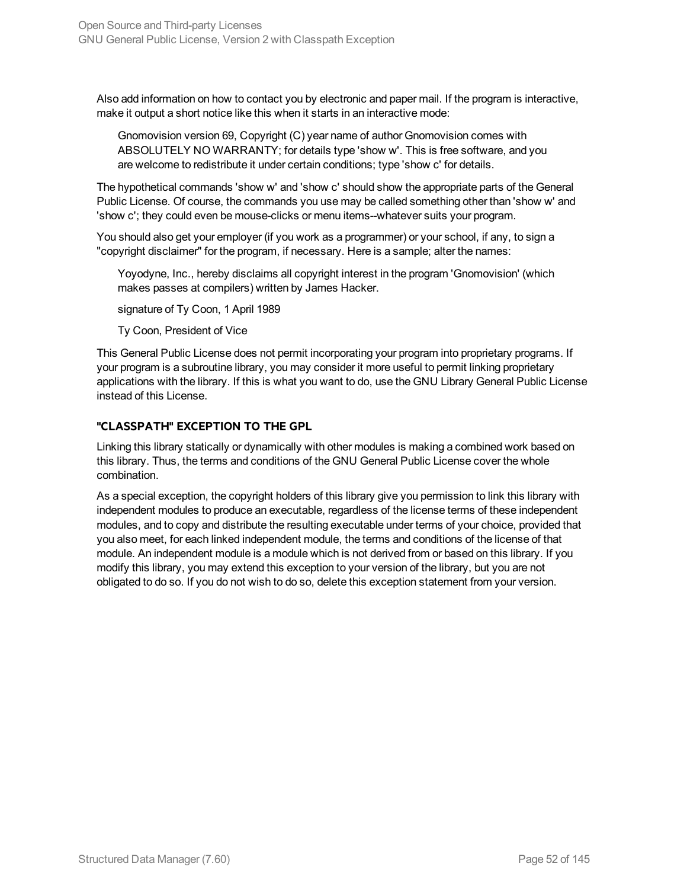Also add information on how to contact you by electronic and paper mail. If the program is interactive, make it output a short notice like this when it starts in an interactive mode:

> Gnomovision version 69, Copyright (C) year name of author Gnomovision comes with ABSOLUTELY NO WARRANTY; for details type 'show w'. This is free software, and you are welcome to redistribute it under certain conditions; type 'show c' for details.

The hypothetical commands 'show w' and 'show c' should show the appropriate parts of the General Public License. Of course, the commands you use may be called something other than 'show w' and 'show c'; they could even be mouse-clicks or menu items--whatever suits your program.

You should also get your employer (if you work as a programmer) or your school, if any, to sign a "copyright disclaimer" for the program, if necessary. Here is a sample; alter the names:

> Yoyodyne, Inc., hereby disclaims all copyright interest in the program 'Gnomovision' (which makes passes at compilers) written by James Hacker.
>
> signature of Ty Coon, 1 April 1989
>
> Ty Coon, President of Vice

This General Public License does not permit incorporating your program into proprietary programs. If your program is a subroutine library, you may consider it more useful to permit linking proprietary applications with the library. If this is what you want to do, use the GNU Library General Public License instead of this License.

### "CLASSPATH" EXCEPTION TO THE GPL

Linking this library statically or dynamically with other modules is making a combined work based on this library. Thus, the terms and conditions of the GNU General Public License cover the whole combination.

As a special exception, the copyright holders of this library give you permission to link this library with independent modules to produce an executable, regardless of the license terms of these independent modules, and to copy and distribute the resulting executable under terms of your choice, provided that you also meet, for each linked independent module, the terms and conditions of the license of that module. An independent module is a module which is not derived from or based on this library. If you modify this library, you may extend this exception to your version of the library, but you are not obligated to do so. If you do not wish to do so, delete this exception statement from your version.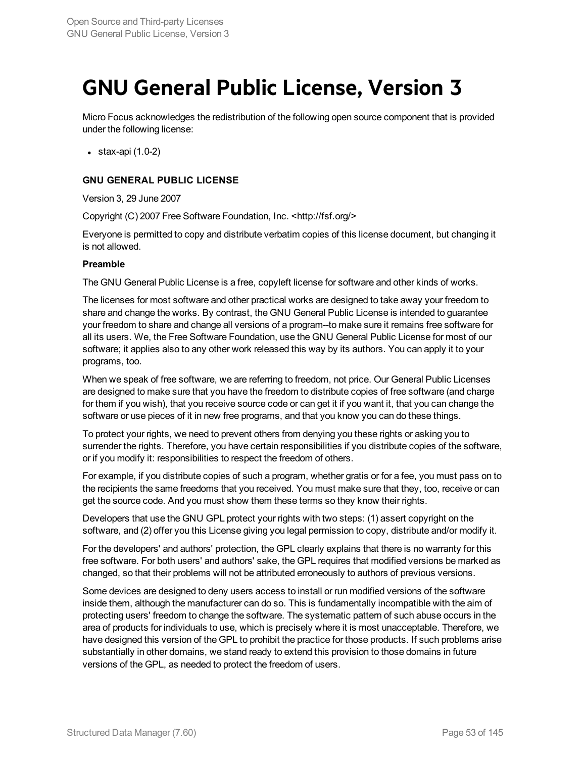# GNU General Public License, Version 3

Micro Focus acknowledges the redistribution of the following open source component that is provided under the following license:

- stax-api (1.0-2)

**GNU GENERAL PUBLIC LICENSE**

Version 3, 29 June 2007

Copyright (C) 2007 Free Software Foundation, Inc. <http://fsf.org/>

Everyone is permitted to copy and distribute verbatim copies of this license document, but changing it is not allowed.

**Preamble**

The GNU General Public License is a free, copyleft license for software and other kinds of works.

The licenses for most software and other practical works are designed to take away your freedom to share and change the works. By contrast, the GNU General Public License is intended to guarantee your freedom to share and change all versions of a program--to make sure it remains free software for all its users. We, the Free Software Foundation, use the GNU General Public License for most of our software; it applies also to any other work released this way by its authors. You can apply it to your programs, too.

When we speak of free software, we are referring to freedom, not price. Our General Public Licenses are designed to make sure that you have the freedom to distribute copies of free software (and charge for them if you wish), that you receive source code or can get it if you want it, that you can change the software or use pieces of it in new free programs, and that you know you can do these things.

To protect your rights, we need to prevent others from denying you these rights or asking you to surrender the rights. Therefore, you have certain responsibilities if you distribute copies of the software, or if you modify it: responsibilities to respect the freedom of others.

For example, if you distribute copies of such a program, whether gratis or for a fee, you must pass on to the recipients the same freedoms that you received. You must make sure that they, too, receive or can get the source code. And you must show them these terms so they know their rights.

Developers that use the GNU GPL protect your rights with two steps: (1) assert copyright on the software, and (2) offer you this License giving you legal permission to copy, distribute and/or modify it.

For the developers' and authors' protection, the GPL clearly explains that there is no warranty for this free software. For both users' and authors' sake, the GPL requires that modified versions be marked as changed, so that their problems will not be attributed erroneously to authors of previous versions.

Some devices are designed to deny users access to install or run modified versions of the software inside them, although the manufacturer can do so. This is fundamentally incompatible with the aim of protecting users' freedom to change the software. The systematic pattern of such abuse occurs in the area of products for individuals to use, which is precisely where it is most unacceptable. Therefore, we have designed this version of the GPL to prohibit the practice for those products. If such problems arise substantially in other domains, we stand ready to extend this provision to those domains in future versions of the GPL, as needed to protect the freedom of users.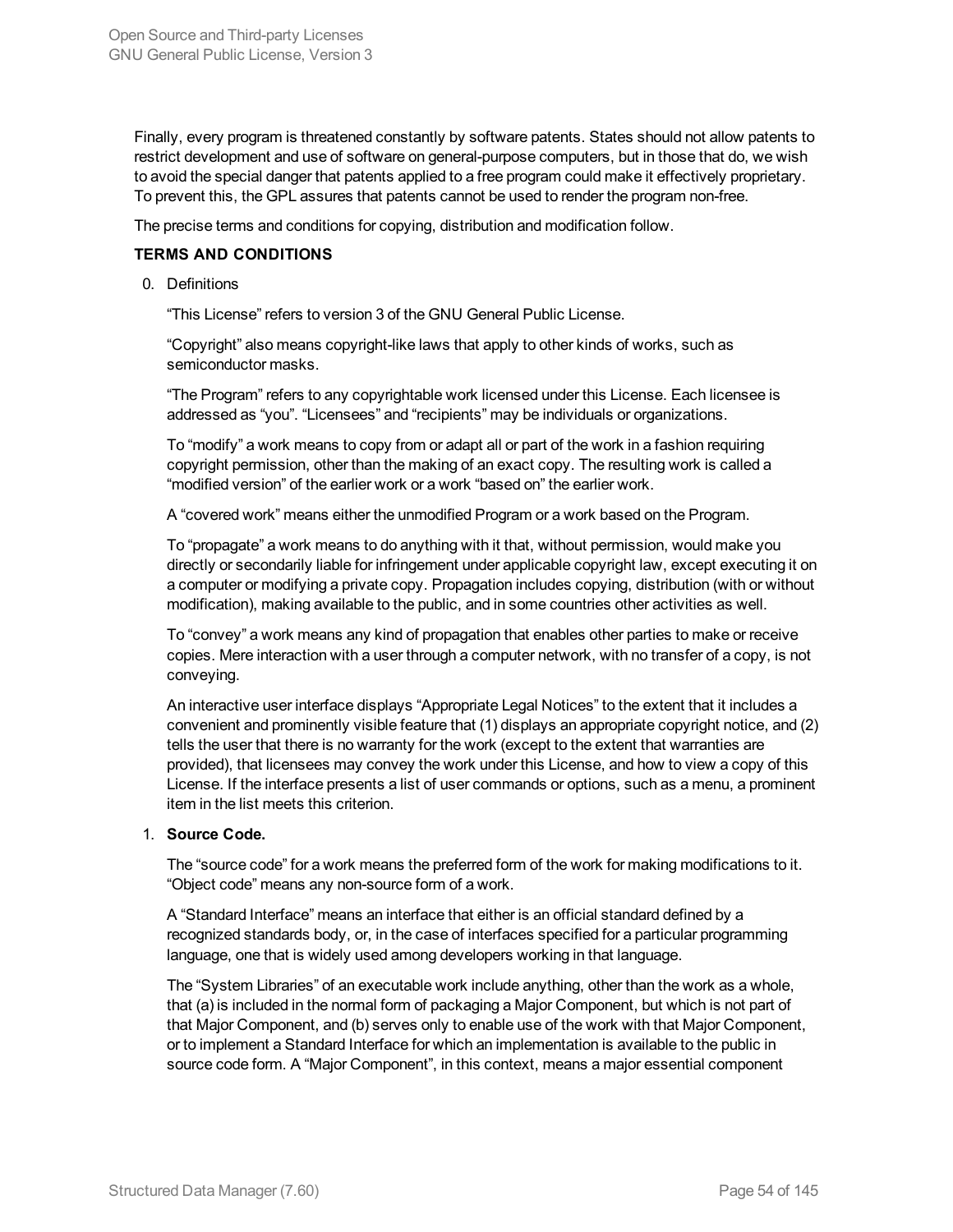Finally, every program is threatened constantly by software patents. States should not allow patents to restrict development and use of software on general-purpose computers, but in those that do, we wish to avoid the special danger that patents applied to a free program could make it effectively proprietary. To prevent this, the GPL assures that patents cannot be used to render the program non-free.

The precise terms and conditions for copying, distribution and modification follow.

**TERMS AND CONDITIONS**

0. Definitions

   "This License" refers to version 3 of the GNU General Public License.

   "Copyright" also means copyright-like laws that apply to other kinds of works, such as semiconductor masks.

   "The Program" refers to any copyrightable work licensed under this License. Each licensee is addressed as "you". "Licensees" and "recipients" may be individuals or organizations.

   To "modify" a work means to copy from or adapt all or part of the work in a fashion requiring copyright permission, other than the making of an exact copy. The resulting work is called a "modified version" of the earlier work or a work "based on" the earlier work.

   A "covered work" means either the unmodified Program or a work based on the Program.

   To "propagate" a work means to do anything with it that, without permission, would make you directly or secondarily liable for infringement under applicable copyright law, except executing it on a computer or modifying a private copy. Propagation includes copying, distribution (with or without modification), making available to the public, and in some countries other activities as well.

   To "convey" a work means any kind of propagation that enables other parties to make or receive copies. Mere interaction with a user through a computer network, with no transfer of a copy, is not conveying.

   An interactive user interface displays "Appropriate Legal Notices" to the extent that it includes a convenient and prominently visible feature that (1) displays an appropriate copyright notice, and (2) tells the user that there is no warranty for the work (except to the extent that warranties are provided), that licensees may convey the work under this License, and how to view a copy of this License. If the interface presents a list of user commands or options, such as a menu, a prominent item in the list meets this criterion.

1. **Source Code.**

   The "source code" for a work means the preferred form of the work for making modifications to it. "Object code" means any non-source form of a work.

   A "Standard Interface" means an interface that either is an official standard defined by a recognized standards body, or, in the case of interfaces specified for a particular programming language, one that is widely used among developers working in that language.

   The "System Libraries" of an executable work include anything, other than the work as a whole, that (a) is included in the normal form of packaging a Major Component, but which is not part of that Major Component, and (b) serves only to enable use of the work with that Major Component, or to implement a Standard Interface for which an implementation is available to the public in source code form. A "Major Component", in this context, means a major essential component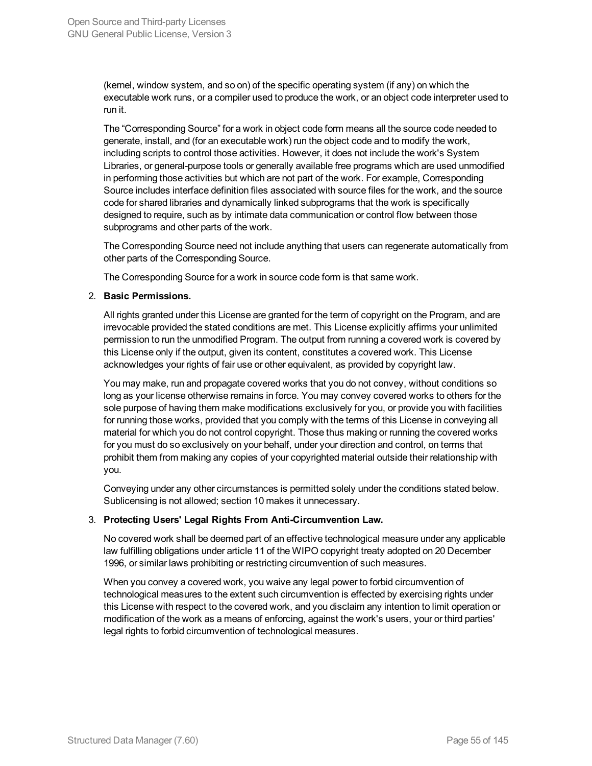(kernel, window system, and so on) of the specific operating system (if any) on which the executable work runs, or a compiler used to produce the work, or an object code interpreter used to run it.

The "Corresponding Source" for a work in object code form means all the source code needed to generate, install, and (for an executable work) run the object code and to modify the work, including scripts to control those activities. However, it does not include the work's System Libraries, or general-purpose tools or generally available free programs which are used unmodified in performing those activities but which are not part of the work. For example, Corresponding Source includes interface definition files associated with source files for the work, and the source code for shared libraries and dynamically linked subprograms that the work is specifically designed to require, such as by intimate data communication or control flow between those subprograms and other parts of the work.

The Corresponding Source need not include anything that users can regenerate automatically from other parts of the Corresponding Source.

The Corresponding Source for a work in source code form is that same work.

2. **Basic Permissions.**

   All rights granted under this License are granted for the term of copyright on the Program, and are irrevocable provided the stated conditions are met. This License explicitly affirms your unlimited permission to run the unmodified Program. The output from running a covered work is covered by this License only if the output, given its content, constitutes a covered work. This License acknowledges your rights of fair use or other equivalent, as provided by copyright law.

   You may make, run and propagate covered works that you do not convey, without conditions so long as your license otherwise remains in force. You may convey covered works to others for the sole purpose of having them make modifications exclusively for you, or provide you with facilities for running those works, provided that you comply with the terms of this License in conveying all material for which you do not control copyright. Those thus making or running the covered works for you must do so exclusively on your behalf, under your direction and control, on terms that prohibit them from making any copies of your copyrighted material outside their relationship with you.

   Conveying under any other circumstances is permitted solely under the conditions stated below. Sublicensing is not allowed; section 10 makes it unnecessary.

3. **Protecting Users' Legal Rights From Anti-Circumvention Law.**

   No covered work shall be deemed part of an effective technological measure under any applicable law fulfilling obligations under article 11 of the WIPO copyright treaty adopted on 20 December 1996, or similar laws prohibiting or restricting circumvention of such measures.

   When you convey a covered work, you waive any legal power to forbid circumvention of technological measures to the extent such circumvention is effected by exercising rights under this License with respect to the covered work, and you disclaim any intention to limit operation or modification of the work as a means of enforcing, against the work's users, your or third parties' legal rights to forbid circumvention of technological measures.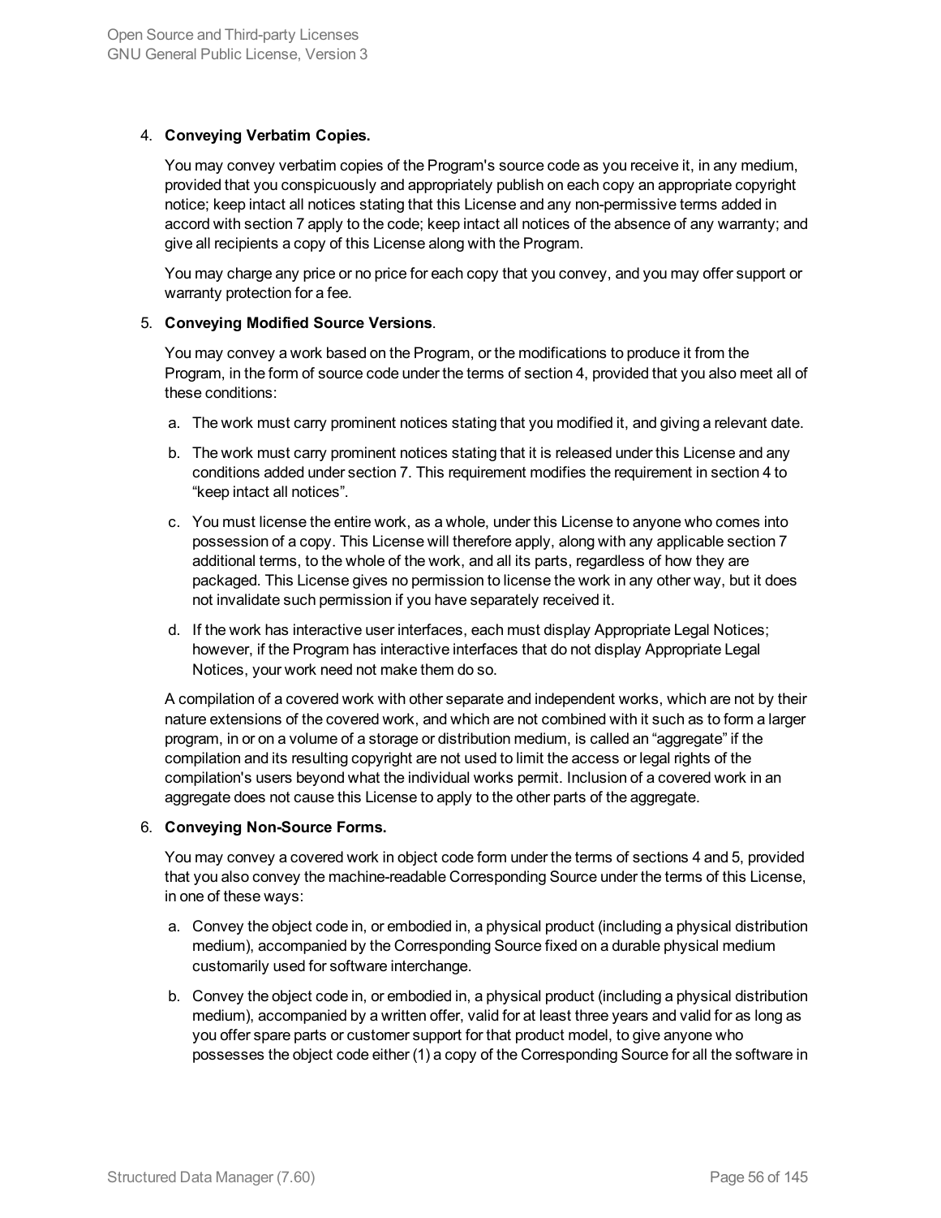4. **Conveying Verbatim Copies.**

   You may convey verbatim copies of the Program's source code as you receive it, in any medium, provided that you conspicuously and appropriately publish on each copy an appropriate copyright notice; keep intact all notices stating that this License and any non-permissive terms added in accord with section 7 apply to the code; keep intact all notices of the absence of any warranty; and give all recipients a copy of this License along with the Program.

   You may charge any price or no price for each copy that you convey, and you may offer support or warranty protection for a fee.

5. **Conveying Modified Source Versions**.

   You may convey a work based on the Program, or the modifications to produce it from the Program, in the form of source code under the terms of section 4, provided that you also meet all of these conditions:

   a. The work must carry prominent notices stating that you modified it, and giving a relevant date.

   b. The work must carry prominent notices stating that it is released under this License and any conditions added under section 7. This requirement modifies the requirement in section 4 to "keep intact all notices".

   c. You must license the entire work, as a whole, under this License to anyone who comes into possession of a copy. This License will therefore apply, along with any applicable section 7 additional terms, to the whole of the work, and all its parts, regardless of how they are packaged. This License gives no permission to license the work in any other way, but it does not invalidate such permission if you have separately received it.

   d. If the work has interactive user interfaces, each must display Appropriate Legal Notices; however, if the Program has interactive interfaces that do not display Appropriate Legal Notices, your work need not make them do so.

   A compilation of a covered work with other separate and independent works, which are not by their nature extensions of the covered work, and which are not combined with it such as to form a larger program, in or on a volume of a storage or distribution medium, is called an "aggregate" if the compilation and its resulting copyright are not used to limit the access or legal rights of the compilation's users beyond what the individual works permit. Inclusion of a covered work in an aggregate does not cause this License to apply to the other parts of the aggregate.

6. **Conveying Non-Source Forms.**

   You may convey a covered work in object code form under the terms of sections 4 and 5, provided that you also convey the machine-readable Corresponding Source under the terms of this License, in one of these ways:

   a. Convey the object code in, or embodied in, a physical product (including a physical distribution medium), accompanied by the Corresponding Source fixed on a durable physical medium customarily used for software interchange.

   b. Convey the object code in, or embodied in, a physical product (including a physical distribution medium), accompanied by a written offer, valid for at least three years and valid for as long as you offer spare parts or customer support for that product model, to give anyone who possesses the object code either (1) a copy of the Corresponding Source for all the software in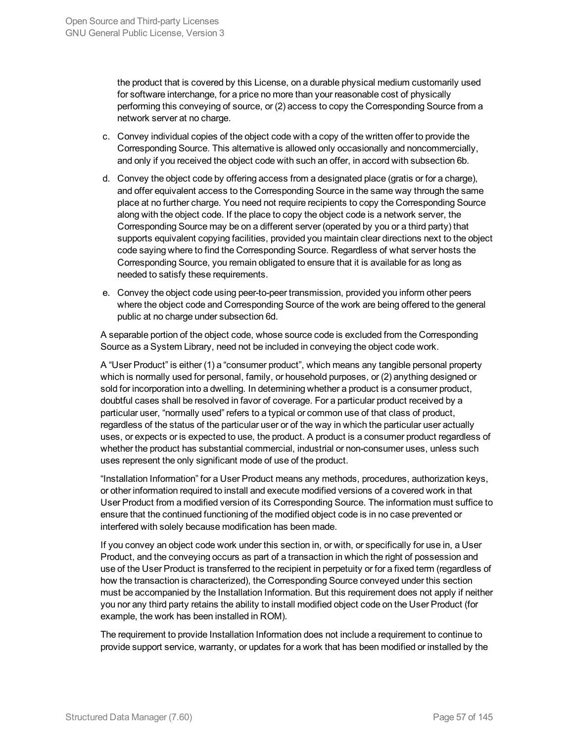the product that is covered by this License, on a durable physical medium customarily used for software interchange, for a price no more than your reasonable cost of physically performing this conveying of source, or (2) access to copy the Corresponding Source from a network server at no charge.

c. Convey individual copies of the object code with a copy of the written offer to provide the Corresponding Source. This alternative is allowed only occasionally and noncommercially, and only if you received the object code with such an offer, in accord with subsection 6b.

d. Convey the object code by offering access from a designated place (gratis or for a charge), and offer equivalent access to the Corresponding Source in the same way through the same place at no further charge. You need not require recipients to copy the Corresponding Source along with the object code. If the place to copy the object code is a network server, the Corresponding Source may be on a different server (operated by you or a third party) that supports equivalent copying facilities, provided you maintain clear directions next to the object code saying where to find the Corresponding Source. Regardless of what server hosts the Corresponding Source, you remain obligated to ensure that it is available for as long as needed to satisfy these requirements.

e. Convey the object code using peer-to-peer transmission, provided you inform other peers where the object code and Corresponding Source of the work are being offered to the general public at no charge under subsection 6d.

A separable portion of the object code, whose source code is excluded from the Corresponding Source as a System Library, need not be included in conveying the object code work.

A "User Product" is either (1) a "consumer product", which means any tangible personal property which is normally used for personal, family, or household purposes, or (2) anything designed or sold for incorporation into a dwelling. In determining whether a product is a consumer product, doubtful cases shall be resolved in favor of coverage. For a particular product received by a particular user, "normally used" refers to a typical or common use of that class of product, regardless of the status of the particular user or of the way in which the particular user actually uses, or expects or is expected to use, the product. A product is a consumer product regardless of whether the product has substantial commercial, industrial or non-consumer uses, unless such uses represent the only significant mode of use of the product.

"Installation Information" for a User Product means any methods, procedures, authorization keys, or other information required to install and execute modified versions of a covered work in that User Product from a modified version of its Corresponding Source. The information must suffice to ensure that the continued functioning of the modified object code is in no case prevented or interfered with solely because modification has been made.

If you convey an object code work under this section in, or with, or specifically for use in, a User Product, and the conveying occurs as part of a transaction in which the right of possession and use of the User Product is transferred to the recipient in perpetuity or for a fixed term (regardless of how the transaction is characterized), the Corresponding Source conveyed under this section must be accompanied by the Installation Information. But this requirement does not apply if neither you nor any third party retains the ability to install modified object code on the User Product (for example, the work has been installed in ROM).

The requirement to provide Installation Information does not include a requirement to continue to provide support service, warranty, or updates for a work that has been modified or installed by the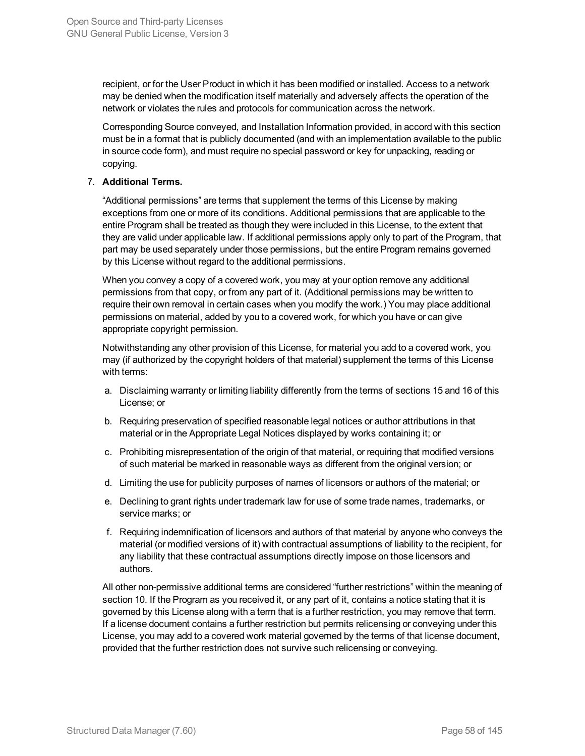recipient, or for the User Product in which it has been modified or installed. Access to a network may be denied when the modification itself materially and adversely affects the operation of the network or violates the rules and protocols for communication across the network.

Corresponding Source conveyed, and Installation Information provided, in accord with this section must be in a format that is publicly documented (and with an implementation available to the public in source code form), and must require no special password or key for unpacking, reading or copying.

7. **Additional Terms.**

   “Additional permissions” are terms that supplement the terms of this License by making exceptions from one or more of its conditions. Additional permissions that are applicable to the entire Program shall be treated as though they were included in this License, to the extent that they are valid under applicable law. If additional permissions apply only to part of the Program, that part may be used separately under those permissions, but the entire Program remains governed by this License without regard to the additional permissions.

   When you convey a copy of a covered work, you may at your option remove any additional permissions from that copy, or from any part of it. (Additional permissions may be written to require their own removal in certain cases when you modify the work.) You may place additional permissions on material, added by you to a covered work, for which you have or can give appropriate copyright permission.

   Notwithstanding any other provision of this License, for material you add to a covered work, you may (if authorized by the copyright holders of that material) supplement the terms of this License with terms:

   a. Disclaiming warranty or limiting liability differently from the terms of sections 15 and 16 of this License; or
   b. Requiring preservation of specified reasonable legal notices or author attributions in that material or in the Appropriate Legal Notices displayed by works containing it; or
   c. Prohibiting misrepresentation of the origin of that material, or requiring that modified versions of such material be marked in reasonable ways as different from the original version; or
   d. Limiting the use for publicity purposes of names of licensors or authors of the material; or
   e. Declining to grant rights under trademark law for use of some trade names, trademarks, or service marks; or
   f. Requiring indemnification of licensors and authors of that material by anyone who conveys the material (or modified versions of it) with contractual assumptions of liability to the recipient, for any liability that these contractual assumptions directly impose on those licensors and authors.

   All other non-permissive additional terms are considered “further restrictions” within the meaning of section 10. If the Program as you received it, or any part of it, contains a notice stating that it is governed by this License along with a term that is a further restriction, you may remove that term. If a license document contains a further restriction but permits relicensing or conveying under this License, you may add to a covered work material governed by the terms of that license document, provided that the further restriction does not survive such relicensing or conveying.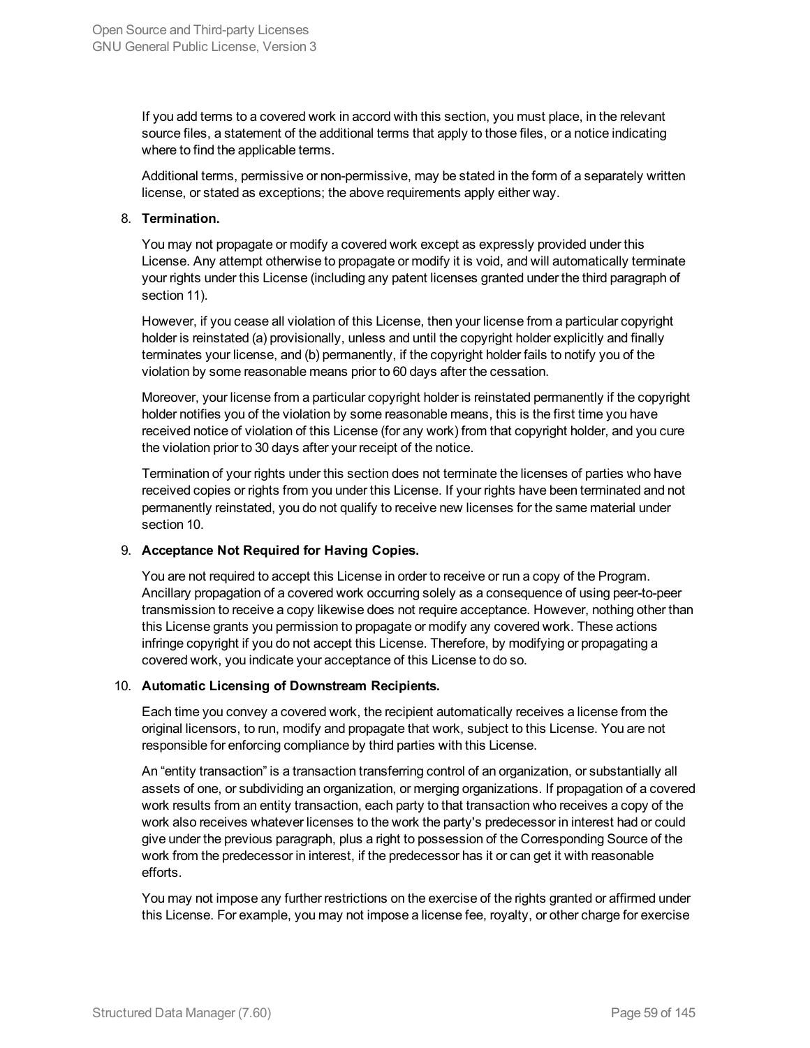If you add terms to a covered work in accord with this section, you must place, in the relevant source files, a statement of the additional terms that apply to those files, or a notice indicating where to find the applicable terms.

Additional terms, permissive or non-permissive, may be stated in the form of a separately written license, or stated as exceptions; the above requirements apply either way.

8. **Termination.**

   You may not propagate or modify a covered work except as expressly provided under this License. Any attempt otherwise to propagate or modify it is void, and will automatically terminate your rights under this License (including any patent licenses granted under the third paragraph of section 11).

   However, if you cease all violation of this License, then your license from a particular copyright holder is reinstated (a) provisionally, unless and until the copyright holder explicitly and finally terminates your license, and (b) permanently, if the copyright holder fails to notify you of the violation by some reasonable means prior to 60 days after the cessation.

   Moreover, your license from a particular copyright holder is reinstated permanently if the copyright holder notifies you of the violation by some reasonable means, this is the first time you have received notice of violation of this License (for any work) from that copyright holder, and you cure the violation prior to 30 days after your receipt of the notice.

   Termination of your rights under this section does not terminate the licenses of parties who have received copies or rights from you under this License. If your rights have been terminated and not permanently reinstated, you do not qualify to receive new licenses for the same material under section 10.

9. **Acceptance Not Required for Having Copies.**

   You are not required to accept this License in order to receive or run a copy of the Program. Ancillary propagation of a covered work occurring solely as a consequence of using peer-to-peer transmission to receive a copy likewise does not require acceptance. However, nothing other than this License grants you permission to propagate or modify any covered work. These actions infringe copyright if you do not accept this License. Therefore, by modifying or propagating a covered work, you indicate your acceptance of this License to do so.

10. **Automatic Licensing of Downstream Recipients.**

    Each time you convey a covered work, the recipient automatically receives a license from the original licensors, to run, modify and propagate that work, subject to this License. You are not responsible for enforcing compliance by third parties with this License.

    An "entity transaction" is a transaction transferring control of an organization, or substantially all assets of one, or subdividing an organization, or merging organizations. If propagation of a covered work results from an entity transaction, each party to that transaction who receives a copy of the work also receives whatever licenses to the work the party's predecessor in interest had or could give under the previous paragraph, plus a right to possession of the Corresponding Source of the work from the predecessor in interest, if the predecessor has it or can get it with reasonable efforts.

    You may not impose any further restrictions on the exercise of the rights granted or affirmed under this License. For example, you may not impose a license fee, royalty, or other charge for exercise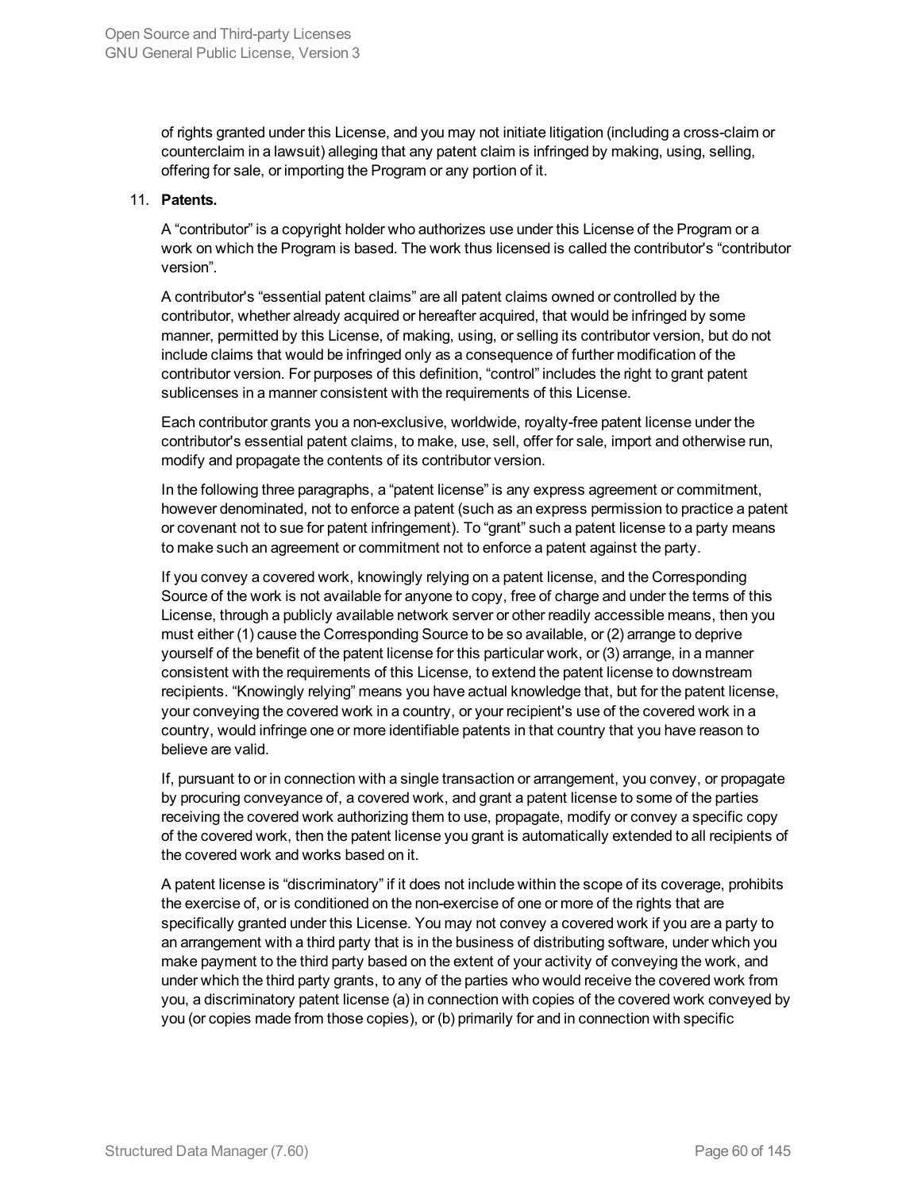of rights granted under this License, and you may not initiate litigation (including a cross-claim or counterclaim in a lawsuit) alleging that any patent claim is infringed by making, using, selling, offering for sale, or importing the Program or any portion of it.

11. **Patents.**

    A “contributor” is a copyright holder who authorizes use under this License of the Program or a work on which the Program is based. The work thus licensed is called the contributor's “contributor version”.

    A contributor's “essential patent claims” are all patent claims owned or controlled by the contributor, whether already acquired or hereafter acquired, that would be infringed by some manner, permitted by this License, of making, using, or selling its contributor version, but do not include claims that would be infringed only as a consequence of further modification of the contributor version. For purposes of this definition, “control” includes the right to grant patent sublicenses in a manner consistent with the requirements of this License.

    Each contributor grants you a non-exclusive, worldwide, royalty-free patent license under the contributor's essential patent claims, to make, use, sell, offer for sale, import and otherwise run, modify and propagate the contents of its contributor version.

    In the following three paragraphs, a “patent license” is any express agreement or commitment, however denominated, not to enforce a patent (such as an express permission to practice a patent or covenant not to sue for patent infringement). To “grant” such a patent license to a party means to make such an agreement or commitment not to enforce a patent against the party.

    If you convey a covered work, knowingly relying on a patent license, and the Corresponding Source of the work is not available for anyone to copy, free of charge and under the terms of this License, through a publicly available network server or other readily accessible means, then you must either (1) cause the Corresponding Source to be so available, or (2) arrange to deprive yourself of the benefit of the patent license for this particular work, or (3) arrange, in a manner consistent with the requirements of this License, to extend the patent license to downstream recipients. “Knowingly relying” means you have actual knowledge that, but for the patent license, your conveying the covered work in a country, or your recipient's use of the covered work in a country, would infringe one or more identifiable patents in that country that you have reason to believe are valid.

    If, pursuant to or in connection with a single transaction or arrangement, you convey, or propagate by procuring conveyance of, a covered work, and grant a patent license to some of the parties receiving the covered work authorizing them to use, propagate, modify or convey a specific copy of the covered work, then the patent license you grant is automatically extended to all recipients of the covered work and works based on it.

    A patent license is “discriminatory” if it does not include within the scope of its coverage, prohibits the exercise of, or is conditioned on the non-exercise of one or more of the rights that are specifically granted under this License. You may not convey a covered work if you are a party to an arrangement with a third party that is in the business of distributing software, under which you make payment to the third party based on the extent of your activity of conveying the work, and under which the third party grants, to any of the parties who would receive the covered work from you, a discriminatory patent license (a) in connection with copies of the covered work conveyed by you (or copies made from those copies), or (b) primarily for and in connection with specific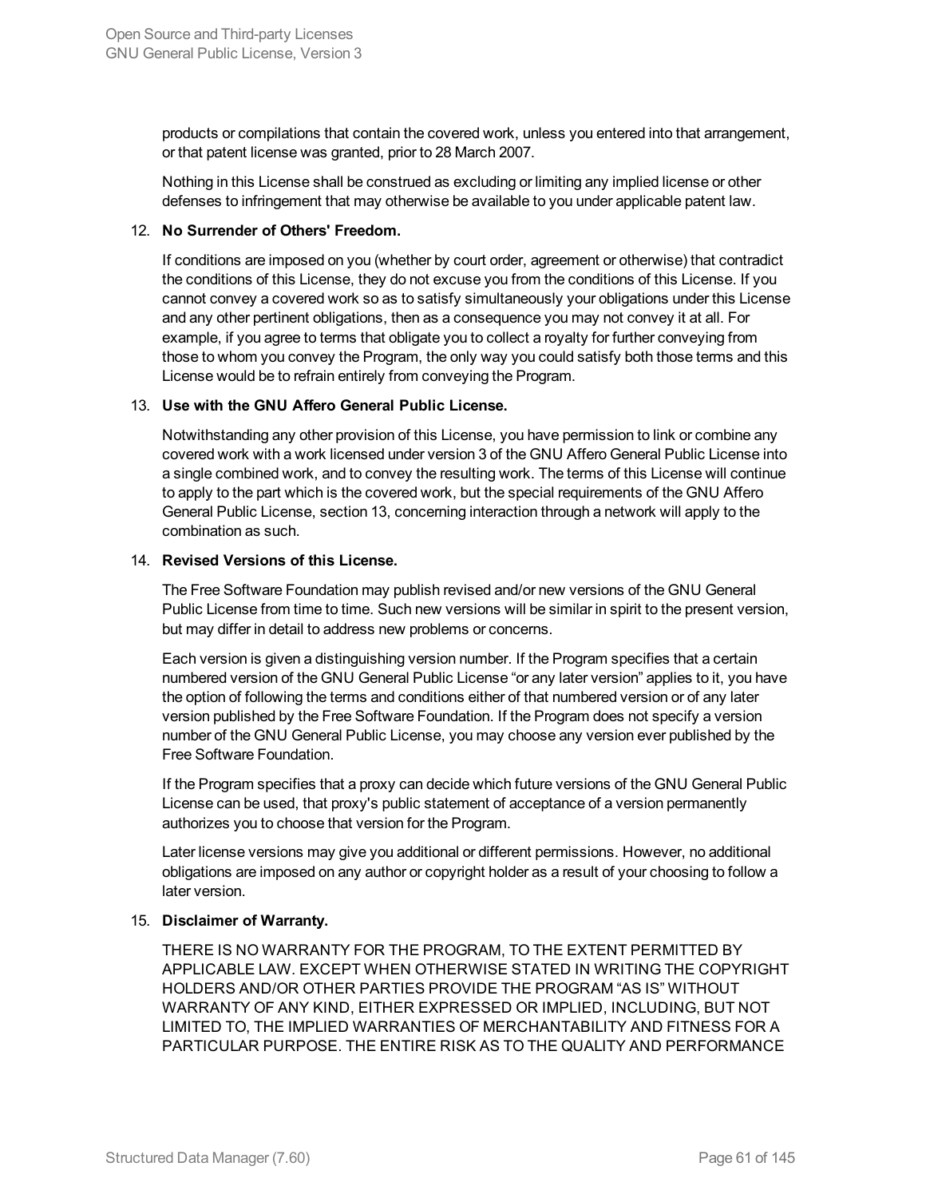products or compilations that contain the covered work, unless you entered into that arrangement, or that patent license was granted, prior to 28 March 2007.

Nothing in this License shall be construed as excluding or limiting any implied license or other defenses to infringement that may otherwise be available to you under applicable patent law.

12. **No Surrender of Others' Freedom.**

    If conditions are imposed on you (whether by court order, agreement or otherwise) that contradict the conditions of this License, they do not excuse you from the conditions of this License. If you cannot convey a covered work so as to satisfy simultaneously your obligations under this License and any other pertinent obligations, then as a consequence you may not convey it at all. For example, if you agree to terms that obligate you to collect a royalty for further conveying from those to whom you convey the Program, the only way you could satisfy both those terms and this License would be to refrain entirely from conveying the Program.

13. **Use with the GNU Affero General Public License.**

    Notwithstanding any other provision of this License, you have permission to link or combine any covered work with a work licensed under version 3 of the GNU Affero General Public License into a single combined work, and to convey the resulting work. The terms of this License will continue to apply to the part which is the covered work, but the special requirements of the GNU Affero General Public License, section 13, concerning interaction through a network will apply to the combination as such.

14. **Revised Versions of this License.**

    The Free Software Foundation may publish revised and/or new versions of the GNU General Public License from time to time. Such new versions will be similar in spirit to the present version, but may differ in detail to address new problems or concerns.

    Each version is given a distinguishing version number. If the Program specifies that a certain numbered version of the GNU General Public License "or any later version" applies to it, you have the option of following the terms and conditions either of that numbered version or of any later version published by the Free Software Foundation. If the Program does not specify a version number of the GNU General Public License, you may choose any version ever published by the Free Software Foundation.

    If the Program specifies that a proxy can decide which future versions of the GNU General Public License can be used, that proxy's public statement of acceptance of a version permanently authorizes you to choose that version for the Program.

    Later license versions may give you additional or different permissions. However, no additional obligations are imposed on any author or copyright holder as a result of your choosing to follow a later version.

15. **Disclaimer of Warranty.**

    THERE IS NO WARRANTY FOR THE PROGRAM, TO THE EXTENT PERMITTED BY APPLICABLE LAW. EXCEPT WHEN OTHERWISE STATED IN WRITING THE COPYRIGHT HOLDERS AND/OR OTHER PARTIES PROVIDE THE PROGRAM "AS IS" WITHOUT WARRANTY OF ANY KIND, EITHER EXPRESSED OR IMPLIED, INCLUDING, BUT NOT LIMITED TO, THE IMPLIED WARRANTIES OF MERCHANTABILITY AND FITNESS FOR A PARTICULAR PURPOSE. THE ENTIRE RISK AS TO THE QUALITY AND PERFORMANCE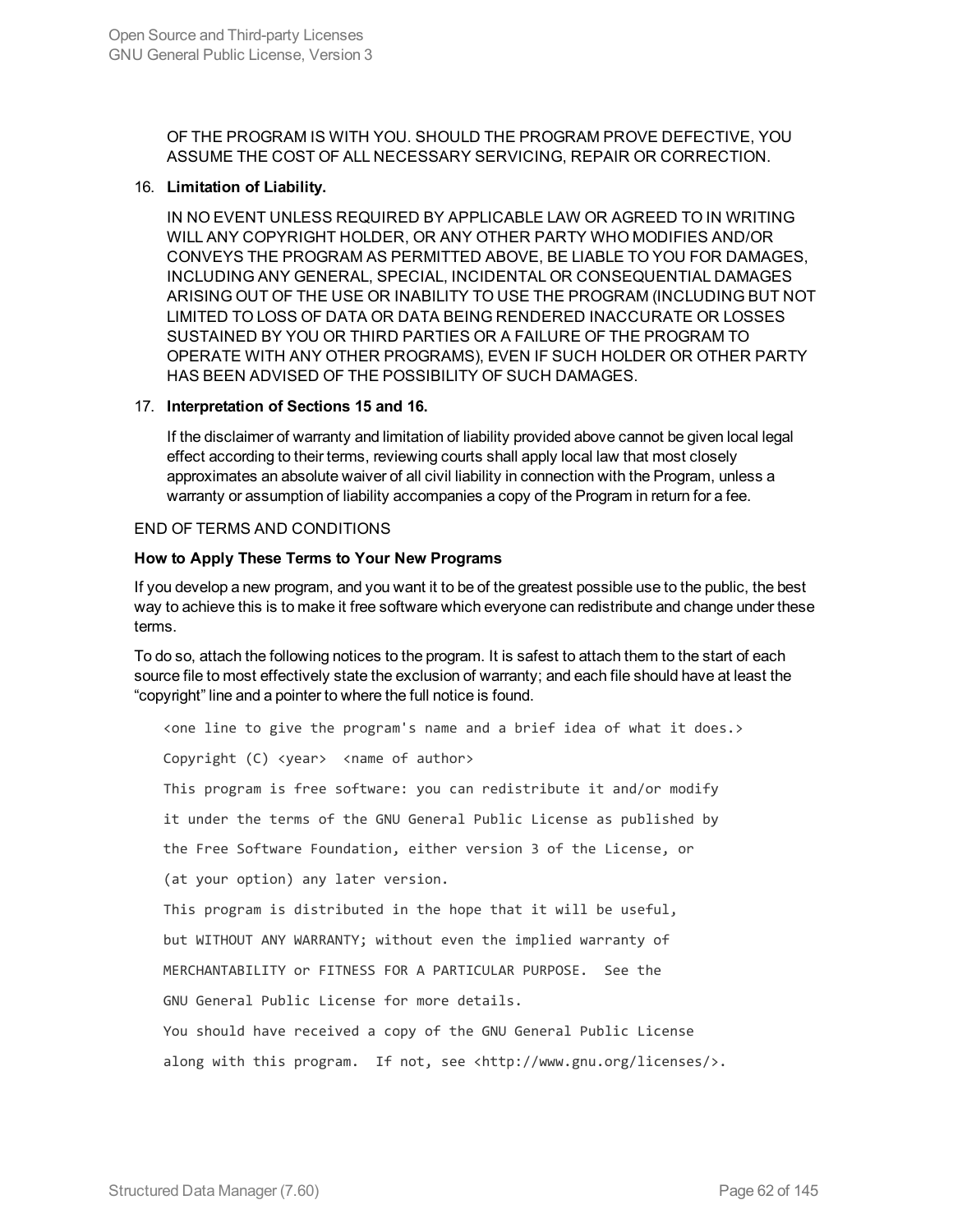OF THE PROGRAM IS WITH YOU. SHOULD THE PROGRAM PROVE DEFECTIVE, YOU ASSUME THE COST OF ALL NECESSARY SERVICING, REPAIR OR CORRECTION.

16. **Limitation of Liability.**

    IN NO EVENT UNLESS REQUIRED BY APPLICABLE LAW OR AGREED TO IN WRITING WILL ANY COPYRIGHT HOLDER, OR ANY OTHER PARTY WHO MODIFIES AND/OR CONVEYS THE PROGRAM AS PERMITTED ABOVE, BE LIABLE TO YOU FOR DAMAGES, INCLUDING ANY GENERAL, SPECIAL, INCIDENTAL OR CONSEQUENTIAL DAMAGES ARISING OUT OF THE USE OR INABILITY TO USE THE PROGRAM (INCLUDING BUT NOT LIMITED TO LOSS OF DATA OR DATA BEING RENDERED INACCURATE OR LOSSES SUSTAINED BY YOU OR THIRD PARTIES OR A FAILURE OF THE PROGRAM TO OPERATE WITH ANY OTHER PROGRAMS), EVEN IF SUCH HOLDER OR OTHER PARTY HAS BEEN ADVISED OF THE POSSIBILITY OF SUCH DAMAGES.

17. **Interpretation of Sections 15 and 16.**

    If the disclaimer of warranty and limitation of liability provided above cannot be given local legal effect according to their terms, reviewing courts shall apply local law that most closely approximates an absolute waiver of all civil liability in connection with the Program, unless a warranty or assumption of liability accompanies a copy of the Program in return for a fee.

END OF TERMS AND CONDITIONS

**How to Apply These Terms to Your New Programs**

If you develop a new program, and you want it to be of the greatest possible use to the public, the best way to achieve this is to make it free software which everyone can redistribute and change under these terms.

To do so, attach the following notices to the program. It is safest to attach them to the start of each source file to most effectively state the exclusion of warranty; and each file should have at least the “copyright” line and a pointer to where the full notice is found.

```
<one line to give the program's name and a brief idea of what it does.>
Copyright (C) <year>  <name of author>
This program is free software: you can redistribute it and/or modify
it under the terms of the GNU General Public License as published by
the Free Software Foundation, either version 3 of the License, or
(at your option) any later version.
This program is distributed in the hope that it will be useful,
but WITHOUT ANY WARRANTY; without even the implied warranty of
MERCHANTABILITY or FITNESS FOR A PARTICULAR PURPOSE.  See the
GNU General Public License for more details.
You should have received a copy of the GNU General Public License
along with this program.  If not, see <http://www.gnu.org/licenses/>.
```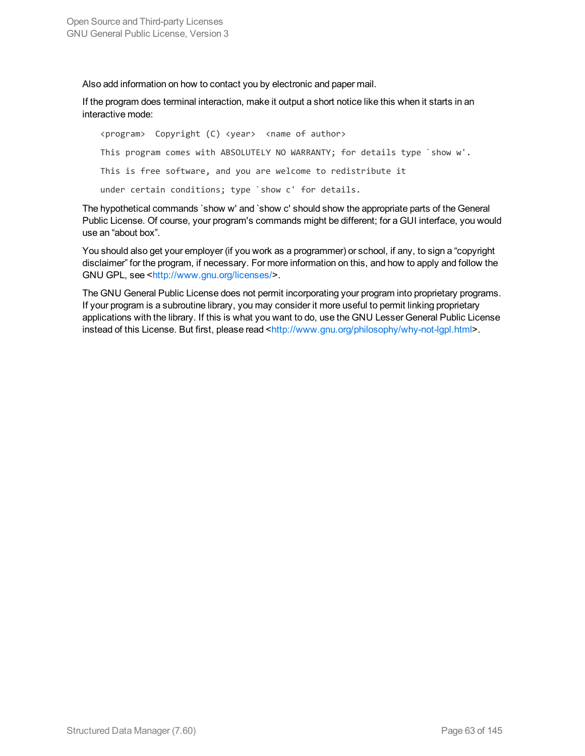Also add information on how to contact you by electronic and paper mail.

If the program does terminal interaction, make it output a short notice like this when it starts in an interactive mode:

```
<program>  Copyright (C) <year>  <name of author>

This program comes with ABSOLUTELY NO WARRANTY; for details type `show w'.

This is free software, and you are welcome to redistribute it

under certain conditions; type `show c' for details.
```

The hypothetical commands `show w' and `show c' should show the appropriate parts of the General Public License. Of course, your program's commands might be different; for a GUI interface, you would use an “about box”.

You should also get your employer (if you work as a programmer) or school, if any, to sign a “copyright disclaimer” for the program, if necessary. For more information on this, and how to apply and follow the GNU GPL, see <http://www.gnu.org/licenses/>.

The GNU General Public License does not permit incorporating your program into proprietary programs. If your program is a subroutine library, you may consider it more useful to permit linking proprietary applications with the library. If this is what you want to do, use the GNU Lesser General Public License instead of this License. But first, please read <http://www.gnu.org/philosophy/why-not-lgpl.html>.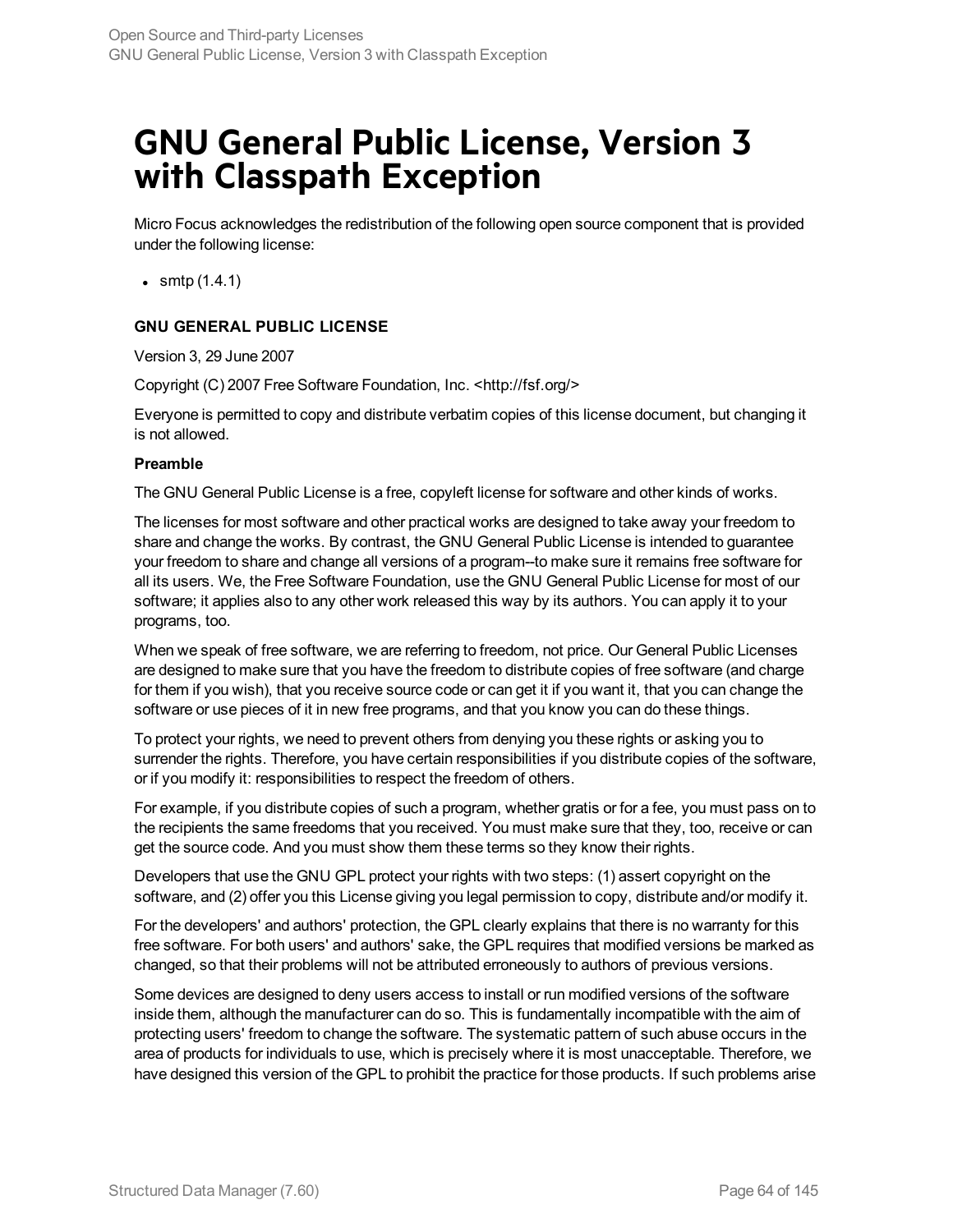# GNU General Public License, Version 3 with Classpath Exception

Micro Focus acknowledges the redistribution of the following open source component that is provided under the following license:

- smtp (1.4.1)

**GNU GENERAL PUBLIC LICENSE**

Version 3, 29 June 2007

Copyright (C) 2007 Free Software Foundation, Inc. <http://fsf.org/>

Everyone is permitted to copy and distribute verbatim copies of this license document, but changing it is not allowed.

**Preamble**

The GNU General Public License is a free, copyleft license for software and other kinds of works.

The licenses for most software and other practical works are designed to take away your freedom to share and change the works. By contrast, the GNU General Public License is intended to guarantee your freedom to share and change all versions of a program--to make sure it remains free software for all its users. We, the Free Software Foundation, use the GNU General Public License for most of our software; it applies also to any other work released this way by its authors. You can apply it to your programs, too.

When we speak of free software, we are referring to freedom, not price. Our General Public Licenses are designed to make sure that you have the freedom to distribute copies of free software (and charge for them if you wish), that you receive source code or can get it if you want it, that you can change the software or use pieces of it in new free programs, and that you know you can do these things.

To protect your rights, we need to prevent others from denying you these rights or asking you to surrender the rights. Therefore, you have certain responsibilities if you distribute copies of the software, or if you modify it: responsibilities to respect the freedom of others.

For example, if you distribute copies of such a program, whether gratis or for a fee, you must pass on to the recipients the same freedoms that you received. You must make sure that they, too, receive or can get the source code. And you must show them these terms so they know their rights.

Developers that use the GNU GPL protect your rights with two steps: (1) assert copyright on the software, and (2) offer you this License giving you legal permission to copy, distribute and/or modify it.

For the developers' and authors' protection, the GPL clearly explains that there is no warranty for this free software. For both users' and authors' sake, the GPL requires that modified versions be marked as changed, so that their problems will not be attributed erroneously to authors of previous versions.

Some devices are designed to deny users access to install or run modified versions of the software inside them, although the manufacturer can do so. This is fundamentally incompatible with the aim of protecting users' freedom to change the software. The systematic pattern of such abuse occurs in the area of products for individuals to use, which is precisely where it is most unacceptable. Therefore, we have designed this version of the GPL to prohibit the practice for those products. If such problems arise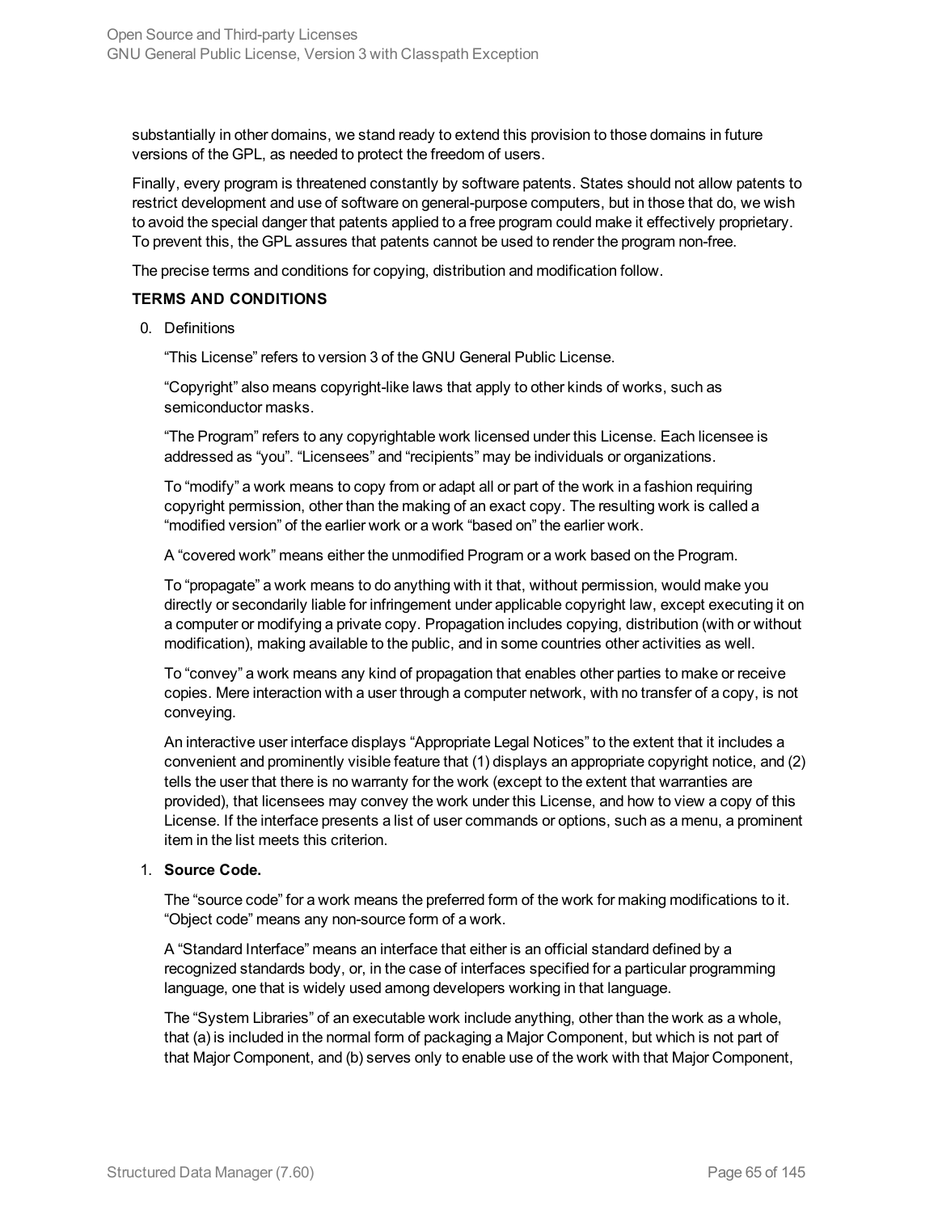substantially in other domains, we stand ready to extend this provision to those domains in future versions of the GPL, as needed to protect the freedom of users.

Finally, every program is threatened constantly by software patents. States should not allow patents to restrict development and use of software on general-purpose computers, but in those that do, we wish to avoid the special danger that patents applied to a free program could make it effectively proprietary. To prevent this, the GPL assures that patents cannot be used to render the program non-free.

The precise terms and conditions for copying, distribution and modification follow.

**TERMS AND CONDITIONS**

0. Definitions

   "This License" refers to version 3 of the GNU General Public License.

   "Copyright" also means copyright-like laws that apply to other kinds of works, such as semiconductor masks.

   "The Program" refers to any copyrightable work licensed under this License. Each licensee is addressed as "you". "Licensees" and "recipients" may be individuals or organizations.

   To "modify" a work means to copy from or adapt all or part of the work in a fashion requiring copyright permission, other than the making of an exact copy. The resulting work is called a "modified version" of the earlier work or a work "based on" the earlier work.

   A "covered work" means either the unmodified Program or a work based on the Program.

   To "propagate" a work means to do anything with it that, without permission, would make you directly or secondarily liable for infringement under applicable copyright law, except executing it on a computer or modifying a private copy. Propagation includes copying, distribution (with or without modification), making available to the public, and in some countries other activities as well.

   To "convey" a work means any kind of propagation that enables other parties to make or receive copies. Mere interaction with a user through a computer network, with no transfer of a copy, is not conveying.

   An interactive user interface displays "Appropriate Legal Notices" to the extent that it includes a convenient and prominently visible feature that (1) displays an appropriate copyright notice, and (2) tells the user that there is no warranty for the work (except to the extent that warranties are provided), that licensees may convey the work under this License, and how to view a copy of this License. If the interface presents a list of user commands or options, such as a menu, a prominent item in the list meets this criterion.

1. **Source Code.**

   The "source code" for a work means the preferred form of the work for making modifications to it. "Object code" means any non-source form of a work.

   A "Standard Interface" means an interface that either is an official standard defined by a recognized standards body, or, in the case of interfaces specified for a particular programming language, one that is widely used among developers working in that language.

   The "System Libraries" of an executable work include anything, other than the work as a whole, that (a) is included in the normal form of packaging a Major Component, but which is not part of that Major Component, and (b) serves only to enable use of the work with that Major Component,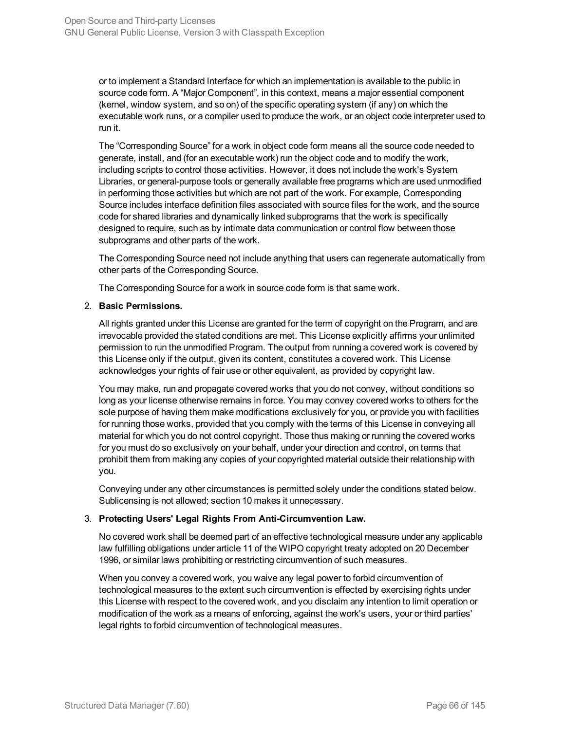or to implement a Standard Interface for which an implementation is available to the public in source code form. A “Major Component”, in this context, means a major essential component (kernel, window system, and so on) of the specific operating system (if any) on which the executable work runs, or a compiler used to produce the work, or an object code interpreter used to run it.

The “Corresponding Source” for a work in object code form means all the source code needed to generate, install, and (for an executable work) run the object code and to modify the work, including scripts to control those activities. However, it does not include the work's System Libraries, or general-purpose tools or generally available free programs which are used unmodified in performing those activities but which are not part of the work. For example, Corresponding Source includes interface definition files associated with source files for the work, and the source code for shared libraries and dynamically linked subprograms that the work is specifically designed to require, such as by intimate data communication or control flow between those subprograms and other parts of the work.

The Corresponding Source need not include anything that users can regenerate automatically from other parts of the Corresponding Source.

The Corresponding Source for a work in source code form is that same work.

2. **Basic Permissions.**

   All rights granted under this License are granted for the term of copyright on the Program, and are irrevocable provided the stated conditions are met. This License explicitly affirms your unlimited permission to run the unmodified Program. The output from running a covered work is covered by this License only if the output, given its content, constitutes a covered work. This License acknowledges your rights of fair use or other equivalent, as provided by copyright law.

   You may make, run and propagate covered works that you do not convey, without conditions so long as your license otherwise remains in force. You may convey covered works to others for the sole purpose of having them make modifications exclusively for you, or provide you with facilities for running those works, provided that you comply with the terms of this License in conveying all material for which you do not control copyright. Those thus making or running the covered works for you must do so exclusively on your behalf, under your direction and control, on terms that prohibit them from making any copies of your copyrighted material outside their relationship with you.

   Conveying under any other circumstances is permitted solely under the conditions stated below. Sublicensing is not allowed; section 10 makes it unnecessary.

3. **Protecting Users' Legal Rights From Anti-Circumvention Law.**

   No covered work shall be deemed part of an effective technological measure under any applicable law fulfilling obligations under article 11 of the WIPO copyright treaty adopted on 20 December 1996, or similar laws prohibiting or restricting circumvention of such measures.

   When you convey a covered work, you waive any legal power to forbid circumvention of technological measures to the extent such circumvention is effected by exercising rights under this License with respect to the covered work, and you disclaim any intention to limit operation or modification of the work as a means of enforcing, against the work's users, your or third parties' legal rights to forbid circumvention of technological measures.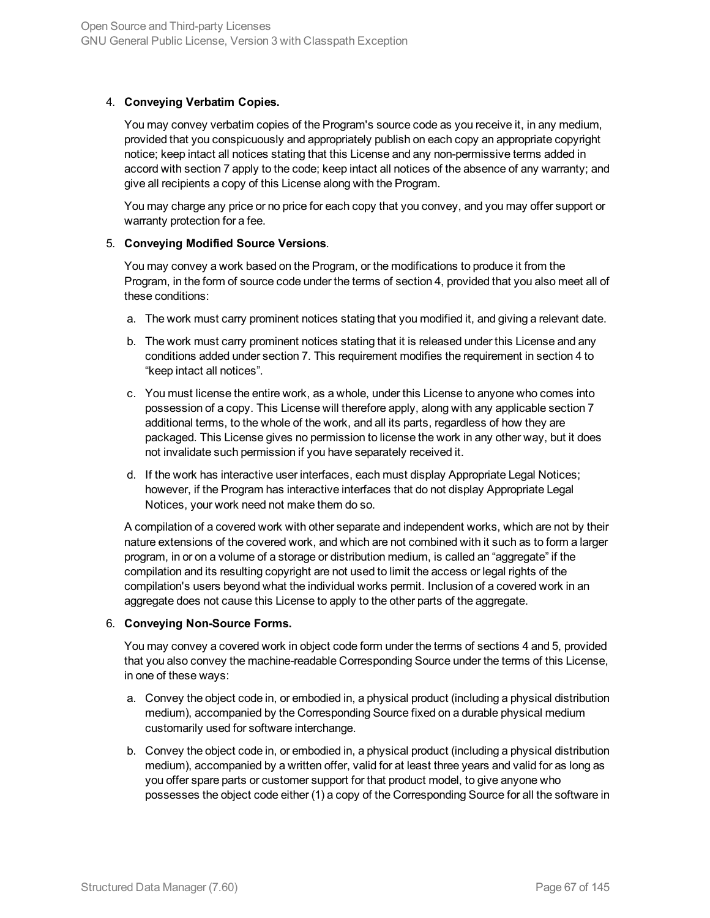4. **Conveying Verbatim Copies.**

   You may convey verbatim copies of the Program's source code as you receive it, in any medium, provided that you conspicuously and appropriately publish on each copy an appropriate copyright notice; keep intact all notices stating that this License and any non-permissive terms added in accord with section 7 apply to the code; keep intact all notices of the absence of any warranty; and give all recipients a copy of this License along with the Program.

   You may charge any price or no price for each copy that you convey, and you may offer support or warranty protection for a fee.

5. **Conveying Modified Source Versions**.

   You may convey a work based on the Program, or the modifications to produce it from the Program, in the form of source code under the terms of section 4, provided that you also meet all of these conditions:

   a. The work must carry prominent notices stating that you modified it, and giving a relevant date.

   b. The work must carry prominent notices stating that it is released under this License and any conditions added under section 7. This requirement modifies the requirement in section 4 to "keep intact all notices".

   c. You must license the entire work, as a whole, under this License to anyone who comes into possession of a copy. This License will therefore apply, along with any applicable section 7 additional terms, to the whole of the work, and all its parts, regardless of how they are packaged. This License gives no permission to license the work in any other way, but it does not invalidate such permission if you have separately received it.

   d. If the work has interactive user interfaces, each must display Appropriate Legal Notices; however, if the Program has interactive interfaces that do not display Appropriate Legal Notices, your work need not make them do so.

   A compilation of a covered work with other separate and independent works, which are not by their nature extensions of the covered work, and which are not combined with it such as to form a larger program, in or on a volume of a storage or distribution medium, is called an "aggregate" if the compilation and its resulting copyright are not used to limit the access or legal rights of the compilation's users beyond what the individual works permit. Inclusion of a covered work in an aggregate does not cause this License to apply to the other parts of the aggregate.

6. **Conveying Non-Source Forms.**

   You may convey a covered work in object code form under the terms of sections 4 and 5, provided that you also convey the machine-readable Corresponding Source under the terms of this License, in one of these ways:

   a. Convey the object code in, or embodied in, a physical product (including a physical distribution medium), accompanied by the Corresponding Source fixed on a durable physical medium customarily used for software interchange.

   b. Convey the object code in, or embodied in, a physical product (including a physical distribution medium), accompanied by a written offer, valid for at least three years and valid for as long as you offer spare parts or customer support for that product model, to give anyone who possesses the object code either (1) a copy of the Corresponding Source for all the software in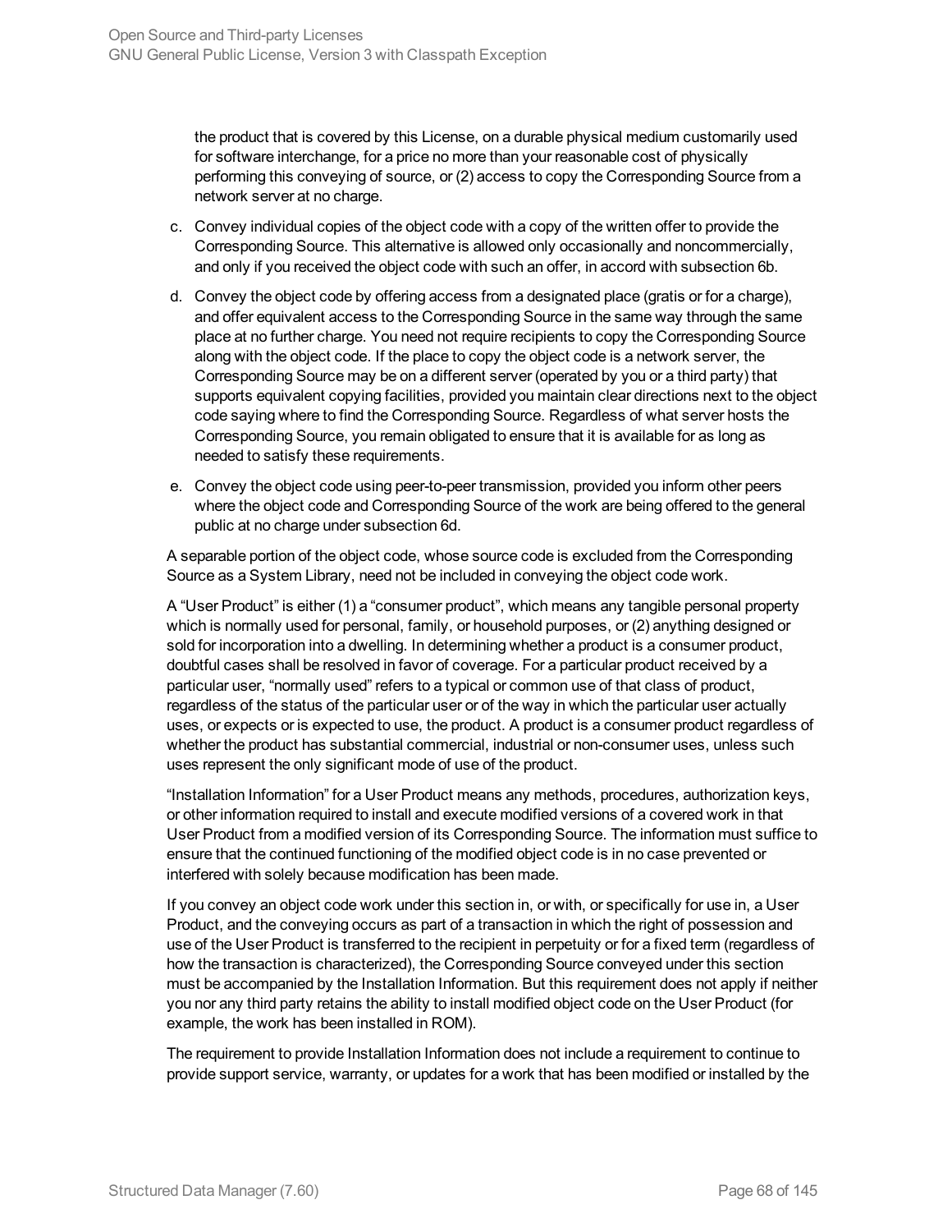the product that is covered by this License, on a durable physical medium customarily used for software interchange, for a price no more than your reasonable cost of physically performing this conveying of source, or (2) access to copy the Corresponding Source from a network server at no charge.

c. Convey individual copies of the object code with a copy of the written offer to provide the Corresponding Source. This alternative is allowed only occasionally and noncommercially, and only if you received the object code with such an offer, in accord with subsection 6b.

d. Convey the object code by offering access from a designated place (gratis or for a charge), and offer equivalent access to the Corresponding Source in the same way through the same place at no further charge. You need not require recipients to copy the Corresponding Source along with the object code. If the place to copy the object code is a network server, the Corresponding Source may be on a different server (operated by you or a third party) that supports equivalent copying facilities, provided you maintain clear directions next to the object code saying where to find the Corresponding Source. Regardless of what server hosts the Corresponding Source, you remain obligated to ensure that it is available for as long as needed to satisfy these requirements.

e. Convey the object code using peer-to-peer transmission, provided you inform other peers where the object code and Corresponding Source of the work are being offered to the general public at no charge under subsection 6d.

A separable portion of the object code, whose source code is excluded from the Corresponding Source as a System Library, need not be included in conveying the object code work.

A “User Product” is either (1) a “consumer product”, which means any tangible personal property which is normally used for personal, family, or household purposes, or (2) anything designed or sold for incorporation into a dwelling. In determining whether a product is a consumer product, doubtful cases shall be resolved in favor of coverage. For a particular product received by a particular user, “normally used” refers to a typical or common use of that class of product, regardless of the status of the particular user or of the way in which the particular user actually uses, or expects or is expected to use, the product. A product is a consumer product regardless of whether the product has substantial commercial, industrial or non-consumer uses, unless such uses represent the only significant mode of use of the product.

“Installation Information” for a User Product means any methods, procedures, authorization keys, or other information required to install and execute modified versions of a covered work in that User Product from a modified version of its Corresponding Source. The information must suffice to ensure that the continued functioning of the modified object code is in no case prevented or interfered with solely because modification has been made.

If you convey an object code work under this section in, or with, or specifically for use in, a User Product, and the conveying occurs as part of a transaction in which the right of possession and use of the User Product is transferred to the recipient in perpetuity or for a fixed term (regardless of how the transaction is characterized), the Corresponding Source conveyed under this section must be accompanied by the Installation Information. But this requirement does not apply if neither you nor any third party retains the ability to install modified object code on the User Product (for example, the work has been installed in ROM).

The requirement to provide Installation Information does not include a requirement to continue to provide support service, warranty, or updates for a work that has been modified or installed by the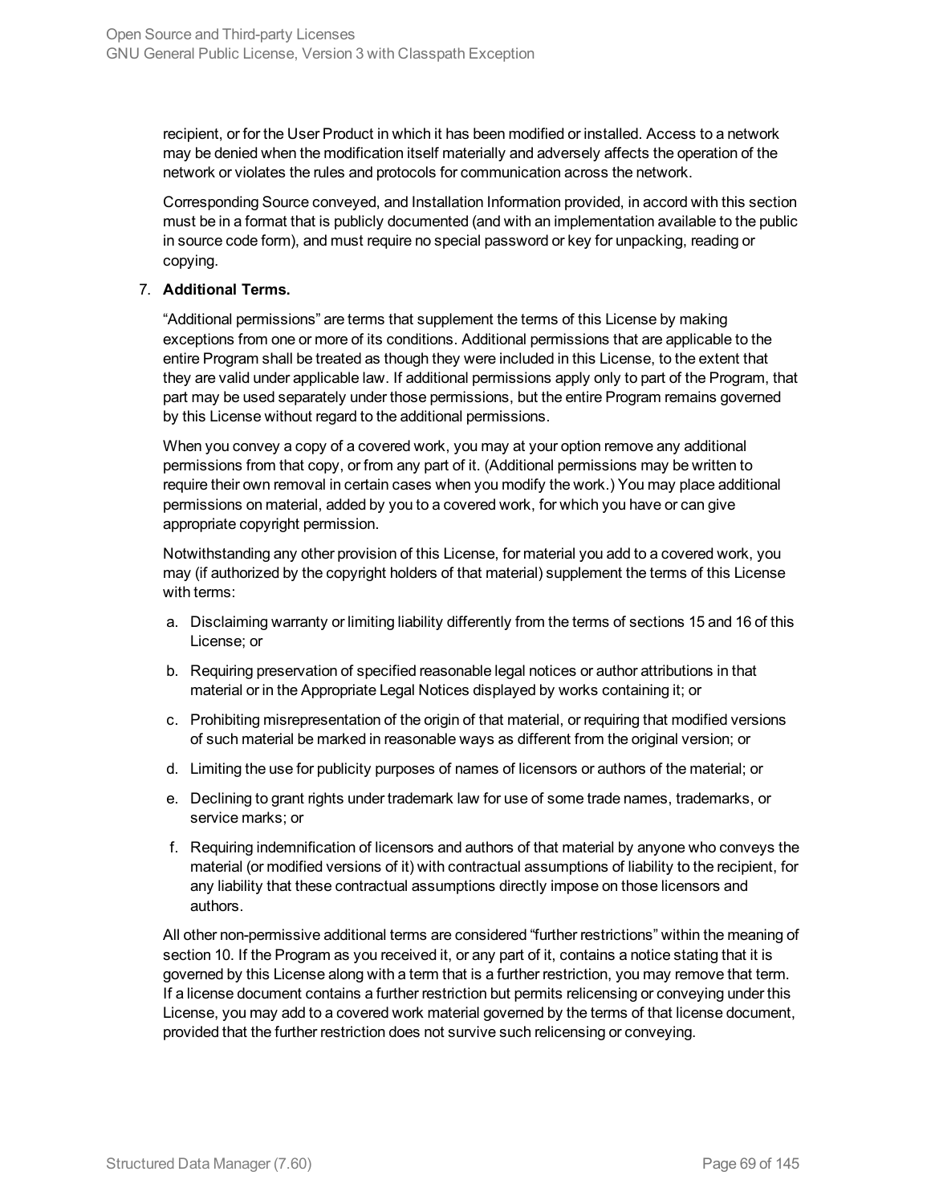recipient, or for the User Product in which it has been modified or installed. Access to a network may be denied when the modification itself materially and adversely affects the operation of the network or violates the rules and protocols for communication across the network.

Corresponding Source conveyed, and Installation Information provided, in accord with this section must be in a format that is publicly documented (and with an implementation available to the public in source code form), and must require no special password or key for unpacking, reading or copying.

7. **Additional Terms.**

   “Additional permissions” are terms that supplement the terms of this License by making exceptions from one or more of its conditions. Additional permissions that are applicable to the entire Program shall be treated as though they were included in this License, to the extent that they are valid under applicable law. If additional permissions apply only to part of the Program, that part may be used separately under those permissions, but the entire Program remains governed by this License without regard to the additional permissions.

   When you convey a copy of a covered work, you may at your option remove any additional permissions from that copy, or from any part of it. (Additional permissions may be written to require their own removal in certain cases when you modify the work.) You may place additional permissions on material, added by you to a covered work, for which you have or can give appropriate copyright permission.

   Notwithstanding any other provision of this License, for material you add to a covered work, you may (if authorized by the copyright holders of that material) supplement the terms of this License with terms:

   a. Disclaiming warranty or limiting liability differently from the terms of sections 15 and 16 of this License; or

   b. Requiring preservation of specified reasonable legal notices or author attributions in that material or in the Appropriate Legal Notices displayed by works containing it; or

   c. Prohibiting misrepresentation of the origin of that material, or requiring that modified versions of such material be marked in reasonable ways as different from the original version; or

   d. Limiting the use for publicity purposes of names of licensors or authors of the material; or

   e. Declining to grant rights under trademark law for use of some trade names, trademarks, or service marks; or

   f. Requiring indemnification of licensors and authors of that material by anyone who conveys the material (or modified versions of it) with contractual assumptions of liability to the recipient, for any liability that these contractual assumptions directly impose on those licensors and authors.

   All other non-permissive additional terms are considered “further restrictions” within the meaning of section 10. If the Program as you received it, or any part of it, contains a notice stating that it is governed by this License along with a term that is a further restriction, you may remove that term. If a license document contains a further restriction but permits relicensing or conveying under this License, you may add to a covered work material governed by the terms of that license document, provided that the further restriction does not survive such relicensing or conveying.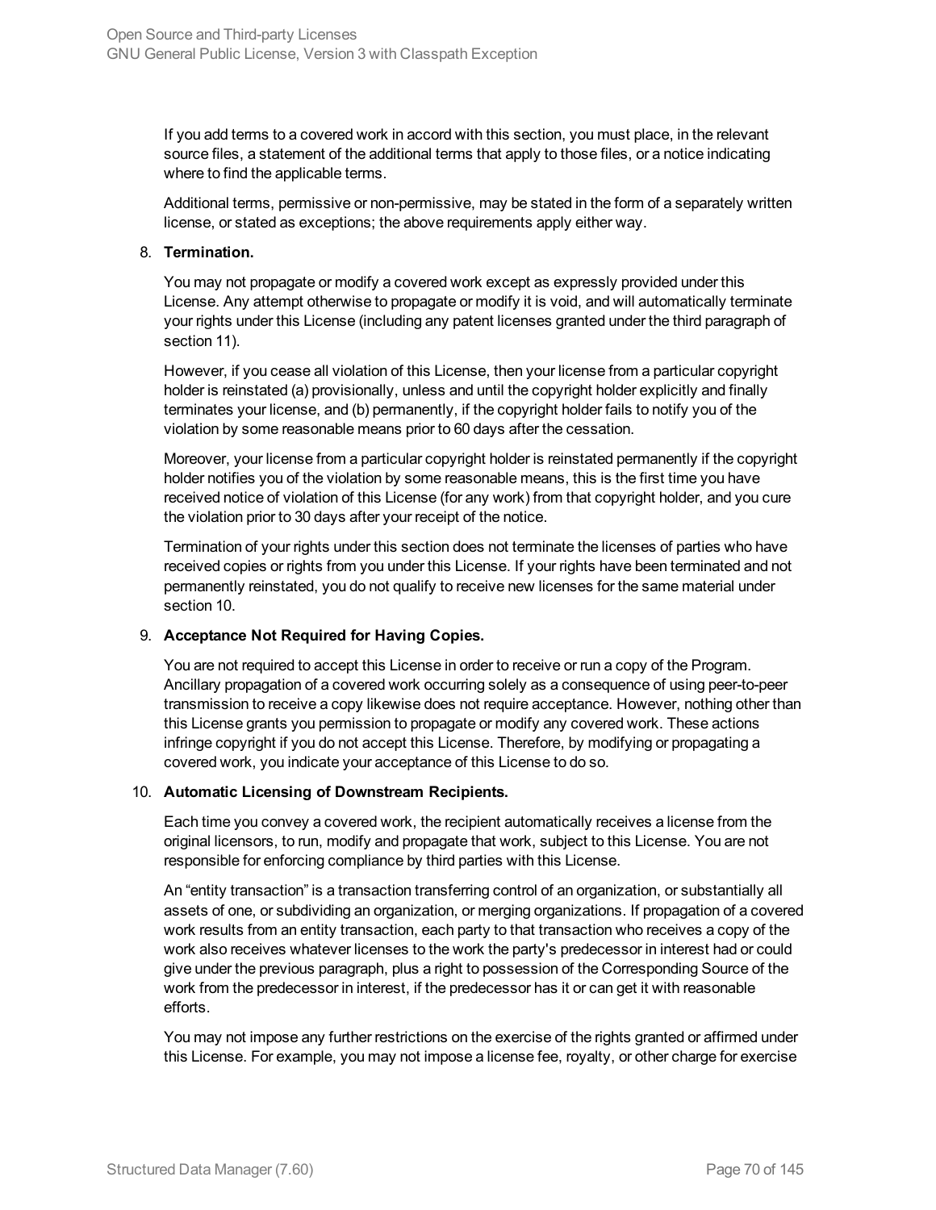If you add terms to a covered work in accord with this section, you must place, in the relevant source files, a statement of the additional terms that apply to those files, or a notice indicating where to find the applicable terms.

Additional terms, permissive or non-permissive, may be stated in the form of a separately written license, or stated as exceptions; the above requirements apply either way.

8. **Termination.**

   You may not propagate or modify a covered work except as expressly provided under this License. Any attempt otherwise to propagate or modify it is void, and will automatically terminate your rights under this License (including any patent licenses granted under the third paragraph of section 11).

   However, if you cease all violation of this License, then your license from a particular copyright holder is reinstated (a) provisionally, unless and until the copyright holder explicitly and finally terminates your license, and (b) permanently, if the copyright holder fails to notify you of the violation by some reasonable means prior to 60 days after the cessation.

   Moreover, your license from a particular copyright holder is reinstated permanently if the copyright holder notifies you of the violation by some reasonable means, this is the first time you have received notice of violation of this License (for any work) from that copyright holder, and you cure the violation prior to 30 days after your receipt of the notice.

   Termination of your rights under this section does not terminate the licenses of parties who have received copies or rights from you under this License. If your rights have been terminated and not permanently reinstated, you do not qualify to receive new licenses for the same material under section 10.

9. **Acceptance Not Required for Having Copies.**

   You are not required to accept this License in order to receive or run a copy of the Program. Ancillary propagation of a covered work occurring solely as a consequence of using peer-to-peer transmission to receive a copy likewise does not require acceptance. However, nothing other than this License grants you permission to propagate or modify any covered work. These actions infringe copyright if you do not accept this License. Therefore, by modifying or propagating a covered work, you indicate your acceptance of this License to do so.

10. **Automatic Licensing of Downstream Recipients.**

    Each time you convey a covered work, the recipient automatically receives a license from the original licensors, to run, modify and propagate that work, subject to this License. You are not responsible for enforcing compliance by third parties with this License.

    An “entity transaction” is a transaction transferring control of an organization, or substantially all assets of one, or subdividing an organization, or merging organizations. If propagation of a covered work results from an entity transaction, each party to that transaction who receives a copy of the work also receives whatever licenses to the work the party's predecessor in interest had or could give under the previous paragraph, plus a right to possession of the Corresponding Source of the work from the predecessor in interest, if the predecessor has it or can get it with reasonable efforts.

    You may not impose any further restrictions on the exercise of the rights granted or affirmed under this License. For example, you may not impose a license fee, royalty, or other charge for exercise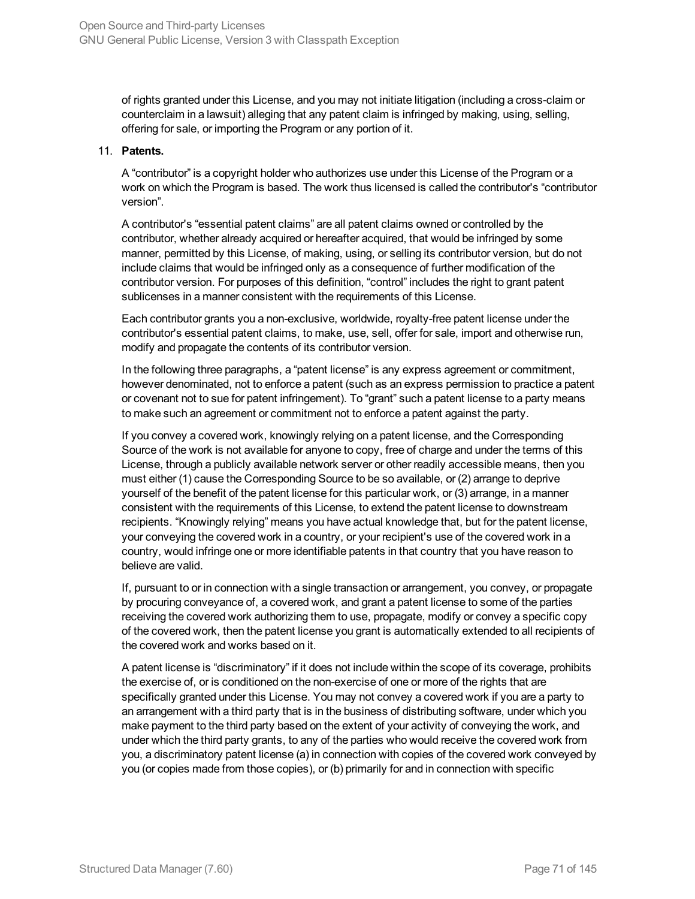of rights granted under this License, and you may not initiate litigation (including a cross-claim or counterclaim in a lawsuit) alleging that any patent claim is infringed by making, using, selling, offering for sale, or importing the Program or any portion of it.

11. **Patents.**

    A “contributor” is a copyright holder who authorizes use under this License of the Program or a work on which the Program is based. The work thus licensed is called the contributor's “contributor version”.

    A contributor's “essential patent claims” are all patent claims owned or controlled by the contributor, whether already acquired or hereafter acquired, that would be infringed by some manner, permitted by this License, of making, using, or selling its contributor version, but do not include claims that would be infringed only as a consequence of further modification of the contributor version. For purposes of this definition, “control” includes the right to grant patent sublicenses in a manner consistent with the requirements of this License.

    Each contributor grants you a non-exclusive, worldwide, royalty-free patent license under the contributor's essential patent claims, to make, use, sell, offer for sale, import and otherwise run, modify and propagate the contents of its contributor version.

    In the following three paragraphs, a “patent license” is any express agreement or commitment, however denominated, not to enforce a patent (such as an express permission to practice a patent or covenant not to sue for patent infringement). To “grant” such a patent license to a party means to make such an agreement or commitment not to enforce a patent against the party.

    If you convey a covered work, knowingly relying on a patent license, and the Corresponding Source of the work is not available for anyone to copy, free of charge and under the terms of this License, through a publicly available network server or other readily accessible means, then you must either (1) cause the Corresponding Source to be so available, or (2) arrange to deprive yourself of the benefit of the patent license for this particular work, or (3) arrange, in a manner consistent with the requirements of this License, to extend the patent license to downstream recipients. “Knowingly relying” means you have actual knowledge that, but for the patent license, your conveying the covered work in a country, or your recipient's use of the covered work in a country, would infringe one or more identifiable patents in that country that you have reason to believe are valid.

    If, pursuant to or in connection with a single transaction or arrangement, you convey, or propagate by procuring conveyance of, a covered work, and grant a patent license to some of the parties receiving the covered work authorizing them to use, propagate, modify or convey a specific copy of the covered work, then the patent license you grant is automatically extended to all recipients of the covered work and works based on it.

    A patent license is “discriminatory” if it does not include within the scope of its coverage, prohibits the exercise of, or is conditioned on the non-exercise of one or more of the rights that are specifically granted under this License. You may not convey a covered work if you are a party to an arrangement with a third party that is in the business of distributing software, under which you make payment to the third party based on the extent of your activity of conveying the work, and under which the third party grants, to any of the parties who would receive the covered work from you, a discriminatory patent license (a) in connection with copies of the covered work conveyed by you (or copies made from those copies), or (b) primarily for and in connection with specific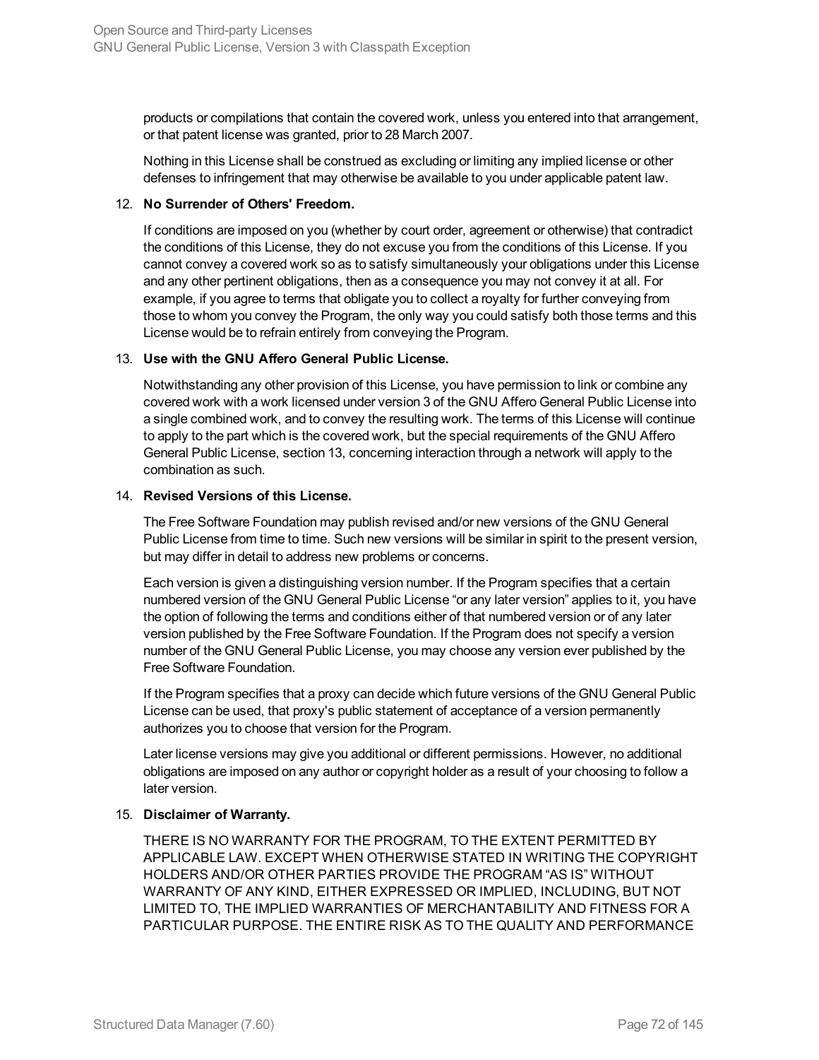products or compilations that contain the covered work, unless you entered into that arrangement, or that patent license was granted, prior to 28 March 2007.

Nothing in this License shall be construed as excluding or limiting any implied license or other defenses to infringement that may otherwise be available to you under applicable patent law.

12. **No Surrender of Others' Freedom.**

    If conditions are imposed on you (whether by court order, agreement or otherwise) that contradict the conditions of this License, they do not excuse you from the conditions of this License. If you cannot convey a covered work so as to satisfy simultaneously your obligations under this License and any other pertinent obligations, then as a consequence you may not convey it at all. For example, if you agree to terms that obligate you to collect a royalty for further conveying from those to whom you convey the Program, the only way you could satisfy both those terms and this License would be to refrain entirely from conveying the Program.

13. **Use with the GNU Affero General Public License.**

    Notwithstanding any other provision of this License, you have permission to link or combine any covered work with a work licensed under version 3 of the GNU Affero General Public License into a single combined work, and to convey the resulting work. The terms of this License will continue to apply to the part which is the covered work, but the special requirements of the GNU Affero General Public License, section 13, concerning interaction through a network will apply to the combination as such.

14. **Revised Versions of this License.**

    The Free Software Foundation may publish revised and/or new versions of the GNU General Public License from time to time. Such new versions will be similar in spirit to the present version, but may differ in detail to address new problems or concerns.

    Each version is given a distinguishing version number. If the Program specifies that a certain numbered version of the GNU General Public License "or any later version" applies to it, you have the option of following the terms and conditions either of that numbered version or of any later version published by the Free Software Foundation. If the Program does not specify a version number of the GNU General Public License, you may choose any version ever published by the Free Software Foundation.

    If the Program specifies that a proxy can decide which future versions of the GNU General Public License can be used, that proxy's public statement of acceptance of a version permanently authorizes you to choose that version for the Program.

    Later license versions may give you additional or different permissions. However, no additional obligations are imposed on any author or copyright holder as a result of your choosing to follow a later version.

15. **Disclaimer of Warranty.**

    THERE IS NO WARRANTY FOR THE PROGRAM, TO THE EXTENT PERMITTED BY APPLICABLE LAW. EXCEPT WHEN OTHERWISE STATED IN WRITING THE COPYRIGHT HOLDERS AND/OR OTHER PARTIES PROVIDE THE PROGRAM "AS IS" WITHOUT WARRANTY OF ANY KIND, EITHER EXPRESSED OR IMPLIED, INCLUDING, BUT NOT LIMITED TO, THE IMPLIED WARRANTIES OF MERCHANTABILITY AND FITNESS FOR A PARTICULAR PURPOSE. THE ENTIRE RISK AS TO THE QUALITY AND PERFORMANCE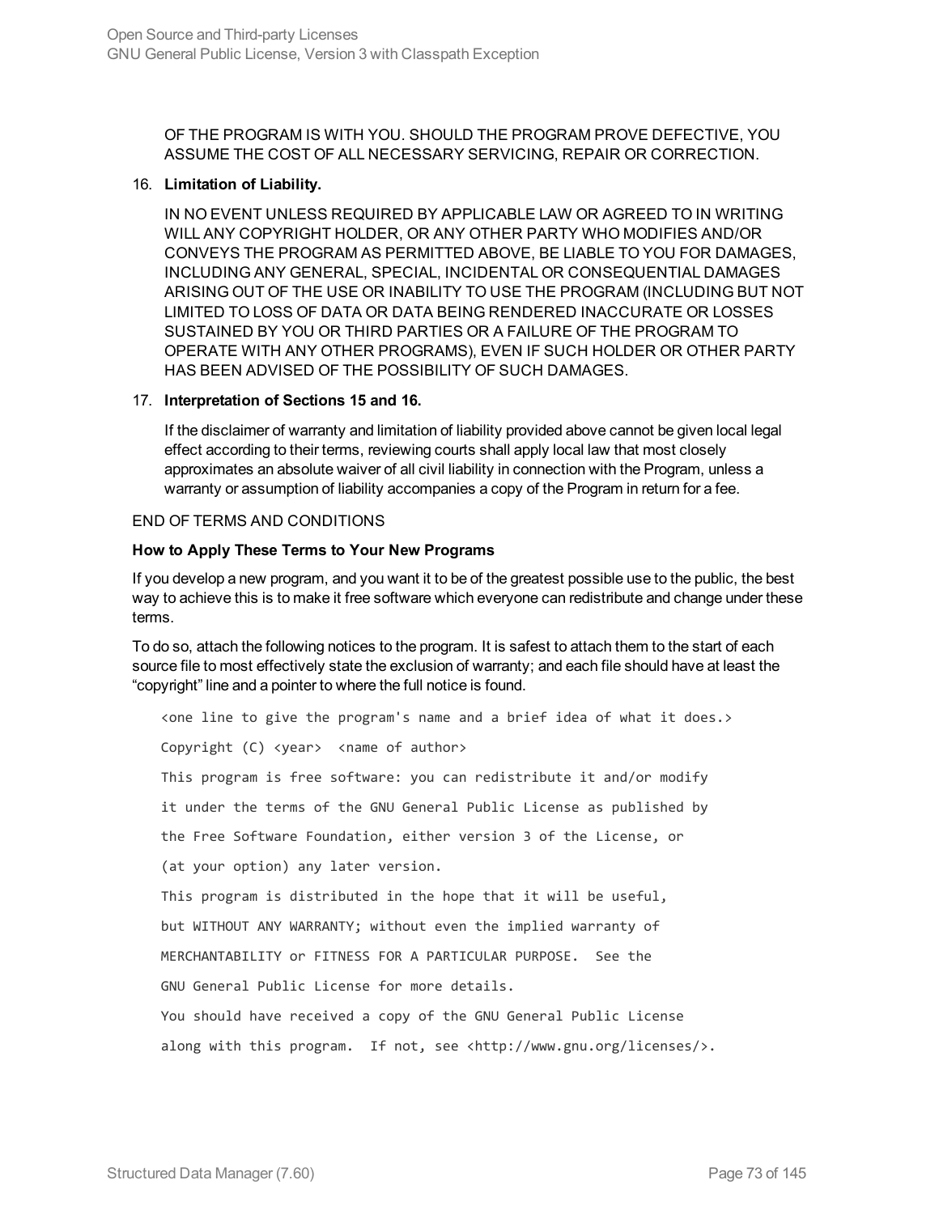OF THE PROGRAM IS WITH YOU. SHOULD THE PROGRAM PROVE DEFECTIVE, YOU ASSUME THE COST OF ALL NECESSARY SERVICING, REPAIR OR CORRECTION.

16. **Limitation of Liability.**

    IN NO EVENT UNLESS REQUIRED BY APPLICABLE LAW OR AGREED TO IN WRITING WILL ANY COPYRIGHT HOLDER, OR ANY OTHER PARTY WHO MODIFIES AND/OR CONVEYS THE PROGRAM AS PERMITTED ABOVE, BE LIABLE TO YOU FOR DAMAGES, INCLUDING ANY GENERAL, SPECIAL, INCIDENTAL OR CONSEQUENTIAL DAMAGES ARISING OUT OF THE USE OR INABILITY TO USE THE PROGRAM (INCLUDING BUT NOT LIMITED TO LOSS OF DATA OR DATA BEING RENDERED INACCURATE OR LOSSES SUSTAINED BY YOU OR THIRD PARTIES OR A FAILURE OF THE PROGRAM TO OPERATE WITH ANY OTHER PROGRAMS), EVEN IF SUCH HOLDER OR OTHER PARTY HAS BEEN ADVISED OF THE POSSIBILITY OF SUCH DAMAGES.

17. **Interpretation of Sections 15 and 16.**

    If the disclaimer of warranty and limitation of liability provided above cannot be given local legal effect according to their terms, reviewing courts shall apply local law that most closely approximates an absolute waiver of all civil liability in connection with the Program, unless a warranty or assumption of liability accompanies a copy of the Program in return for a fee.

END OF TERMS AND CONDITIONS

**How to Apply These Terms to Your New Programs**

If you develop a new program, and you want it to be of the greatest possible use to the public, the best way to achieve this is to make it free software which everyone can redistribute and change under these terms.

To do so, attach the following notices to the program. It is safest to attach them to the start of each source file to most effectively state the exclusion of warranty; and each file should have at least the “copyright” line and a pointer to where the full notice is found.

```
<one line to give the program's name and a brief idea of what it does.>
Copyright (C) <year>  <name of author>
This program is free software: you can redistribute it and/or modify
it under the terms of the GNU General Public License as published by
the Free Software Foundation, either version 3 of the License, or
(at your option) any later version.
This program is distributed in the hope that it will be useful,
but WITHOUT ANY WARRANTY; without even the implied warranty of
MERCHANTABILITY or FITNESS FOR A PARTICULAR PURPOSE.  See the
GNU General Public License for more details.
You should have received a copy of the GNU General Public License
along with this program.  If not, see <http://www.gnu.org/licenses/>.
```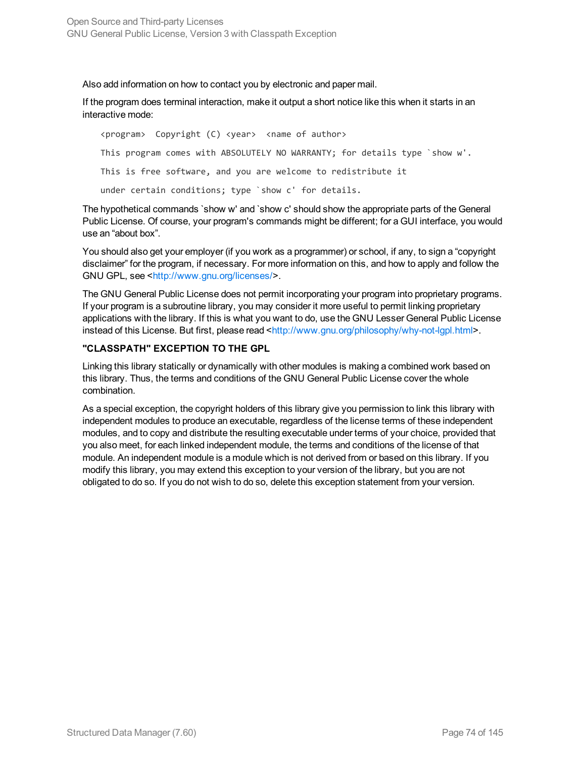Also add information on how to contact you by electronic and paper mail.

If the program does terminal interaction, make it output a short notice like this when it starts in an interactive mode:

```
<program>  Copyright (C) <year>  <name of author>

This program comes with ABSOLUTELY NO WARRANTY; for details type `show w'.

This is free software, and you are welcome to redistribute it

under certain conditions; type `show c' for details.
```

The hypothetical commands `show w' and `show c' should show the appropriate parts of the General Public License. Of course, your program's commands might be different; for a GUI interface, you would use an "about box".

You should also get your employer (if you work as a programmer) or school, if any, to sign a "copyright disclaimer" for the program, if necessary. For more information on this, and how to apply and follow the GNU GPL, see <http://www.gnu.org/licenses/>.

The GNU General Public License does not permit incorporating your program into proprietary programs. If your program is a subroutine library, you may consider it more useful to permit linking proprietary applications with the library. If this is what you want to do, use the GNU Lesser General Public License instead of this License. But first, please read <http://www.gnu.org/philosophy/why-not-lgpl.html>.

**"CLASSPATH" EXCEPTION TO THE GPL**

Linking this library statically or dynamically with other modules is making a combined work based on this library. Thus, the terms and conditions of the GNU General Public License cover the whole combination.

As a special exception, the copyright holders of this library give you permission to link this library with independent modules to produce an executable, regardless of the license terms of these independent modules, and to copy and distribute the resulting executable under terms of your choice, provided that you also meet, for each linked independent module, the terms and conditions of the license of that module. An independent module is a module which is not derived from or based on this library. If you modify this library, you may extend this exception to your version of the library, but you are not obligated to do so. If you do not wish to do so, delete this exception statement from your version.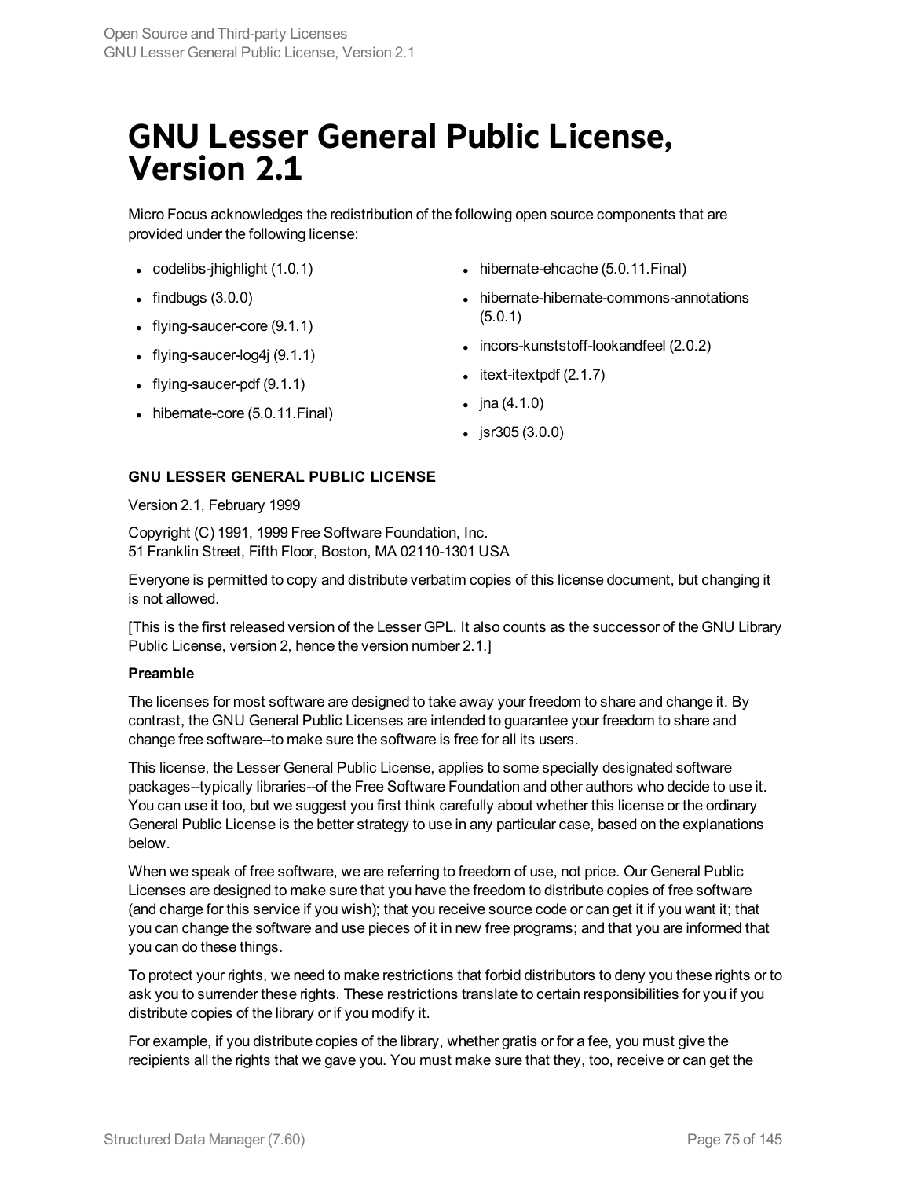# GNU Lesser General Public License, Version 2.1

Micro Focus acknowledges the redistribution of the following open source components that are provided under the following license:

- codelibs-jhighlight (1.0.1)
- findbugs (3.0.0)
- flying-saucer-core (9.1.1)
- flying-saucer-log4j (9.1.1)
- flying-saucer-pdf (9.1.1)
- hibernate-core (5.0.11.Final)
- hibernate-ehcache (5.0.11.Final)
- hibernate-hibernate-commons-annotations (5.0.1)
- incors-kunststoff-lookandfeel (2.0.2)
- itext-itextpdf (2.1.7)
- jna (4.1.0)
- jsr305 (3.0.0)

**GNU LESSER GENERAL PUBLIC LICENSE**

Version 2.1, February 1999

Copyright (C) 1991, 1999 Free Software Foundation, Inc.
51 Franklin Street, Fifth Floor, Boston, MA 02110-1301 USA

Everyone is permitted to copy and distribute verbatim copies of this license document, but changing it is not allowed.

[This is the first released version of the Lesser GPL. It also counts as the successor of the GNU Library Public License, version 2, hence the version number 2.1.]

**Preamble**

The licenses for most software are designed to take away your freedom to share and change it. By contrast, the GNU General Public Licenses are intended to guarantee your freedom to share and change free software--to make sure the software is free for all its users.

This license, the Lesser General Public License, applies to some specially designated software packages--typically libraries--of the Free Software Foundation and other authors who decide to use it. You can use it too, but we suggest you first think carefully about whether this license or the ordinary General Public License is the better strategy to use in any particular case, based on the explanations below.

When we speak of free software, we are referring to freedom of use, not price. Our General Public Licenses are designed to make sure that you have the freedom to distribute copies of free software (and charge for this service if you wish); that you receive source code or can get it if you want it; that you can change the software and use pieces of it in new free programs; and that you are informed that you can do these things.

To protect your rights, we need to make restrictions that forbid distributors to deny you these rights or to ask you to surrender these rights. These restrictions translate to certain responsibilities for you if you distribute copies of the library or if you modify it.

For example, if you distribute copies of the library, whether gratis or for a fee, you must give the recipients all the rights that we gave you. You must make sure that they, too, receive or can get the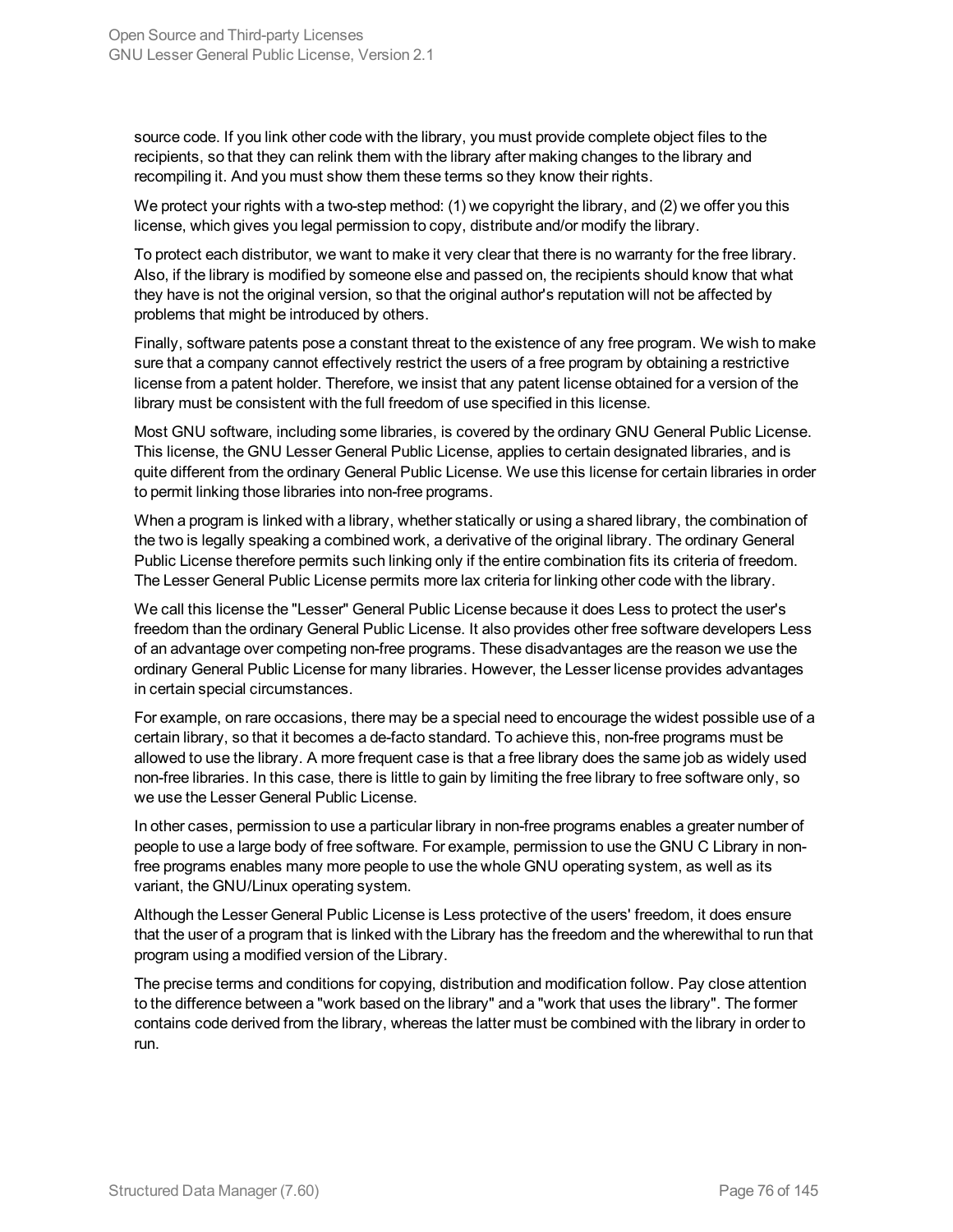source code. If you link other code with the library, you must provide complete object files to the recipients, so that they can relink them with the library after making changes to the library and recompiling it. And you must show them these terms so they know their rights.

We protect your rights with a two-step method: (1) we copyright the library, and (2) we offer you this license, which gives you legal permission to copy, distribute and/or modify the library.

To protect each distributor, we want to make it very clear that there is no warranty for the free library. Also, if the library is modified by someone else and passed on, the recipients should know that what they have is not the original version, so that the original author's reputation will not be affected by problems that might be introduced by others.

Finally, software patents pose a constant threat to the existence of any free program. We wish to make sure that a company cannot effectively restrict the users of a free program by obtaining a restrictive license from a patent holder. Therefore, we insist that any patent license obtained for a version of the library must be consistent with the full freedom of use specified in this license.

Most GNU software, including some libraries, is covered by the ordinary GNU General Public License. This license, the GNU Lesser General Public License, applies to certain designated libraries, and is quite different from the ordinary General Public License. We use this license for certain libraries in order to permit linking those libraries into non-free programs.

When a program is linked with a library, whether statically or using a shared library, the combination of the two is legally speaking a combined work, a derivative of the original library. The ordinary General Public License therefore permits such linking only if the entire combination fits its criteria of freedom. The Lesser General Public License permits more lax criteria for linking other code with the library.

We call this license the "Lesser" General Public License because it does Less to protect the user's freedom than the ordinary General Public License. It also provides other free software developers Less of an advantage over competing non-free programs. These disadvantages are the reason we use the ordinary General Public License for many libraries. However, the Lesser license provides advantages in certain special circumstances.

For example, on rare occasions, there may be a special need to encourage the widest possible use of a certain library, so that it becomes a de-facto standard. To achieve this, non-free programs must be allowed to use the library. A more frequent case is that a free library does the same job as widely used non-free libraries. In this case, there is little to gain by limiting the free library to free software only, so we use the Lesser General Public License.

In other cases, permission to use a particular library in non-free programs enables a greater number of people to use a large body of free software. For example, permission to use the GNU C Library in non-free programs enables many more people to use the whole GNU operating system, as well as its variant, the GNU/Linux operating system.

Although the Lesser General Public License is Less protective of the users' freedom, it does ensure that the user of a program that is linked with the Library has the freedom and the wherewithal to run that program using a modified version of the Library.

The precise terms and conditions for copying, distribution and modification follow. Pay close attention to the difference between a "work based on the library" and a "work that uses the library". The former contains code derived from the library, whereas the latter must be combined with the library in order to run.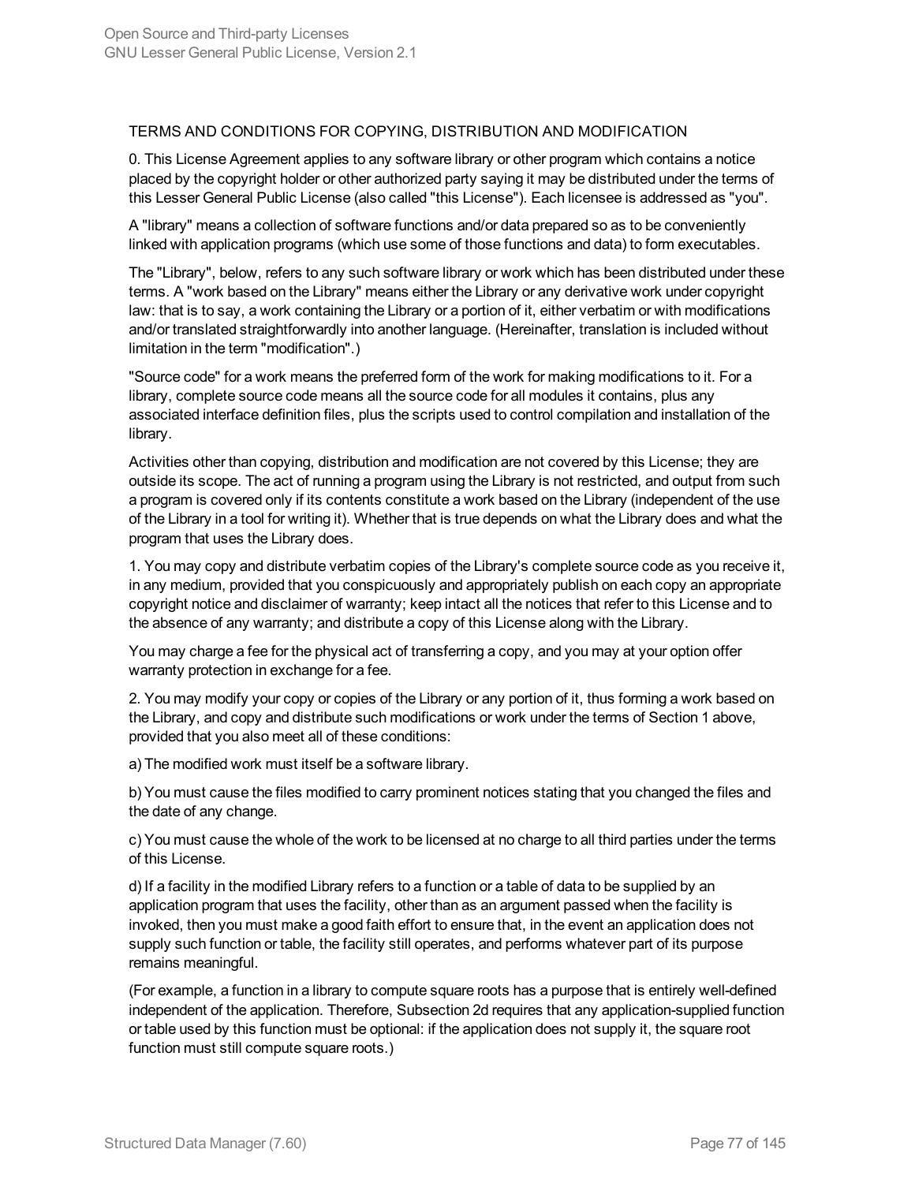TERMS AND CONDITIONS FOR COPYING, DISTRIBUTION AND MODIFICATION

0. This License Agreement applies to any software library or other program which contains a notice placed by the copyright holder or other authorized party saying it may be distributed under the terms of this Lesser General Public License (also called "this License"). Each licensee is addressed as "you".

A "library" means a collection of software functions and/or data prepared so as to be conveniently linked with application programs (which use some of those functions and data) to form executables.

The "Library", below, refers to any such software library or work which has been distributed under these terms. A "work based on the Library" means either the Library or any derivative work under copyright law: that is to say, a work containing the Library or a portion of it, either verbatim or with modifications and/or translated straightforwardly into another language. (Hereinafter, translation is included without limitation in the term "modification".)

"Source code" for a work means the preferred form of the work for making modifications to it. For a library, complete source code means all the source code for all modules it contains, plus any associated interface definition files, plus the scripts used to control compilation and installation of the library.

Activities other than copying, distribution and modification are not covered by this License; they are outside its scope. The act of running a program using the Library is not restricted, and output from such a program is covered only if its contents constitute a work based on the Library (independent of the use of the Library in a tool for writing it). Whether that is true depends on what the Library does and what the program that uses the Library does.

1. You may copy and distribute verbatim copies of the Library's complete source code as you receive it, in any medium, provided that you conspicuously and appropriately publish on each copy an appropriate copyright notice and disclaimer of warranty; keep intact all the notices that refer to this License and to the absence of any warranty; and distribute a copy of this License along with the Library.

You may charge a fee for the physical act of transferring a copy, and you may at your option offer warranty protection in exchange for a fee.

2. You may modify your copy or copies of the Library or any portion of it, thus forming a work based on the Library, and copy and distribute such modifications or work under the terms of Section 1 above, provided that you also meet all of these conditions:

a) The modified work must itself be a software library.

b) You must cause the files modified to carry prominent notices stating that you changed the files and the date of any change.

c) You must cause the whole of the work to be licensed at no charge to all third parties under the terms of this License.

d) If a facility in the modified Library refers to a function or a table of data to be supplied by an application program that uses the facility, other than as an argument passed when the facility is invoked, then you must make a good faith effort to ensure that, in the event an application does not supply such function or table, the facility still operates, and performs whatever part of its purpose remains meaningful.

(For example, a function in a library to compute square roots has a purpose that is entirely well-defined independent of the application. Therefore, Subsection 2d requires that any application-supplied function or table used by this function must be optional: if the application does not supply it, the square root function must still compute square roots.)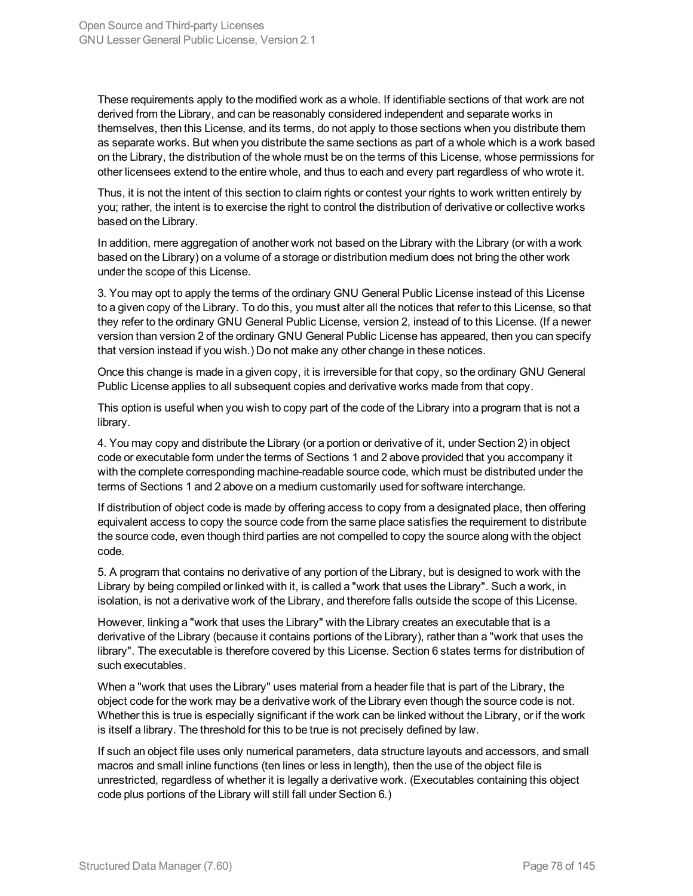These requirements apply to the modified work as a whole. If identifiable sections of that work are not derived from the Library, and can be reasonably considered independent and separate works in themselves, then this License, and its terms, do not apply to those sections when you distribute them as separate works. But when you distribute the same sections as part of a whole which is a work based on the Library, the distribution of the whole must be on the terms of this License, whose permissions for other licensees extend to the entire whole, and thus to each and every part regardless of who wrote it.

Thus, it is not the intent of this section to claim rights or contest your rights to work written entirely by you; rather, the intent is to exercise the right to control the distribution of derivative or collective works based on the Library.

In addition, mere aggregation of another work not based on the Library with the Library (or with a work based on the Library) on a volume of a storage or distribution medium does not bring the other work under the scope of this License.

3. You may opt to apply the terms of the ordinary GNU General Public License instead of this License to a given copy of the Library. To do this, you must alter all the notices that refer to this License, so that they refer to the ordinary GNU General Public License, version 2, instead of to this License. (If a newer version than version 2 of the ordinary GNU General Public License has appeared, then you can specify that version instead if you wish.) Do not make any other change in these notices.

Once this change is made in a given copy, it is irreversible for that copy, so the ordinary GNU General Public License applies to all subsequent copies and derivative works made from that copy.

This option is useful when you wish to copy part of the code of the Library into a program that is not a library.

4. You may copy and distribute the Library (or a portion or derivative of it, under Section 2) in object code or executable form under the terms of Sections 1 and 2 above provided that you accompany it with the complete corresponding machine-readable source code, which must be distributed under the terms of Sections 1 and 2 above on a medium customarily used for software interchange.

If distribution of object code is made by offering access to copy from a designated place, then offering equivalent access to copy the source code from the same place satisfies the requirement to distribute the source code, even though third parties are not compelled to copy the source along with the object code.

5. A program that contains no derivative of any portion of the Library, but is designed to work with the Library by being compiled or linked with it, is called a "work that uses the Library". Such a work, in isolation, is not a derivative work of the Library, and therefore falls outside the scope of this License.

However, linking a "work that uses the Library" with the Library creates an executable that is a derivative of the Library (because it contains portions of the Library), rather than a "work that uses the library". The executable is therefore covered by this License. Section 6 states terms for distribution of such executables.

When a "work that uses the Library" uses material from a header file that is part of the Library, the object code for the work may be a derivative work of the Library even though the source code is not. Whether this is true is especially significant if the work can be linked without the Library, or if the work is itself a library. The threshold for this to be true is not precisely defined by law.

If such an object file uses only numerical parameters, data structure layouts and accessors, and small macros and small inline functions (ten lines or less in length), then the use of the object file is unrestricted, regardless of whether it is legally a derivative work. (Executables containing this object code plus portions of the Library will still fall under Section 6.)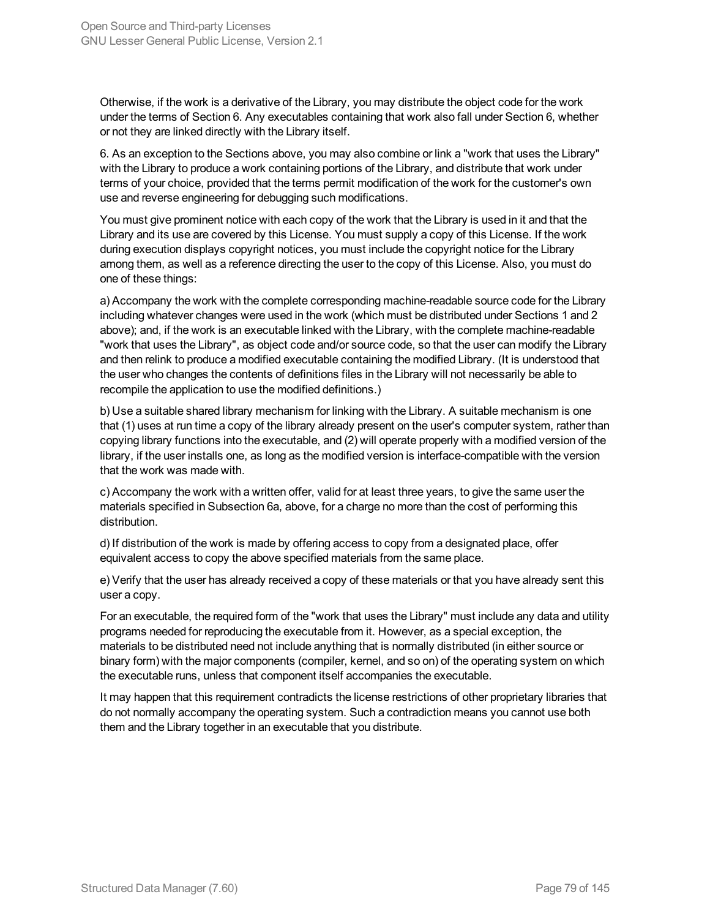Otherwise, if the work is a derivative of the Library, you may distribute the object code for the work under the terms of Section 6. Any executables containing that work also fall under Section 6, whether or not they are linked directly with the Library itself.

6. As an exception to the Sections above, you may also combine or link a "work that uses the Library" with the Library to produce a work containing portions of the Library, and distribute that work under terms of your choice, provided that the terms permit modification of the work for the customer's own use and reverse engineering for debugging such modifications.

You must give prominent notice with each copy of the work that the Library is used in it and that the Library and its use are covered by this License. You must supply a copy of this License. If the work during execution displays copyright notices, you must include the copyright notice for the Library among them, as well as a reference directing the user to the copy of this License. Also, you must do one of these things:

a) Accompany the work with the complete corresponding machine-readable source code for the Library including whatever changes were used in the work (which must be distributed under Sections 1 and 2 above); and, if the work is an executable linked with the Library, with the complete machine-readable "work that uses the Library", as object code and/or source code, so that the user can modify the Library and then relink to produce a modified executable containing the modified Library. (It is understood that the user who changes the contents of definitions files in the Library will not necessarily be able to recompile the application to use the modified definitions.)

b) Use a suitable shared library mechanism for linking with the Library. A suitable mechanism is one that (1) uses at run time a copy of the library already present on the user's computer system, rather than copying library functions into the executable, and (2) will operate properly with a modified version of the library, if the user installs one, as long as the modified version is interface-compatible with the version that the work was made with.

c) Accompany the work with a written offer, valid for at least three years, to give the same user the materials specified in Subsection 6a, above, for a charge no more than the cost of performing this distribution.

d) If distribution of the work is made by offering access to copy from a designated place, offer equivalent access to copy the above specified materials from the same place.

e) Verify that the user has already received a copy of these materials or that you have already sent this user a copy.

For an executable, the required form of the "work that uses the Library" must include any data and utility programs needed for reproducing the executable from it. However, as a special exception, the materials to be distributed need not include anything that is normally distributed (in either source or binary form) with the major components (compiler, kernel, and so on) of the operating system on which the executable runs, unless that component itself accompanies the executable.

It may happen that this requirement contradicts the license restrictions of other proprietary libraries that do not normally accompany the operating system. Such a contradiction means you cannot use both them and the Library together in an executable that you distribute.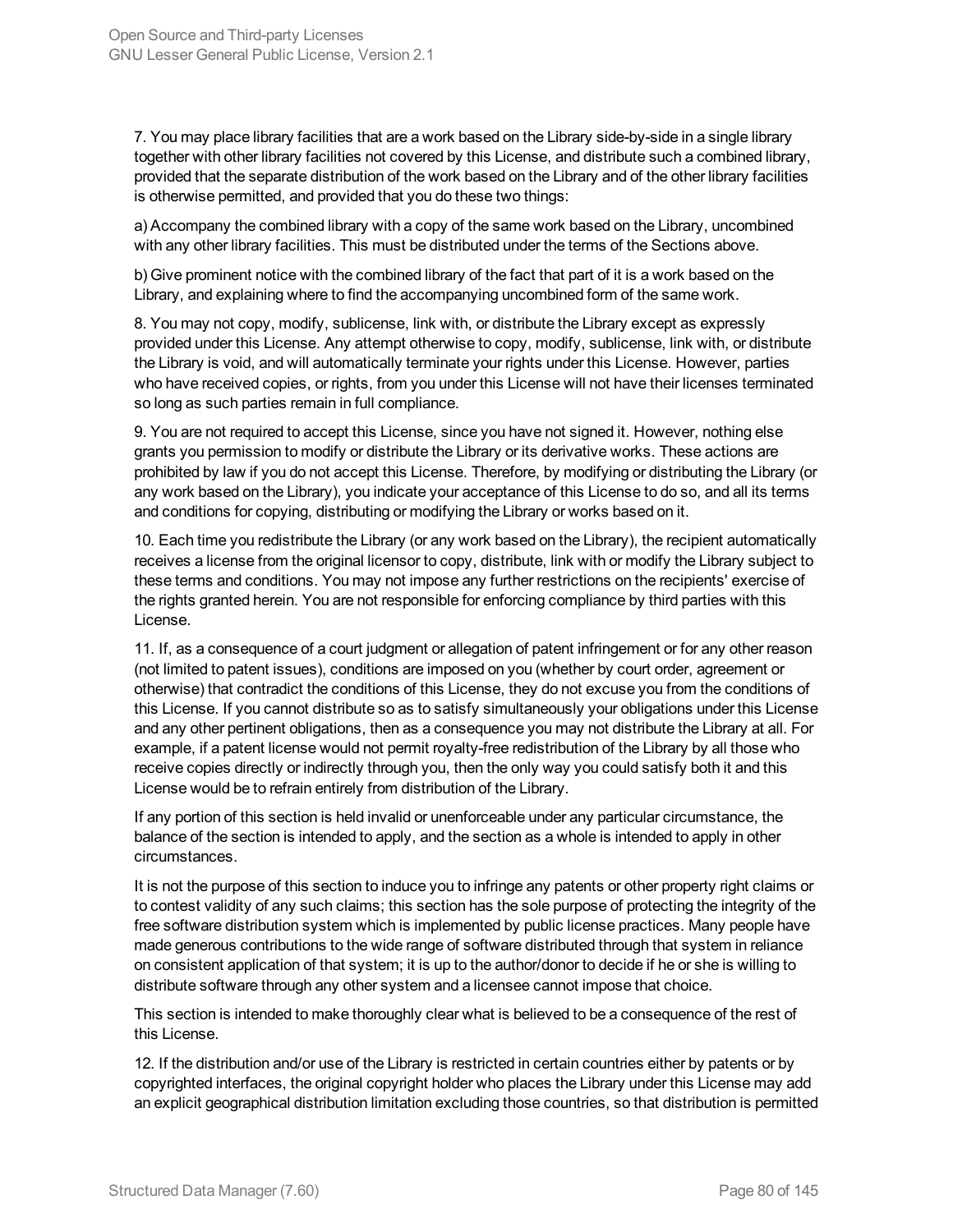7. You may place library facilities that are a work based on the Library side-by-side in a single library together with other library facilities not covered by this License, and distribute such a combined library, provided that the separate distribution of the work based on the Library and of the other library facilities is otherwise permitted, and provided that you do these two things:

a) Accompany the combined library with a copy of the same work based on the Library, uncombined with any other library facilities. This must be distributed under the terms of the Sections above.

b) Give prominent notice with the combined library of the fact that part of it is a work based on the Library, and explaining where to find the accompanying uncombined form of the same work.

8. You may not copy, modify, sublicense, link with, or distribute the Library except as expressly provided under this License. Any attempt otherwise to copy, modify, sublicense, link with, or distribute the Library is void, and will automatically terminate your rights under this License. However, parties who have received copies, or rights, from you under this License will not have their licenses terminated so long as such parties remain in full compliance.

9. You are not required to accept this License, since you have not signed it. However, nothing else grants you permission to modify or distribute the Library or its derivative works. These actions are prohibited by law if you do not accept this License. Therefore, by modifying or distributing the Library (or any work based on the Library), you indicate your acceptance of this License to do so, and all its terms and conditions for copying, distributing or modifying the Library or works based on it.

10. Each time you redistribute the Library (or any work based on the Library), the recipient automatically receives a license from the original licensor to copy, distribute, link with or modify the Library subject to these terms and conditions. You may not impose any further restrictions on the recipients' exercise of the rights granted herein. You are not responsible for enforcing compliance by third parties with this License.

11. If, as a consequence of a court judgment or allegation of patent infringement or for any other reason (not limited to patent issues), conditions are imposed on you (whether by court order, agreement or otherwise) that contradict the conditions of this License, they do not excuse you from the conditions of this License. If you cannot distribute so as to satisfy simultaneously your obligations under this License and any other pertinent obligations, then as a consequence you may not distribute the Library at all. For example, if a patent license would not permit royalty-free redistribution of the Library by all those who receive copies directly or indirectly through you, then the only way you could satisfy both it and this License would be to refrain entirely from distribution of the Library.

If any portion of this section is held invalid or unenforceable under any particular circumstance, the balance of the section is intended to apply, and the section as a whole is intended to apply in other circumstances.

It is not the purpose of this section to induce you to infringe any patents or other property right claims or to contest validity of any such claims; this section has the sole purpose of protecting the integrity of the free software distribution system which is implemented by public license practices. Many people have made generous contributions to the wide range of software distributed through that system in reliance on consistent application of that system; it is up to the author/donor to decide if he or she is willing to distribute software through any other system and a licensee cannot impose that choice.

This section is intended to make thoroughly clear what is believed to be a consequence of the rest of this License.

12. If the distribution and/or use of the Library is restricted in certain countries either by patents or by copyrighted interfaces, the original copyright holder who places the Library under this License may add an explicit geographical distribution limitation excluding those countries, so that distribution is permitted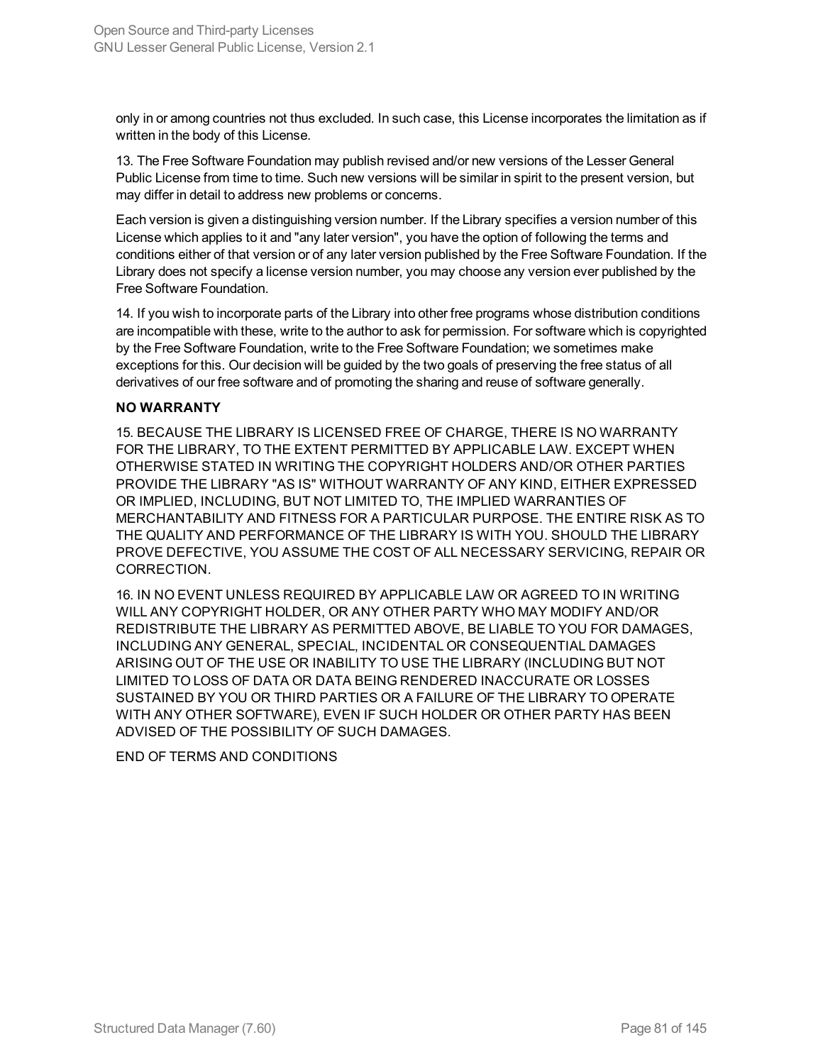only in or among countries not thus excluded. In such case, this License incorporates the limitation as if written in the body of this License.

13. The Free Software Foundation may publish revised and/or new versions of the Lesser General Public License from time to time. Such new versions will be similar in spirit to the present version, but may differ in detail to address new problems or concerns.

Each version is given a distinguishing version number. If the Library specifies a version number of this License which applies to it and "any later version", you have the option of following the terms and conditions either of that version or of any later version published by the Free Software Foundation. If the Library does not specify a license version number, you may choose any version ever published by the Free Software Foundation.

14. If you wish to incorporate parts of the Library into other free programs whose distribution conditions are incompatible with these, write to the author to ask for permission. For software which is copyrighted by the Free Software Foundation, write to the Free Software Foundation; we sometimes make exceptions for this. Our decision will be guided by the two goals of preserving the free status of all derivatives of our free software and of promoting the sharing and reuse of software generally.

**NO WARRANTY**

15. BECAUSE THE LIBRARY IS LICENSED FREE OF CHARGE, THERE IS NO WARRANTY FOR THE LIBRARY, TO THE EXTENT PERMITTED BY APPLICABLE LAW. EXCEPT WHEN OTHERWISE STATED IN WRITING THE COPYRIGHT HOLDERS AND/OR OTHER PARTIES PROVIDE THE LIBRARY "AS IS" WITHOUT WARRANTY OF ANY KIND, EITHER EXPRESSED OR IMPLIED, INCLUDING, BUT NOT LIMITED TO, THE IMPLIED WARRANTIES OF MERCHANTABILITY AND FITNESS FOR A PARTICULAR PURPOSE. THE ENTIRE RISK AS TO THE QUALITY AND PERFORMANCE OF THE LIBRARY IS WITH YOU. SHOULD THE LIBRARY PROVE DEFECTIVE, YOU ASSUME THE COST OF ALL NECESSARY SERVICING, REPAIR OR CORRECTION.

16. IN NO EVENT UNLESS REQUIRED BY APPLICABLE LAW OR AGREED TO IN WRITING WILL ANY COPYRIGHT HOLDER, OR ANY OTHER PARTY WHO MAY MODIFY AND/OR REDISTRIBUTE THE LIBRARY AS PERMITTED ABOVE, BE LIABLE TO YOU FOR DAMAGES, INCLUDING ANY GENERAL, SPECIAL, INCIDENTAL OR CONSEQUENTIAL DAMAGES ARISING OUT OF THE USE OR INABILITY TO USE THE LIBRARY (INCLUDING BUT NOT LIMITED TO LOSS OF DATA OR DATA BEING RENDERED INACCURATE OR LOSSES SUSTAINED BY YOU OR THIRD PARTIES OR A FAILURE OF THE LIBRARY TO OPERATE WITH ANY OTHER SOFTWARE), EVEN IF SUCH HOLDER OR OTHER PARTY HAS BEEN ADVISED OF THE POSSIBILITY OF SUCH DAMAGES.

END OF TERMS AND CONDITIONS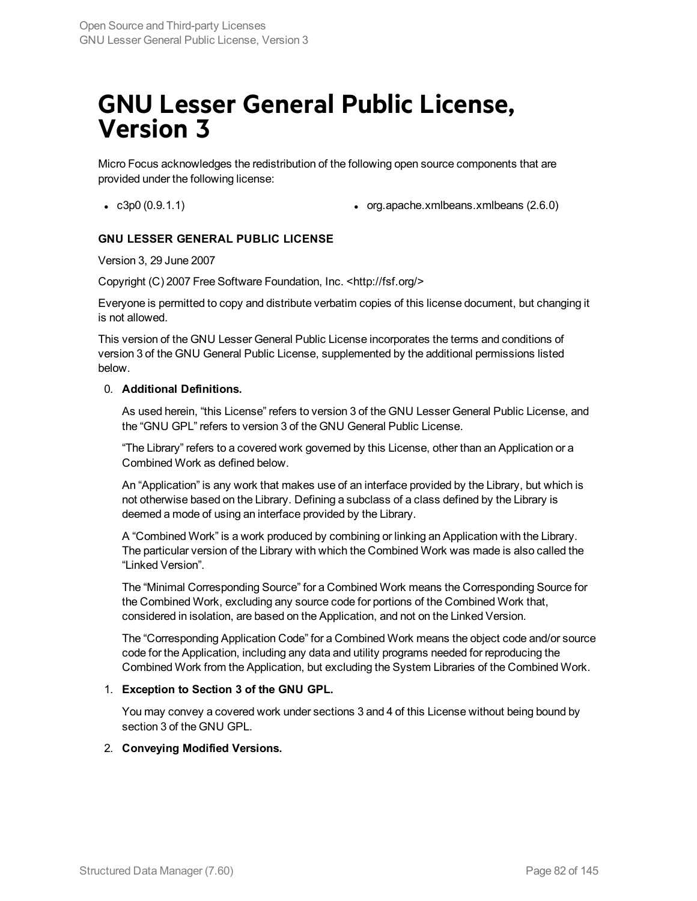# GNU Lesser General Public License, Version 3

Micro Focus acknowledges the redistribution of the following open source components that are provided under the following license:

- c3p0 (0.9.1.1)
- org.apache.xmlbeans.xmlbeans (2.6.0)

**GNU LESSER GENERAL PUBLIC LICENSE**

Version 3, 29 June 2007

Copyright (C) 2007 Free Software Foundation, Inc. <http://fsf.org/>

Everyone is permitted to copy and distribute verbatim copies of this license document, but changing it is not allowed.

This version of the GNU Lesser General Public License incorporates the terms and conditions of version 3 of the GNU General Public License, supplemented by the additional permissions listed below.

0. **Additional Definitions.**

   As used herein, “this License” refers to version 3 of the GNU Lesser General Public License, and the “GNU GPL” refers to version 3 of the GNU General Public License.

   “The Library” refers to a covered work governed by this License, other than an Application or a Combined Work as defined below.

   An “Application” is any work that makes use of an interface provided by the Library, but which is not otherwise based on the Library. Defining a subclass of a class defined by the Library is deemed a mode of using an interface provided by the Library.

   A “Combined Work” is a work produced by combining or linking an Application with the Library. The particular version of the Library with which the Combined Work was made is also called the “Linked Version”.

   The “Minimal Corresponding Source” for a Combined Work means the Corresponding Source for the Combined Work, excluding any source code for portions of the Combined Work that, considered in isolation, are based on the Application, and not on the Linked Version.

   The “Corresponding Application Code” for a Combined Work means the object code and/or source code for the Application, including any data and utility programs needed for reproducing the Combined Work from the Application, but excluding the System Libraries of the Combined Work.

1. **Exception to Section 3 of the GNU GPL.**

   You may convey a covered work under sections 3 and 4 of this License without being bound by section 3 of the GNU GPL.

2. **Conveying Modified Versions.**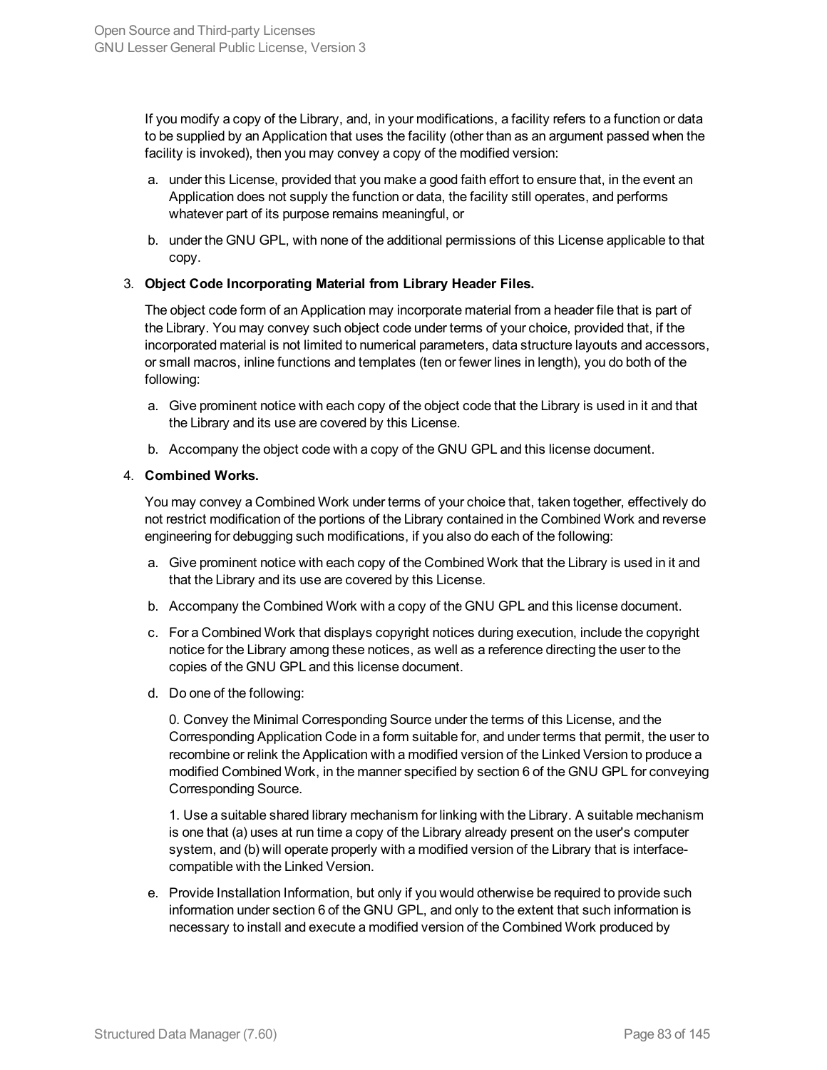If you modify a copy of the Library, and, in your modifications, a facility refers to a function or data to be supplied by an Application that uses the facility (other than as an argument passed when the facility is invoked), then you may convey a copy of the modified version:

a. under this License, provided that you make a good faith effort to ensure that, in the event an Application does not supply the function or data, the facility still operates, and performs whatever part of its purpose remains meaningful, or

b. under the GNU GPL, with none of the additional permissions of this License applicable to that copy.

3. **Object Code Incorporating Material from Library Header Files.**

   The object code form of an Application may incorporate material from a header file that is part of the Library. You may convey such object code under terms of your choice, provided that, if the incorporated material is not limited to numerical parameters, data structure layouts and accessors, or small macros, inline functions and templates (ten or fewer lines in length), you do both of the following:

   a. Give prominent notice with each copy of the object code that the Library is used in it and that the Library and its use are covered by this License.

   b. Accompany the object code with a copy of the GNU GPL and this license document.

4. **Combined Works.**

   You may convey a Combined Work under terms of your choice that, taken together, effectively do not restrict modification of the portions of the Library contained in the Combined Work and reverse engineering for debugging such modifications, if you also do each of the following:

   a. Give prominent notice with each copy of the Combined Work that the Library is used in it and that the Library and its use are covered by this License.

   b. Accompany the Combined Work with a copy of the GNU GPL and this license document.

   c. For a Combined Work that displays copyright notices during execution, include the copyright notice for the Library among these notices, as well as a reference directing the user to the copies of the GNU GPL and this license document.

   d. Do one of the following:

      0. Convey the Minimal Corresponding Source under the terms of this License, and the Corresponding Application Code in a form suitable for, and under terms that permit, the user to recombine or relink the Application with a modified version of the Linked Version to produce a modified Combined Work, in the manner specified by section 6 of the GNU GPL for conveying Corresponding Source.

      1. Use a suitable shared library mechanism for linking with the Library. A suitable mechanism is one that (a) uses at run time a copy of the Library already present on the user's computer system, and (b) will operate properly with a modified version of the Library that is interface-compatible with the Linked Version.

   e. Provide Installation Information, but only if you would otherwise be required to provide such information under section 6 of the GNU GPL, and only to the extent that such information is necessary to install and execute a modified version of the Combined Work produced by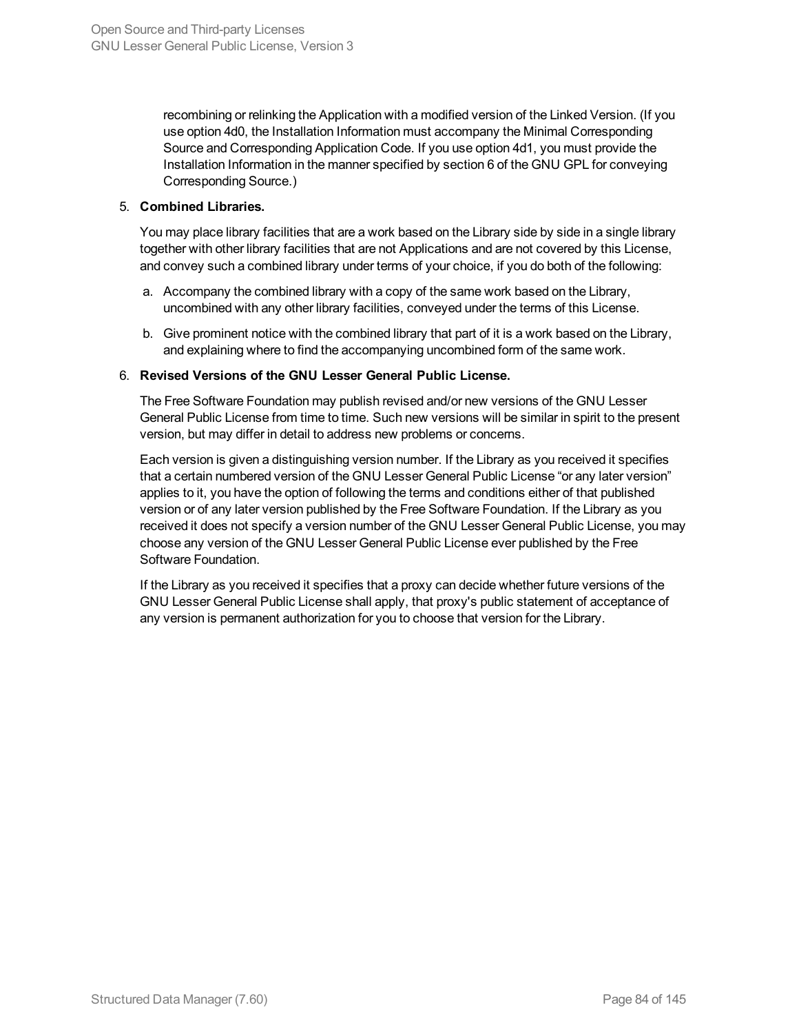recombining or relinking the Application with a modified version of the Linked Version. (If you use option 4d0, the Installation Information must accompany the Minimal Corresponding Source and Corresponding Application Code. If you use option 4d1, you must provide the Installation Information in the manner specified by section 6 of the GNU GPL for conveying Corresponding Source.)

5. **Combined Libraries.**

   You may place library facilities that are a work based on the Library side by side in a single library together with other library facilities that are not Applications and are not covered by this License, and convey such a combined library under terms of your choice, if you do both of the following:

   a. Accompany the combined library with a copy of the same work based on the Library, uncombined with any other library facilities, conveyed under the terms of this License.

   b. Give prominent notice with the combined library that part of it is a work based on the Library, and explaining where to find the accompanying uncombined form of the same work.

6. **Revised Versions of the GNU Lesser General Public License.**

   The Free Software Foundation may publish revised and/or new versions of the GNU Lesser General Public License from time to time. Such new versions will be similar in spirit to the present version, but may differ in detail to address new problems or concerns.

   Each version is given a distinguishing version number. If the Library as you received it specifies that a certain numbered version of the GNU Lesser General Public License "or any later version" applies to it, you have the option of following the terms and conditions either of that published version or of any later version published by the Free Software Foundation. If the Library as you received it does not specify a version number of the GNU Lesser General Public License, you may choose any version of the GNU Lesser General Public License ever published by the Free Software Foundation.

   If the Library as you received it specifies that a proxy can decide whether future versions of the GNU Lesser General Public License shall apply, that proxy's public statement of acceptance of any version is permanent authorization for you to choose that version for the Library.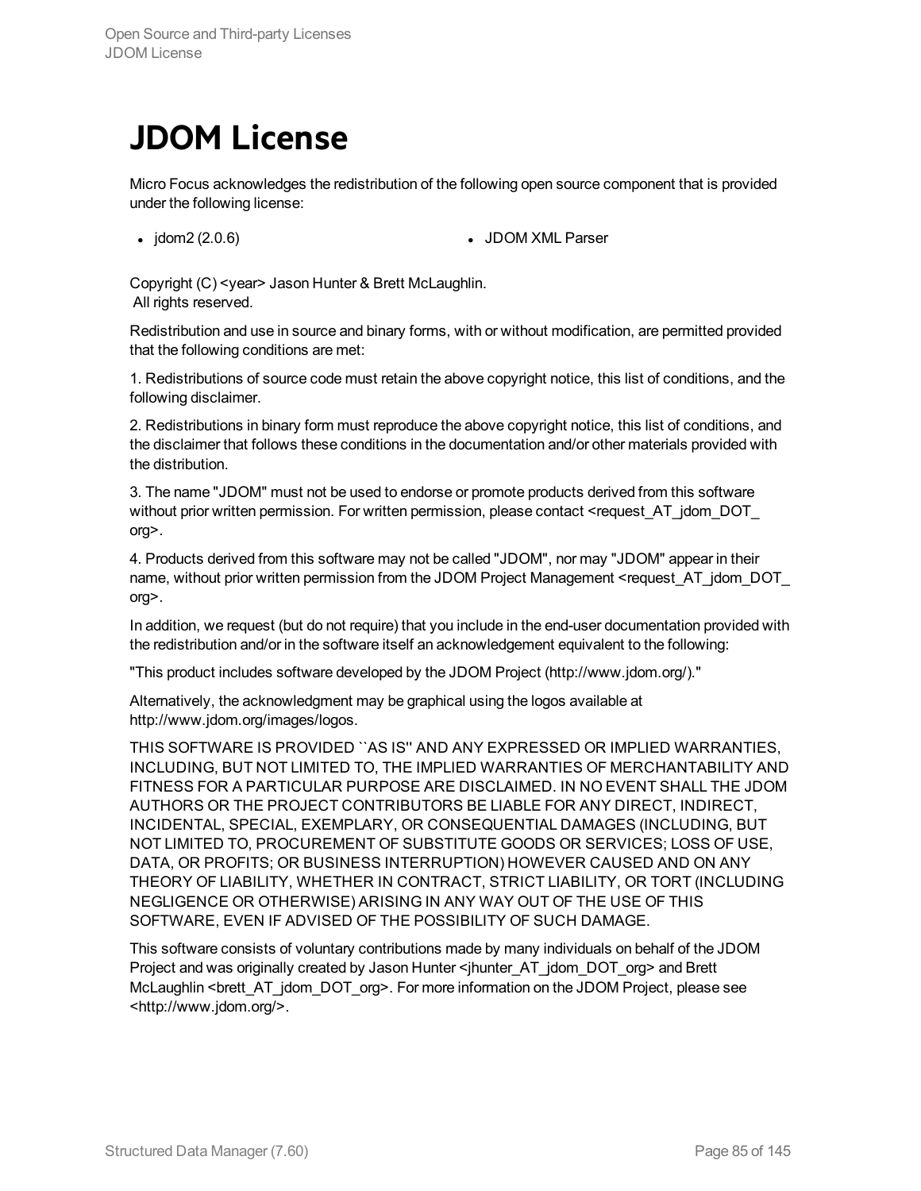# JDOM License

Micro Focus acknowledges the redistribution of the following open source component that is provided under the following license:

- jdom2 (2.0.6)
- JDOM XML Parser

Copyright (C) <year> Jason Hunter & Brett McLaughlin.
All rights reserved.

Redistribution and use in source and binary forms, with or without modification, are permitted provided that the following conditions are met:

1. Redistributions of source code must retain the above copyright notice, this list of conditions, and the following disclaimer.

2. Redistributions in binary form must reproduce the above copyright notice, this list of conditions, and the disclaimer that follows these conditions in the documentation and/or other materials provided with the distribution.

3. The name "JDOM" must not be used to endorse or promote products derived from this software without prior written permission. For written permission, please contact <request_AT_jdom_DOT_org>.

4. Products derived from this software may not be called "JDOM", nor may "JDOM" appear in their name, without prior written permission from the JDOM Project Management <request_AT_jdom_DOT_org>.

In addition, we request (but do not require) that you include in the end-user documentation provided with the redistribution and/or in the software itself an acknowledgement equivalent to the following:

"This product includes software developed by the JDOM Project (http://www.jdom.org/)."

Alternatively, the acknowledgment may be graphical using the logos available at http://www.jdom.org/images/logos.

THIS SOFTWARE IS PROVIDED ``AS IS'' AND ANY EXPRESSED OR IMPLIED WARRANTIES, INCLUDING, BUT NOT LIMITED TO, THE IMPLIED WARRANTIES OF MERCHANTABILITY AND FITNESS FOR A PARTICULAR PURPOSE ARE DISCLAIMED. IN NO EVENT SHALL THE JDOM AUTHORS OR THE PROJECT CONTRIBUTORS BE LIABLE FOR ANY DIRECT, INDIRECT, INCIDENTAL, SPECIAL, EXEMPLARY, OR CONSEQUENTIAL DAMAGES (INCLUDING, BUT NOT LIMITED TO, PROCUREMENT OF SUBSTITUTE GOODS OR SERVICES; LOSS OF USE, DATA, OR PROFITS; OR BUSINESS INTERRUPTION) HOWEVER CAUSED AND ON ANY THEORY OF LIABILITY, WHETHER IN CONTRACT, STRICT LIABILITY, OR TORT (INCLUDING NEGLIGENCE OR OTHERWISE) ARISING IN ANY WAY OUT OF THE USE OF THIS SOFTWARE, EVEN IF ADVISED OF THE POSSIBILITY OF SUCH DAMAGE.

This software consists of voluntary contributions made by many individuals on behalf of the JDOM Project and was originally created by Jason Hunter <jhunter_AT_jdom_DOT_org> and Brett McLaughlin <brett_AT_jdom_DOT_org>. For more information on the JDOM Project, please see <http://www.jdom.org/>.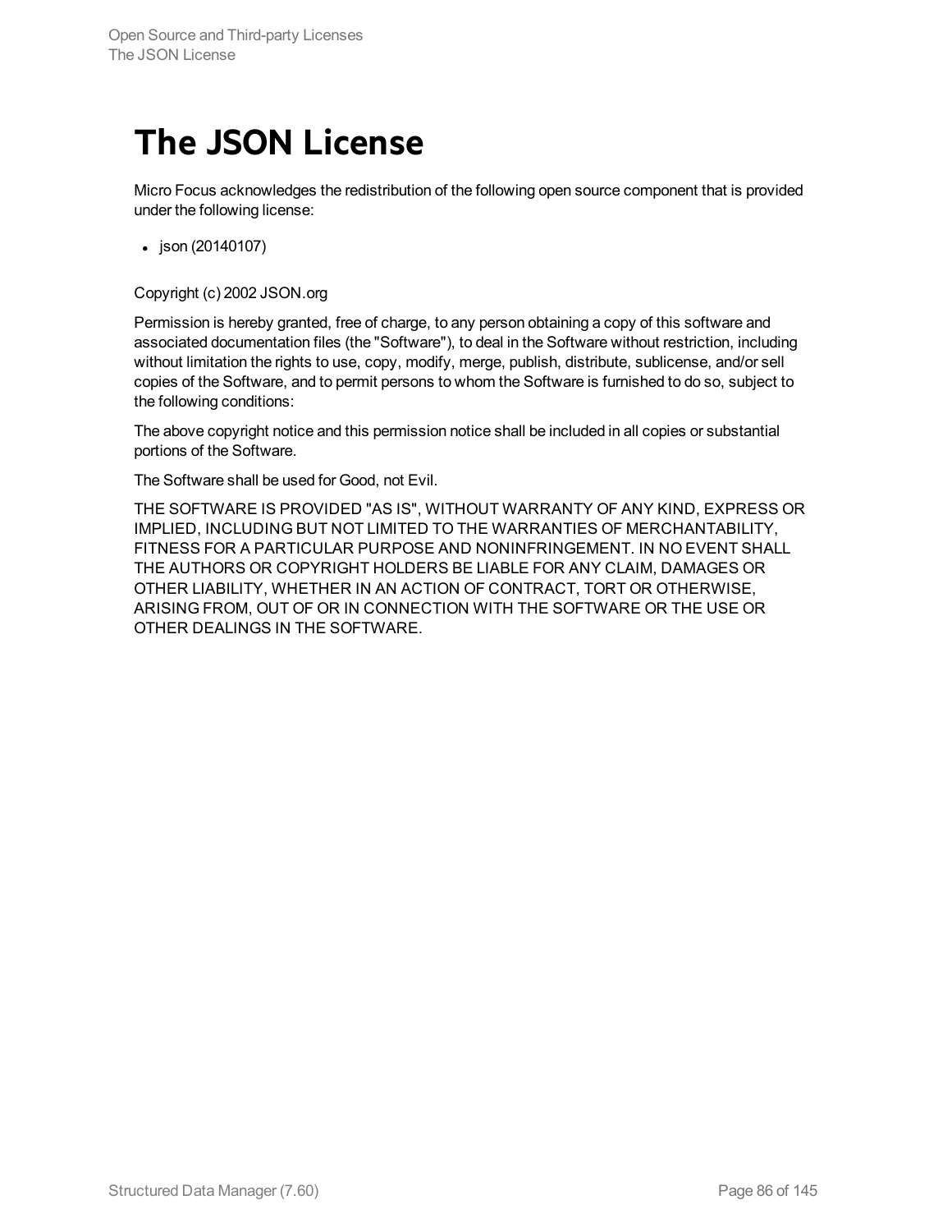# The JSON License

Micro Focus acknowledges the redistribution of the following open source component that is provided under the following license:

- json (20140107)

Copyright (c) 2002 JSON.org

Permission is hereby granted, free of charge, to any person obtaining a copy of this software and associated documentation files (the "Software"), to deal in the Software without restriction, including without limitation the rights to use, copy, modify, merge, publish, distribute, sublicense, and/or sell copies of the Software, and to permit persons to whom the Software is furnished to do so, subject to the following conditions:

The above copyright notice and this permission notice shall be included in all copies or substantial portions of the Software.

The Software shall be used for Good, not Evil.

THE SOFTWARE IS PROVIDED "AS IS", WITHOUT WARRANTY OF ANY KIND, EXPRESS OR IMPLIED, INCLUDING BUT NOT LIMITED TO THE WARRANTIES OF MERCHANTABILITY, FITNESS FOR A PARTICULAR PURPOSE AND NONINFRINGEMENT. IN NO EVENT SHALL THE AUTHORS OR COPYRIGHT HOLDERS BE LIABLE FOR ANY CLAIM, DAMAGES OR OTHER LIABILITY, WHETHER IN AN ACTION OF CONTRACT, TORT OR OTHERWISE, ARISING FROM, OUT OF OR IN CONNECTION WITH THE SOFTWARE OR THE USE OR OTHER DEALINGS IN THE SOFTWARE.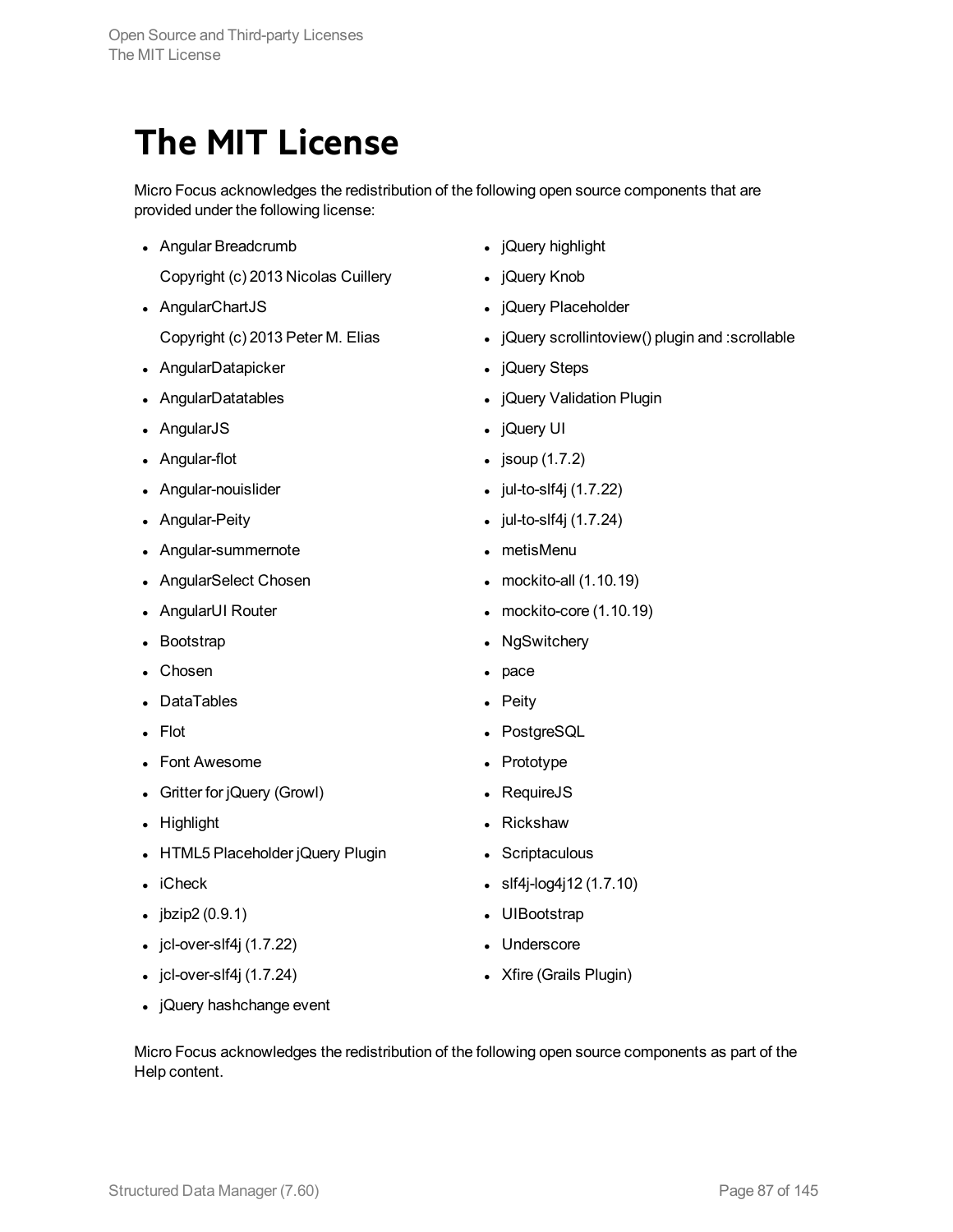# The MIT License

Micro Focus acknowledges the redistribution of the following open source components that are provided under the following license:

- Angular Breadcrumb

  Copyright (c) 2013 Nicolas Cuillery
- AngularChartJS

  Copyright (c) 2013 Peter M. Elias
- AngularDatapicker
- AngularDatatables
- AngularJS
- Angular-flot
- Angular-nouislider
- Angular-Peity
- Angular-summernote
- AngularSelect Chosen
- AngularUI Router
- Bootstrap
- Chosen
- DataTables
- Flot
- Font Awesome
- Gritter for jQuery (Growl)
- Highlight
- HTML5 Placeholder jQuery Plugin
- iCheck
- jbzip2 (0.9.1)
- jcl-over-slf4j (1.7.22)
- jcl-over-slf4j (1.7.24)
- jQuery hashchange event
- jQuery highlight
- jQuery Knob
- jQuery Placeholder
- jQuery scrollintoview() plugin and :scrollable
- jQuery Steps
- jQuery Validation Plugin
- jQuery UI
- jsoup (1.7.2)
- jul-to-slf4j (1.7.22)
- jul-to-slf4j (1.7.24)
- metisMenu
- mockito-all (1.10.19)
- mockito-core (1.10.19)
- NgSwitchery
- pace
- Peity
- PostgreSQL
- Prototype
- RequireJS
- Rickshaw
- Scriptaculous
- slf4j-log4j12 (1.7.10)
- UIBootstrap
- Underscore
- Xfire (Grails Plugin)

Micro Focus acknowledges the redistribution of the following open source components as part of the Help content.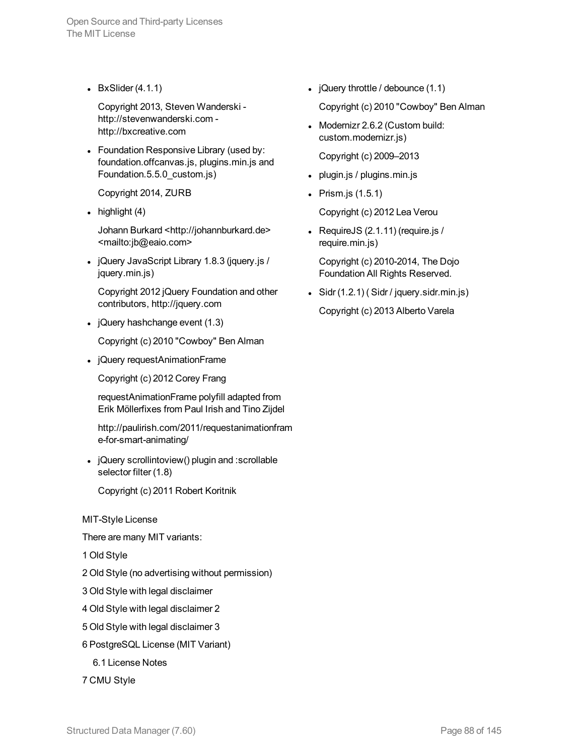- BxSlider (4.1.1)

  Copyright 2013, Steven Wanderski - http://stevenwanderski.com - http://bxcreative.com

- Foundation Responsive Library (used by: foundation.offcanvas.js, plugins.min.js and Foundation.5.5.0_custom.js)

  Copyright 2014, ZURB

- highlight (4)

  Johann Burkard <http://johannburkard.de> <mailto:jb@eaio.com>

- jQuery JavaScript Library 1.8.3 (jquery.js / jquery.min.js)

  Copyright 2012 jQuery Foundation and other contributors, http://jquery.com

- jQuery hashchange event (1.3)

  Copyright (c) 2010 "Cowboy" Ben Alman

- jQuery requestAnimationFrame

  Copyright (c) 2012 Corey Frang

  requestAnimationFrame polyfill adapted from Erik Möllerfixes from Paul Irish and Tino Zijdel

  http://paulirish.com/2011/requestanimationframe-for-smart-animating/

- jQuery scrollintoview() plugin and :scrollable selector filter (1.8)

  Copyright (c) 2011 Robert Koritnik

- jQuery throttle / debounce (1.1)

  Copyright (c) 2010 "Cowboy" Ben Alman

- Modernizr 2.6.2 (Custom build: custom.modernizr.js)

  Copyright (c) 2009–2013

- plugin.js / plugins.min.js

- Prism.js (1.5.1)

  Copyright (c) 2012 Lea Verou

- RequireJS (2.1.11) (require.js / require.min.js)

  Copyright (c) 2010-2014, The Dojo Foundation All Rights Reserved.

- Sidr (1.2.1) ( Sidr / jquery.sidr.min.js)

  Copyright (c) 2013 Alberto Varela

MIT-Style License

There are many MIT variants:

1 Old Style

2 Old Style (no advertising without permission)

3 Old Style with legal disclaimer

4 Old Style with legal disclaimer 2

5 Old Style with legal disclaimer 3

6 PostgreSQL License (MIT Variant)

  6.1 License Notes

7 CMU Style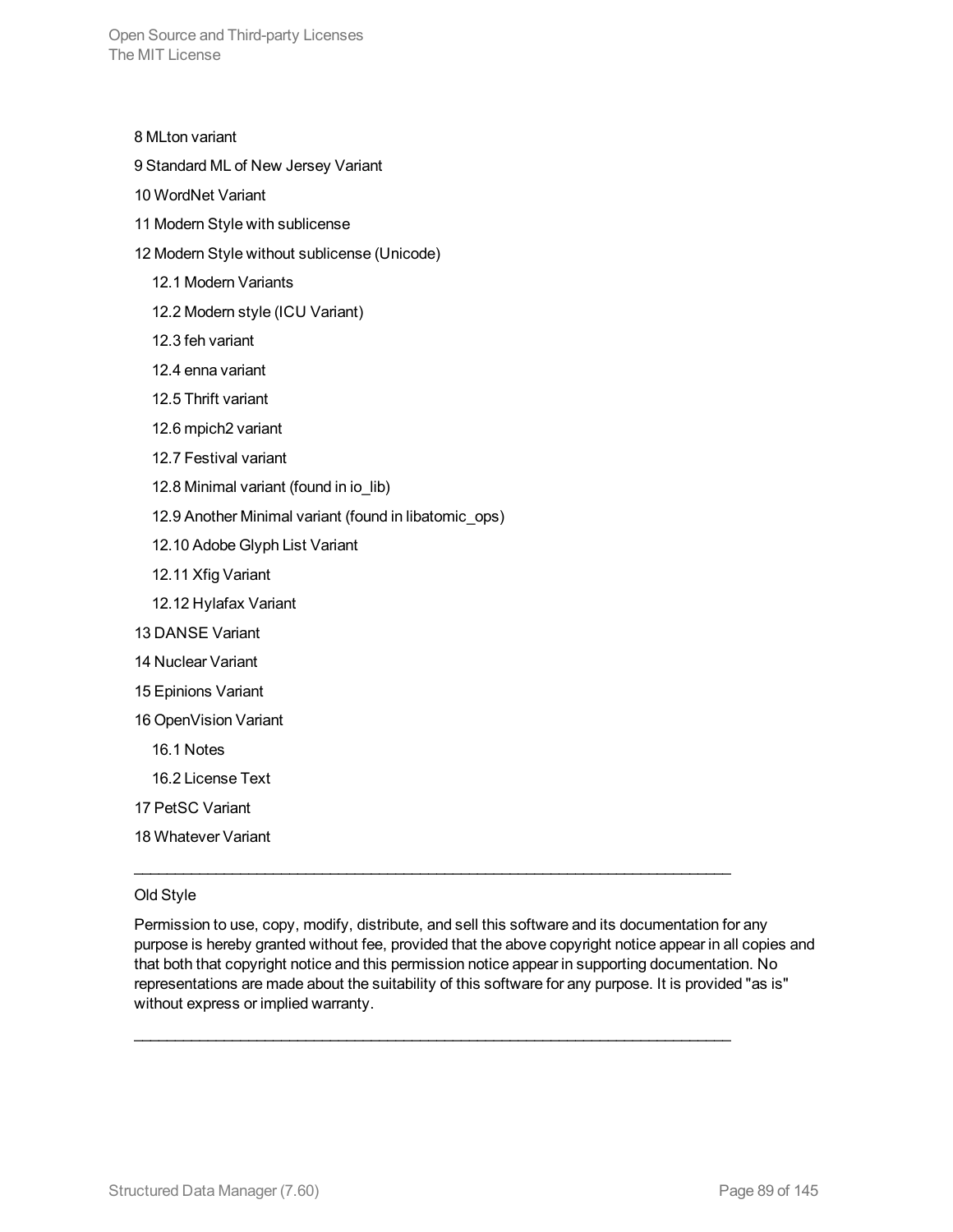8 MLton variant

9 Standard ML of New Jersey Variant

10 WordNet Variant

11 Modern Style with sublicense

12 Modern Style without sublicense (Unicode)

- 12.1 Modern Variants
- 12.2 Modern style (ICU Variant)
- 12.3 feh variant
- 12.4 enna variant
- 12.5 Thrift variant
- 12.6 mpich2 variant
- 12.7 Festival variant
- 12.8 Minimal variant (found in io_lib)
- 12.9 Another Minimal variant (found in libatomic_ops)
- 12.10 Adobe Glyph List Variant
- 12.11 Xfig Variant
- 12.12 Hylafax Variant

13 DANSE Variant

14 Nuclear Variant

15 Epinions Variant

16 OpenVision Variant

- 16.1 Notes
- 16.2 License Text

17 PetSC Variant

18 Whatever Variant

---

Old Style

Permission to use, copy, modify, distribute, and sell this software and its documentation for any purpose is hereby granted without fee, provided that the above copyright notice appear in all copies and that both that copyright notice and this permission notice appear in supporting documentation. No representations are made about the suitability of this software for any purpose. It is provided "as is" without express or implied warranty.

---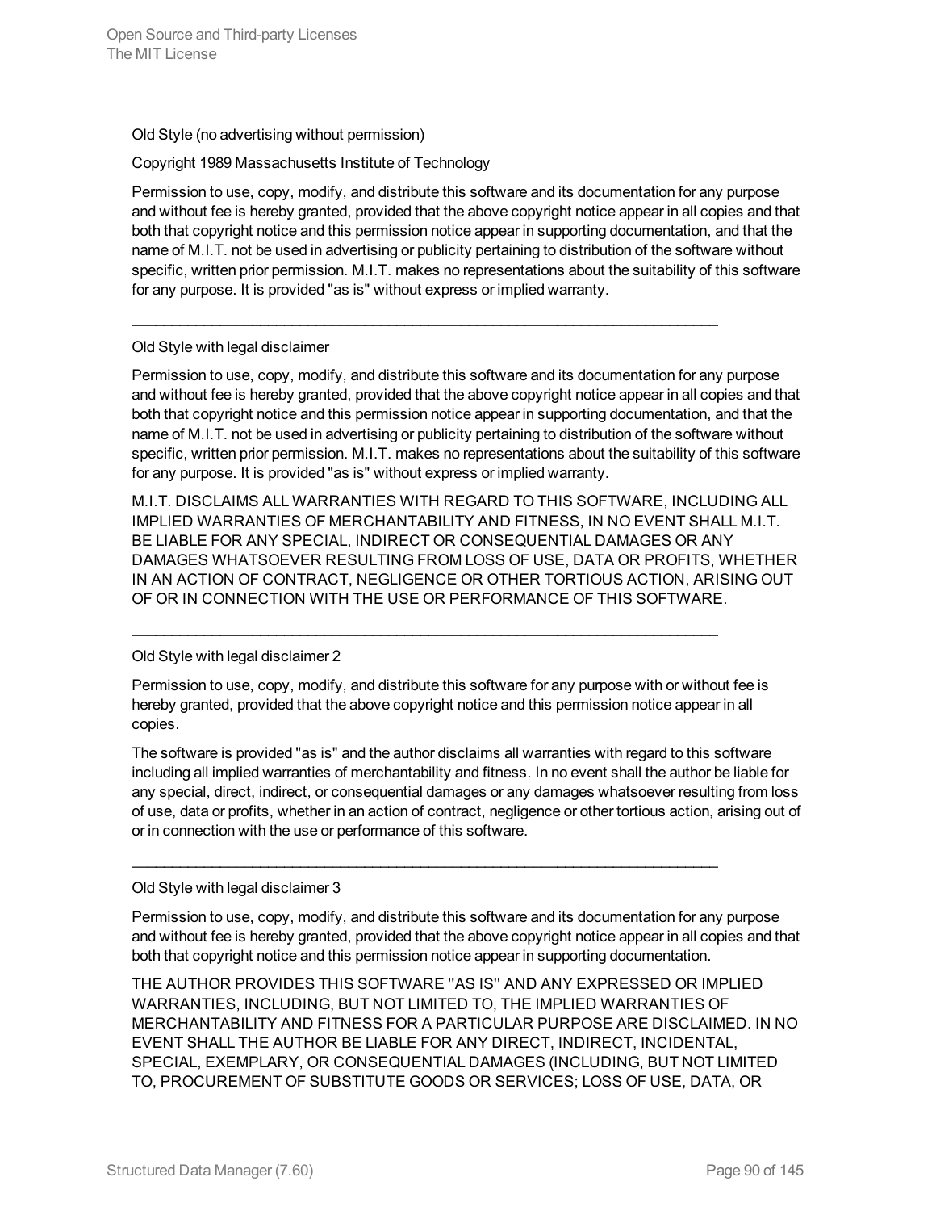Old Style (no advertising without permission)

Copyright 1989 Massachusetts Institute of Technology

Permission to use, copy, modify, and distribute this software and its documentation for any purpose and without fee is hereby granted, provided that the above copyright notice appear in all copies and that both that copyright notice and this permission notice appear in supporting documentation, and that the name of M.I.T. not be used in advertising or publicity pertaining to distribution of the software without specific, written prior permission. M.I.T. makes no representations about the suitability of this software for any purpose. It is provided "as is" without express or implied warranty.

---

Old Style with legal disclaimer

Permission to use, copy, modify, and distribute this software and its documentation for any purpose and without fee is hereby granted, provided that the above copyright notice appear in all copies and that both that copyright notice and this permission notice appear in supporting documentation, and that the name of M.I.T. not be used in advertising or publicity pertaining to distribution of the software without specific, written prior permission. M.I.T. makes no representations about the suitability of this software for any purpose. It is provided "as is" without express or implied warranty.

M.I.T. DISCLAIMS ALL WARRANTIES WITH REGARD TO THIS SOFTWARE, INCLUDING ALL IMPLIED WARRANTIES OF MERCHANTABILITY AND FITNESS, IN NO EVENT SHALL M.I.T. BE LIABLE FOR ANY SPECIAL, INDIRECT OR CONSEQUENTIAL DAMAGES OR ANY DAMAGES WHATSOEVER RESULTING FROM LOSS OF USE, DATA OR PROFITS, WHETHER IN AN ACTION OF CONTRACT, NEGLIGENCE OR OTHER TORTIOUS ACTION, ARISING OUT OF OR IN CONNECTION WITH THE USE OR PERFORMANCE OF THIS SOFTWARE.

---

Old Style with legal disclaimer 2

Permission to use, copy, modify, and distribute this software for any purpose with or without fee is hereby granted, provided that the above copyright notice and this permission notice appear in all copies.

The software is provided "as is" and the author disclaims all warranties with regard to this software including all implied warranties of merchantability and fitness. In no event shall the author be liable for any special, direct, indirect, or consequential damages or any damages whatsoever resulting from loss of use, data or profits, whether in an action of contract, negligence or other tortious action, arising out of or in connection with the use or performance of this software.

---

Old Style with legal disclaimer 3

Permission to use, copy, modify, and distribute this software and its documentation for any purpose and without fee is hereby granted, provided that the above copyright notice appear in all copies and that both that copyright notice and this permission notice appear in supporting documentation.

THE AUTHOR PROVIDES THIS SOFTWARE ''AS IS'' AND ANY EXPRESSED OR IMPLIED WARRANTIES, INCLUDING, BUT NOT LIMITED TO, THE IMPLIED WARRANTIES OF MERCHANTABILITY AND FITNESS FOR A PARTICULAR PURPOSE ARE DISCLAIMED. IN NO EVENT SHALL THE AUTHOR BE LIABLE FOR ANY DIRECT, INDIRECT, INCIDENTAL, SPECIAL, EXEMPLARY, OR CONSEQUENTIAL DAMAGES (INCLUDING, BUT NOT LIMITED TO, PROCUREMENT OF SUBSTITUTE GOODS OR SERVICES; LOSS OF USE, DATA, OR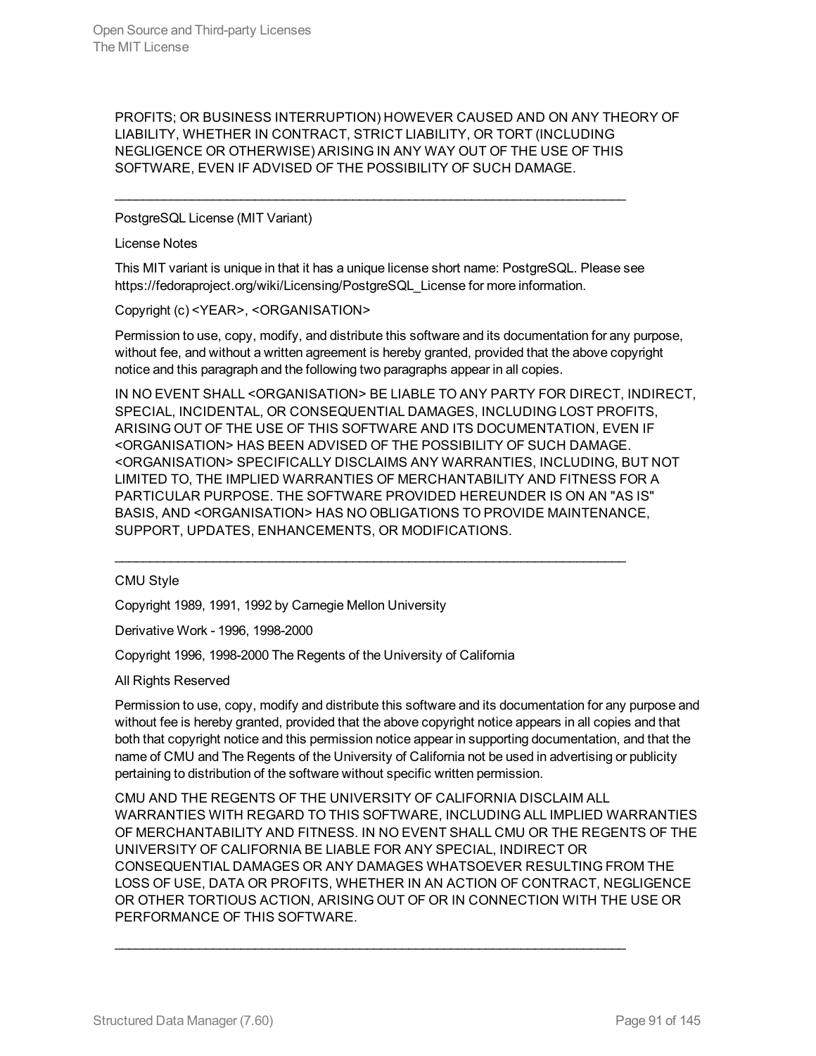PROFITS; OR BUSINESS INTERRUPTION) HOWEVER CAUSED AND ON ANY THEORY OF LIABILITY, WHETHER IN CONTRACT, STRICT LIABILITY, OR TORT (INCLUDING NEGLIGENCE OR OTHERWISE) ARISING IN ANY WAY OUT OF THE USE OF THIS SOFTWARE, EVEN IF ADVISED OF THE POSSIBILITY OF SUCH DAMAGE.

---

PostgreSQL License (MIT Variant)

License Notes

This MIT variant is unique in that it has a unique license short name: PostgreSQL. Please see https://fedoraproject.org/wiki/Licensing/PostgreSQL_License for more information.

Copyright (c) <YEAR>, <ORGANISATION>

Permission to use, copy, modify, and distribute this software and its documentation for any purpose, without fee, and without a written agreement is hereby granted, provided that the above copyright notice and this paragraph and the following two paragraphs appear in all copies.

IN NO EVENT SHALL <ORGANISATION> BE LIABLE TO ANY PARTY FOR DIRECT, INDIRECT, SPECIAL, INCIDENTAL, OR CONSEQUENTIAL DAMAGES, INCLUDING LOST PROFITS, ARISING OUT OF THE USE OF THIS SOFTWARE AND ITS DOCUMENTATION, EVEN IF <ORGANISATION> HAS BEEN ADVISED OF THE POSSIBILITY OF SUCH DAMAGE. <ORGANISATION> SPECIFICALLY DISCLAIMS ANY WARRANTIES, INCLUDING, BUT NOT LIMITED TO, THE IMPLIED WARRANTIES OF MERCHANTABILITY AND FITNESS FOR A PARTICULAR PURPOSE. THE SOFTWARE PROVIDED HEREUNDER IS ON AN "AS IS" BASIS, AND <ORGANISATION> HAS NO OBLIGATIONS TO PROVIDE MAINTENANCE, SUPPORT, UPDATES, ENHANCEMENTS, OR MODIFICATIONS.

---

CMU Style

Copyright 1989, 1991, 1992 by Carnegie Mellon University

Derivative Work - 1996, 1998-2000

Copyright 1996, 1998-2000 The Regents of the University of California

All Rights Reserved

Permission to use, copy, modify and distribute this software and its documentation for any purpose and without fee is hereby granted, provided that the above copyright notice appears in all copies and that both that copyright notice and this permission notice appear in supporting documentation, and that the name of CMU and The Regents of the University of California not be used in advertising or publicity pertaining to distribution of the software without specific written permission.

CMU AND THE REGENTS OF THE UNIVERSITY OF CALIFORNIA DISCLAIM ALL WARRANTIES WITH REGARD TO THIS SOFTWARE, INCLUDING ALL IMPLIED WARRANTIES OF MERCHANTABILITY AND FITNESS. IN NO EVENT SHALL CMU OR THE REGENTS OF THE UNIVERSITY OF CALIFORNIA BE LIABLE FOR ANY SPECIAL, INDIRECT OR CONSEQUENTIAL DAMAGES OR ANY DAMAGES WHATSOEVER RESULTING FROM THE LOSS OF USE, DATA OR PROFITS, WHETHER IN AN ACTION OF CONTRACT, NEGLIGENCE OR OTHER TORTIOUS ACTION, ARISING OUT OF OR IN CONNECTION WITH THE USE OR PERFORMANCE OF THIS SOFTWARE.

---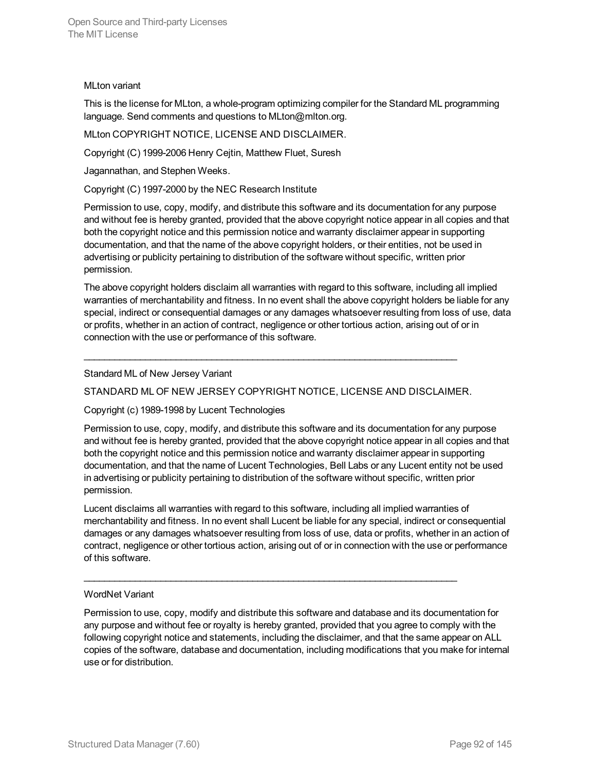MLton variant

This is the license for MLton, a whole-program optimizing compiler for the Standard ML programming language. Send comments and questions to MLton@mlton.org.

MLton COPYRIGHT NOTICE, LICENSE AND DISCLAIMER.

Copyright (C) 1999-2006 Henry Cejtin, Matthew Fluet, Suresh

Jagannathan, and Stephen Weeks.

Copyright (C) 1997-2000 by the NEC Research Institute

Permission to use, copy, modify, and distribute this software and its documentation for any purpose and without fee is hereby granted, provided that the above copyright notice appear in all copies and that both the copyright notice and this permission notice and warranty disclaimer appear in supporting documentation, and that the name of the above copyright holders, or their entities, not be used in advertising or publicity pertaining to distribution of the software without specific, written prior permission.

The above copyright holders disclaim all warranties with regard to this software, including all implied warranties of merchantability and fitness. In no event shall the above copyright holders be liable for any special, indirect or consequential damages or any damages whatsoever resulting from loss of use, data or profits, whether in an action of contract, negligence or other tortious action, arising out of or in connection with the use or performance of this software.

---

Standard ML of New Jersey Variant

STANDARD ML OF NEW JERSEY COPYRIGHT NOTICE, LICENSE AND DISCLAIMER.

Copyright (c) 1989-1998 by Lucent Technologies

Permission to use, copy, modify, and distribute this software and its documentation for any purpose and without fee is hereby granted, provided that the above copyright notice appear in all copies and that both the copyright notice and this permission notice and warranty disclaimer appear in supporting documentation, and that the name of Lucent Technologies, Bell Labs or any Lucent entity not be used in advertising or publicity pertaining to distribution of the software without specific, written prior permission.

Lucent disclaims all warranties with regard to this software, including all implied warranties of merchantability and fitness. In no event shall Lucent be liable for any special, indirect or consequential damages or any damages whatsoever resulting from loss of use, data or profits, whether in an action of contract, negligence or other tortious action, arising out of or in connection with the use or performance of this software.

---

WordNet Variant

Permission to use, copy, modify and distribute this software and database and its documentation for any purpose and without fee or royalty is hereby granted, provided that you agree to comply with the following copyright notice and statements, including the disclaimer, and that the same appear on ALL copies of the software, database and documentation, including modifications that you make for internal use or for distribution.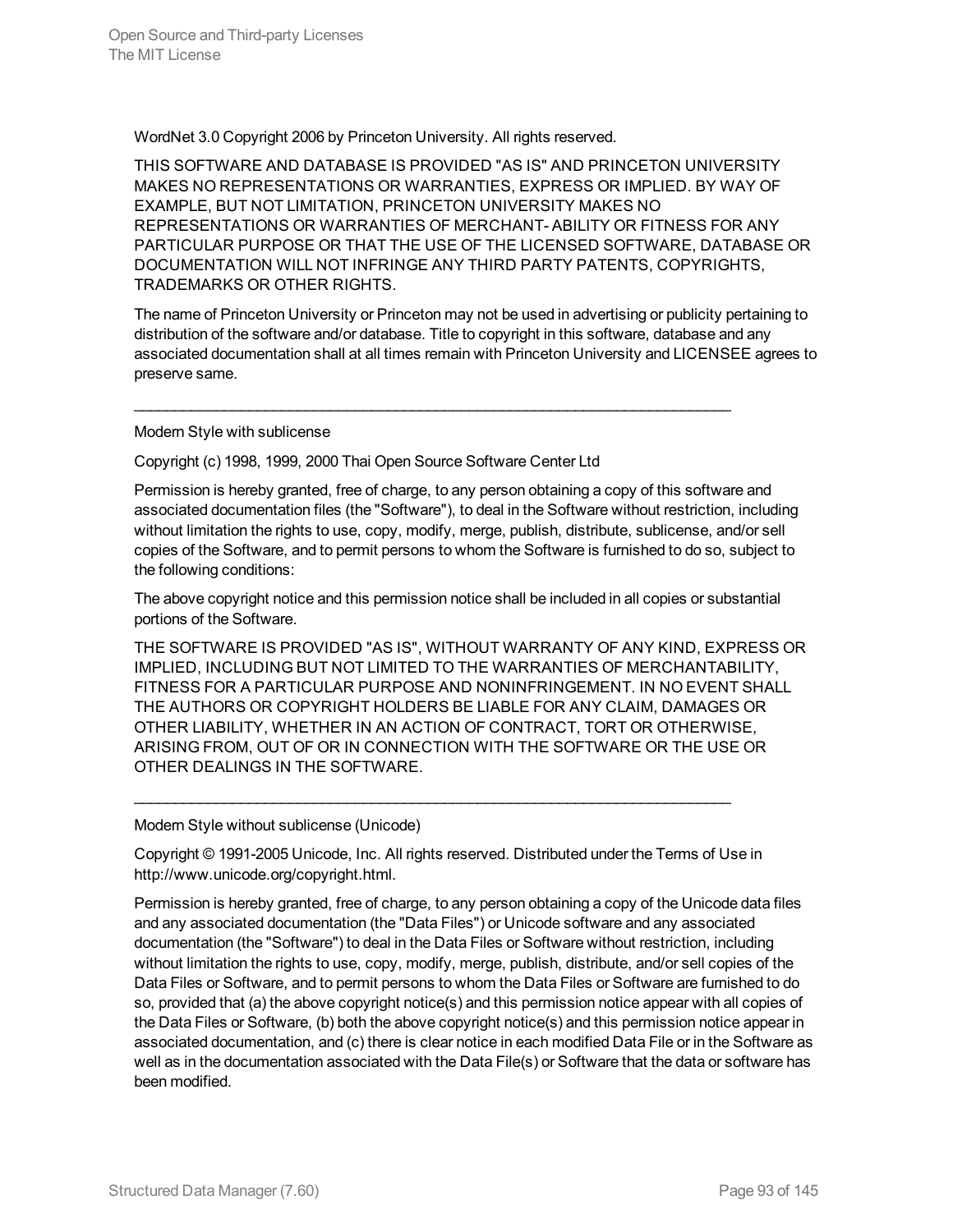WordNet 3.0 Copyright 2006 by Princeton University. All rights reserved.

THIS SOFTWARE AND DATABASE IS PROVIDED "AS IS" AND PRINCETON UNIVERSITY MAKES NO REPRESENTATIONS OR WARRANTIES, EXPRESS OR IMPLIED. BY WAY OF EXAMPLE, BUT NOT LIMITATION, PRINCETON UNIVERSITY MAKES NO REPRESENTATIONS OR WARRANTIES OF MERCHANT- ABILITY OR FITNESS FOR ANY PARTICULAR PURPOSE OR THAT THE USE OF THE LICENSED SOFTWARE, DATABASE OR DOCUMENTATION WILL NOT INFRINGE ANY THIRD PARTY PATENTS, COPYRIGHTS, TRADEMARKS OR OTHER RIGHTS.

The name of Princeton University or Princeton may not be used in advertising or publicity pertaining to distribution of the software and/or database. Title to copyright in this software, database and any associated documentation shall at all times remain with Princeton University and LICENSEE agrees to preserve same.

---

Modern Style with sublicense

Copyright (c) 1998, 1999, 2000 Thai Open Source Software Center Ltd

Permission is hereby granted, free of charge, to any person obtaining a copy of this software and associated documentation files (the "Software"), to deal in the Software without restriction, including without limitation the rights to use, copy, modify, merge, publish, distribute, sublicense, and/or sell copies of the Software, and to permit persons to whom the Software is furnished to do so, subject to the following conditions:

The above copyright notice and this permission notice shall be included in all copies or substantial portions of the Software.

THE SOFTWARE IS PROVIDED "AS IS", WITHOUT WARRANTY OF ANY KIND, EXPRESS OR IMPLIED, INCLUDING BUT NOT LIMITED TO THE WARRANTIES OF MERCHANTABILITY, FITNESS FOR A PARTICULAR PURPOSE AND NONINFRINGEMENT. IN NO EVENT SHALL THE AUTHORS OR COPYRIGHT HOLDERS BE LIABLE FOR ANY CLAIM, DAMAGES OR OTHER LIABILITY, WHETHER IN AN ACTION OF CONTRACT, TORT OR OTHERWISE, ARISING FROM, OUT OF OR IN CONNECTION WITH THE SOFTWARE OR THE USE OR OTHER DEALINGS IN THE SOFTWARE.

---

Modern Style without sublicense (Unicode)

Copyright © 1991-2005 Unicode, Inc. All rights reserved. Distributed under the Terms of Use in http://www.unicode.org/copyright.html.

Permission is hereby granted, free of charge, to any person obtaining a copy of the Unicode data files and any associated documentation (the "Data Files") or Unicode software and any associated documentation (the "Software") to deal in the Data Files or Software without restriction, including without limitation the rights to use, copy, modify, merge, publish, distribute, and/or sell copies of the Data Files or Software, and to permit persons to whom the Data Files or Software are furnished to do so, provided that (a) the above copyright notice(s) and this permission notice appear with all copies of the Data Files or Software, (b) both the above copyright notice(s) and this permission notice appear in associated documentation, and (c) there is clear notice in each modified Data File or in the Software as well as in the documentation associated with the Data File(s) or Software that the data or software has been modified.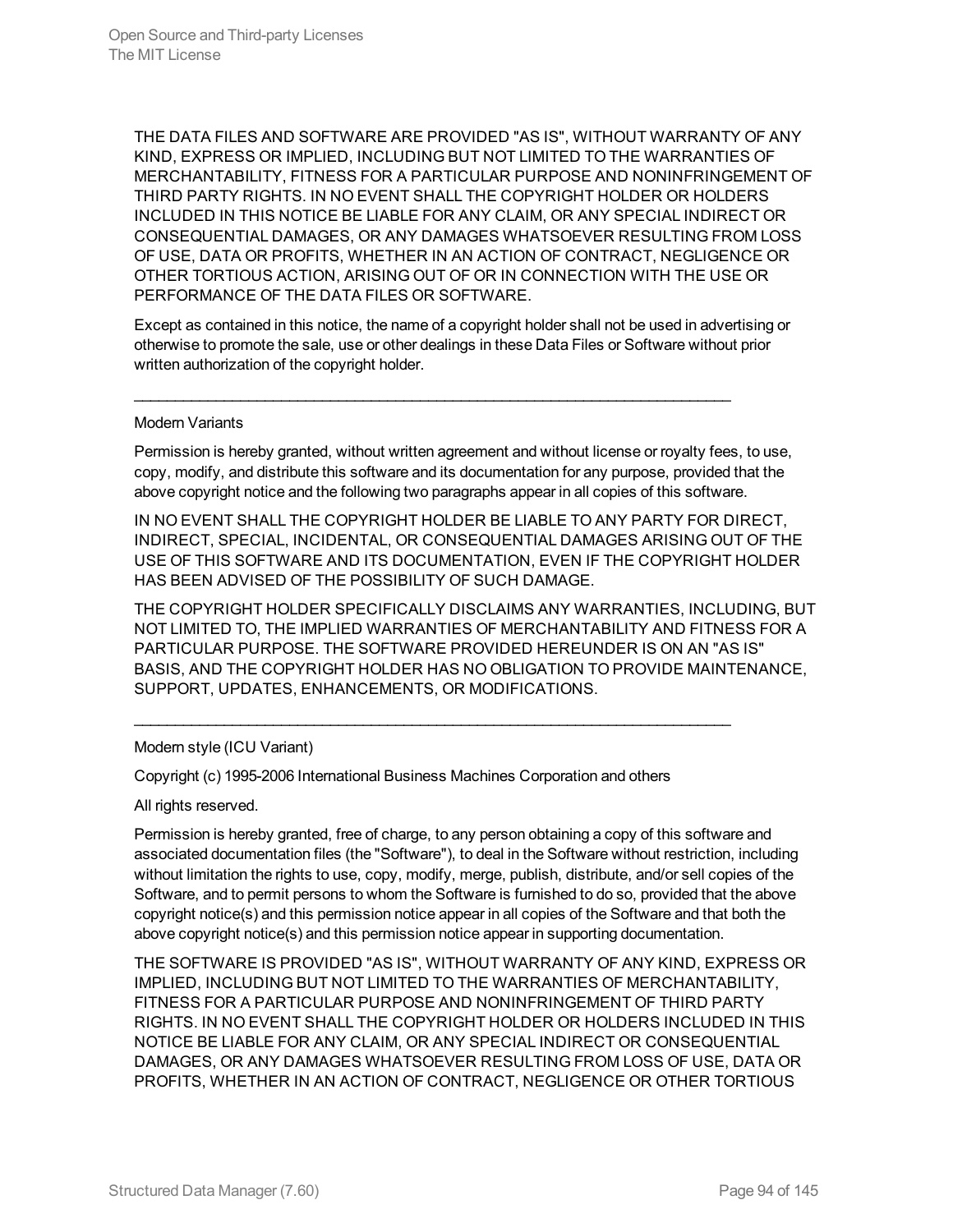THE DATA FILES AND SOFTWARE ARE PROVIDED "AS IS", WITHOUT WARRANTY OF ANY KIND, EXPRESS OR IMPLIED, INCLUDING BUT NOT LIMITED TO THE WARRANTIES OF MERCHANTABILITY, FITNESS FOR A PARTICULAR PURPOSE AND NONINFRINGEMENT OF THIRD PARTY RIGHTS. IN NO EVENT SHALL THE COPYRIGHT HOLDER OR HOLDERS INCLUDED IN THIS NOTICE BE LIABLE FOR ANY CLAIM, OR ANY SPECIAL INDIRECT OR CONSEQUENTIAL DAMAGES, OR ANY DAMAGES WHATSOEVER RESULTING FROM LOSS OF USE, DATA OR PROFITS, WHETHER IN AN ACTION OF CONTRACT, NEGLIGENCE OR OTHER TORTIOUS ACTION, ARISING OUT OF OR IN CONNECTION WITH THE USE OR PERFORMANCE OF THE DATA FILES OR SOFTWARE.

Except as contained in this notice, the name of a copyright holder shall not be used in advertising or otherwise to promote the sale, use or other dealings in these Data Files or Software without prior written authorization of the copyright holder.

---

Modern Variants

Permission is hereby granted, without written agreement and without license or royalty fees, to use, copy, modify, and distribute this software and its documentation for any purpose, provided that the above copyright notice and the following two paragraphs appear in all copies of this software.

IN NO EVENT SHALL THE COPYRIGHT HOLDER BE LIABLE TO ANY PARTY FOR DIRECT, INDIRECT, SPECIAL, INCIDENTAL, OR CONSEQUENTIAL DAMAGES ARISING OUT OF THE USE OF THIS SOFTWARE AND ITS DOCUMENTATION, EVEN IF THE COPYRIGHT HOLDER HAS BEEN ADVISED OF THE POSSIBILITY OF SUCH DAMAGE.

THE COPYRIGHT HOLDER SPECIFICALLY DISCLAIMS ANY WARRANTIES, INCLUDING, BUT NOT LIMITED TO, THE IMPLIED WARRANTIES OF MERCHANTABILITY AND FITNESS FOR A PARTICULAR PURPOSE. THE SOFTWARE PROVIDED HEREUNDER IS ON AN "AS IS" BASIS, AND THE COPYRIGHT HOLDER HAS NO OBLIGATION TO PROVIDE MAINTENANCE, SUPPORT, UPDATES, ENHANCEMENTS, OR MODIFICATIONS.

---

Modern style (ICU Variant)

Copyright (c) 1995-2006 International Business Machines Corporation and others

All rights reserved.

Permission is hereby granted, free of charge, to any person obtaining a copy of this software and associated documentation files (the "Software"), to deal in the Software without restriction, including without limitation the rights to use, copy, modify, merge, publish, distribute, and/or sell copies of the Software, and to permit persons to whom the Software is furnished to do so, provided that the above copyright notice(s) and this permission notice appear in all copies of the Software and that both the above copyright notice(s) and this permission notice appear in supporting documentation.

THE SOFTWARE IS PROVIDED "AS IS", WITHOUT WARRANTY OF ANY KIND, EXPRESS OR IMPLIED, INCLUDING BUT NOT LIMITED TO THE WARRANTIES OF MERCHANTABILITY, FITNESS FOR A PARTICULAR PURPOSE AND NONINFRINGEMENT OF THIRD PARTY RIGHTS. IN NO EVENT SHALL THE COPYRIGHT HOLDER OR HOLDERS INCLUDED IN THIS NOTICE BE LIABLE FOR ANY CLAIM, OR ANY SPECIAL INDIRECT OR CONSEQUENTIAL DAMAGES, OR ANY DAMAGES WHATSOEVER RESULTING FROM LOSS OF USE, DATA OR PROFITS, WHETHER IN AN ACTION OF CONTRACT, NEGLIGENCE OR OTHER TORTIOUS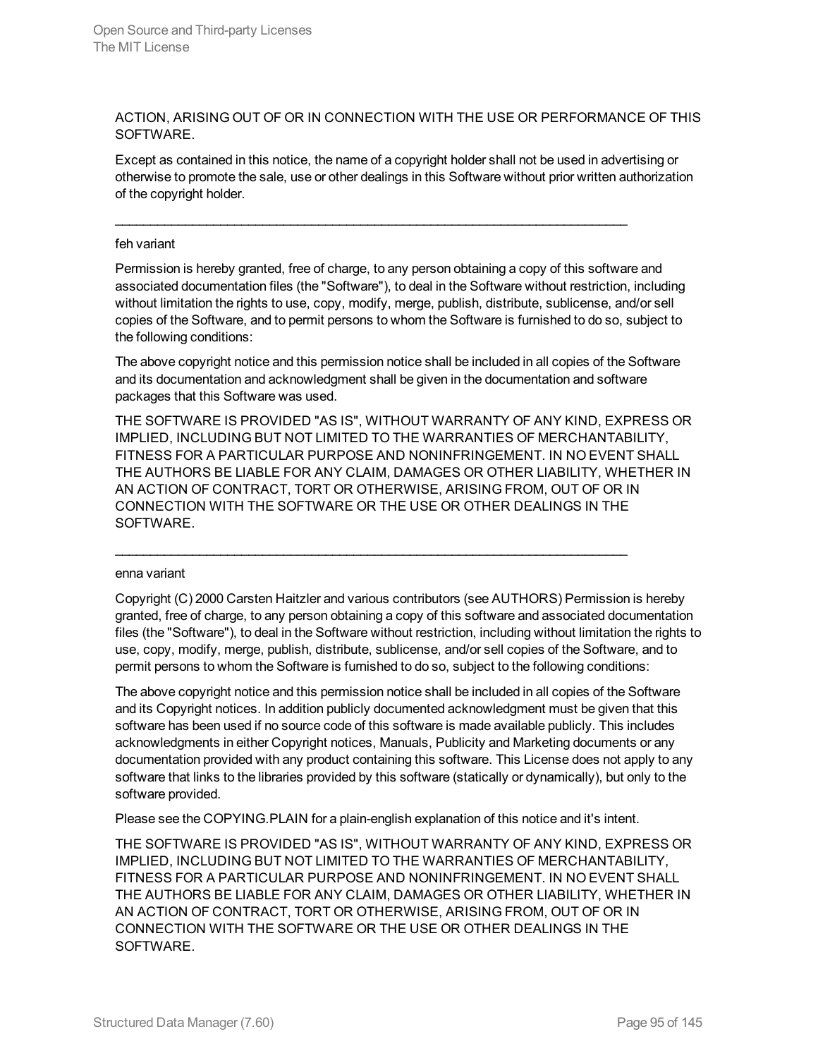ACTION, ARISING OUT OF OR IN CONNECTION WITH THE USE OR PERFORMANCE OF THIS SOFTWARE.

Except as contained in this notice, the name of a copyright holder shall not be used in advertising or otherwise to promote the sale, use or other dealings in this Software without prior written authorization of the copyright holder.

___________________________________________________________________________

feh variant

Permission is hereby granted, free of charge, to any person obtaining a copy of this software and associated documentation files (the "Software"), to deal in the Software without restriction, including without limitation the rights to use, copy, modify, merge, publish, distribute, sublicense, and/or sell copies of the Software, and to permit persons to whom the Software is furnished to do so, subject to the following conditions:

The above copyright notice and this permission notice shall be included in all copies of the Software and its documentation and acknowledgment shall be given in the documentation and software packages that this Software was used.

THE SOFTWARE IS PROVIDED "AS IS", WITHOUT WARRANTY OF ANY KIND, EXPRESS OR IMPLIED, INCLUDING BUT NOT LIMITED TO THE WARRANTIES OF MERCHANTABILITY, FITNESS FOR A PARTICULAR PURPOSE AND NONINFRINGEMENT. IN NO EVENT SHALL THE AUTHORS BE LIABLE FOR ANY CLAIM, DAMAGES OR OTHER LIABILITY, WHETHER IN AN ACTION OF CONTRACT, TORT OR OTHERWISE, ARISING FROM, OUT OF OR IN CONNECTION WITH THE SOFTWARE OR THE USE OR OTHER DEALINGS IN THE SOFTWARE.

___________________________________________________________________________

enna variant

Copyright (C) 2000 Carsten Haitzler and various contributors (see AUTHORS) Permission is hereby granted, free of charge, to any person obtaining a copy of this software and associated documentation files (the "Software"), to deal in the Software without restriction, including without limitation the rights to use, copy, modify, merge, publish, distribute, sublicense, and/or sell copies of the Software, and to permit persons to whom the Software is furnished to do so, subject to the following conditions:

The above copyright notice and this permission notice shall be included in all copies of the Software and its Copyright notices. In addition publicly documented acknowledgment must be given that this software has been used if no source code of this software is made available publicly. This includes acknowledgments in either Copyright notices, Manuals, Publicity and Marketing documents or any documentation provided with any product containing this software. This License does not apply to any software that links to the libraries provided by this software (statically or dynamically), but only to the software provided.

Please see the COPYING.PLAIN for a plain-english explanation of this notice and it's intent.

THE SOFTWARE IS PROVIDED "AS IS", WITHOUT WARRANTY OF ANY KIND, EXPRESS OR IMPLIED, INCLUDING BUT NOT LIMITED TO THE WARRANTIES OF MERCHANTABILITY, FITNESS FOR A PARTICULAR PURPOSE AND NONINFRINGEMENT. IN NO EVENT SHALL THE AUTHORS BE LIABLE FOR ANY CLAIM, DAMAGES OR OTHER LIABILITY, WHETHER IN AN ACTION OF CONTRACT, TORT OR OTHERWISE, ARISING FROM, OUT OF OR IN CONNECTION WITH THE SOFTWARE OR THE USE OR OTHER DEALINGS IN THE SOFTWARE.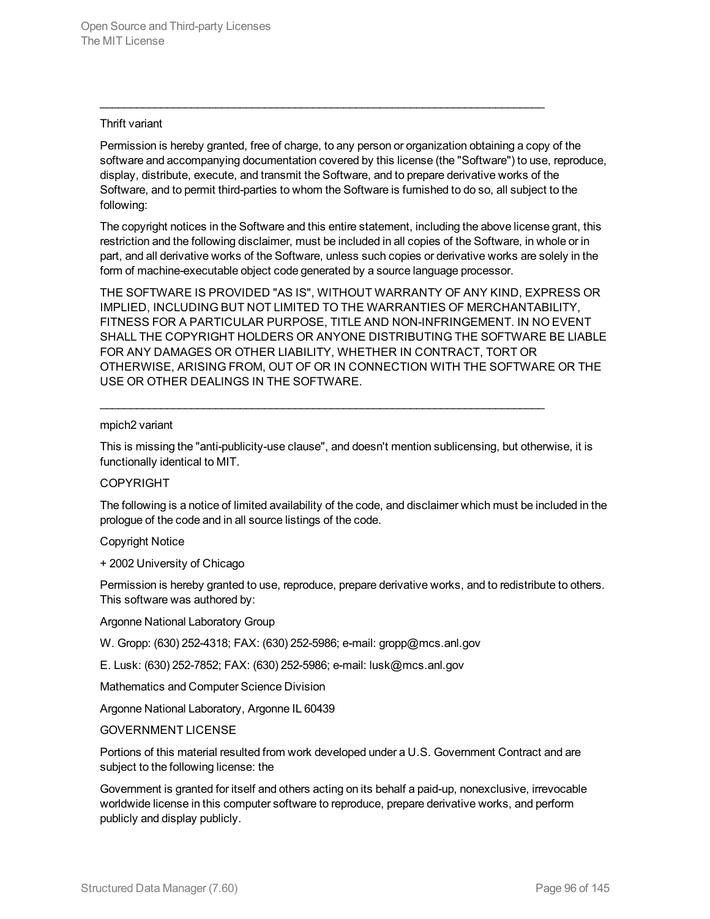---

Thrift variant

Permission is hereby granted, free of charge, to any person or organization obtaining a copy of the software and accompanying documentation covered by this license (the "Software") to use, reproduce, display, distribute, execute, and transmit the Software, and to prepare derivative works of the Software, and to permit third-parties to whom the Software is furnished to do so, all subject to the following:

The copyright notices in the Software and this entire statement, including the above license grant, this restriction and the following disclaimer, must be included in all copies of the Software, in whole or in part, and all derivative works of the Software, unless such copies or derivative works are solely in the form of machine-executable object code generated by a source language processor.

THE SOFTWARE IS PROVIDED "AS IS", WITHOUT WARRANTY OF ANY KIND, EXPRESS OR IMPLIED, INCLUDING BUT NOT LIMITED TO THE WARRANTIES OF MERCHANTABILITY, FITNESS FOR A PARTICULAR PURPOSE, TITLE AND NON-INFRINGEMENT. IN NO EVENT SHALL THE COPYRIGHT HOLDERS OR ANYONE DISTRIBUTING THE SOFTWARE BE LIABLE FOR ANY DAMAGES OR OTHER LIABILITY, WHETHER IN CONTRACT, TORT OR OTHERWISE, ARISING FROM, OUT OF OR IN CONNECTION WITH THE SOFTWARE OR THE USE OR OTHER DEALINGS IN THE SOFTWARE.

---

mpich2 variant

This is missing the "anti-publicity-use clause", and doesn't mention sublicensing, but otherwise, it is functionally identical to MIT.

COPYRIGHT

The following is a notice of limited availability of the code, and disclaimer which must be included in the prologue of the code and in all source listings of the code.

Copyright Notice

+ 2002 University of Chicago

Permission is hereby granted to use, reproduce, prepare derivative works, and to redistribute to others. This software was authored by:

Argonne National Laboratory Group

W. Gropp: (630) 252-4318; FAX: (630) 252-5986; e-mail: gropp@mcs.anl.gov

E. Lusk: (630) 252-7852; FAX: (630) 252-5986; e-mail: lusk@mcs.anl.gov

Mathematics and Computer Science Division

Argonne National Laboratory, Argonne IL 60439

GOVERNMENT LICENSE

Portions of this material resulted from work developed under a U.S. Government Contract and are subject to the following license: the

Government is granted for itself and others acting on its behalf a paid-up, nonexclusive, irrevocable worldwide license in this computer software to reproduce, prepare derivative works, and perform publicly and display publicly.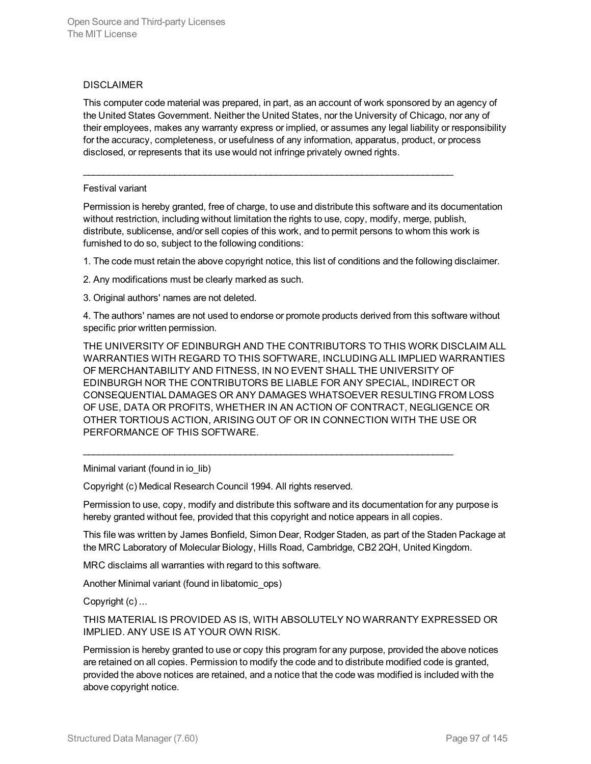DISCLAIMER

This computer code material was prepared, in part, as an account of work sponsored by an agency of the United States Government. Neither the United States, nor the University of Chicago, nor any of their employees, makes any warranty express or implied, or assumes any legal liability or responsibility for the accuracy, completeness, or usefulness of any information, apparatus, product, or process disclosed, or represents that its use would not infringe privately owned rights.

---

Festival variant

Permission is hereby granted, free of charge, to use and distribute this software and its documentation without restriction, including without limitation the rights to use, copy, modify, merge, publish, distribute, sublicense, and/or sell copies of this work, and to permit persons to whom this work is furnished to do so, subject to the following conditions:

1. The code must retain the above copyright notice, this list of conditions and the following disclaimer.

2. Any modifications must be clearly marked as such.

3. Original authors' names are not deleted.

4. The authors' names are not used to endorse or promote products derived from this software without specific prior written permission.

THE UNIVERSITY OF EDINBURGH AND THE CONTRIBUTORS TO THIS WORK DISCLAIM ALL WARRANTIES WITH REGARD TO THIS SOFTWARE, INCLUDING ALL IMPLIED WARRANTIES OF MERCHANTABILITY AND FITNESS, IN NO EVENT SHALL THE UNIVERSITY OF EDINBURGH NOR THE CONTRIBUTORS BE LIABLE FOR ANY SPECIAL, INDIRECT OR CONSEQUENTIAL DAMAGES OR ANY DAMAGES WHATSOEVER RESULTING FROM LOSS OF USE, DATA OR PROFITS, WHETHER IN AN ACTION OF CONTRACT, NEGLIGENCE OR OTHER TORTIOUS ACTION, ARISING OUT OF OR IN CONNECTION WITH THE USE OR PERFORMANCE OF THIS SOFTWARE.

---

Minimal variant (found in io_lib)

Copyright (c) Medical Research Council 1994. All rights reserved.

Permission to use, copy, modify and distribute this software and its documentation for any purpose is hereby granted without fee, provided that this copyright and notice appears in all copies.

This file was written by James Bonfield, Simon Dear, Rodger Staden, as part of the Staden Package at the MRC Laboratory of Molecular Biology, Hills Road, Cambridge, CB2 2QH, United Kingdom.

MRC disclaims all warranties with regard to this software.

Another Minimal variant (found in libatomic_ops)

Copyright (c) ...

THIS MATERIAL IS PROVIDED AS IS, WITH ABSOLUTELY NO WARRANTY EXPRESSED OR IMPLIED. ANY USE IS AT YOUR OWN RISK.

Permission is hereby granted to use or copy this program for any purpose, provided the above notices are retained on all copies. Permission to modify the code and to distribute modified code is granted, provided the above notices are retained, and a notice that the code was modified is included with the above copyright notice.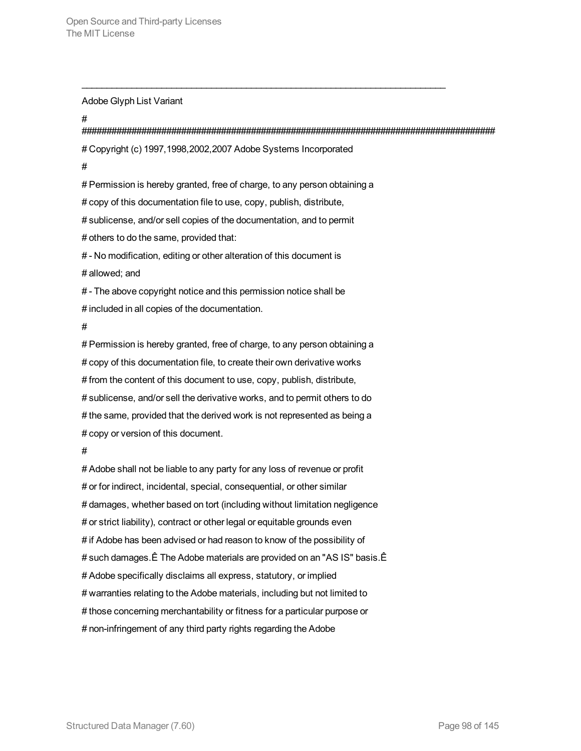---

Adobe Glyph List Variant

```
#
###########################################################################################
# Copyright (c) 1997,1998,2002,2007 Adobe Systems Incorporated
#
# Permission is hereby granted, free of charge, to any person obtaining a
# copy of this documentation file to use, copy, publish, distribute,
# sublicense, and/or sell copies of the documentation, and to permit
# others to do the same, provided that:
# - No modification, editing or other alteration of this document is
# allowed; and
# - The above copyright notice and this permission notice shall be
# included in all copies of the documentation.
#
# Permission is hereby granted, free of charge, to any person obtaining a
# copy of this documentation file, to create their own derivative works
# from the content of this document to use, copy, publish, distribute,
# sublicense, and/or sell the derivative works, and to permit others to do
# the same, provided that the derived work is not represented as being a
# copy or version of this document.
#
# Adobe shall not be liable to any party for any loss of revenue or profit
# or for indirect, incidental, special, consequential, or other similar
# damages, whether based on tort (including without limitation negligence
# or strict liability), contract or other legal or equitable grounds even
# if Adobe has been advised or had reason to know of the possibility of
# such damages.Ê The Adobe materials are provided on an "AS IS" basis.Ê
# Adobe specifically disclaims all express, statutory, or implied
# warranties relating to the Adobe materials, including but not limited to
# those concerning merchantability or fitness for a particular purpose or
# non-infringement of any third party rights regarding the Adobe
```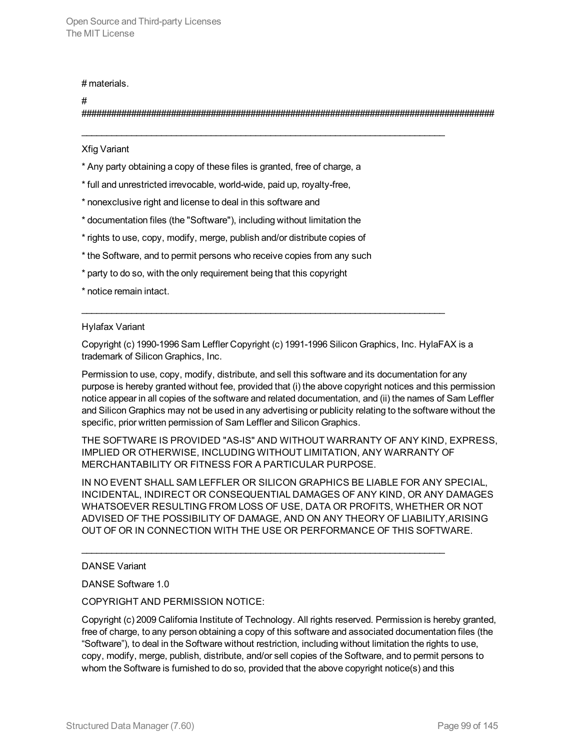# materials.

#
#########################################################################################

---

Xfig Variant

* Any party obtaining a copy of these files is granted, free of charge, a

* full and unrestricted irrevocable, world-wide, paid up, royalty-free,

* nonexclusive right and license to deal in this software and

* documentation files (the "Software"), including without limitation the

* rights to use, copy, modify, merge, publish and/or distribute copies of

* the Software, and to permit persons who receive copies from any such

* party to do so, with the only requirement being that this copyright

* notice remain intact.

---

Hylafax Variant

Copyright (c) 1990-1996 Sam Leffler Copyright (c) 1991-1996 Silicon Graphics, Inc. HylaFAX is a trademark of Silicon Graphics, Inc.

Permission to use, copy, modify, distribute, and sell this software and its documentation for any purpose is hereby granted without fee, provided that (i) the above copyright notices and this permission notice appear in all copies of the software and related documentation, and (ii) the names of Sam Leffler and Silicon Graphics may not be used in any advertising or publicity relating to the software without the specific, prior written permission of Sam Leffler and Silicon Graphics.

THE SOFTWARE IS PROVIDED "AS-IS" AND WITHOUT WARRANTY OF ANY KIND, EXPRESS, IMPLIED OR OTHERWISE, INCLUDING WITHOUT LIMITATION, ANY WARRANTY OF MERCHANTABILITY OR FITNESS FOR A PARTICULAR PURPOSE.

IN NO EVENT SHALL SAM LEFFLER OR SILICON GRAPHICS BE LIABLE FOR ANY SPECIAL, INCIDENTAL, INDIRECT OR CONSEQUENTIAL DAMAGES OF ANY KIND, OR ANY DAMAGES WHATSOEVER RESULTING FROM LOSS OF USE, DATA OR PROFITS, WHETHER OR NOT ADVISED OF THE POSSIBILITY OF DAMAGE, AND ON ANY THEORY OF LIABILITY,ARISING OUT OF OR IN CONNECTION WITH THE USE OR PERFORMANCE OF THIS SOFTWARE.

---

DANSE Variant

DANSE Software 1.0

COPYRIGHT AND PERMISSION NOTICE:

Copyright (c) 2009 California Institute of Technology. All rights reserved. Permission is hereby granted, free of charge, to any person obtaining a copy of this software and associated documentation files (the “Software”), to deal in the Software without restriction, including without limitation the rights to use, copy, modify, merge, publish, distribute, and/or sell copies of the Software, and to permit persons to whom the Software is furnished to do so, provided that the above copyright notice(s) and this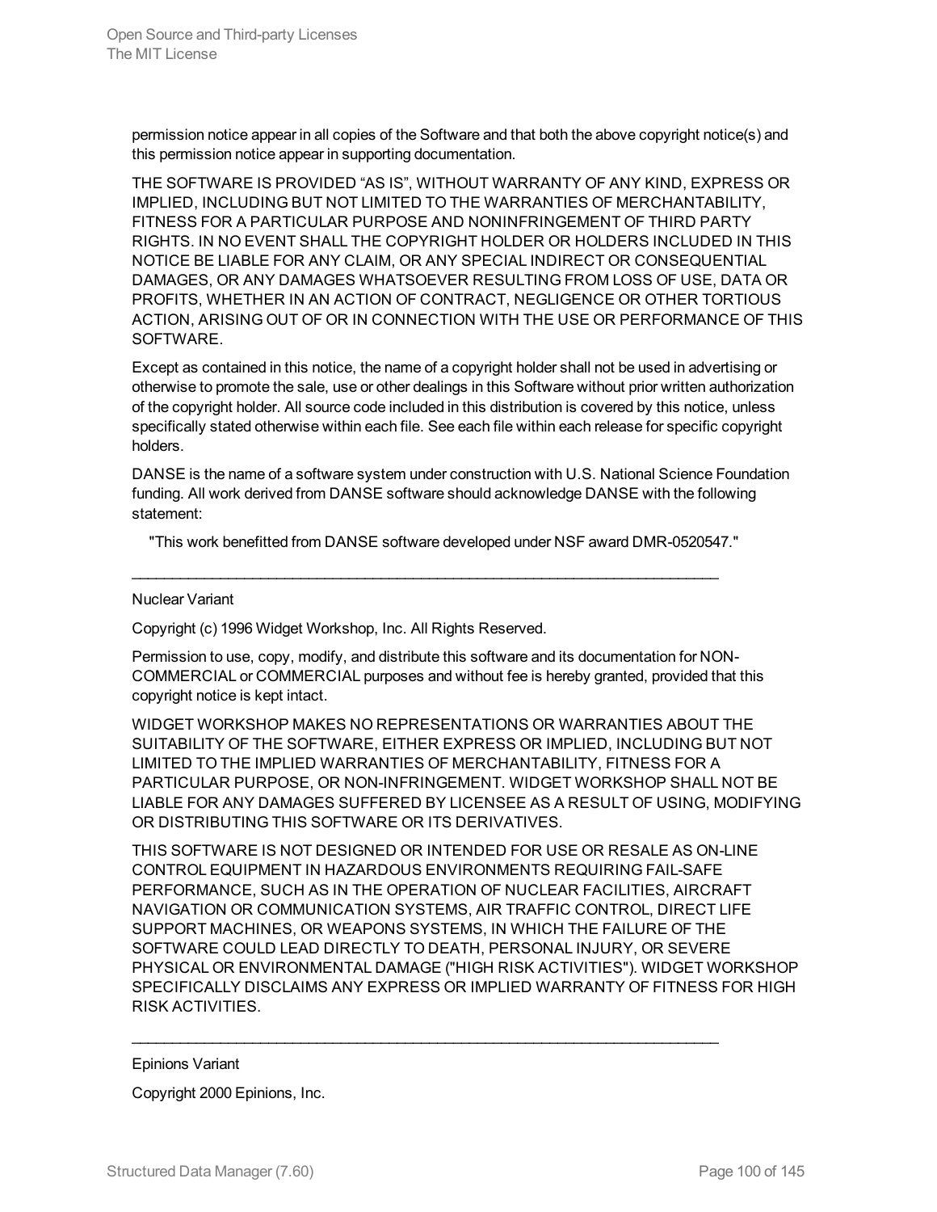permission notice appear in all copies of the Software and that both the above copyright notice(s) and this permission notice appear in supporting documentation.

THE SOFTWARE IS PROVIDED “AS IS”, WITHOUT WARRANTY OF ANY KIND, EXPRESS OR IMPLIED, INCLUDING BUT NOT LIMITED TO THE WARRANTIES OF MERCHANTABILITY, FITNESS FOR A PARTICULAR PURPOSE AND NONINFRINGEMENT OF THIRD PARTY RIGHTS. IN NO EVENT SHALL THE COPYRIGHT HOLDER OR HOLDERS INCLUDED IN THIS NOTICE BE LIABLE FOR ANY CLAIM, OR ANY SPECIAL INDIRECT OR CONSEQUENTIAL DAMAGES, OR ANY DAMAGES WHATSOEVER RESULTING FROM LOSS OF USE, DATA OR PROFITS, WHETHER IN AN ACTION OF CONTRACT, NEGLIGENCE OR OTHER TORTIOUS ACTION, ARISING OUT OF OR IN CONNECTION WITH THE USE OR PERFORMANCE OF THIS SOFTWARE.

Except as contained in this notice, the name of a copyright holder shall not be used in advertising or otherwise to promote the sale, use or other dealings in this Software without prior written authorization of the copyright holder. All source code included in this distribution is covered by this notice, unless specifically stated otherwise within each file. See each file within each release for specific copyright holders.

DANSE is the name of a software system under construction with U.S. National Science Foundation funding. All work derived from DANSE software should acknowledge DANSE with the following statement:

"This work benefitted from DANSE software developed under NSF award DMR-0520547."

---

Nuclear Variant

Copyright (c) 1996 Widget Workshop, Inc. All Rights Reserved.

Permission to use, copy, modify, and distribute this software and its documentation for NON-COMMERCIAL or COMMERCIAL purposes and without fee is hereby granted, provided that this copyright notice is kept intact.

WIDGET WORKSHOP MAKES NO REPRESENTATIONS OR WARRANTIES ABOUT THE SUITABILITY OF THE SOFTWARE, EITHER EXPRESS OR IMPLIED, INCLUDING BUT NOT LIMITED TO THE IMPLIED WARRANTIES OF MERCHANTABILITY, FITNESS FOR A PARTICULAR PURPOSE, OR NON-INFRINGEMENT. WIDGET WORKSHOP SHALL NOT BE LIABLE FOR ANY DAMAGES SUFFERED BY LICENSEE AS A RESULT OF USING, MODIFYING OR DISTRIBUTING THIS SOFTWARE OR ITS DERIVATIVES.

THIS SOFTWARE IS NOT DESIGNED OR INTENDED FOR USE OR RESALE AS ON-LINE CONTROL EQUIPMENT IN HAZARDOUS ENVIRONMENTS REQUIRING FAIL-SAFE PERFORMANCE, SUCH AS IN THE OPERATION OF NUCLEAR FACILITIES, AIRCRAFT NAVIGATION OR COMMUNICATION SYSTEMS, AIR TRAFFIC CONTROL, DIRECT LIFE SUPPORT MACHINES, OR WEAPONS SYSTEMS, IN WHICH THE FAILURE OF THE SOFTWARE COULD LEAD DIRECTLY TO DEATH, PERSONAL INJURY, OR SEVERE PHYSICAL OR ENVIRONMENTAL DAMAGE ("HIGH RISK ACTIVITIES"). WIDGET WORKSHOP SPECIFICALLY DISCLAIMS ANY EXPRESS OR IMPLIED WARRANTY OF FITNESS FOR HIGH RISK ACTIVITIES.

---

Epinions Variant

Copyright 2000 Epinions, Inc.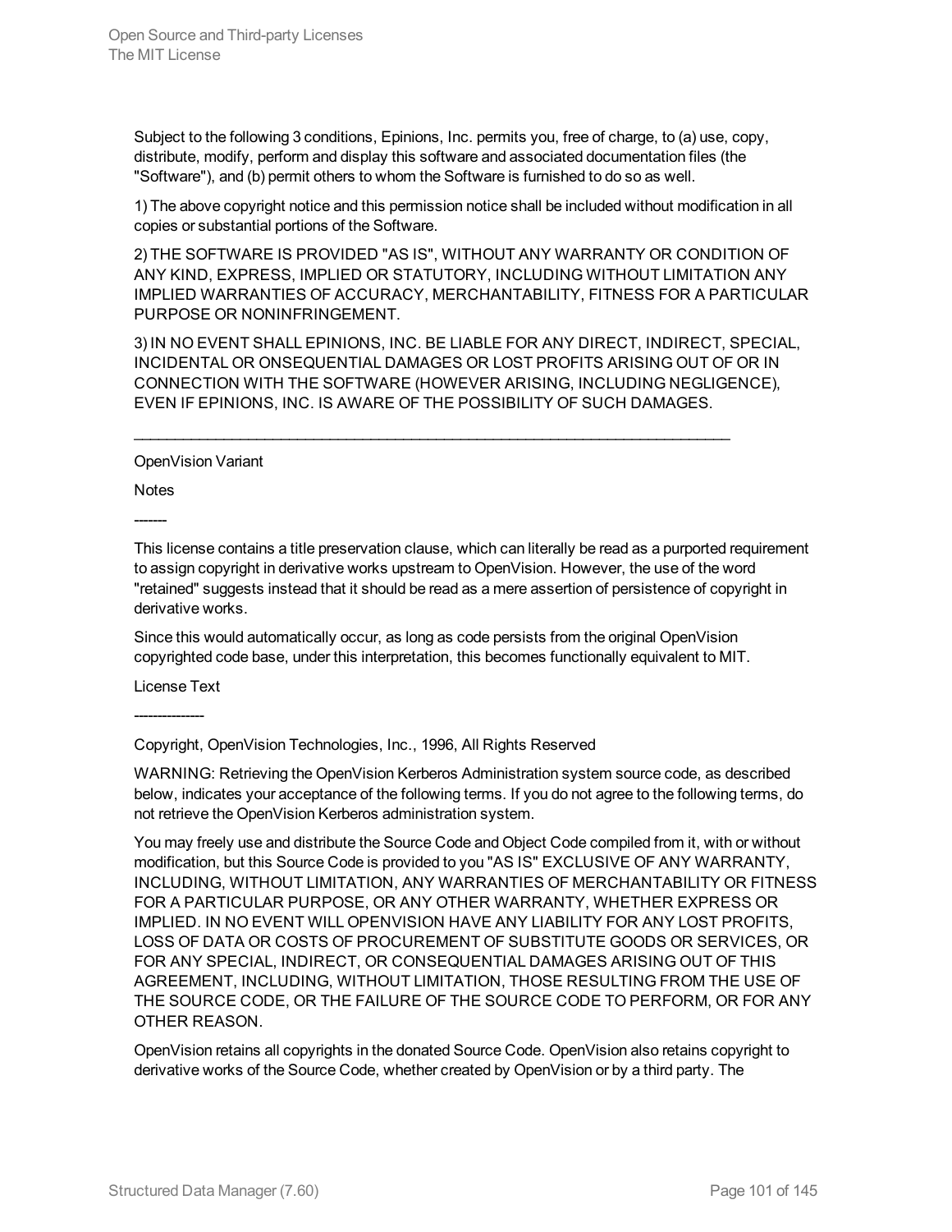Subject to the following 3 conditions, Epinions, Inc. permits you, free of charge, to (a) use, copy, distribute, modify, perform and display this software and associated documentation files (the "Software"), and (b) permit others to whom the Software is furnished to do so as well.

1) The above copyright notice and this permission notice shall be included without modification in all copies or substantial portions of the Software.

2) THE SOFTWARE IS PROVIDED "AS IS", WITHOUT ANY WARRANTY OR CONDITION OF ANY KIND, EXPRESS, IMPLIED OR STATUTORY, INCLUDING WITHOUT LIMITATION ANY IMPLIED WARRANTIES OF ACCURACY, MERCHANTABILITY, FITNESS FOR A PARTICULAR PURPOSE OR NONINFRINGEMENT.

3) IN NO EVENT SHALL EPINIONS, INC. BE LIABLE FOR ANY DIRECT, INDIRECT, SPECIAL, INCIDENTAL OR ONSEQUENTIAL DAMAGES OR LOST PROFITS ARISING OUT OF OR IN CONNECTION WITH THE SOFTWARE (HOWEVER ARISING, INCLUDING NEGLIGENCE), EVEN IF EPINIONS, INC. IS AWARE OF THE POSSIBILITY OF SUCH DAMAGES.

___________________________________________________________________________

OpenVision Variant

Notes

-------

This license contains a title preservation clause, which can literally be read as a purported requirement to assign copyright in derivative works upstream to OpenVision. However, the use of the word "retained" suggests instead that it should be read as a mere assertion of persistence of copyright in derivative works.

Since this would automatically occur, as long as code persists from the original OpenVision copyrighted code base, under this interpretation, this becomes functionally equivalent to MIT.

License Text

--------------

Copyright, OpenVision Technologies, Inc., 1996, All Rights Reserved

WARNING: Retrieving the OpenVision Kerberos Administration system source code, as described below, indicates your acceptance of the following terms. If you do not agree to the following terms, do not retrieve the OpenVision Kerberos administration system.

You may freely use and distribute the Source Code and Object Code compiled from it, with or without modification, but this Source Code is provided to you "AS IS" EXCLUSIVE OF ANY WARRANTY, INCLUDING, WITHOUT LIMITATION, ANY WARRANTIES OF MERCHANTABILITY OR FITNESS FOR A PARTICULAR PURPOSE, OR ANY OTHER WARRANTY, WHETHER EXPRESS OR IMPLIED. IN NO EVENT WILL OPENVISION HAVE ANY LIABILITY FOR ANY LOST PROFITS, LOSS OF DATA OR COSTS OF PROCUREMENT OF SUBSTITUTE GOODS OR SERVICES, OR FOR ANY SPECIAL, INDIRECT, OR CONSEQUENTIAL DAMAGES ARISING OUT OF THIS AGREEMENT, INCLUDING, WITHOUT LIMITATION, THOSE RESULTING FROM THE USE OF THE SOURCE CODE, OR THE FAILURE OF THE SOURCE CODE TO PERFORM, OR FOR ANY OTHER REASON.

OpenVision retains all copyrights in the donated Source Code. OpenVision also retains copyright to derivative works of the Source Code, whether created by OpenVision or by a third party. The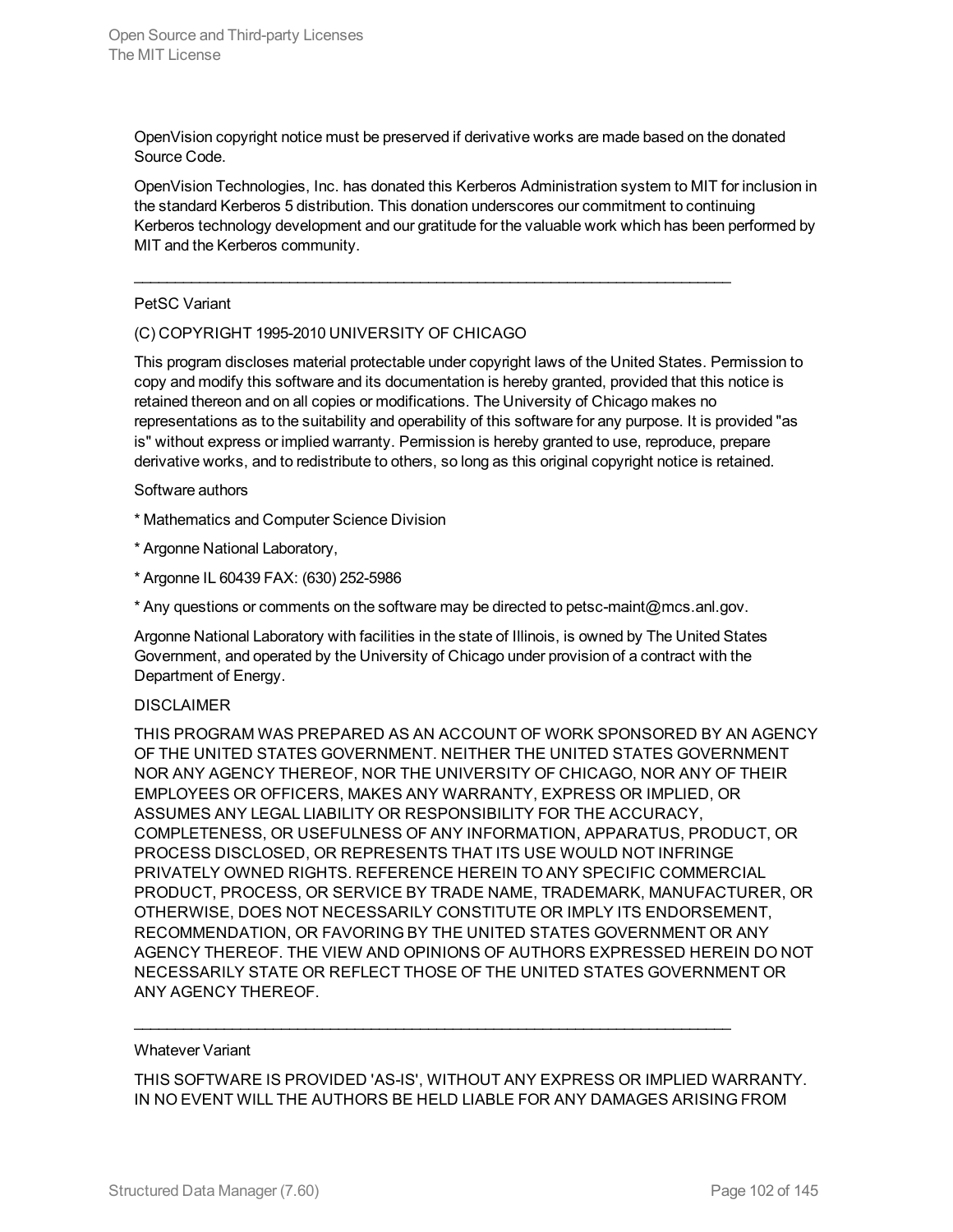OpenVision copyright notice must be preserved if derivative works are made based on the donated Source Code.

OpenVision Technologies, Inc. has donated this Kerberos Administration system to MIT for inclusion in the standard Kerberos 5 distribution. This donation underscores our commitment to continuing Kerberos technology development and our gratitude for the valuable work which has been performed by MIT and the Kerberos community.

---

PetSC Variant

(C) COPYRIGHT 1995-2010 UNIVERSITY OF CHICAGO

This program discloses material protectable under copyright laws of the United States. Permission to copy and modify this software and its documentation is hereby granted, provided that this notice is retained thereon and on all copies or modifications. The University of Chicago makes no representations as to the suitability and operability of this software for any purpose. It is provided "as is" without express or implied warranty. Permission is hereby granted to use, reproduce, prepare derivative works, and to redistribute to others, so long as this original copyright notice is retained.

Software authors

* Mathematics and Computer Science Division

* Argonne National Laboratory,

* Argonne IL 60439 FAX: (630) 252-5986

* Any questions or comments on the software may be directed to petsc-maint@mcs.anl.gov.

Argonne National Laboratory with facilities in the state of Illinois, is owned by The United States Government, and operated by the University of Chicago under provision of a contract with the Department of Energy.

DISCLAIMER

THIS PROGRAM WAS PREPARED AS AN ACCOUNT OF WORK SPONSORED BY AN AGENCY OF THE UNITED STATES GOVERNMENT. NEITHER THE UNITED STATES GOVERNMENT NOR ANY AGENCY THEREOF, NOR THE UNIVERSITY OF CHICAGO, NOR ANY OF THEIR EMPLOYEES OR OFFICERS, MAKES ANY WARRANTY, EXPRESS OR IMPLIED, OR ASSUMES ANY LEGAL LIABILITY OR RESPONSIBILITY FOR THE ACCURACY, COMPLETENESS, OR USEFULNESS OF ANY INFORMATION, APPARATUS, PRODUCT, OR PROCESS DISCLOSED, OR REPRESENTS THAT ITS USE WOULD NOT INFRINGE PRIVATELY OWNED RIGHTS. REFERENCE HEREIN TO ANY SPECIFIC COMMERCIAL PRODUCT, PROCESS, OR SERVICE BY TRADE NAME, TRADEMARK, MANUFACTURER, OR OTHERWISE, DOES NOT NECESSARILY CONSTITUTE OR IMPLY ITS ENDORSEMENT, RECOMMENDATION, OR FAVORING BY THE UNITED STATES GOVERNMENT OR ANY AGENCY THEREOF. THE VIEW AND OPINIONS OF AUTHORS EXPRESSED HEREIN DO NOT NECESSARILY STATE OR REFLECT THOSE OF THE UNITED STATES GOVERNMENT OR ANY AGENCY THEREOF.

---

Whatever Variant

THIS SOFTWARE IS PROVIDED 'AS-IS', WITHOUT ANY EXPRESS OR IMPLIED WARRANTY. IN NO EVENT WILL THE AUTHORS BE HELD LIABLE FOR ANY DAMAGES ARISING FROM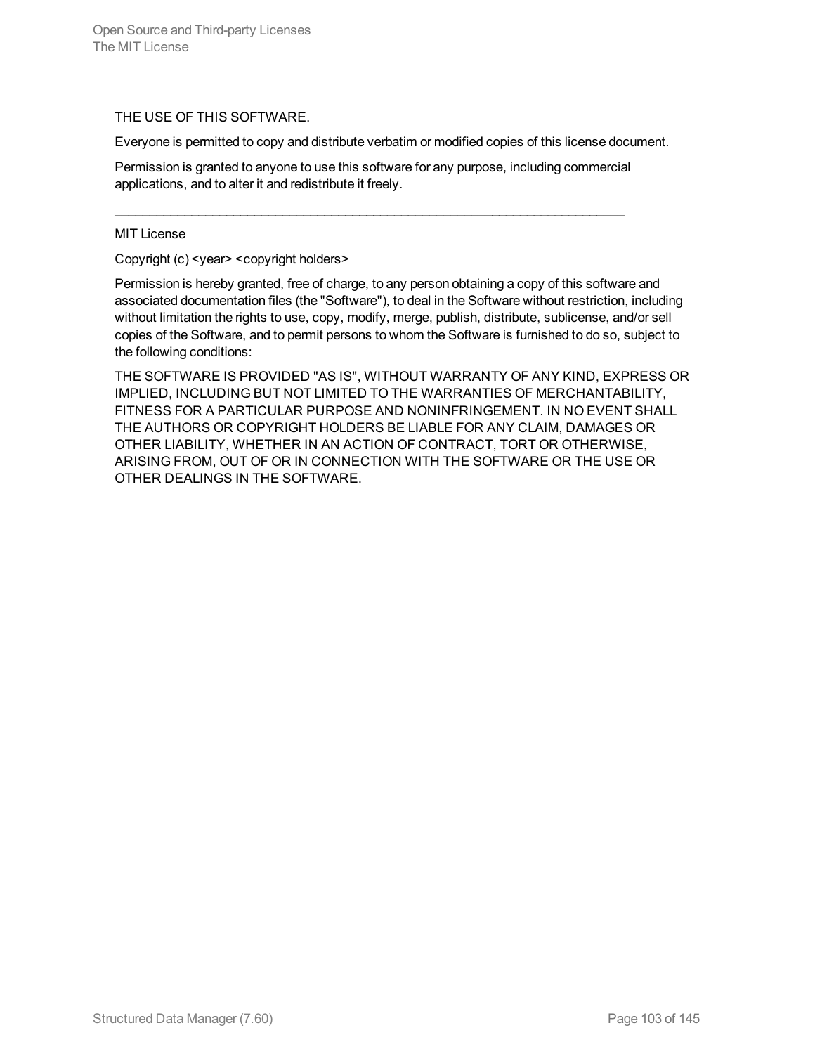THE USE OF THIS SOFTWARE.

Everyone is permitted to copy and distribute verbatim or modified copies of this license document.

Permission is granted to anyone to use this software for any purpose, including commercial applications, and to alter it and redistribute it freely.

---

MIT License

Copyright (c) <year> <copyright holders>

Permission is hereby granted, free of charge, to any person obtaining a copy of this software and associated documentation files (the "Software"), to deal in the Software without restriction, including without limitation the rights to use, copy, modify, merge, publish, distribute, sublicense, and/or sell copies of the Software, and to permit persons to whom the Software is furnished to do so, subject to the following conditions:

THE SOFTWARE IS PROVIDED "AS IS", WITHOUT WARRANTY OF ANY KIND, EXPRESS OR IMPLIED, INCLUDING BUT NOT LIMITED TO THE WARRANTIES OF MERCHANTABILITY, FITNESS FOR A PARTICULAR PURPOSE AND NONINFRINGEMENT. IN NO EVENT SHALL THE AUTHORS OR COPYRIGHT HOLDERS BE LIABLE FOR ANY CLAIM, DAMAGES OR OTHER LIABILITY, WHETHER IN AN ACTION OF CONTRACT, TORT OR OTHERWISE, ARISING FROM, OUT OF OR IN CONNECTION WITH THE SOFTWARE OR THE USE OR OTHER DEALINGS IN THE SOFTWARE.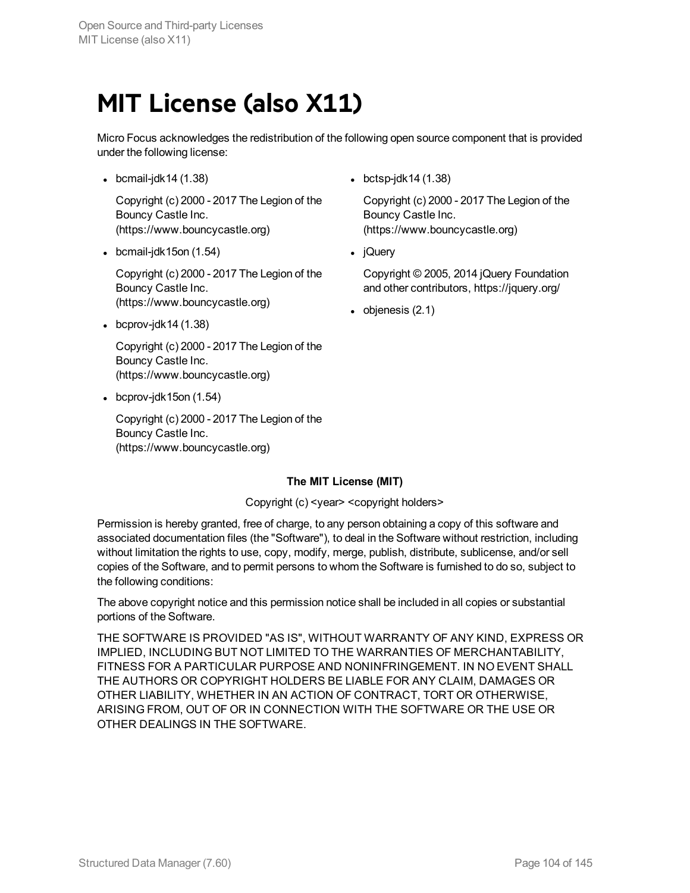# MIT License (also X11)

Micro Focus acknowledges the redistribution of the following open source component that is provided under the following license:

- bcmail-jdk14 (1.38)

  Copyright (c) 2000 - 2017 The Legion of the Bouncy Castle Inc. (https://www.bouncycastle.org)

- bcmail-jdk15on (1.54)

  Copyright (c) 2000 - 2017 The Legion of the Bouncy Castle Inc. (https://www.bouncycastle.org)

- bcprov-jdk14 (1.38)

  Copyright (c) 2000 - 2017 The Legion of the Bouncy Castle Inc. (https://www.bouncycastle.org)

- bcprov-jdk15on (1.54)

  Copyright (c) 2000 - 2017 The Legion of the Bouncy Castle Inc. (https://www.bouncycastle.org)

- bctsp-jdk14 (1.38)

  Copyright (c) 2000 - 2017 The Legion of the Bouncy Castle Inc. (https://www.bouncycastle.org)

- jQuery

  Copyright © 2005, 2014 jQuery Foundation and other contributors, https://jquery.org/

- objenesis (2.1)

**The MIT License (MIT)**

Copyright (c) <year> <copyright holders>

Permission is hereby granted, free of charge, to any person obtaining a copy of this software and associated documentation files (the "Software"), to deal in the Software without restriction, including without limitation the rights to use, copy, modify, merge, publish, distribute, sublicense, and/or sell copies of the Software, and to permit persons to whom the Software is furnished to do so, subject to the following conditions:

The above copyright notice and this permission notice shall be included in all copies or substantial portions of the Software.

THE SOFTWARE IS PROVIDED "AS IS", WITHOUT WARRANTY OF ANY KIND, EXPRESS OR IMPLIED, INCLUDING BUT NOT LIMITED TO THE WARRANTIES OF MERCHANTABILITY, FITNESS FOR A PARTICULAR PURPOSE AND NONINFRINGEMENT. IN NO EVENT SHALL THE AUTHORS OR COPYRIGHT HOLDERS BE LIABLE FOR ANY CLAIM, DAMAGES OR OTHER LIABILITY, WHETHER IN AN ACTION OF CONTRACT, TORT OR OTHERWISE, ARISING FROM, OUT OF OR IN CONNECTION WITH THE SOFTWARE OR THE USE OR OTHER DEALINGS IN THE SOFTWARE.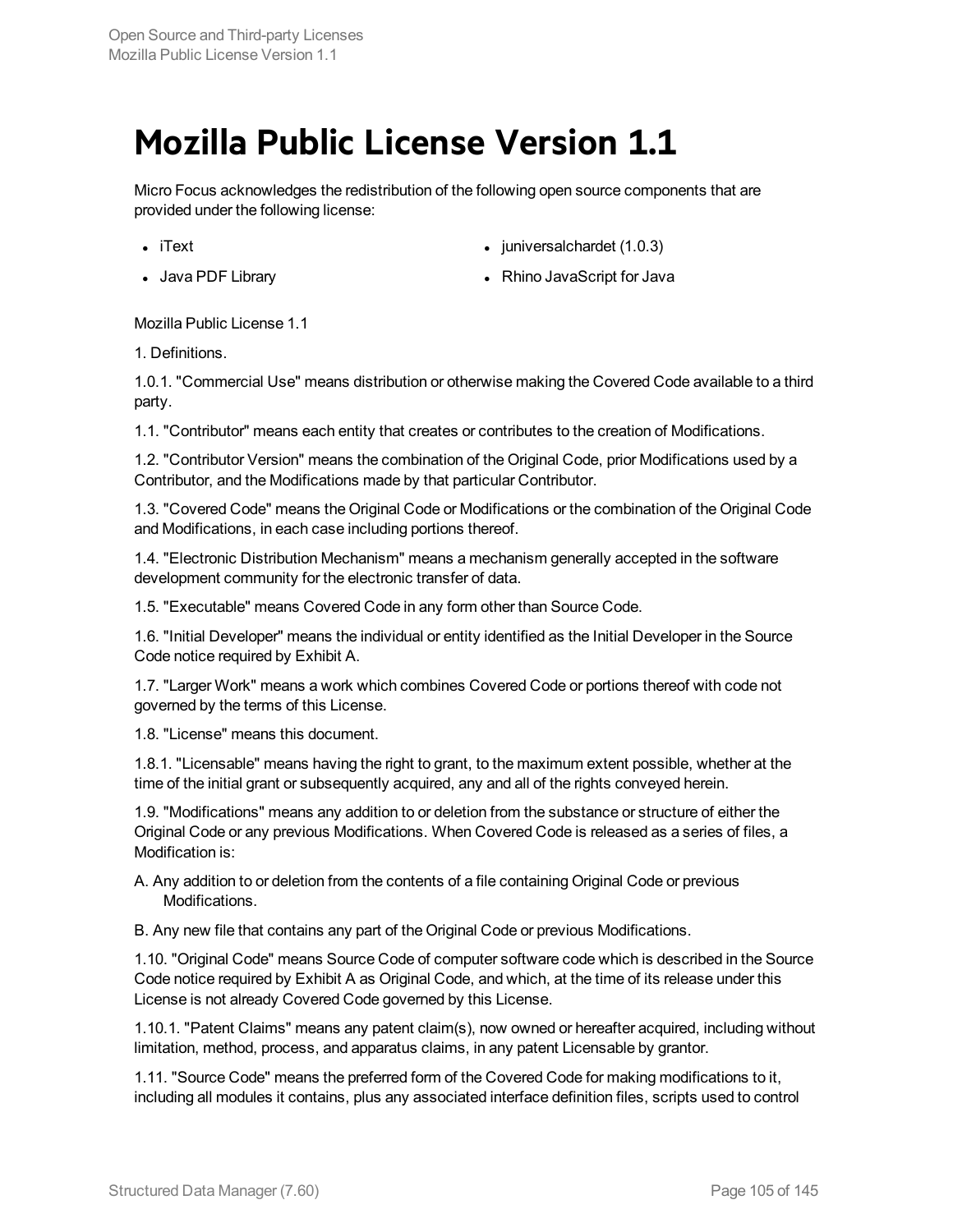# Mozilla Public License Version 1.1

Micro Focus acknowledges the redistribution of the following open source components that are provided under the following license:

- iText
- Java PDF Library
- juniversalchardet (1.0.3)
- Rhino JavaScript for Java

Mozilla Public License 1.1

1. Definitions.

1.0.1. "Commercial Use" means distribution or otherwise making the Covered Code available to a third party.

1.1. "Contributor" means each entity that creates or contributes to the creation of Modifications.

1.2. "Contributor Version" means the combination of the Original Code, prior Modifications used by a Contributor, and the Modifications made by that particular Contributor.

1.3. "Covered Code" means the Original Code or Modifications or the combination of the Original Code and Modifications, in each case including portions thereof.

1.4. "Electronic Distribution Mechanism" means a mechanism generally accepted in the software development community for the electronic transfer of data.

1.5. "Executable" means Covered Code in any form other than Source Code.

1.6. "Initial Developer" means the individual or entity identified as the Initial Developer in the Source Code notice required by Exhibit A.

1.7. "Larger Work" means a work which combines Covered Code or portions thereof with code not governed by the terms of this License.

1.8. "License" means this document.

1.8.1. "Licensable" means having the right to grant, to the maximum extent possible, whether at the time of the initial grant or subsequently acquired, any and all of the rights conveyed herein.

1.9. "Modifications" means any addition to or deletion from the substance or structure of either the Original Code or any previous Modifications. When Covered Code is released as a series of files, a Modification is:

A. Any addition to or deletion from the contents of a file containing Original Code or previous Modifications.

B. Any new file that contains any part of the Original Code or previous Modifications.

1.10. "Original Code" means Source Code of computer software code which is described in the Source Code notice required by Exhibit A as Original Code, and which, at the time of its release under this License is not already Covered Code governed by this License.

1.10.1. "Patent Claims" means any patent claim(s), now owned or hereafter acquired, including without limitation, method, process, and apparatus claims, in any patent Licensable by grantor.

1.11. "Source Code" means the preferred form of the Covered Code for making modifications to it, including all modules it contains, plus any associated interface definition files, scripts used to control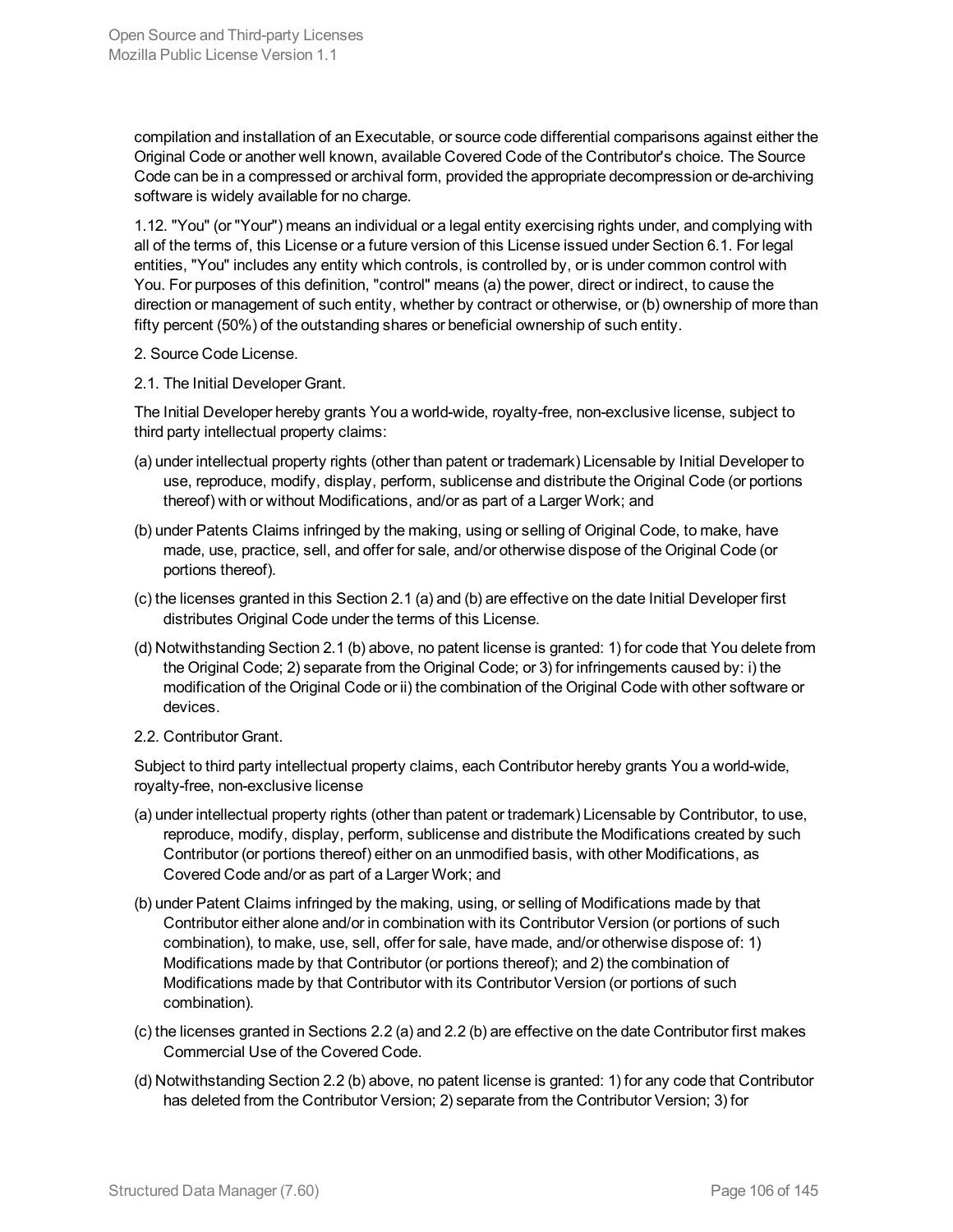compilation and installation of an Executable, or source code differential comparisons against either the Original Code or another well known, available Covered Code of the Contributor's choice. The Source Code can be in a compressed or archival form, provided the appropriate decompression or de-archiving software is widely available for no charge.

1.12. "You" (or "Your") means an individual or a legal entity exercising rights under, and complying with all of the terms of, this License or a future version of this License issued under Section 6.1. For legal entities, "You" includes any entity which controls, is controlled by, or is under common control with You. For purposes of this definition, "control" means (a) the power, direct or indirect, to cause the direction or management of such entity, whether by contract or otherwise, or (b) ownership of more than fifty percent (50%) of the outstanding shares or beneficial ownership of such entity.

2. Source Code License.

2.1. The Initial Developer Grant.

The Initial Developer hereby grants You a world-wide, royalty-free, non-exclusive license, subject to third party intellectual property claims:

(a) under intellectual property rights (other than patent or trademark) Licensable by Initial Developer to use, reproduce, modify, display, perform, sublicense and distribute the Original Code (or portions thereof) with or without Modifications, and/or as part of a Larger Work; and

(b) under Patents Claims infringed by the making, using or selling of Original Code, to make, have made, use, practice, sell, and offer for sale, and/or otherwise dispose of the Original Code (or portions thereof).

(c) the licenses granted in this Section 2.1 (a) and (b) are effective on the date Initial Developer first distributes Original Code under the terms of this License.

(d) Notwithstanding Section 2.1 (b) above, no patent license is granted: 1) for code that You delete from the Original Code; 2) separate from the Original Code; or 3) for infringements caused by: i) the modification of the Original Code or ii) the combination of the Original Code with other software or devices.

2.2. Contributor Grant.

Subject to third party intellectual property claims, each Contributor hereby grants You a world-wide, royalty-free, non-exclusive license

(a) under intellectual property rights (other than patent or trademark) Licensable by Contributor, to use, reproduce, modify, display, perform, sublicense and distribute the Modifications created by such Contributor (or portions thereof) either on an unmodified basis, with other Modifications, as Covered Code and/or as part of a Larger Work; and

(b) under Patent Claims infringed by the making, using, or selling of Modifications made by that Contributor either alone and/or in combination with its Contributor Version (or portions of such combination), to make, use, sell, offer for sale, have made, and/or otherwise dispose of: 1) Modifications made by that Contributor (or portions thereof); and 2) the combination of Modifications made by that Contributor with its Contributor Version (or portions of such combination).

(c) the licenses granted in Sections 2.2 (a) and 2.2 (b) are effective on the date Contributor first makes Commercial Use of the Covered Code.

(d) Notwithstanding Section 2.2 (b) above, no patent license is granted: 1) for any code that Contributor has deleted from the Contributor Version; 2) separate from the Contributor Version; 3) for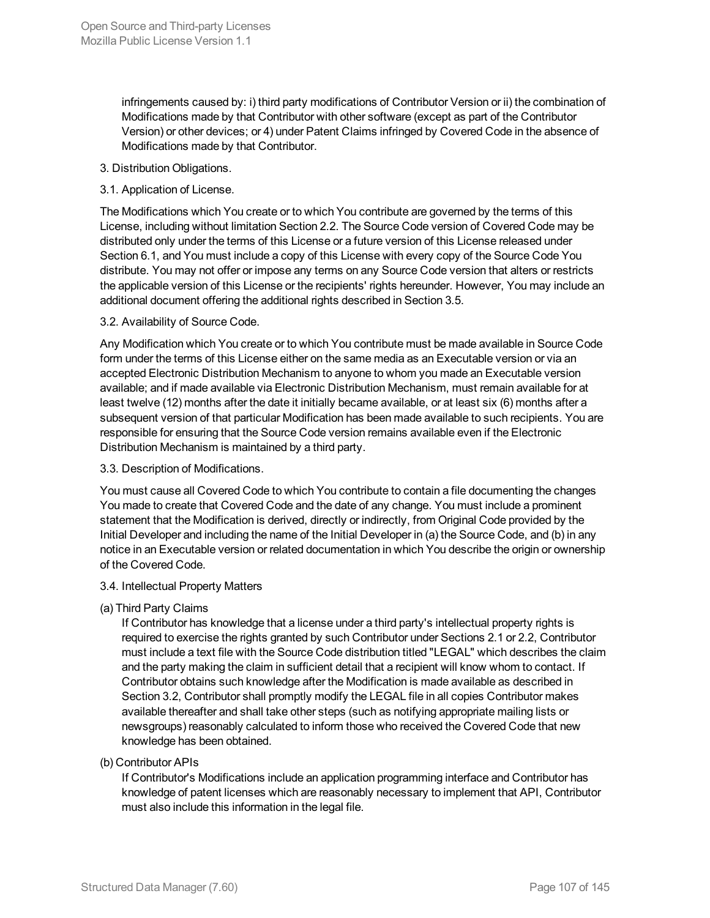infringements caused by: i) third party modifications of Contributor Version or ii) the combination of Modifications made by that Contributor with other software (except as part of the Contributor Version) or other devices; or 4) under Patent Claims infringed by Covered Code in the absence of Modifications made by that Contributor.

3. Distribution Obligations.

3.1. Application of License.

The Modifications which You create or to which You contribute are governed by the terms of this License, including without limitation Section 2.2. The Source Code version of Covered Code may be distributed only under the terms of this License or a future version of this License released under Section 6.1, and You must include a copy of this License with every copy of the Source Code You distribute. You may not offer or impose any terms on any Source Code version that alters or restricts the applicable version of this License or the recipients' rights hereunder. However, You may include an additional document offering the additional rights described in Section 3.5.

3.2. Availability of Source Code.

Any Modification which You create or to which You contribute must be made available in Source Code form under the terms of this License either on the same media as an Executable version or via an accepted Electronic Distribution Mechanism to anyone to whom you made an Executable version available; and if made available via Electronic Distribution Mechanism, must remain available for at least twelve (12) months after the date it initially became available, or at least six (6) months after a subsequent version of that particular Modification has been made available to such recipients. You are responsible for ensuring that the Source Code version remains available even if the Electronic Distribution Mechanism is maintained by a third party.

3.3. Description of Modifications.

You must cause all Covered Code to which You contribute to contain a file documenting the changes You made to create that Covered Code and the date of any change. You must include a prominent statement that the Modification is derived, directly or indirectly, from Original Code provided by the Initial Developer and including the name of the Initial Developer in (a) the Source Code, and (b) in any notice in an Executable version or related documentation in which You describe the origin or ownership of the Covered Code.

3.4. Intellectual Property Matters

(a) Third Party Claims

If Contributor has knowledge that a license under a third party's intellectual property rights is required to exercise the rights granted by such Contributor under Sections 2.1 or 2.2, Contributor must include a text file with the Source Code distribution titled "LEGAL" which describes the claim and the party making the claim in sufficient detail that a recipient will know whom to contact. If Contributor obtains such knowledge after the Modification is made available as described in Section 3.2, Contributor shall promptly modify the LEGAL file in all copies Contributor makes available thereafter and shall take other steps (such as notifying appropriate mailing lists or newsgroups) reasonably calculated to inform those who received the Covered Code that new knowledge has been obtained.

(b) Contributor APIs

If Contributor's Modifications include an application programming interface and Contributor has knowledge of patent licenses which are reasonably necessary to implement that API, Contributor must also include this information in the legal file.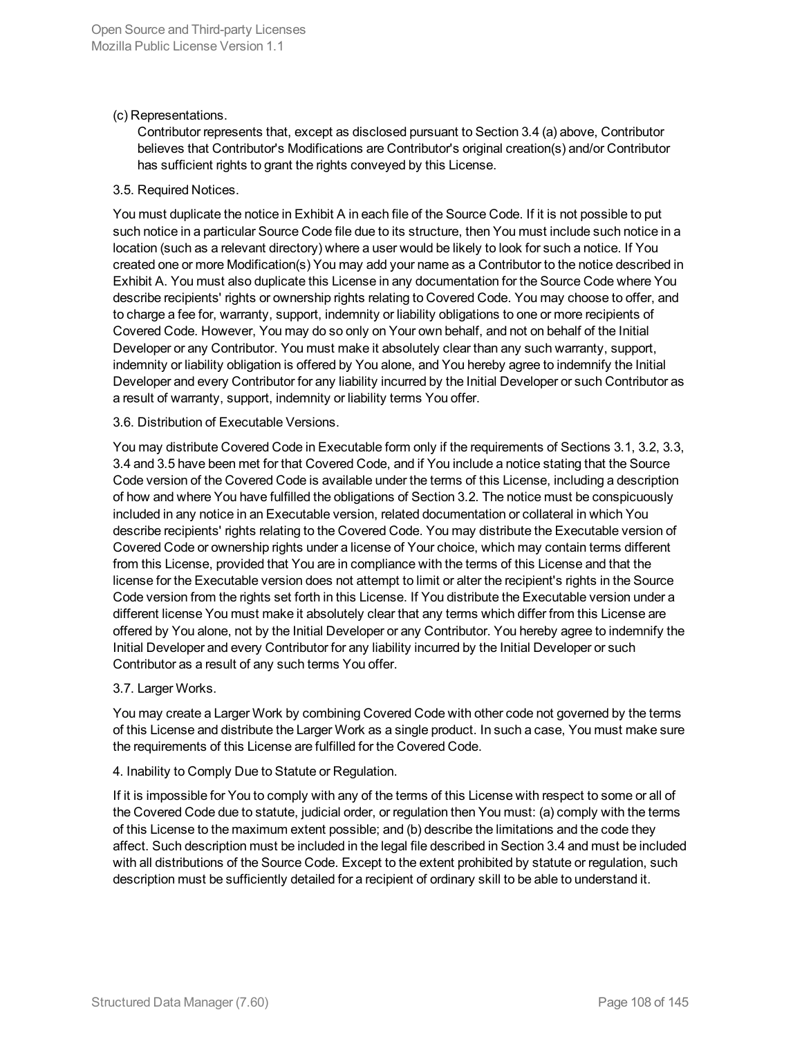(c) Representations.

Contributor represents that, except as disclosed pursuant to Section 3.4 (a) above, Contributor believes that Contributor's Modifications are Contributor's original creation(s) and/or Contributor has sufficient rights to grant the rights conveyed by this License.

3.5. Required Notices.

You must duplicate the notice in Exhibit A in each file of the Source Code. If it is not possible to put such notice in a particular Source Code file due to its structure, then You must include such notice in a location (such as a relevant directory) where a user would be likely to look for such a notice. If You created one or more Modification(s) You may add your name as a Contributor to the notice described in Exhibit A. You must also duplicate this License in any documentation for the Source Code where You describe recipients' rights or ownership rights relating to Covered Code. You may choose to offer, and to charge a fee for, warranty, support, indemnity or liability obligations to one or more recipients of Covered Code. However, You may do so only on Your own behalf, and not on behalf of the Initial Developer or any Contributor. You must make it absolutely clear than any such warranty, support, indemnity or liability obligation is offered by You alone, and You hereby agree to indemnify the Initial Developer and every Contributor for any liability incurred by the Initial Developer or such Contributor as a result of warranty, support, indemnity or liability terms You offer.

3.6. Distribution of Executable Versions.

You may distribute Covered Code in Executable form only if the requirements of Sections 3.1, 3.2, 3.3, 3.4 and 3.5 have been met for that Covered Code, and if You include a notice stating that the Source Code version of the Covered Code is available under the terms of this License, including a description of how and where You have fulfilled the obligations of Section 3.2. The notice must be conspicuously included in any notice in an Executable version, related documentation or collateral in which You describe recipients' rights relating to the Covered Code. You may distribute the Executable version of Covered Code or ownership rights under a license of Your choice, which may contain terms different from this License, provided that You are in compliance with the terms of this License and that the license for the Executable version does not attempt to limit or alter the recipient's rights in the Source Code version from the rights set forth in this License. If You distribute the Executable version under a different license You must make it absolutely clear that any terms which differ from this License are offered by You alone, not by the Initial Developer or any Contributor. You hereby agree to indemnify the Initial Developer and every Contributor for any liability incurred by the Initial Developer or such Contributor as a result of any such terms You offer.

3.7. Larger Works.

You may create a Larger Work by combining Covered Code with other code not governed by the terms of this License and distribute the Larger Work as a single product. In such a case, You must make sure the requirements of this License are fulfilled for the Covered Code.

4. Inability to Comply Due to Statute or Regulation.

If it is impossible for You to comply with any of the terms of this License with respect to some or all of the Covered Code due to statute, judicial order, or regulation then You must: (a) comply with the terms of this License to the maximum extent possible; and (b) describe the limitations and the code they affect. Such description must be included in the legal file described in Section 3.4 and must be included with all distributions of the Source Code. Except to the extent prohibited by statute or regulation, such description must be sufficiently detailed for a recipient of ordinary skill to be able to understand it.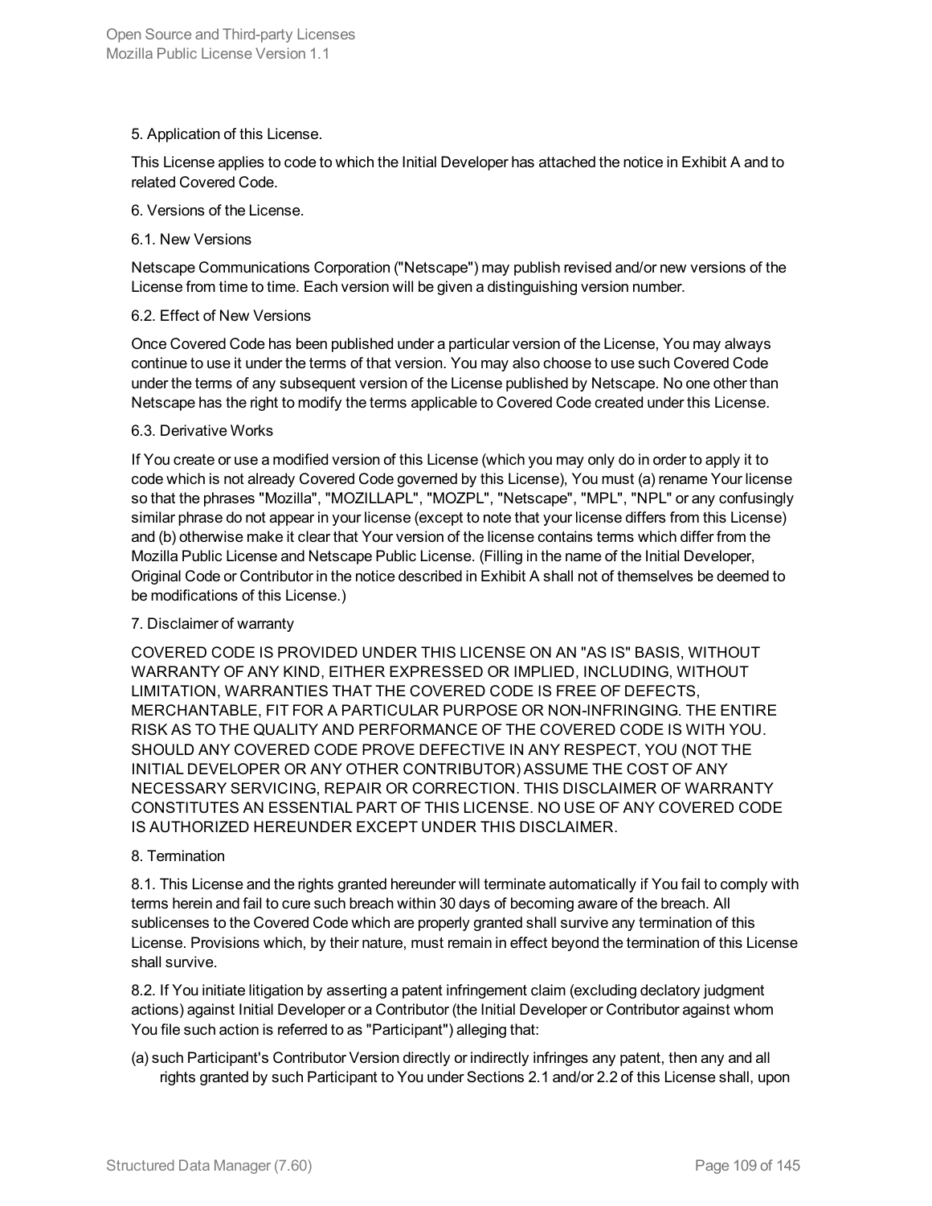5. Application of this License.

This License applies to code to which the Initial Developer has attached the notice in Exhibit A and to related Covered Code.

6. Versions of the License.

6.1. New Versions

Netscape Communications Corporation ("Netscape") may publish revised and/or new versions of the License from time to time. Each version will be given a distinguishing version number.

6.2. Effect of New Versions

Once Covered Code has been published under a particular version of the License, You may always continue to use it under the terms of that version. You may also choose to use such Covered Code under the terms of any subsequent version of the License published by Netscape. No one other than Netscape has the right to modify the terms applicable to Covered Code created under this License.

6.3. Derivative Works

If You create or use a modified version of this License (which you may only do in order to apply it to code which is not already Covered Code governed by this License), You must (a) rename Your license so that the phrases "Mozilla", "MOZILLAPL", "MOZPL", "Netscape", "MPL", "NPL" or any confusingly similar phrase do not appear in your license (except to note that your license differs from this License) and (b) otherwise make it clear that Your version of the license contains terms which differ from the Mozilla Public License and Netscape Public License. (Filling in the name of the Initial Developer, Original Code or Contributor in the notice described in Exhibit A shall not of themselves be deemed to be modifications of this License.)

7. Disclaimer of warranty

COVERED CODE IS PROVIDED UNDER THIS LICENSE ON AN "AS IS" BASIS, WITHOUT WARRANTY OF ANY KIND, EITHER EXPRESSED OR IMPLIED, INCLUDING, WITHOUT LIMITATION, WARRANTIES THAT THE COVERED CODE IS FREE OF DEFECTS, MERCHANTABLE, FIT FOR A PARTICULAR PURPOSE OR NON-INFRINGING. THE ENTIRE RISK AS TO THE QUALITY AND PERFORMANCE OF THE COVERED CODE IS WITH YOU. SHOULD ANY COVERED CODE PROVE DEFECTIVE IN ANY RESPECT, YOU (NOT THE INITIAL DEVELOPER OR ANY OTHER CONTRIBUTOR) ASSUME THE COST OF ANY NECESSARY SERVICING, REPAIR OR CORRECTION. THIS DISCLAIMER OF WARRANTY CONSTITUTES AN ESSENTIAL PART OF THIS LICENSE. NO USE OF ANY COVERED CODE IS AUTHORIZED HEREUNDER EXCEPT UNDER THIS DISCLAIMER.

8. Termination

8.1. This License and the rights granted hereunder will terminate automatically if You fail to comply with terms herein and fail to cure such breach within 30 days of becoming aware of the breach. All sublicenses to the Covered Code which are properly granted shall survive any termination of this License. Provisions which, by their nature, must remain in effect beyond the termination of this License shall survive.

8.2. If You initiate litigation by asserting a patent infringement claim (excluding declatory judgment actions) against Initial Developer or a Contributor (the Initial Developer or Contributor against whom You file such action is referred to as "Participant") alleging that:

(a) such Participant's Contributor Version directly or indirectly infringes any patent, then any and all rights granted by such Participant to You under Sections 2.1 and/or 2.2 of this License shall, upon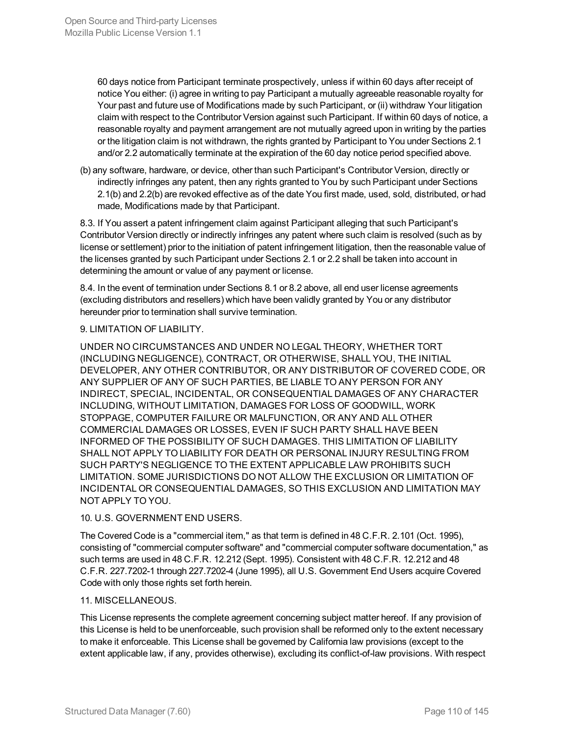60 days notice from Participant terminate prospectively, unless if within 60 days after receipt of notice You either: (i) agree in writing to pay Participant a mutually agreeable reasonable royalty for Your past and future use of Modifications made by such Participant, or (ii) withdraw Your litigation claim with respect to the Contributor Version against such Participant. If within 60 days of notice, a reasonable royalty and payment arrangement are not mutually agreed upon in writing by the parties or the litigation claim is not withdrawn, the rights granted by Participant to You under Sections 2.1 and/or 2.2 automatically terminate at the expiration of the 60 day notice period specified above.

(b) any software, hardware, or device, other than such Participant's Contributor Version, directly or indirectly infringes any patent, then any rights granted to You by such Participant under Sections 2.1(b) and 2.2(b) are revoked effective as of the date You first made, used, sold, distributed, or had made, Modifications made by that Participant.

8.3. If You assert a patent infringement claim against Participant alleging that such Participant's Contributor Version directly or indirectly infringes any patent where such claim is resolved (such as by license or settlement) prior to the initiation of patent infringement litigation, then the reasonable value of the licenses granted by such Participant under Sections 2.1 or 2.2 shall be taken into account in determining the amount or value of any payment or license.

8.4. In the event of termination under Sections 8.1 or 8.2 above, all end user license agreements (excluding distributors and resellers) which have been validly granted by You or any distributor hereunder prior to termination shall survive termination.

9. LIMITATION OF LIABILITY.

UNDER NO CIRCUMSTANCES AND UNDER NO LEGAL THEORY, WHETHER TORT (INCLUDING NEGLIGENCE), CONTRACT, OR OTHERWISE, SHALL YOU, THE INITIAL DEVELOPER, ANY OTHER CONTRIBUTOR, OR ANY DISTRIBUTOR OF COVERED CODE, OR ANY SUPPLIER OF ANY OF SUCH PARTIES, BE LIABLE TO ANY PERSON FOR ANY INDIRECT, SPECIAL, INCIDENTAL, OR CONSEQUENTIAL DAMAGES OF ANY CHARACTER INCLUDING, WITHOUT LIMITATION, DAMAGES FOR LOSS OF GOODWILL, WORK STOPPAGE, COMPUTER FAILURE OR MALFUNCTION, OR ANY AND ALL OTHER COMMERCIAL DAMAGES OR LOSSES, EVEN IF SUCH PARTY SHALL HAVE BEEN INFORMED OF THE POSSIBILITY OF SUCH DAMAGES. THIS LIMITATION OF LIABILITY SHALL NOT APPLY TO LIABILITY FOR DEATH OR PERSONAL INJURY RESULTING FROM SUCH PARTY'S NEGLIGENCE TO THE EXTENT APPLICABLE LAW PROHIBITS SUCH LIMITATION. SOME JURISDICTIONS DO NOT ALLOW THE EXCLUSION OR LIMITATION OF INCIDENTAL OR CONSEQUENTIAL DAMAGES, SO THIS EXCLUSION AND LIMITATION MAY NOT APPLY TO YOU.

10. U.S. GOVERNMENT END USERS.

The Covered Code is a "commercial item," as that term is defined in 48 C.F.R. 2.101 (Oct. 1995), consisting of "commercial computer software" and "commercial computer software documentation," as such terms are used in 48 C.F.R. 12.212 (Sept. 1995). Consistent with 48 C.F.R. 12.212 and 48 C.F.R. 227.7202-1 through 227.7202-4 (June 1995), all U.S. Government End Users acquire Covered Code with only those rights set forth herein.

11. MISCELLANEOUS.

This License represents the complete agreement concerning subject matter hereof. If any provision of this License is held to be unenforceable, such provision shall be reformed only to the extent necessary to make it enforceable. This License shall be governed by California law provisions (except to the extent applicable law, if any, provides otherwise), excluding its conflict-of-law provisions. With respect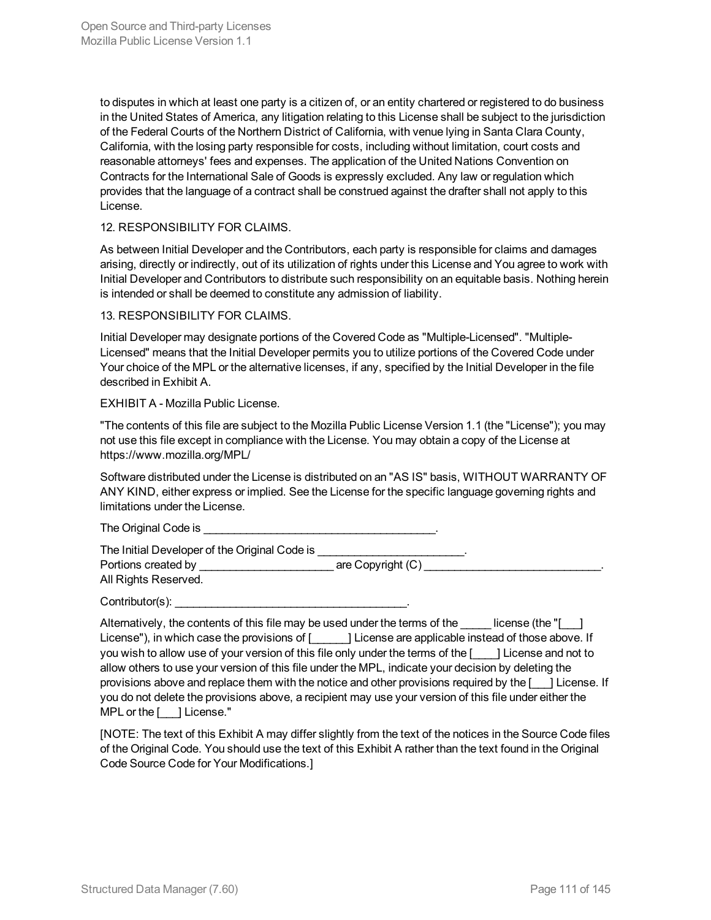to disputes in which at least one party is a citizen of, or an entity chartered or registered to do business in the United States of America, any litigation relating to this License shall be subject to the jurisdiction of the Federal Courts of the Northern District of California, with venue lying in Santa Clara County, California, with the losing party responsible for costs, including without limitation, court costs and reasonable attorneys' fees and expenses. The application of the United Nations Convention on Contracts for the International Sale of Goods is expressly excluded. Any law or regulation which provides that the language of a contract shall be construed against the drafter shall not apply to this License.

12. RESPONSIBILITY FOR CLAIMS.

As between Initial Developer and the Contributors, each party is responsible for claims and damages arising, directly or indirectly, out of its utilization of rights under this License and You agree to work with Initial Developer and Contributors to distribute such responsibility on an equitable basis. Nothing herein is intended or shall be deemed to constitute any admission of liability.

13. RESPONSIBILITY FOR CLAIMS.

Initial Developer may designate portions of the Covered Code as "Multiple-Licensed". "Multiple-Licensed" means that the Initial Developer permits you to utilize portions of the Covered Code under Your choice of the MPL or the alternative licenses, if any, specified by the Initial Developer in the file described in Exhibit A.

EXHIBIT A - Mozilla Public License.

"The contents of this file are subject to the Mozilla Public License Version 1.1 (the "License"); you may not use this file except in compliance with the License. You may obtain a copy of the License at https://www.mozilla.org/MPL/

Software distributed under the License is distributed on an "AS IS" basis, WITHOUT WARRANTY OF ANY KIND, either express or implied. See the License for the specific language governing rights and limitations under the License.

The Original Code is ______________________________________.

The Initial Developer of the Original Code is ________________________.
Portions created by ______________________ are Copyright (C) _____________________________.
All Rights Reserved.

Contributor(s): ______________________________________.

Alternatively, the contents of this file may be used under the terms of the _____ license (the "[___] License"), in which case the provisions of [______] License are applicable instead of those above. If you wish to allow use of your version of this file only under the terms of the [____] License and not to allow others to use your version of this file under the MPL, indicate your decision by deleting the provisions above and replace them with the notice and other provisions required by the [___] License. If you do not delete the provisions above, a recipient may use your version of this file under either the MPL or the [___] License."

[NOTE: The text of this Exhibit A may differ slightly from the text of the notices in the Source Code files of the Original Code. You should use the text of this Exhibit A rather than the text found in the Original Code Source Code for Your Modifications.]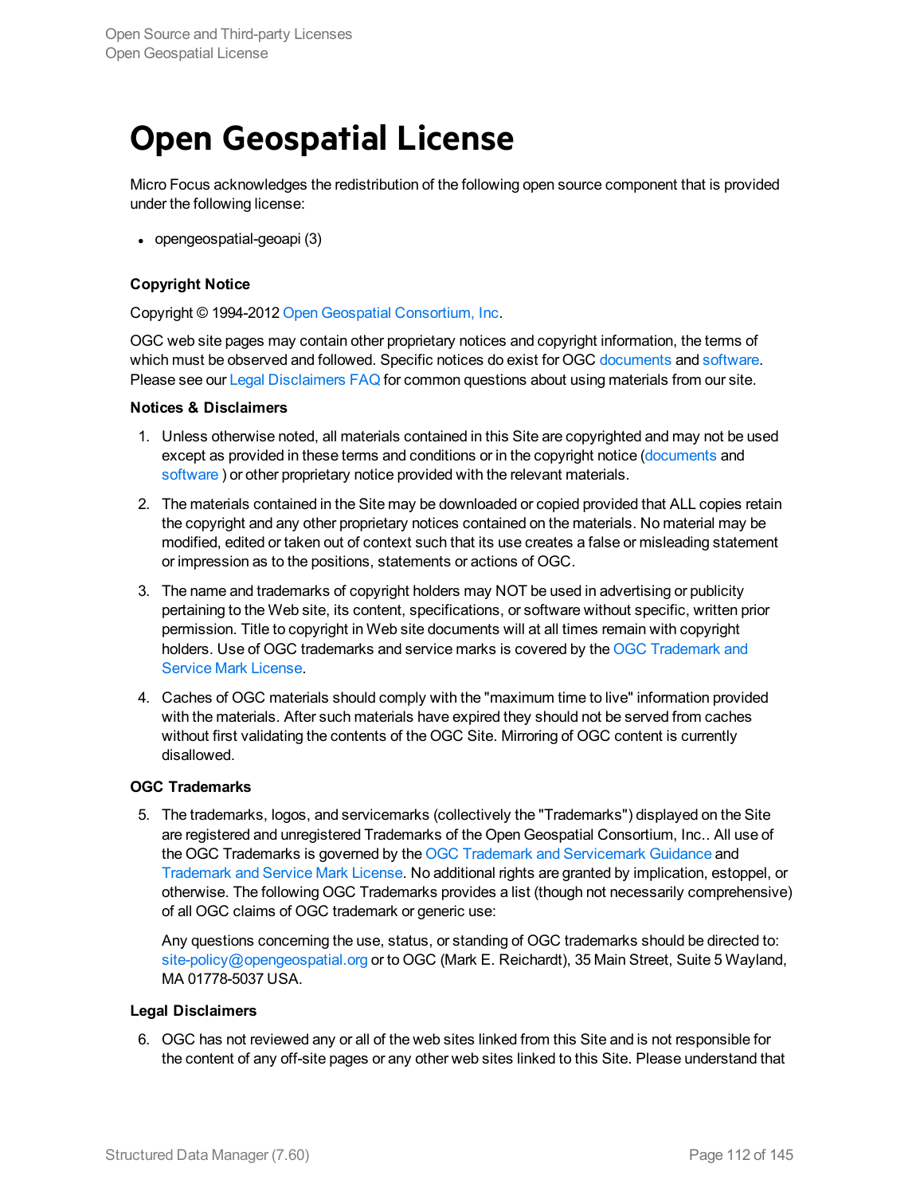# Open Geospatial License

Micro Focus acknowledges the redistribution of the following open source component that is provided under the following license:

- opengeospatial-geoapi (3)

**Copyright Notice**

Copyright © 1994-2012 Open Geospatial Consortium, Inc.

OGC web site pages may contain other proprietary notices and copyright information, the terms of which must be observed and followed. Specific notices do exist for OGC documents and software. Please see our Legal Disclaimers FAQ for common questions about using materials from our site.

**Notices & Disclaimers**

1. Unless otherwise noted, all materials contained in this Site are copyrighted and may not be used except as provided in these terms and conditions or in the copyright notice (documents and software ) or other proprietary notice provided with the relevant materials.

2. The materials contained in the Site may be downloaded or copied provided that ALL copies retain the copyright and any other proprietary notices contained on the materials. No material may be modified, edited or taken out of context such that its use creates a false or misleading statement or impression as to the positions, statements or actions of OGC.

3. The name and trademarks of copyright holders may NOT be used in advertising or publicity pertaining to the Web site, its content, specifications, or software without specific, written prior permission. Title to copyright in Web site documents will at all times remain with copyright holders. Use of OGC trademarks and service marks is covered by the OGC Trademark and Service Mark License.

4. Caches of OGC materials should comply with the "maximum time to live" information provided with the materials. After such materials have expired they should not be served from caches without first validating the contents of the OGC Site. Mirroring of OGC content is currently disallowed.

**OGC Trademarks**

5. The trademarks, logos, and servicemarks (collectively the "Trademarks") displayed on the Site are registered and unregistered Trademarks of the Open Geospatial Consortium, Inc.. All use of the OGC Trademarks is governed by the OGC Trademark and Servicemark Guidance and Trademark and Service Mark License. No additional rights are granted by implication, estoppel, or otherwise. The following OGC Trademarks provides a list (though not necessarily comprehensive) of all OGC claims of OGC trademark or generic use:

   Any questions concerning the use, status, or standing of OGC trademarks should be directed to: site-policy@opengeospatial.org or to OGC (Mark E. Reichardt), 35 Main Street, Suite 5 Wayland, MA 01778-5037 USA.

**Legal Disclaimers**

6. OGC has not reviewed any or all of the web sites linked from this Site and is not responsible for the content of any off-site pages or any other web sites linked to this Site. Please understand that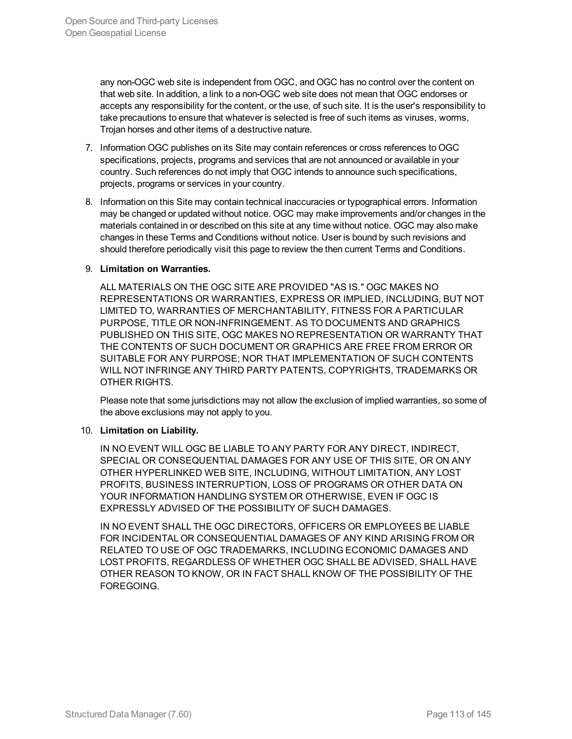any non-OGC web site is independent from OGC, and OGC has no control over the content on that web site. In addition, a link to a non-OGC web site does not mean that OGC endorses or accepts any responsibility for the content, or the use, of such site. It is the user's responsibility to take precautions to ensure that whatever is selected is free of such items as viruses, worms, Trojan horses and other items of a destructive nature.

7. Information OGC publishes on its Site may contain references or cross references to OGC specifications, projects, programs and services that are not announced or available in your country. Such references do not imply that OGC intends to announce such specifications, projects, programs or services in your country.
8. Information on this Site may contain technical inaccuracies or typographical errors. Information may be changed or updated without notice. OGC may make improvements and/or changes in the materials contained in or described on this site at any time without notice. OGC may also make changes in these Terms and Conditions without notice. User is bound by such revisions and should therefore periodically visit this page to review the then current Terms and Conditions.
9. **Limitation on Warranties.**

   ALL MATERIALS ON THE OGC SITE ARE PROVIDED "AS IS." OGC MAKES NO REPRESENTATIONS OR WARRANTIES, EXPRESS OR IMPLIED, INCLUDING, BUT NOT LIMITED TO, WARRANTIES OF MERCHANTABILITY, FITNESS FOR A PARTICULAR PURPOSE, TITLE OR NON-INFRINGEMENT. AS TO DOCUMENTS AND GRAPHICS PUBLISHED ON THIS SITE, OGC MAKES NO REPRESENTATION OR WARRANTY THAT THE CONTENTS OF SUCH DOCUMENT OR GRAPHICS ARE FREE FROM ERROR OR SUITABLE FOR ANY PURPOSE; NOR THAT IMPLEMENTATION OF SUCH CONTENTS WILL NOT INFRINGE ANY THIRD PARTY PATENTS, COPYRIGHTS, TRADEMARKS OR OTHER RIGHTS.

   Please note that some jurisdictions may not allow the exclusion of implied warranties, so some of the above exclusions may not apply to you.
10. **Limitation on Liability.**

    IN NO EVENT WILL OGC BE LIABLE TO ANY PARTY FOR ANY DIRECT, INDIRECT, SPECIAL OR CONSEQUENTIAL DAMAGES FOR ANY USE OF THIS SITE, OR ON ANY OTHER HYPERLINKED WEB SITE, INCLUDING, WITHOUT LIMITATION, ANY LOST PROFITS, BUSINESS INTERRUPTION, LOSS OF PROGRAMS OR OTHER DATA ON YOUR INFORMATION HANDLING SYSTEM OR OTHERWISE, EVEN IF OGC IS EXPRESSLY ADVISED OF THE POSSIBILITY OF SUCH DAMAGES.

    IN NO EVENT SHALL THE OGC DIRECTORS, OFFICERS OR EMPLOYEES BE LIABLE FOR INCIDENTAL OR CONSEQUENTIAL DAMAGES OF ANY KIND ARISING FROM OR RELATED TO USE OF OGC TRADEMARKS, INCLUDING ECONOMIC DAMAGES AND LOST PROFITS, REGARDLESS OF WHETHER OGC SHALL BE ADVISED, SHALL HAVE OTHER REASON TO KNOW, OR IN FACT SHALL KNOW OF THE POSSIBILITY OF THE FOREGOING.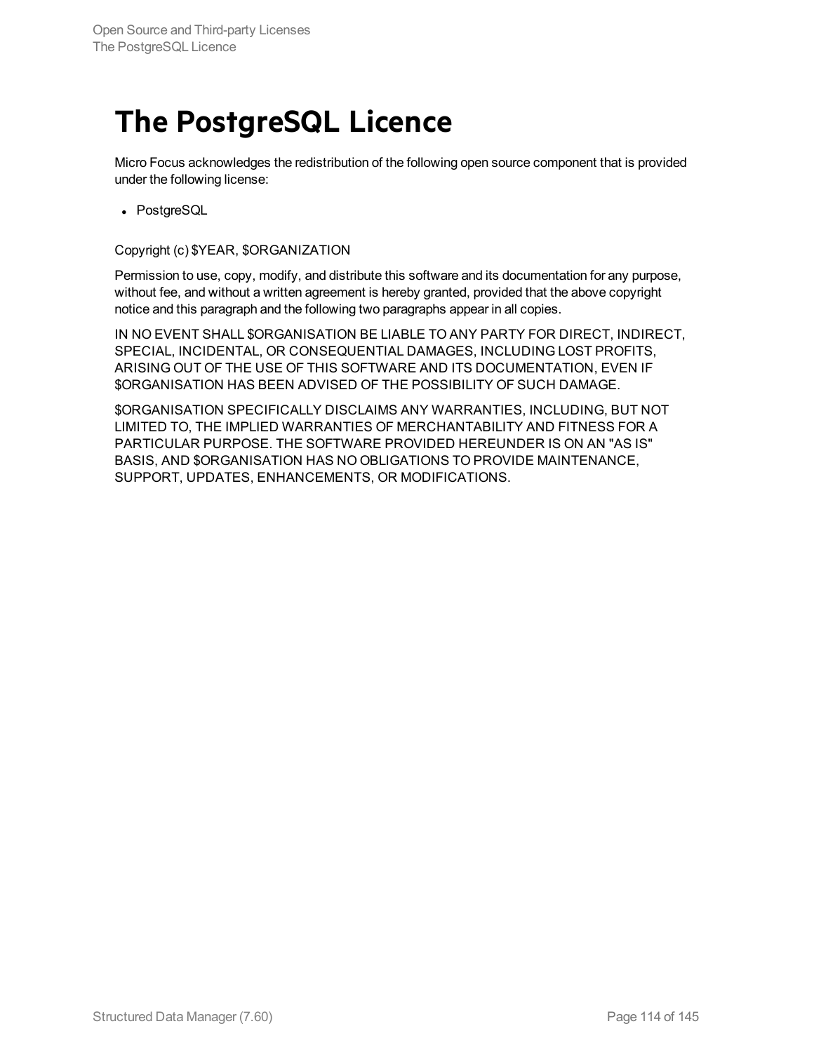# The PostgreSQL Licence

Micro Focus acknowledges the redistribution of the following open source component that is provided under the following license:

- PostgreSQL

Copyright (c) $YEAR, $ORGANIZATION

Permission to use, copy, modify, and distribute this software and its documentation for any purpose, without fee, and without a written agreement is hereby granted, provided that the above copyright notice and this paragraph and the following two paragraphs appear in all copies.

IN NO EVENT SHALL $ORGANISATION BE LIABLE TO ANY PARTY FOR DIRECT, INDIRECT, SPECIAL, INCIDENTAL, OR CONSEQUENTIAL DAMAGES, INCLUDING LOST PROFITS, ARISING OUT OF THE USE OF THIS SOFTWARE AND ITS DOCUMENTATION, EVEN IF $ORGANISATION HAS BEEN ADVISED OF THE POSSIBILITY OF SUCH DAMAGE.

$ORGANISATION SPECIFICALLY DISCLAIMS ANY WARRANTIES, INCLUDING, BUT NOT LIMITED TO, THE IMPLIED WARRANTIES OF MERCHANTABILITY AND FITNESS FOR A PARTICULAR PURPOSE. THE SOFTWARE PROVIDED HEREUNDER IS ON AN "AS IS" BASIS, AND $ORGANISATION HAS NO OBLIGATIONS TO PROVIDE MAINTENANCE, SUPPORT, UPDATES, ENHANCEMENTS, OR MODIFICATIONS.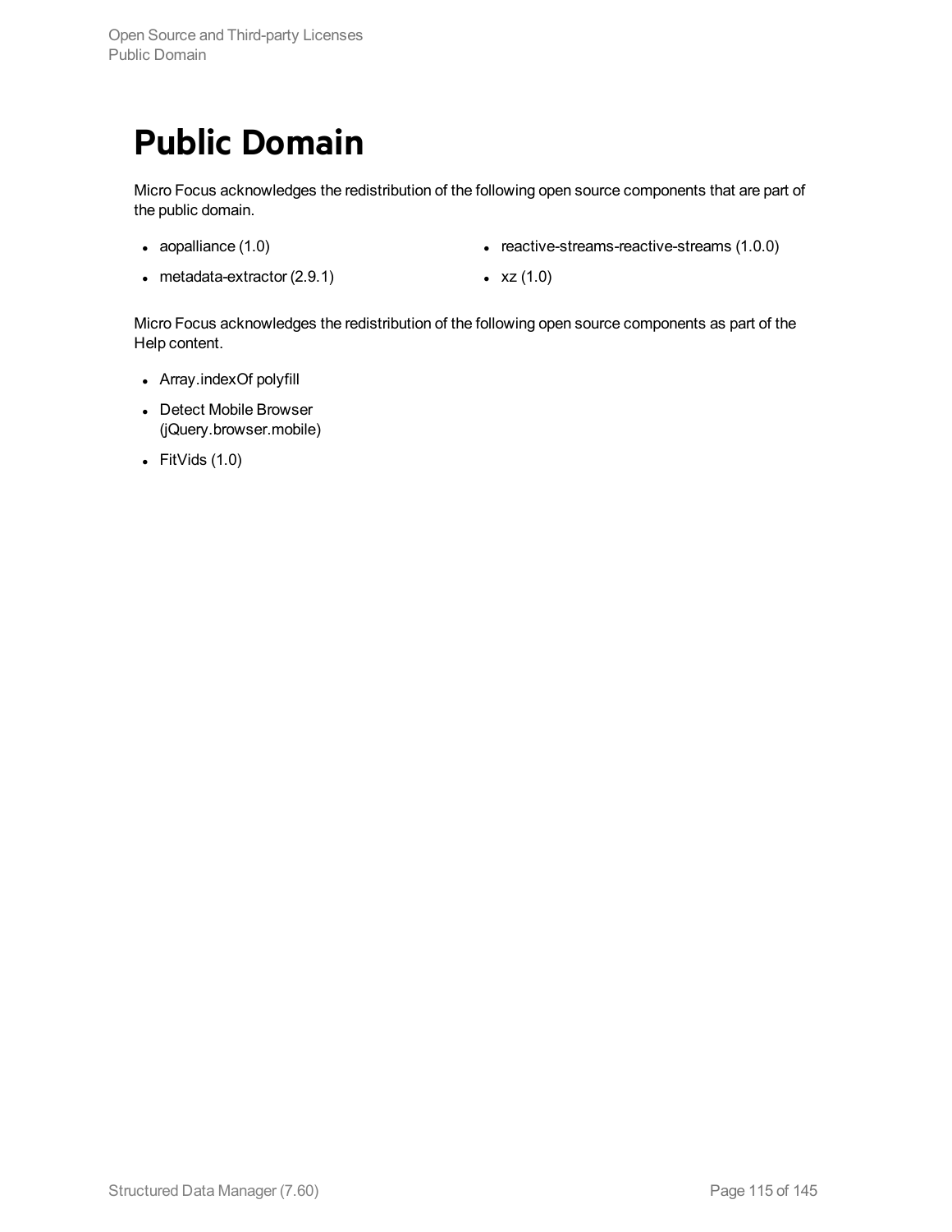# Public Domain

Micro Focus acknowledges the redistribution of the following open source components that are part of the public domain.

- aopalliance (1.0)
- metadata-extractor (2.9.1)
- reactive-streams-reactive-streams (1.0.0)
- xz (1.0)

Micro Focus acknowledges the redistribution of the following open source components as part of the Help content.

- Array.indexOf polyfill
- Detect Mobile Browser (jQuery.browser.mobile)
- FitVids (1.0)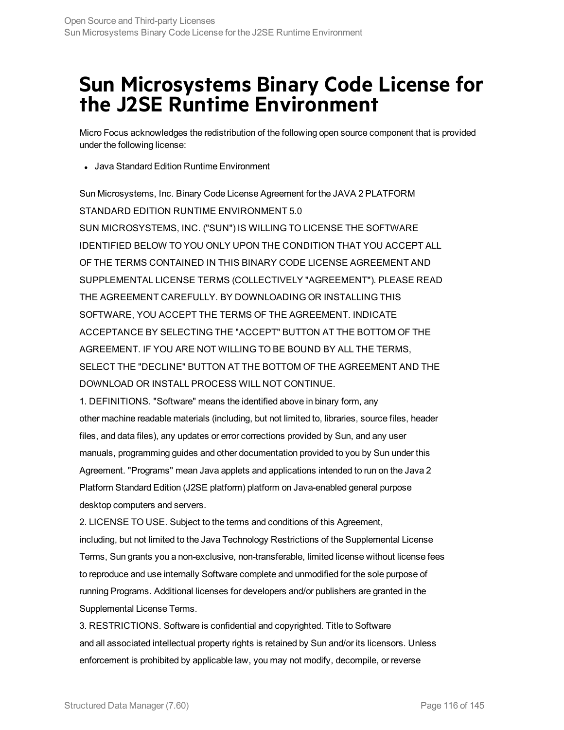# Sun Microsystems Binary Code License for the J2SE Runtime Environment

Micro Focus acknowledges the redistribution of the following open source component that is provided under the following license:

- Java Standard Edition Runtime Environment

Sun Microsystems, Inc. Binary Code License Agreement for the JAVA 2 PLATFORM STANDARD EDITION RUNTIME ENVIRONMENT 5.0

SUN MICROSYSTEMS, INC. ("SUN") IS WILLING TO LICENSE THE SOFTWARE IDENTIFIED BELOW TO YOU ONLY UPON THE CONDITION THAT YOU ACCEPT ALL OF THE TERMS CONTAINED IN THIS BINARY CODE LICENSE AGREEMENT AND SUPPLEMENTAL LICENSE TERMS (COLLECTIVELY "AGREEMENT"). PLEASE READ THE AGREEMENT CAREFULLY. BY DOWNLOADING OR INSTALLING THIS SOFTWARE, YOU ACCEPT THE TERMS OF THE AGREEMENT. INDICATE ACCEPTANCE BY SELECTING THE "ACCEPT" BUTTON AT THE BOTTOM OF THE AGREEMENT. IF YOU ARE NOT WILLING TO BE BOUND BY ALL THE TERMS, SELECT THE "DECLINE" BUTTON AT THE BOTTOM OF THE AGREEMENT AND THE DOWNLOAD OR INSTALL PROCESS WILL NOT CONTINUE.

1. DEFINITIONS. "Software" means the identified above in binary form, any other machine readable materials (including, but not limited to, libraries, source files, header files, and data files), any updates or error corrections provided by Sun, and any user manuals, programming guides and other documentation provided to you by Sun under this Agreement. "Programs" mean Java applets and applications intended to run on the Java 2 Platform Standard Edition (J2SE platform) platform on Java-enabled general purpose desktop computers and servers.

2. LICENSE TO USE. Subject to the terms and conditions of this Agreement, including, but not limited to the Java Technology Restrictions of the Supplemental License Terms, Sun grants you a non-exclusive, non-transferable, limited license without license fees to reproduce and use internally Software complete and unmodified for the sole purpose of running Programs. Additional licenses for developers and/or publishers are granted in the Supplemental License Terms.

3. RESTRICTIONS. Software is confidential and copyrighted. Title to Software and all associated intellectual property rights is retained by Sun and/or its licensors. Unless enforcement is prohibited by applicable law, you may not modify, decompile, or reverse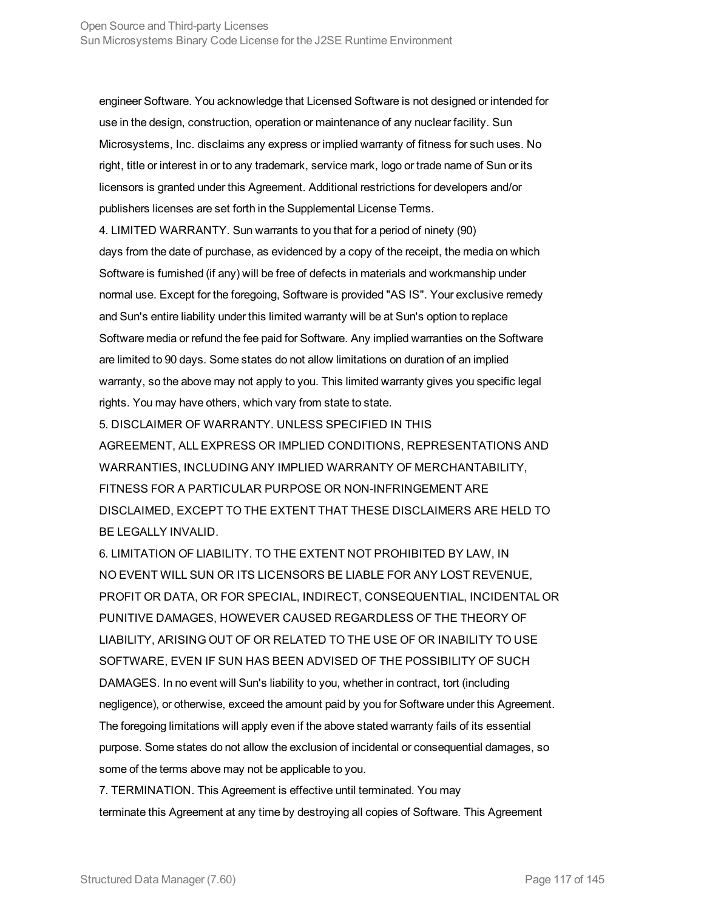engineer Software. You acknowledge that Licensed Software is not designed or intended for use in the design, construction, operation or maintenance of any nuclear facility. Sun Microsystems, Inc. disclaims any express or implied warranty of fitness for such uses. No right, title or interest in or to any trademark, service mark, logo or trade name of Sun or its licensors is granted under this Agreement. Additional restrictions for developers and/or publishers licenses are set forth in the Supplemental License Terms.

4. LIMITED WARRANTY. Sun warrants to you that for a period of ninety (90) days from the date of purchase, as evidenced by a copy of the receipt, the media on which Software is furnished (if any) will be free of defects in materials and workmanship under normal use. Except for the foregoing, Software is provided "AS IS". Your exclusive remedy and Sun's entire liability under this limited warranty will be at Sun's option to replace Software media or refund the fee paid for Software. Any implied warranties on the Software are limited to 90 days. Some states do not allow limitations on duration of an implied warranty, so the above may not apply to you. This limited warranty gives you specific legal rights. You may have others, which vary from state to state.

5. DISCLAIMER OF WARRANTY. UNLESS SPECIFIED IN THIS AGREEMENT, ALL EXPRESS OR IMPLIED CONDITIONS, REPRESENTATIONS AND WARRANTIES, INCLUDING ANY IMPLIED WARRANTY OF MERCHANTABILITY, FITNESS FOR A PARTICULAR PURPOSE OR NON-INFRINGEMENT ARE DISCLAIMED, EXCEPT TO THE EXTENT THAT THESE DISCLAIMERS ARE HELD TO BE LEGALLY INVALID.

6. LIMITATION OF LIABILITY. TO THE EXTENT NOT PROHIBITED BY LAW, IN NO EVENT WILL SUN OR ITS LICENSORS BE LIABLE FOR ANY LOST REVENUE, PROFIT OR DATA, OR FOR SPECIAL, INDIRECT, CONSEQUENTIAL, INCIDENTAL OR PUNITIVE DAMAGES, HOWEVER CAUSED REGARDLESS OF THE THEORY OF LIABILITY, ARISING OUT OF OR RELATED TO THE USE OF OR INABILITY TO USE SOFTWARE, EVEN IF SUN HAS BEEN ADVISED OF THE POSSIBILITY OF SUCH DAMAGES. In no event will Sun's liability to you, whether in contract, tort (including negligence), or otherwise, exceed the amount paid by you for Software under this Agreement. The foregoing limitations will apply even if the above stated warranty fails of its essential purpose. Some states do not allow the exclusion of incidental or consequential damages, so some of the terms above may not be applicable to you.

7. TERMINATION. This Agreement is effective until terminated. You may terminate this Agreement at any time by destroying all copies of Software. This Agreement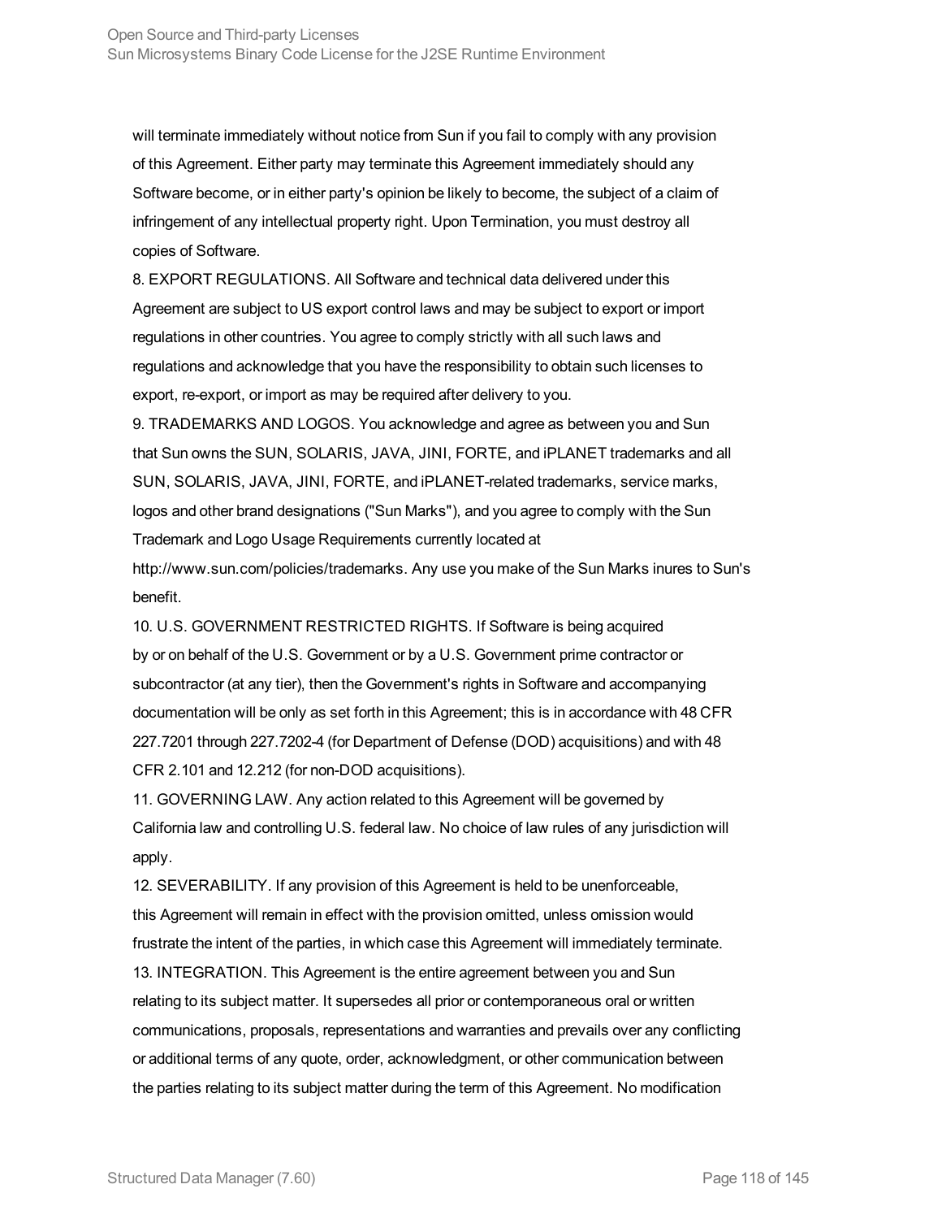will terminate immediately without notice from Sun if you fail to comply with any provision of this Agreement. Either party may terminate this Agreement immediately should any Software become, or in either party's opinion be likely to become, the subject of a claim of infringement of any intellectual property right. Upon Termination, you must destroy all copies of Software.

8. EXPORT REGULATIONS. All Software and technical data delivered under this Agreement are subject to US export control laws and may be subject to export or import regulations in other countries. You agree to comply strictly with all such laws and regulations and acknowledge that you have the responsibility to obtain such licenses to export, re-export, or import as may be required after delivery to you.

9. TRADEMARKS AND LOGOS. You acknowledge and agree as between you and Sun that Sun owns the SUN, SOLARIS, JAVA, JINI, FORTE, and iPLANET trademarks and all SUN, SOLARIS, JAVA, JINI, FORTE, and iPLANET-related trademarks, service marks, logos and other brand designations ("Sun Marks"), and you agree to comply with the Sun Trademark and Logo Usage Requirements currently located at http://www.sun.com/policies/trademarks. Any use you make of the Sun Marks inures to Sun's benefit.

10. U.S. GOVERNMENT RESTRICTED RIGHTS. If Software is being acquired by or on behalf of the U.S. Government or by a U.S. Government prime contractor or subcontractor (at any tier), then the Government's rights in Software and accompanying documentation will be only as set forth in this Agreement; this is in accordance with 48 CFR 227.7201 through 227.7202-4 (for Department of Defense (DOD) acquisitions) and with 48 CFR 2.101 and 12.212 (for non-DOD acquisitions).

11. GOVERNING LAW. Any action related to this Agreement will be governed by California law and controlling U.S. federal law. No choice of law rules of any jurisdiction will apply.

12. SEVERABILITY. If any provision of this Agreement is held to be unenforceable, this Agreement will remain in effect with the provision omitted, unless omission would frustrate the intent of the parties, in which case this Agreement will immediately terminate.

13. INTEGRATION. This Agreement is the entire agreement between you and Sun relating to its subject matter. It supersedes all prior or contemporaneous oral or written communications, proposals, representations and warranties and prevails over any conflicting or additional terms of any quote, order, acknowledgment, or other communication between the parties relating to its subject matter during the term of this Agreement. No modification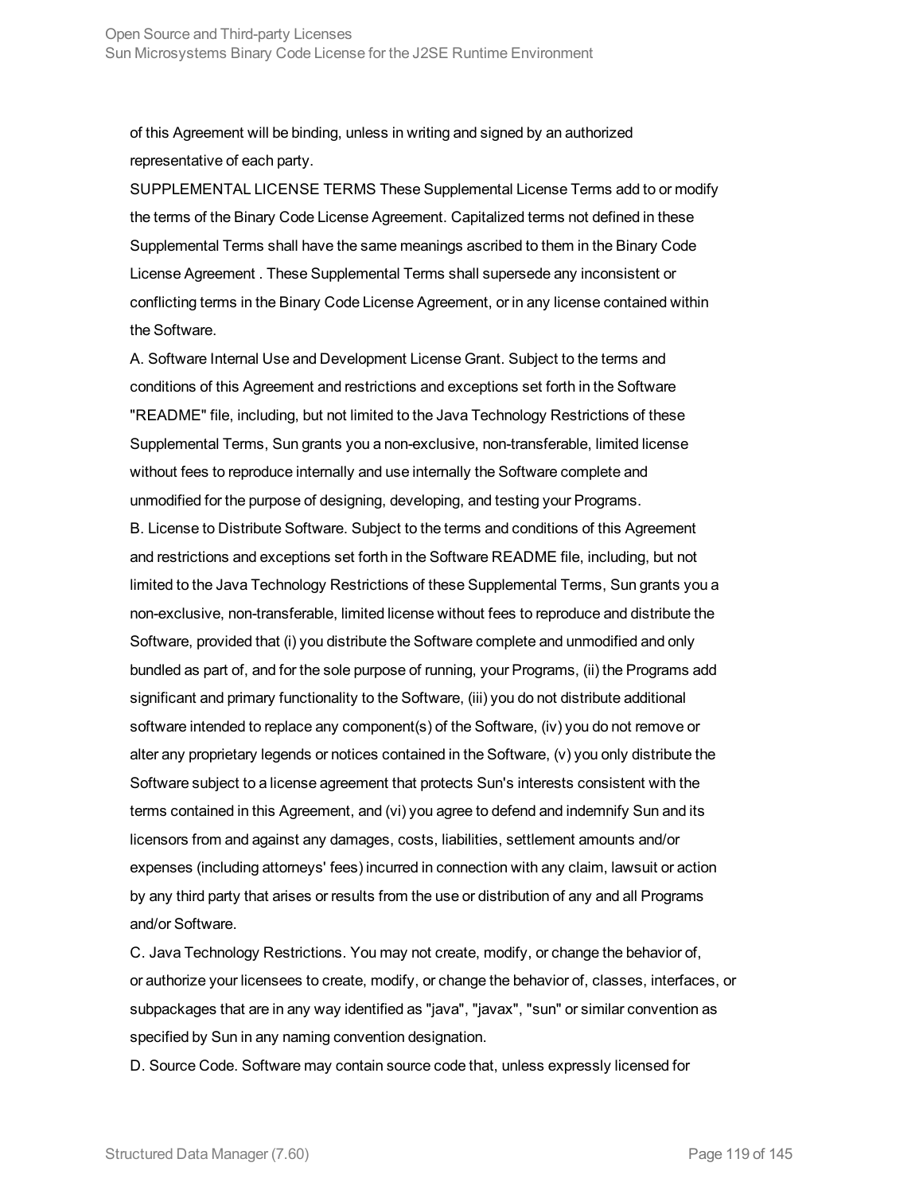of this Agreement will be binding, unless in writing and signed by an authorized representative of each party.

SUPPLEMENTAL LICENSE TERMS These Supplemental License Terms add to or modify the terms of the Binary Code License Agreement. Capitalized terms not defined in these Supplemental Terms shall have the same meanings ascribed to them in the Binary Code License Agreement . These Supplemental Terms shall supersede any inconsistent or conflicting terms in the Binary Code License Agreement, or in any license contained within the Software.

A. Software Internal Use and Development License Grant. Subject to the terms and conditions of this Agreement and restrictions and exceptions set forth in the Software "README" file, including, but not limited to the Java Technology Restrictions of these Supplemental Terms, Sun grants you a non-exclusive, non-transferable, limited license without fees to reproduce internally and use internally the Software complete and unmodified for the purpose of designing, developing, and testing your Programs.

B. License to Distribute Software. Subject to the terms and conditions of this Agreement and restrictions and exceptions set forth in the Software README file, including, but not limited to the Java Technology Restrictions of these Supplemental Terms, Sun grants you a non-exclusive, non-transferable, limited license without fees to reproduce and distribute the Software, provided that (i) you distribute the Software complete and unmodified and only bundled as part of, and for the sole purpose of running, your Programs, (ii) the Programs add significant and primary functionality to the Software, (iii) you do not distribute additional software intended to replace any component(s) of the Software, (iv) you do not remove or alter any proprietary legends or notices contained in the Software, (v) you only distribute the Software subject to a license agreement that protects Sun's interests consistent with the terms contained in this Agreement, and (vi) you agree to defend and indemnify Sun and its licensors from and against any damages, costs, liabilities, settlement amounts and/or expenses (including attorneys' fees) incurred in connection with any claim, lawsuit or action by any third party that arises or results from the use or distribution of any and all Programs and/or Software.

C. Java Technology Restrictions. You may not create, modify, or change the behavior of, or authorize your licensees to create, modify, or change the behavior of, classes, interfaces, or subpackages that are in any way identified as "java", "javax", "sun" or similar convention as specified by Sun in any naming convention designation.

D. Source Code. Software may contain source code that, unless expressly licensed for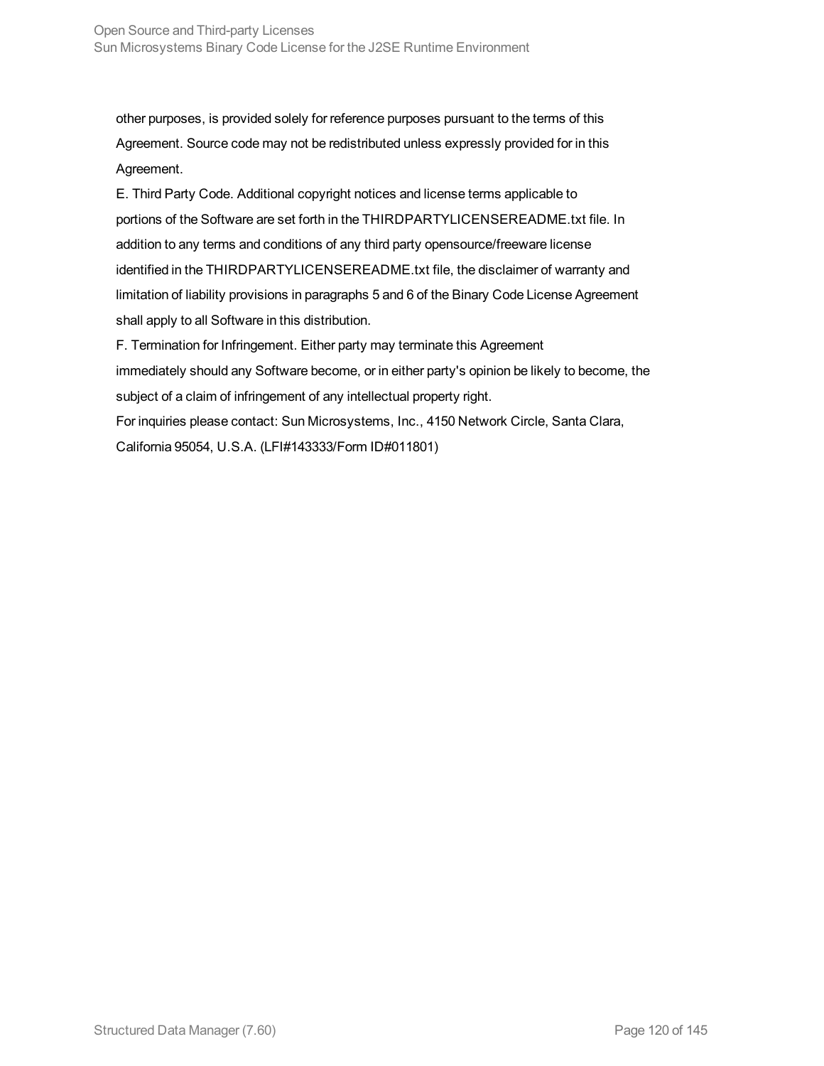other purposes, is provided solely for reference purposes pursuant to the terms of this Agreement. Source code may not be redistributed unless expressly provided for in this Agreement.

E. Third Party Code. Additional copyright notices and license terms applicable to portions of the Software are set forth in the THIRDPARTYLICENSEREADME.txt file. In addition to any terms and conditions of any third party opensource/freeware license identified in the THIRDPARTYLICENSEREADME.txt file, the disclaimer of warranty and limitation of liability provisions in paragraphs 5 and 6 of the Binary Code License Agreement shall apply to all Software in this distribution.

F. Termination for Infringement. Either party may terminate this Agreement immediately should any Software become, or in either party's opinion be likely to become, the subject of a claim of infringement of any intellectual property right.

For inquiries please contact: Sun Microsystems, Inc., 4150 Network Circle, Santa Clara, California 95054, U.S.A. (LFI#143333/Form ID#011801)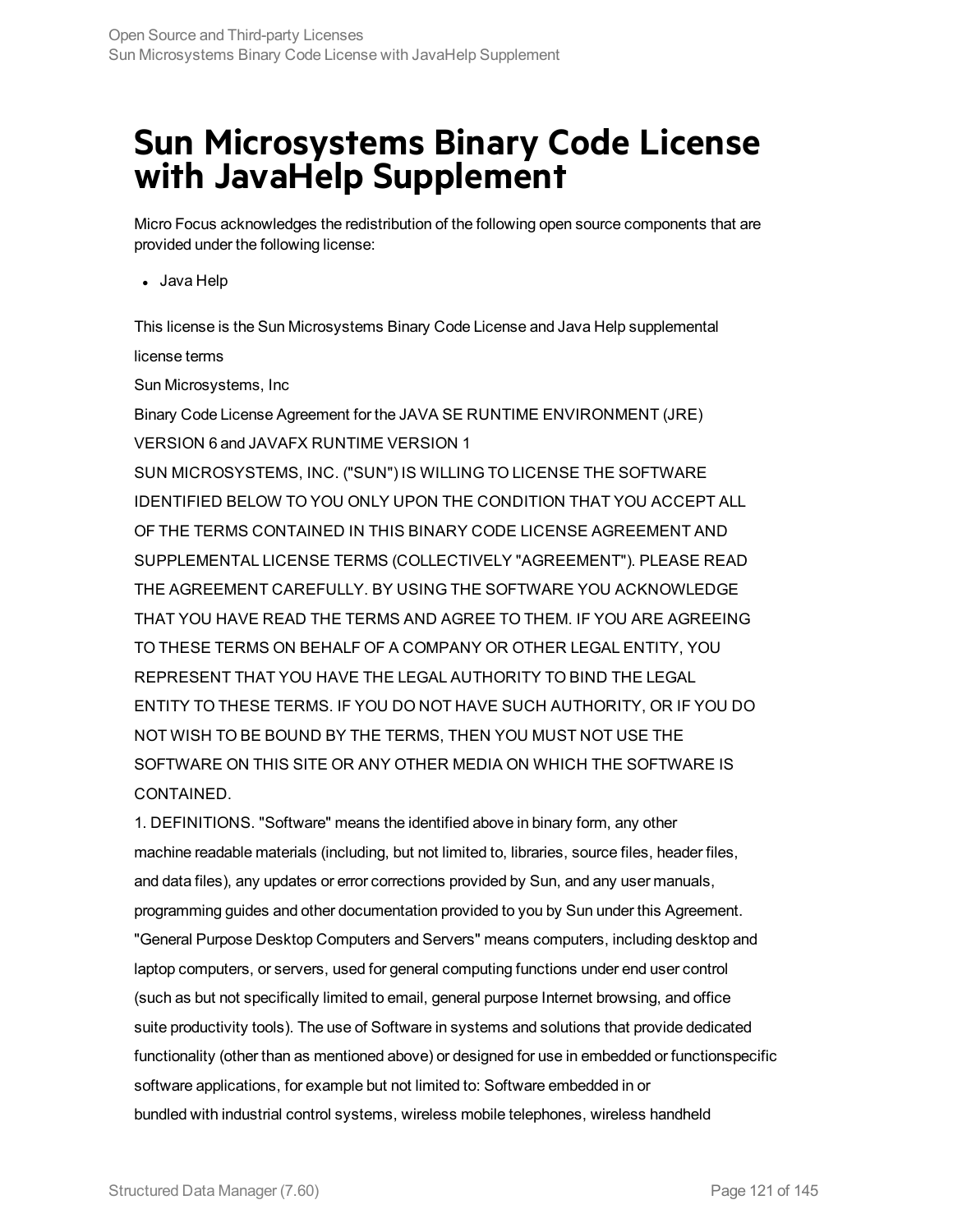# Sun Microsystems Binary Code License with JavaHelp Supplement

Micro Focus acknowledges the redistribution of the following open source components that are provided under the following license:

- Java Help

This license is the Sun Microsystems Binary Code License and Java Help supplemental license terms

Sun Microsystems, Inc

Binary Code License Agreement for the JAVA SE RUNTIME ENVIRONMENT (JRE) VERSION 6 and JAVAFX RUNTIME VERSION 1

SUN MICROSYSTEMS, INC. ("SUN") IS WILLING TO LICENSE THE SOFTWARE IDENTIFIED BELOW TO YOU ONLY UPON THE CONDITION THAT YOU ACCEPT ALL OF THE TERMS CONTAINED IN THIS BINARY CODE LICENSE AGREEMENT AND SUPPLEMENTAL LICENSE TERMS (COLLECTIVELY "AGREEMENT"). PLEASE READ THE AGREEMENT CAREFULLY. BY USING THE SOFTWARE YOU ACKNOWLEDGE THAT YOU HAVE READ THE TERMS AND AGREE TO THEM. IF YOU ARE AGREEING TO THESE TERMS ON BEHALF OF A COMPANY OR OTHER LEGAL ENTITY, YOU REPRESENT THAT YOU HAVE THE LEGAL AUTHORITY TO BIND THE LEGAL ENTITY TO THESE TERMS. IF YOU DO NOT HAVE SUCH AUTHORITY, OR IF YOU DO NOT WISH TO BE BOUND BY THE TERMS, THEN YOU MUST NOT USE THE SOFTWARE ON THIS SITE OR ANY OTHER MEDIA ON WHICH THE SOFTWARE IS CONTAINED.

1. DEFINITIONS. "Software" means the identified above in binary form, any other machine readable materials (including, but not limited to, libraries, source files, header files, and data files), any updates or error corrections provided by Sun, and any user manuals, programming guides and other documentation provided to you by Sun under this Agreement. "General Purpose Desktop Computers and Servers" means computers, including desktop and laptop computers, or servers, used for general computing functions under end user control (such as but not specifically limited to email, general purpose Internet browsing, and office suite productivity tools). The use of Software in systems and solutions that provide dedicated functionality (other than as mentioned above) or designed for use in embedded or functionspecific software applications, for example but not limited to: Software embedded in or bundled with industrial control systems, wireless mobile telephones, wireless handheld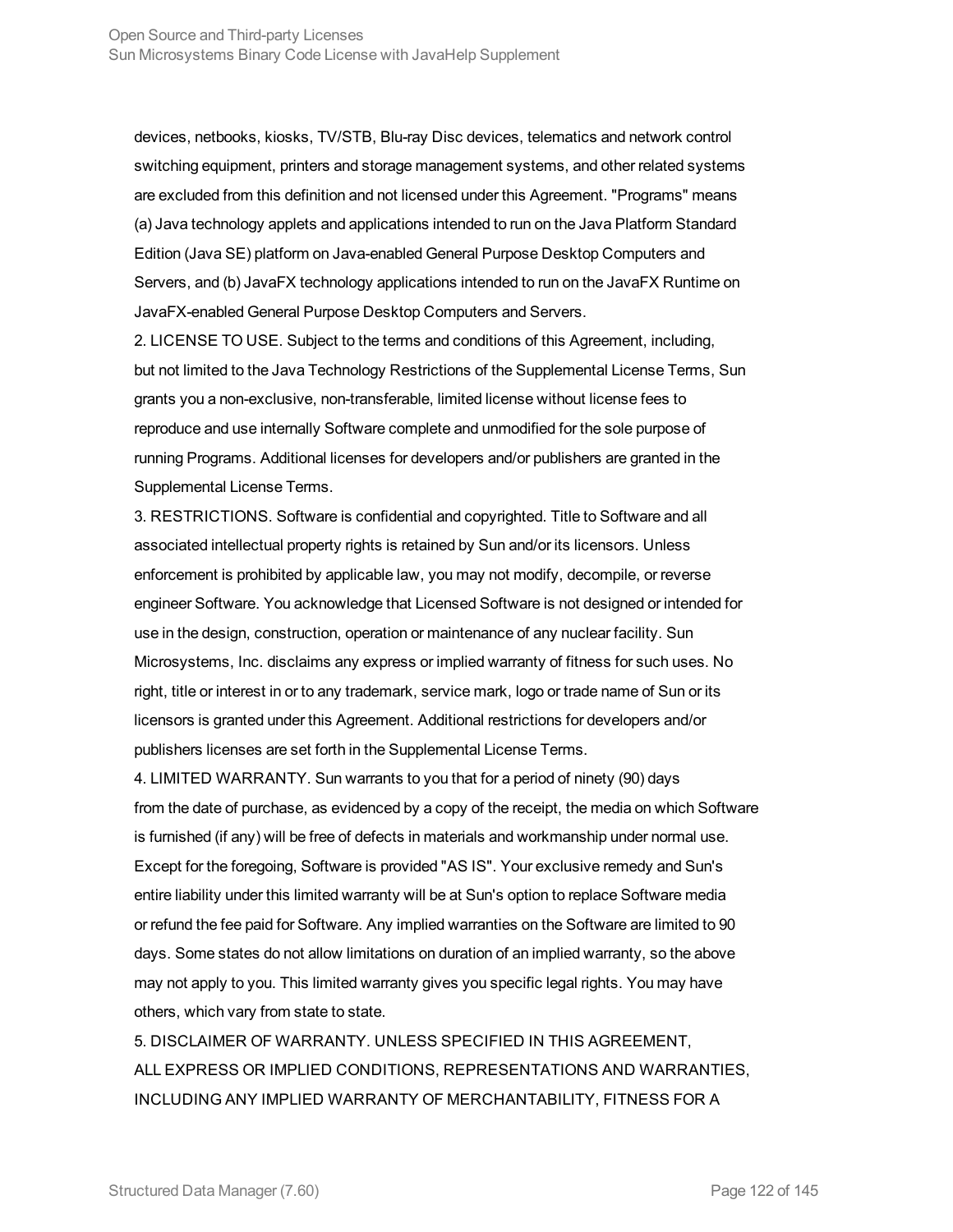devices, netbooks, kiosks, TV/STB, Blu-ray Disc devices, telematics and network control switching equipment, printers and storage management systems, and other related systems are excluded from this definition and not licensed under this Agreement. "Programs" means (a) Java technology applets and applications intended to run on the Java Platform Standard Edition (Java SE) platform on Java-enabled General Purpose Desktop Computers and Servers, and (b) JavaFX technology applications intended to run on the JavaFX Runtime on JavaFX-enabled General Purpose Desktop Computers and Servers.

2. LICENSE TO USE. Subject to the terms and conditions of this Agreement, including, but not limited to the Java Technology Restrictions of the Supplemental License Terms, Sun grants you a non-exclusive, non-transferable, limited license without license fees to reproduce and use internally Software complete and unmodified for the sole purpose of running Programs. Additional licenses for developers and/or publishers are granted in the Supplemental License Terms.

3. RESTRICTIONS. Software is confidential and copyrighted. Title to Software and all associated intellectual property rights is retained by Sun and/or its licensors. Unless enforcement is prohibited by applicable law, you may not modify, decompile, or reverse engineer Software. You acknowledge that Licensed Software is not designed or intended for use in the design, construction, operation or maintenance of any nuclear facility. Sun Microsystems, Inc. disclaims any express or implied warranty of fitness for such uses. No right, title or interest in or to any trademark, service mark, logo or trade name of Sun or its licensors is granted under this Agreement. Additional restrictions for developers and/or publishers licenses are set forth in the Supplemental License Terms.

4. LIMITED WARRANTY. Sun warrants to you that for a period of ninety (90) days from the date of purchase, as evidenced by a copy of the receipt, the media on which Software is furnished (if any) will be free of defects in materials and workmanship under normal use. Except for the foregoing, Software is provided "AS IS". Your exclusive remedy and Sun's entire liability under this limited warranty will be at Sun's option to replace Software media or refund the fee paid for Software. Any implied warranties on the Software are limited to 90 days. Some states do not allow limitations on duration of an implied warranty, so the above may not apply to you. This limited warranty gives you specific legal rights. You may have others, which vary from state to state.

5. DISCLAIMER OF WARRANTY. UNLESS SPECIFIED IN THIS AGREEMENT, ALL EXPRESS OR IMPLIED CONDITIONS, REPRESENTATIONS AND WARRANTIES, INCLUDING ANY IMPLIED WARRANTY OF MERCHANTABILITY, FITNESS FOR A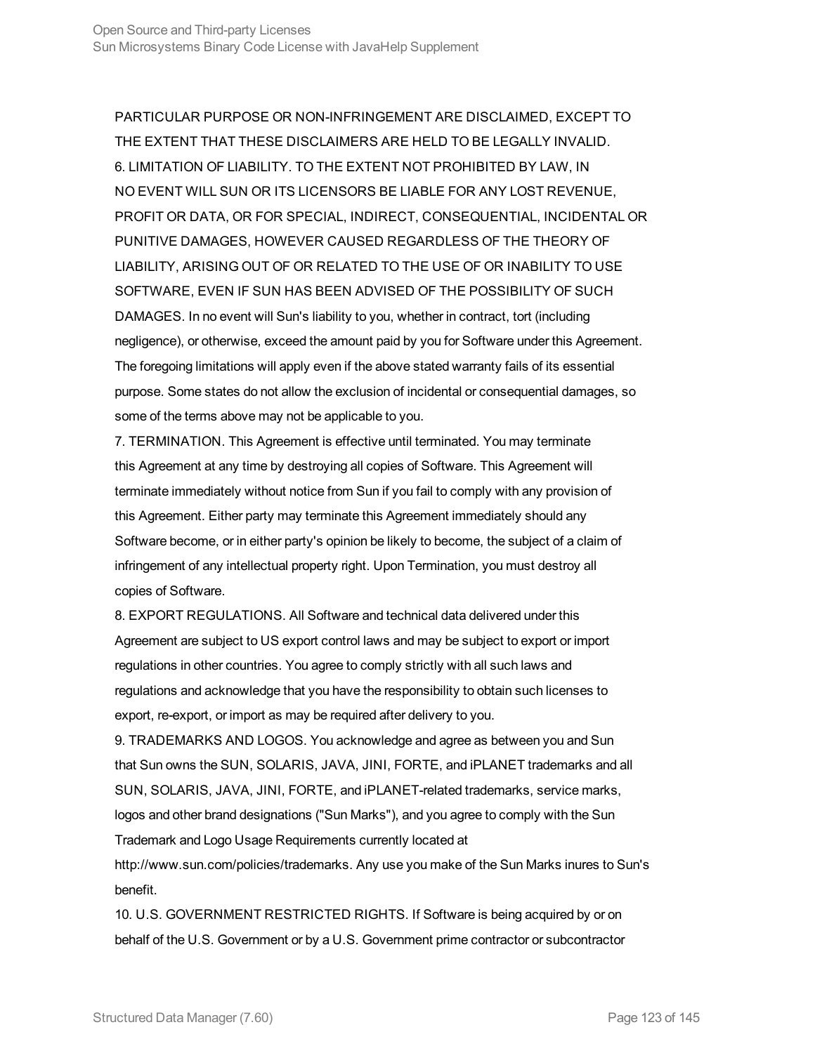PARTICULAR PURPOSE OR NON-INFRINGEMENT ARE DISCLAIMED, EXCEPT TO THE EXTENT THAT THESE DISCLAIMERS ARE HELD TO BE LEGALLY INVALID.

6. LIMITATION OF LIABILITY. TO THE EXTENT NOT PROHIBITED BY LAW, IN NO EVENT WILL SUN OR ITS LICENSORS BE LIABLE FOR ANY LOST REVENUE, PROFIT OR DATA, OR FOR SPECIAL, INDIRECT, CONSEQUENTIAL, INCIDENTAL OR PUNITIVE DAMAGES, HOWEVER CAUSED REGARDLESS OF THE THEORY OF LIABILITY, ARISING OUT OF OR RELATED TO THE USE OF OR INABILITY TO USE SOFTWARE, EVEN IF SUN HAS BEEN ADVISED OF THE POSSIBILITY OF SUCH DAMAGES. In no event will Sun's liability to you, whether in contract, tort (including negligence), or otherwise, exceed the amount paid by you for Software under this Agreement. The foregoing limitations will apply even if the above stated warranty fails of its essential purpose. Some states do not allow the exclusion of incidental or consequential damages, so some of the terms above may not be applicable to you.

7. TERMINATION. This Agreement is effective until terminated. You may terminate this Agreement at any time by destroying all copies of Software. This Agreement will terminate immediately without notice from Sun if you fail to comply with any provision of this Agreement. Either party may terminate this Agreement immediately should any Software become, or in either party's opinion be likely to become, the subject of a claim of infringement of any intellectual property right. Upon Termination, you must destroy all copies of Software.

8. EXPORT REGULATIONS. All Software and technical data delivered under this Agreement are subject to US export control laws and may be subject to export or import regulations in other countries. You agree to comply strictly with all such laws and regulations and acknowledge that you have the responsibility to obtain such licenses to export, re-export, or import as may be required after delivery to you.

9. TRADEMARKS AND LOGOS. You acknowledge and agree as between you and Sun that Sun owns the SUN, SOLARIS, JAVA, JINI, FORTE, and iPLANET trademarks and all SUN, SOLARIS, JAVA, JINI, FORTE, and iPLANET-related trademarks, service marks, logos and other brand designations ("Sun Marks"), and you agree to comply with the Sun Trademark and Logo Usage Requirements currently located at http://www.sun.com/policies/trademarks. Any use you make of the Sun Marks inures to Sun's benefit.

10. U.S. GOVERNMENT RESTRICTED RIGHTS. If Software is being acquired by or on behalf of the U.S. Government or by a U.S. Government prime contractor or subcontractor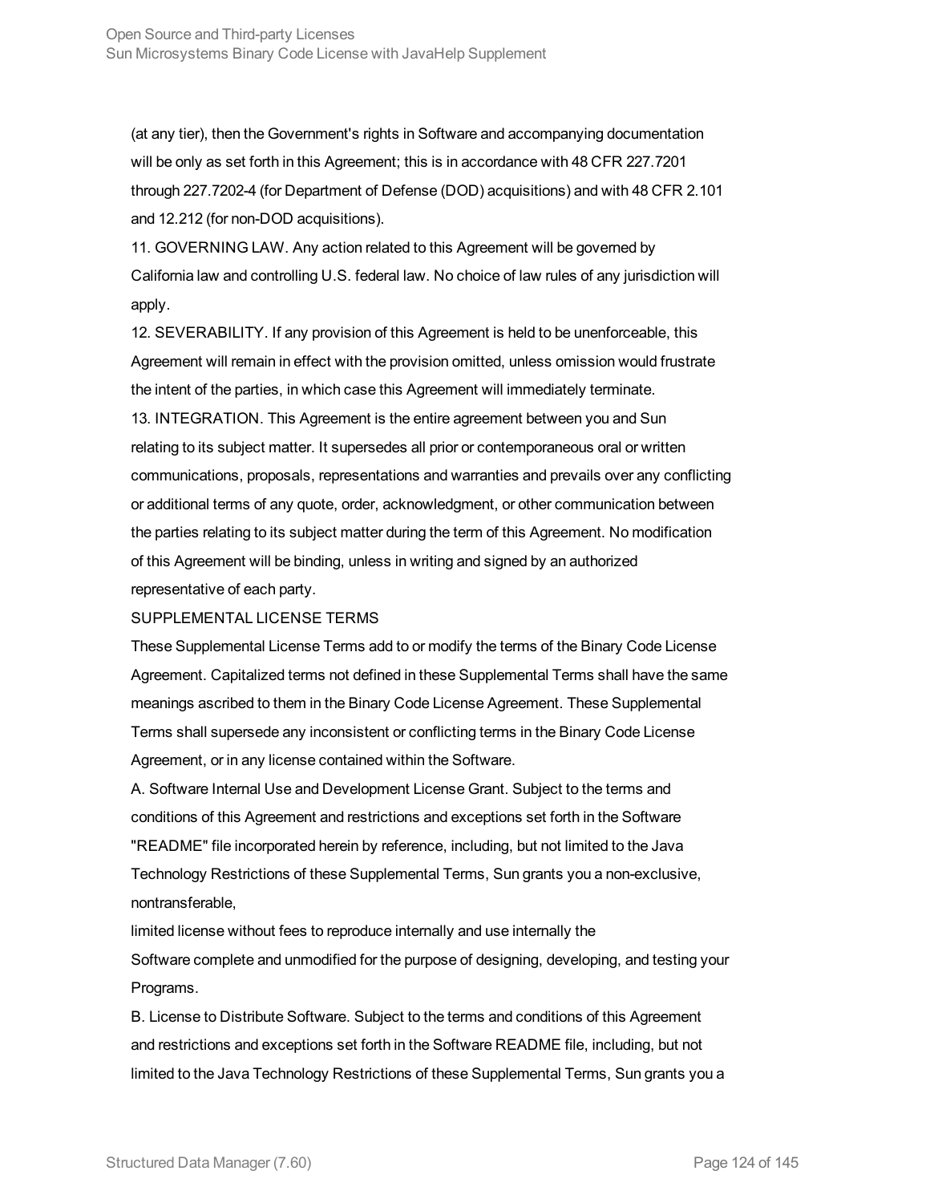(at any tier), then the Government's rights in Software and accompanying documentation will be only as set forth in this Agreement; this is in accordance with 48 CFR 227.7201 through 227.7202-4 (for Department of Defense (DOD) acquisitions) and with 48 CFR 2.101 and 12.212 (for non-DOD acquisitions).

11. GOVERNING LAW. Any action related to this Agreement will be governed by California law and controlling U.S. federal law. No choice of law rules of any jurisdiction will apply.

12. SEVERABILITY. If any provision of this Agreement is held to be unenforceable, this Agreement will remain in effect with the provision omitted, unless omission would frustrate the intent of the parties, in which case this Agreement will immediately terminate.

13. INTEGRATION. This Agreement is the entire agreement between you and Sun relating to its subject matter. It supersedes all prior or contemporaneous oral or written communications, proposals, representations and warranties and prevails over any conflicting or additional terms of any quote, order, acknowledgment, or other communication between the parties relating to its subject matter during the term of this Agreement. No modification of this Agreement will be binding, unless in writing and signed by an authorized representative of each party.

SUPPLEMENTAL LICENSE TERMS

These Supplemental License Terms add to or modify the terms of the Binary Code License Agreement. Capitalized terms not defined in these Supplemental Terms shall have the same meanings ascribed to them in the Binary Code License Agreement. These Supplemental Terms shall supersede any inconsistent or conflicting terms in the Binary Code License Agreement, or in any license contained within the Software.

A. Software Internal Use and Development License Grant. Subject to the terms and conditions of this Agreement and restrictions and exceptions set forth in the Software "README" file incorporated herein by reference, including, but not limited to the Java Technology Restrictions of these Supplemental Terms, Sun grants you a non-exclusive, nontransferable,

limited license without fees to reproduce internally and use internally the

Software complete and unmodified for the purpose of designing, developing, and testing your Programs.

B. License to Distribute Software. Subject to the terms and conditions of this Agreement and restrictions and exceptions set forth in the Software README file, including, but not limited to the Java Technology Restrictions of these Supplemental Terms, Sun grants you a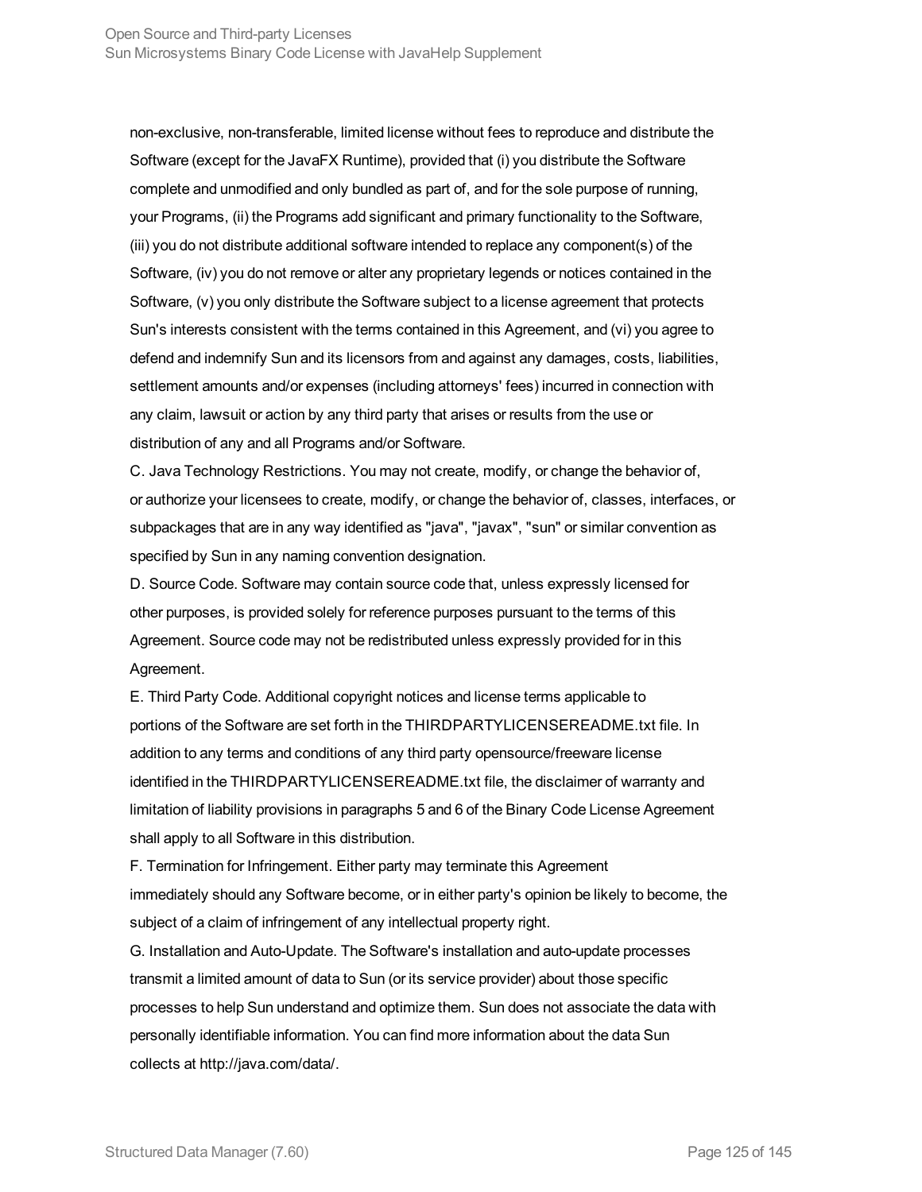non-exclusive, non-transferable, limited license without fees to reproduce and distribute the Software (except for the JavaFX Runtime), provided that (i) you distribute the Software complete and unmodified and only bundled as part of, and for the sole purpose of running, your Programs, (ii) the Programs add significant and primary functionality to the Software, (iii) you do not distribute additional software intended to replace any component(s) of the Software, (iv) you do not remove or alter any proprietary legends or notices contained in the Software, (v) you only distribute the Software subject to a license agreement that protects Sun's interests consistent with the terms contained in this Agreement, and (vi) you agree to defend and indemnify Sun and its licensors from and against any damages, costs, liabilities, settlement amounts and/or expenses (including attorneys' fees) incurred in connection with any claim, lawsuit or action by any third party that arises or results from the use or distribution of any and all Programs and/or Software.

C. Java Technology Restrictions. You may not create, modify, or change the behavior of, or authorize your licensees to create, modify, or change the behavior of, classes, interfaces, or subpackages that are in any way identified as "java", "javax", "sun" or similar convention as specified by Sun in any naming convention designation.

D. Source Code. Software may contain source code that, unless expressly licensed for other purposes, is provided solely for reference purposes pursuant to the terms of this Agreement. Source code may not be redistributed unless expressly provided for in this Agreement.

E. Third Party Code. Additional copyright notices and license terms applicable to portions of the Software are set forth in the THIRDPARTYLICENSEREADME.txt file. In addition to any terms and conditions of any third party opensource/freeware license identified in the THIRDPARTYLICENSEREADME.txt file, the disclaimer of warranty and limitation of liability provisions in paragraphs 5 and 6 of the Binary Code License Agreement shall apply to all Software in this distribution.

F. Termination for Infringement. Either party may terminate this Agreement immediately should any Software become, or in either party's opinion be likely to become, the subject of a claim of infringement of any intellectual property right.

G. Installation and Auto-Update. The Software's installation and auto-update processes transmit a limited amount of data to Sun (or its service provider) about those specific processes to help Sun understand and optimize them. Sun does not associate the data with personally identifiable information. You can find more information about the data Sun collects at http://java.com/data/.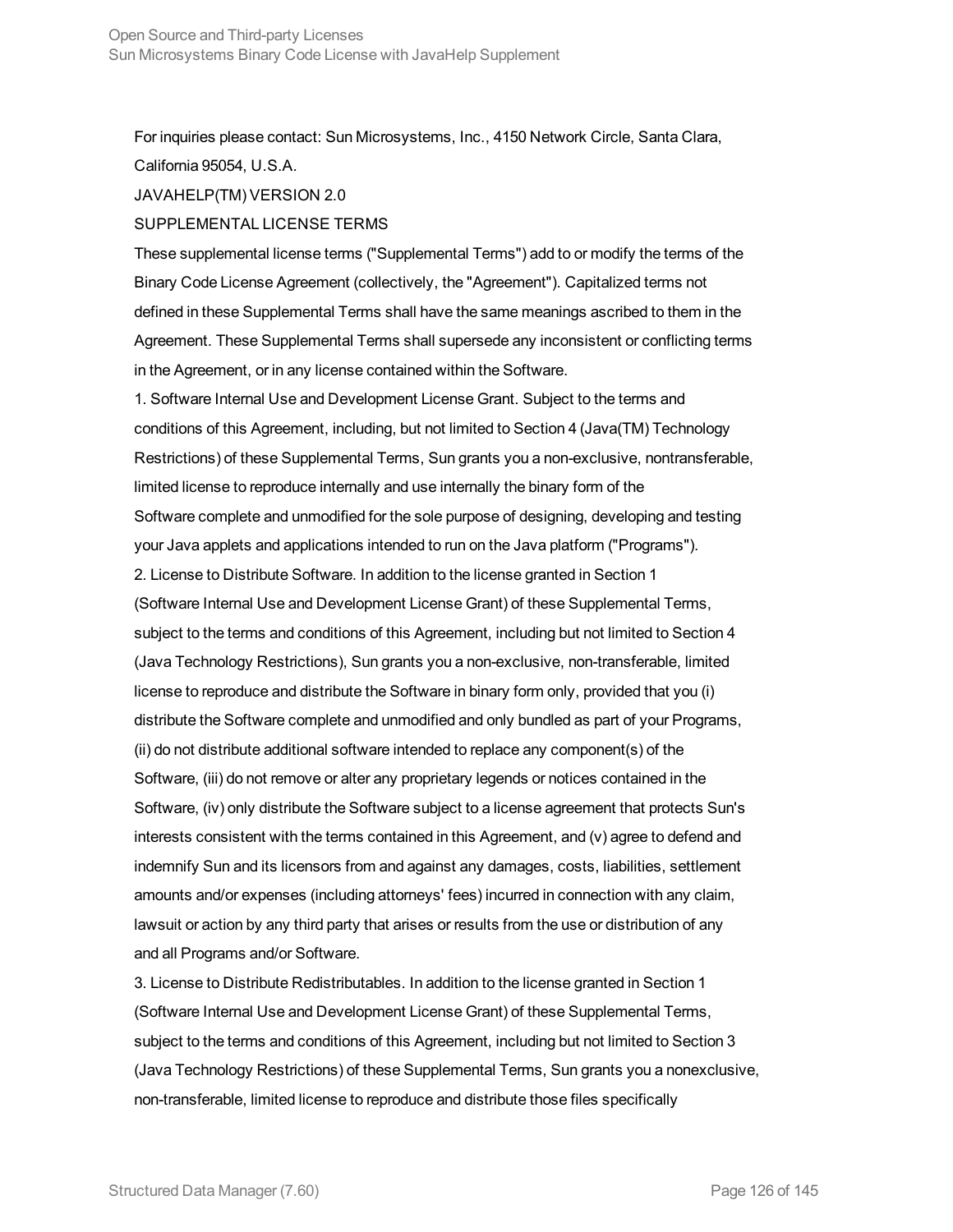For inquiries please contact: Sun Microsystems, Inc., 4150 Network Circle, Santa Clara, California 95054, U.S.A.

JAVAHELP(TM) VERSION 2.0

SUPPLEMENTAL LICENSE TERMS

These supplemental license terms ("Supplemental Terms") add to or modify the terms of the Binary Code License Agreement (collectively, the "Agreement"). Capitalized terms not defined in these Supplemental Terms shall have the same meanings ascribed to them in the Agreement. These Supplemental Terms shall supersede any inconsistent or conflicting terms in the Agreement, or in any license contained within the Software.

1. Software Internal Use and Development License Grant. Subject to the terms and conditions of this Agreement, including, but not limited to Section 4 (Java(TM) Technology Restrictions) of these Supplemental Terms, Sun grants you a non-exclusive, nontransferable, limited license to reproduce internally and use internally the binary form of the Software complete and unmodified for the sole purpose of designing, developing and testing your Java applets and applications intended to run on the Java platform ("Programs").

2. License to Distribute Software. In addition to the license granted in Section 1 (Software Internal Use and Development License Grant) of these Supplemental Terms, subject to the terms and conditions of this Agreement, including but not limited to Section 4 (Java Technology Restrictions), Sun grants you a non-exclusive, non-transferable, limited license to reproduce and distribute the Software in binary form only, provided that you (i) distribute the Software complete and unmodified and only bundled as part of your Programs, (ii) do not distribute additional software intended to replace any component(s) of the Software, (iii) do not remove or alter any proprietary legends or notices contained in the Software, (iv) only distribute the Software subject to a license agreement that protects Sun's interests consistent with the terms contained in this Agreement, and (v) agree to defend and indemnify Sun and its licensors from and against any damages, costs, liabilities, settlement amounts and/or expenses (including attorneys' fees) incurred in connection with any claim, lawsuit or action by any third party that arises or results from the use or distribution of any and all Programs and/or Software.

3. License to Distribute Redistributables. In addition to the license granted in Section 1 (Software Internal Use and Development License Grant) of these Supplemental Terms, subject to the terms and conditions of this Agreement, including but not limited to Section 3 (Java Technology Restrictions) of these Supplemental Terms, Sun grants you a nonexclusive, non-transferable, limited license to reproduce and distribute those files specifically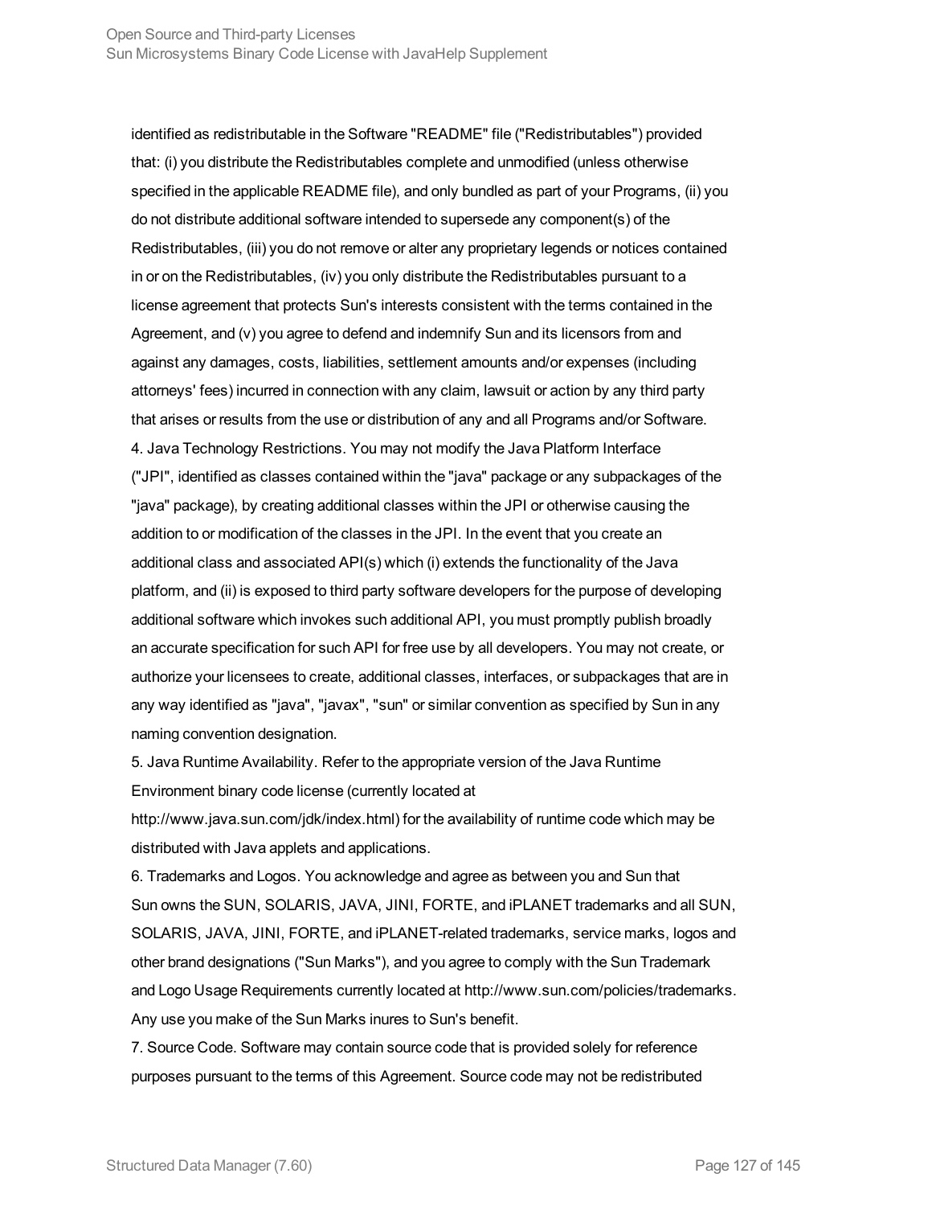identified as redistributable in the Software "README" file ("Redistributables") provided that: (i) you distribute the Redistributables complete and unmodified (unless otherwise specified in the applicable README file), and only bundled as part of your Programs, (ii) you do not distribute additional software intended to supersede any component(s) of the Redistributables, (iii) you do not remove or alter any proprietary legends or notices contained in or on the Redistributables, (iv) you only distribute the Redistributables pursuant to a license agreement that protects Sun's interests consistent with the terms contained in the Agreement, and (v) you agree to defend and indemnify Sun and its licensors from and against any damages, costs, liabilities, settlement amounts and/or expenses (including attorneys' fees) incurred in connection with any claim, lawsuit or action by any third party that arises or results from the use or distribution of any and all Programs and/or Software.

4. Java Technology Restrictions. You may not modify the Java Platform Interface ("JPI", identified as classes contained within the "java" package or any subpackages of the "java" package), by creating additional classes within the JPI or otherwise causing the addition to or modification of the classes in the JPI. In the event that you create an additional class and associated API(s) which (i) extends the functionality of the Java platform, and (ii) is exposed to third party software developers for the purpose of developing additional software which invokes such additional API, you must promptly publish broadly an accurate specification for such API for free use by all developers. You may not create, or authorize your licensees to create, additional classes, interfaces, or subpackages that are in any way identified as "java", "javax", "sun" or similar convention as specified by Sun in any naming convention designation.

5. Java Runtime Availability. Refer to the appropriate version of the Java Runtime Environment binary code license (currently located at http://www.java.sun.com/jdk/index.html) for the availability of runtime code which may be distributed with Java applets and applications.

6. Trademarks and Logos. You acknowledge and agree as between you and Sun that Sun owns the SUN, SOLARIS, JAVA, JINI, FORTE, and iPLANET trademarks and all SUN, SOLARIS, JAVA, JINI, FORTE, and iPLANET-related trademarks, service marks, logos and other brand designations ("Sun Marks"), and you agree to comply with the Sun Trademark and Logo Usage Requirements currently located at http://www.sun.com/policies/trademarks. Any use you make of the Sun Marks inures to Sun's benefit.

7. Source Code. Software may contain source code that is provided solely for reference purposes pursuant to the terms of this Agreement. Source code may not be redistributed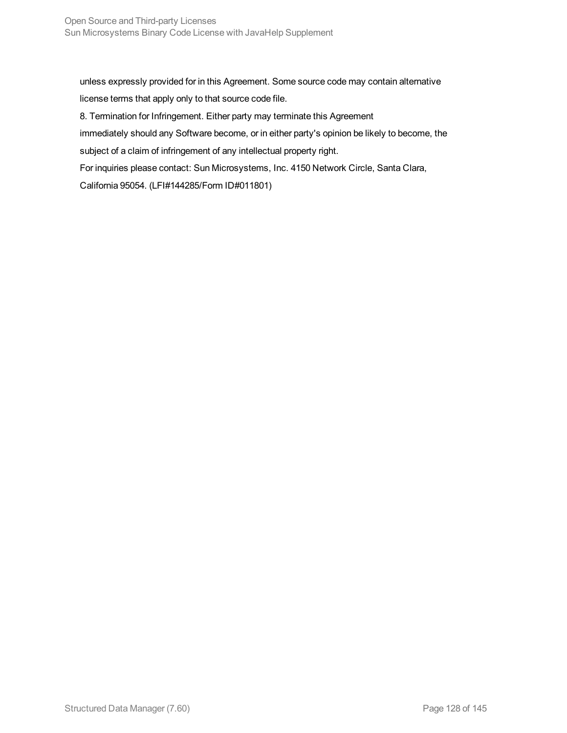unless expressly provided for in this Agreement. Some source code may contain alternative license terms that apply only to that source code file.

8. Termination for Infringement. Either party may terminate this Agreement immediately should any Software become, or in either party's opinion be likely to become, the subject of a claim of infringement of any intellectual property right.

For inquiries please contact: Sun Microsystems, Inc. 4150 Network Circle, Santa Clara, California 95054. (LFI#144285/Form ID#011801)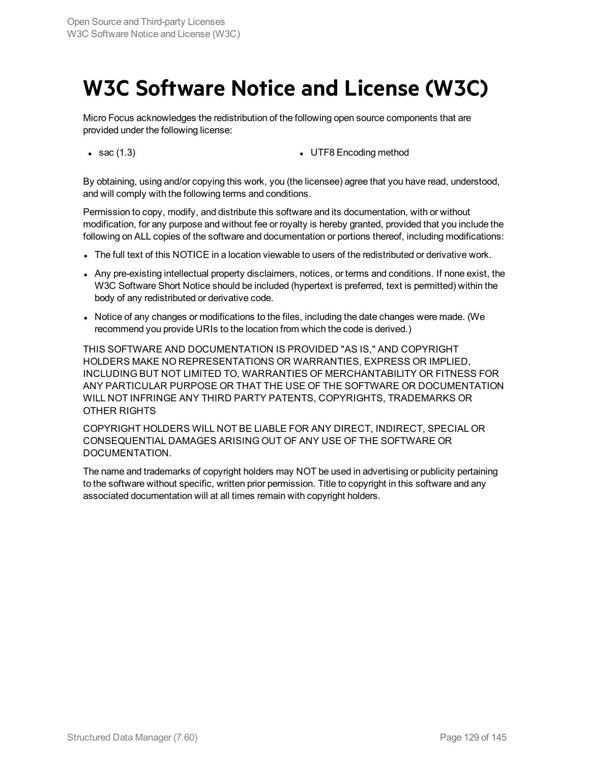# W3C Software Notice and License (W3C)

Micro Focus acknowledges the redistribution of the following open source components that are provided under the following license:

- sac (1.3)
- UTF8 Encoding method

By obtaining, using and/or copying this work, you (the licensee) agree that you have read, understood, and will comply with the following terms and conditions.

Permission to copy, modify, and distribute this software and its documentation, with or without modification, for any purpose and without fee or royalty is hereby granted, provided that you include the following on ALL copies of the software and documentation or portions thereof, including modifications:

- The full text of this NOTICE in a location viewable to users of the redistributed or derivative work.
- Any pre-existing intellectual property disclaimers, notices, or terms and conditions. If none exist, the W3C Software Short Notice should be included (hypertext is preferred, text is permitted) within the body of any redistributed or derivative code.
- Notice of any changes or modifications to the files, including the date changes were made. (We recommend you provide URIs to the location from which the code is derived.)

THIS SOFTWARE AND DOCUMENTATION IS PROVIDED "AS IS," AND COPYRIGHT HOLDERS MAKE NO REPRESENTATIONS OR WARRANTIES, EXPRESS OR IMPLIED, INCLUDING BUT NOT LIMITED TO, WARRANTIES OF MERCHANTABILITY OR FITNESS FOR ANY PARTICULAR PURPOSE OR THAT THE USE OF THE SOFTWARE OR DOCUMENTATION WILL NOT INFRINGE ANY THIRD PARTY PATENTS, COPYRIGHTS, TRADEMARKS OR OTHER RIGHTS

COPYRIGHT HOLDERS WILL NOT BE LIABLE FOR ANY DIRECT, INDIRECT, SPECIAL OR CONSEQUENTIAL DAMAGES ARISING OUT OF ANY USE OF THE SOFTWARE OR DOCUMENTATION.

The name and trademarks of copyright holders may NOT be used in advertising or publicity pertaining to the software without specific, written prior permission. Title to copyright in this software and any associated documentation will at all times remain with copyright holders.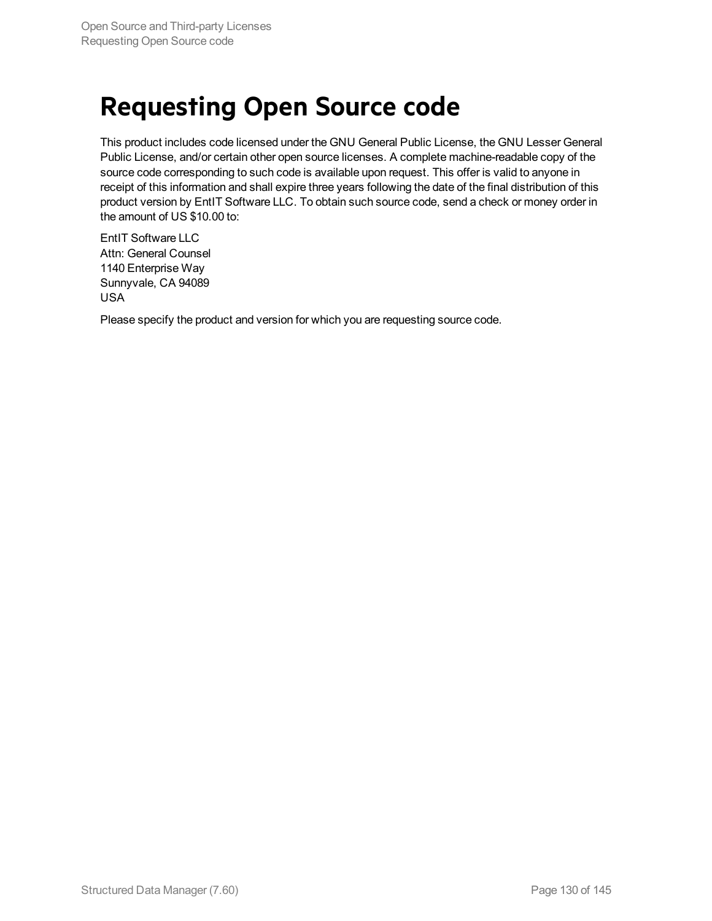# Requesting Open Source code

This product includes code licensed under the GNU General Public License, the GNU Lesser General Public License, and/or certain other open source licenses. A complete machine-readable copy of the source code corresponding to such code is available upon request. This offer is valid to anyone in receipt of this information and shall expire three years following the date of the final distribution of this product version by EntIT Software LLC. To obtain such source code, send a check or money order in the amount of US $10.00 to:

EntIT Software LLC
Attn: General Counsel
1140 Enterprise Way
Sunnyvale, CA 94089
USA

Please specify the product and version for which you are requesting source code.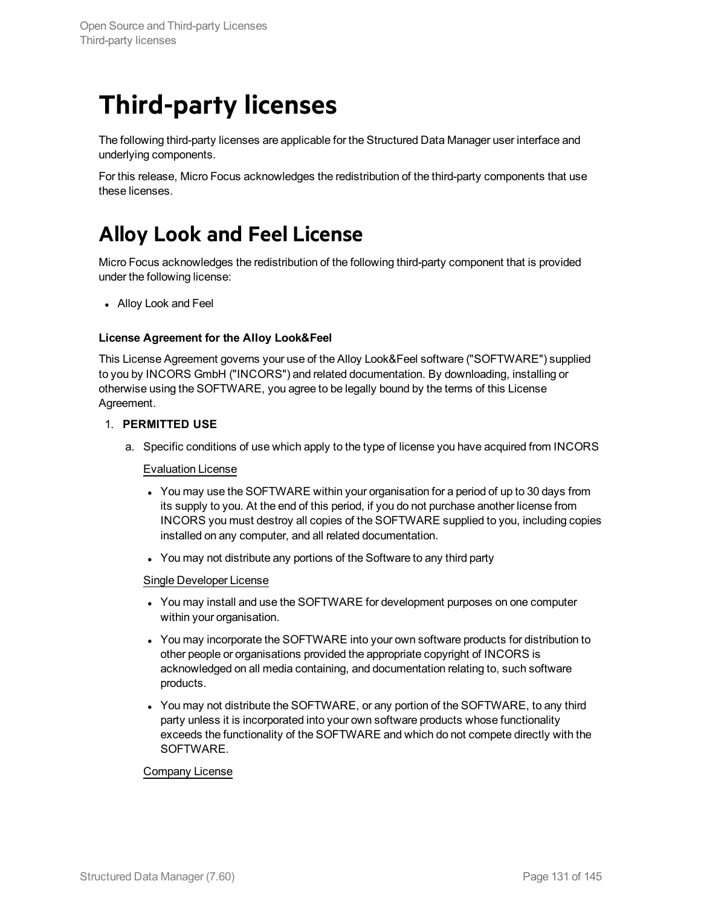# Third-party licenses

The following third-party licenses are applicable for the Structured Data Manager user interface and underlying components.

For this release, Micro Focus acknowledges the redistribution of the third-party components that use these licenses.

# Alloy Look and Feel License

Micro Focus acknowledges the redistribution of the following third-party component that is provided under the following license:

- Alloy Look and Feel

**License Agreement for the Alloy Look&Feel**

This License Agreement governs your use of the Alloy Look&Feel software ("SOFTWARE") supplied to you by INCORS GmbH ("INCORS") and related documentation. By downloading, installing or otherwise using the SOFTWARE, you agree to be legally bound by the terms of this License Agreement.

1. **PERMITTED USE**

   a. Specific conditions of use which apply to the type of license you have acquired from INCORS

      Evaluation License

      - You may use the SOFTWARE within your organisation for a period of up to 30 days from its supply to you. At the end of this period, if you do not purchase another license from INCORS you must destroy all copies of the SOFTWARE supplied to you, including copies installed on any computer, and all related documentation.
      - You may not distribute any portions of the Software to any third party

      Single Developer License

      - You may install and use the SOFTWARE for development purposes on one computer within your organisation.
      - You may incorporate the SOFTWARE into your own software products for distribution to other people or organisations provided the appropriate copyright of INCORS is acknowledged on all media containing, and documentation relating to, such software products.
      - You may not distribute the SOFTWARE, or any portion of the SOFTWARE, to any third party unless it is incorporated into your own software products whose functionality exceeds the functionality of the SOFTWARE and which do not compete directly with the SOFTWARE.

      Company License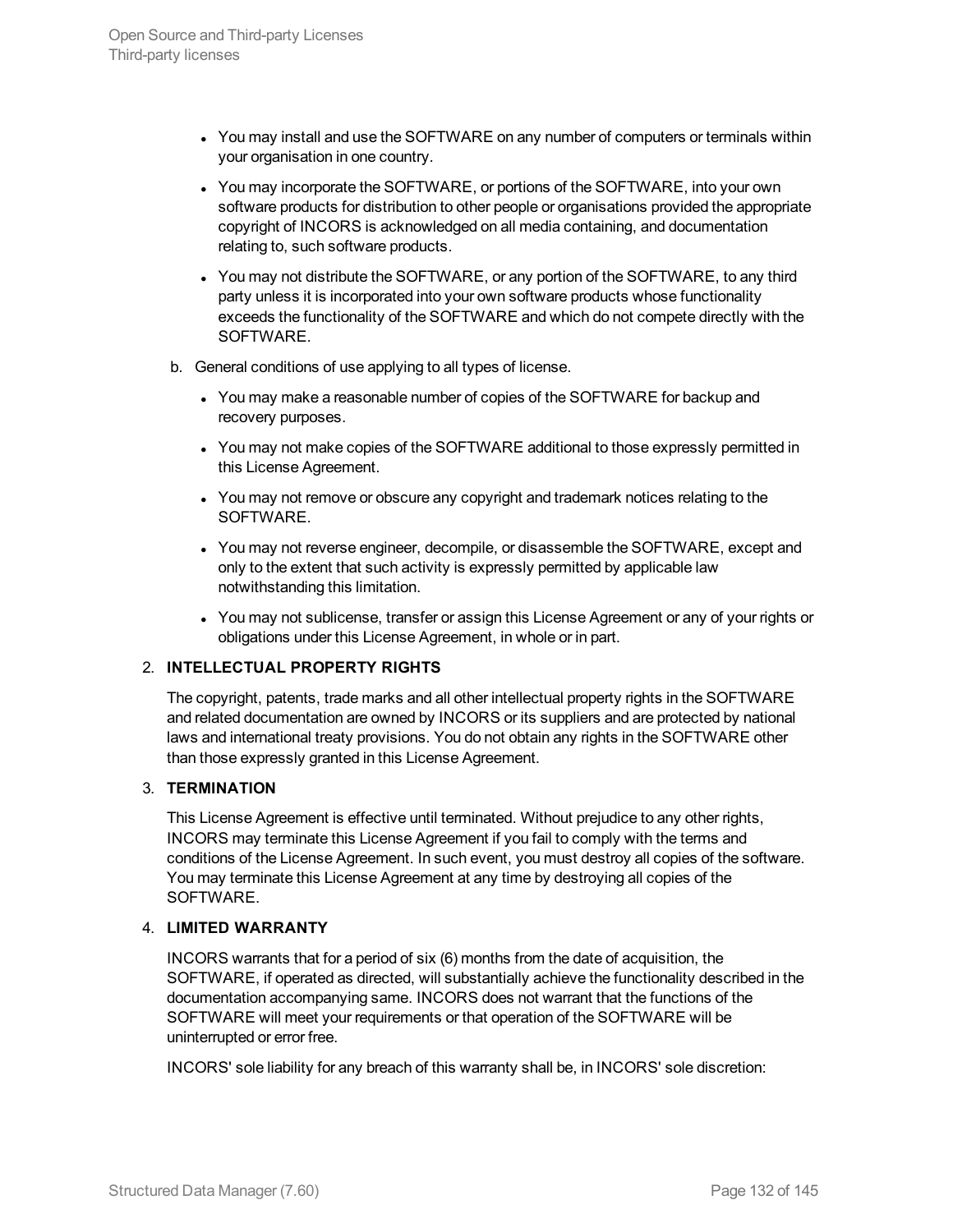- You may install and use the SOFTWARE on any number of computers or terminals within your organisation in one country.
- You may incorporate the SOFTWARE, or portions of the SOFTWARE, into your own software products for distribution to other people or organisations provided the appropriate copyright of INCORS is acknowledged on all media containing, and documentation relating to, such software products.
- You may not distribute the SOFTWARE, or any portion of the SOFTWARE, to any third party unless it is incorporated into your own software products whose functionality exceeds the functionality of the SOFTWARE and which do not compete directly with the SOFTWARE.

b. General conditions of use applying to all types of license.

- You may make a reasonable number of copies of the SOFTWARE for backup and recovery purposes.
- You may not make copies of the SOFTWARE additional to those expressly permitted in this License Agreement.
- You may not remove or obscure any copyright and trademark notices relating to the SOFTWARE.
- You may not reverse engineer, decompile, or disassemble the SOFTWARE, except and only to the extent that such activity is expressly permitted by applicable law notwithstanding this limitation.
- You may not sublicense, transfer or assign this License Agreement or any of your rights or obligations under this License Agreement, in whole or in part.

2. **INTELLECTUAL PROPERTY RIGHTS**

   The copyright, patents, trade marks and all other intellectual property rights in the SOFTWARE and related documentation are owned by INCORS or its suppliers and are protected by national laws and international treaty provisions. You do not obtain any rights in the SOFTWARE other than those expressly granted in this License Agreement.

3. **TERMINATION**

   This License Agreement is effective until terminated. Without prejudice to any other rights, INCORS may terminate this License Agreement if you fail to comply with the terms and conditions of the License Agreement. In such event, you must destroy all copies of the software. You may terminate this License Agreement at any time by destroying all copies of the SOFTWARE.

4. **LIMITED WARRANTY**

   INCORS warrants that for a period of six (6) months from the date of acquisition, the SOFTWARE, if operated as directed, will substantially achieve the functionality described in the documentation accompanying same. INCORS does not warrant that the functions of the SOFTWARE will meet your requirements or that operation of the SOFTWARE will be uninterrupted or error free.

   INCORS' sole liability for any breach of this warranty shall be, in INCORS' sole discretion: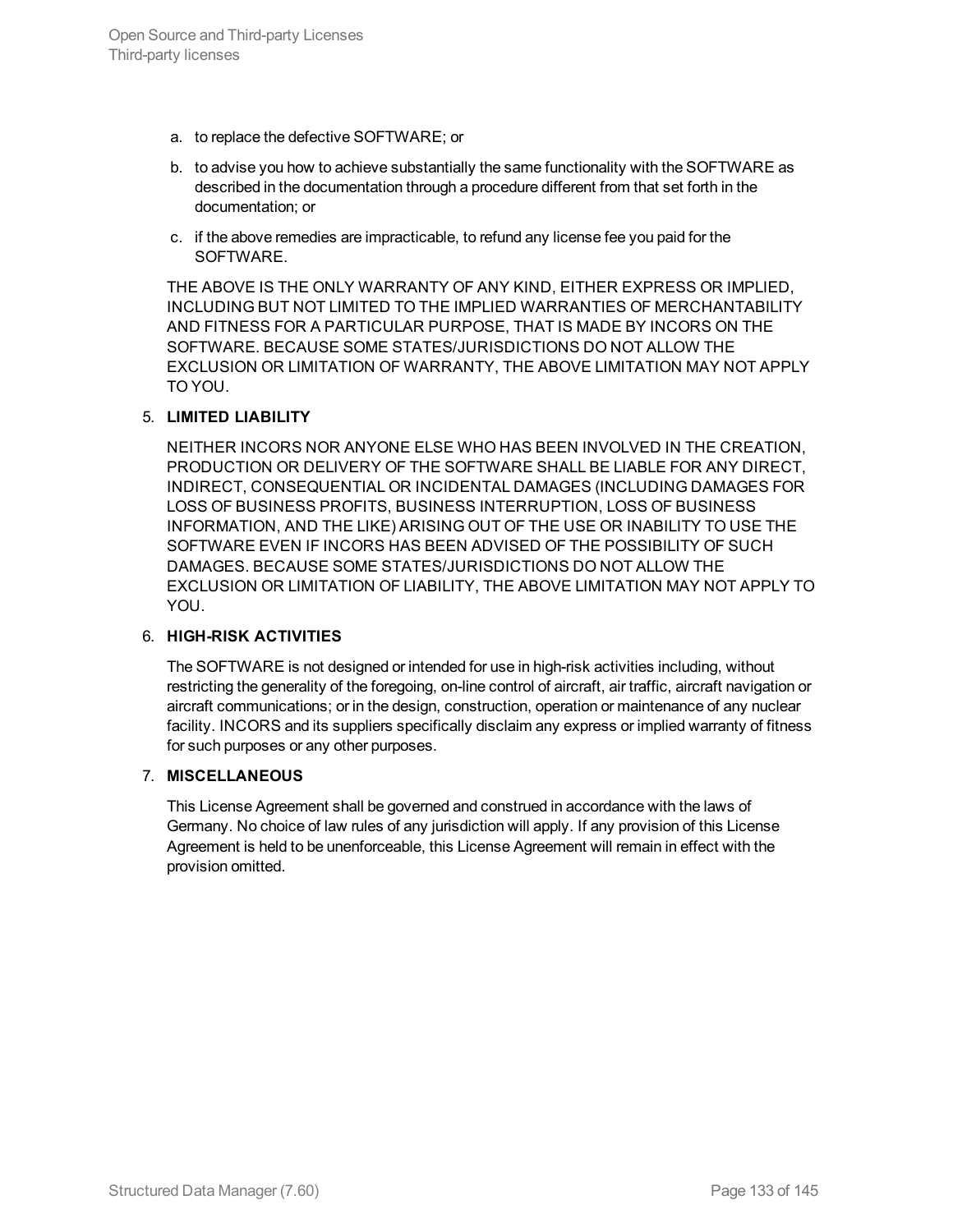a. to replace the defective SOFTWARE; or
b. to advise you how to achieve substantially the same functionality with the SOFTWARE as described in the documentation through a procedure different from that set forth in the documentation; or
c. if the above remedies are impracticable, to refund any license fee you paid for the SOFTWARE.

THE ABOVE IS THE ONLY WARRANTY OF ANY KIND, EITHER EXPRESS OR IMPLIED, INCLUDING BUT NOT LIMITED TO THE IMPLIED WARRANTIES OF MERCHANTABILITY AND FITNESS FOR A PARTICULAR PURPOSE, THAT IS MADE BY INCORS ON THE SOFTWARE. BECAUSE SOME STATES/JURISDICTIONS DO NOT ALLOW THE EXCLUSION OR LIMITATION OF WARRANTY, THE ABOVE LIMITATION MAY NOT APPLY TO YOU.

5. **LIMITED LIABILITY**

NEITHER INCORS NOR ANYONE ELSE WHO HAS BEEN INVOLVED IN THE CREATION, PRODUCTION OR DELIVERY OF THE SOFTWARE SHALL BE LIABLE FOR ANY DIRECT, INDIRECT, CONSEQUENTIAL OR INCIDENTAL DAMAGES (INCLUDING DAMAGES FOR LOSS OF BUSINESS PROFITS, BUSINESS INTERRUPTION, LOSS OF BUSINESS INFORMATION, AND THE LIKE) ARISING OUT OF THE USE OR INABILITY TO USE THE SOFTWARE EVEN IF INCORS HAS BEEN ADVISED OF THE POSSIBILITY OF SUCH DAMAGES. BECAUSE SOME STATES/JURISDICTIONS DO NOT ALLOW THE EXCLUSION OR LIMITATION OF LIABILITY, THE ABOVE LIMITATION MAY NOT APPLY TO YOU.

6. **HIGH-RISK ACTIVITIES**

The SOFTWARE is not designed or intended for use in high-risk activities including, without restricting the generality of the foregoing, on-line control of aircraft, air traffic, aircraft navigation or aircraft communications; or in the design, construction, operation or maintenance of any nuclear facility. INCORS and its suppliers specifically disclaim any express or implied warranty of fitness for such purposes or any other purposes.

7. **MISCELLANEOUS**

This License Agreement shall be governed and construed in accordance with the laws of Germany. No choice of law rules of any jurisdiction will apply. If any provision of this License Agreement is held to be unenforceable, this License Agreement will remain in effect with the provision omitted.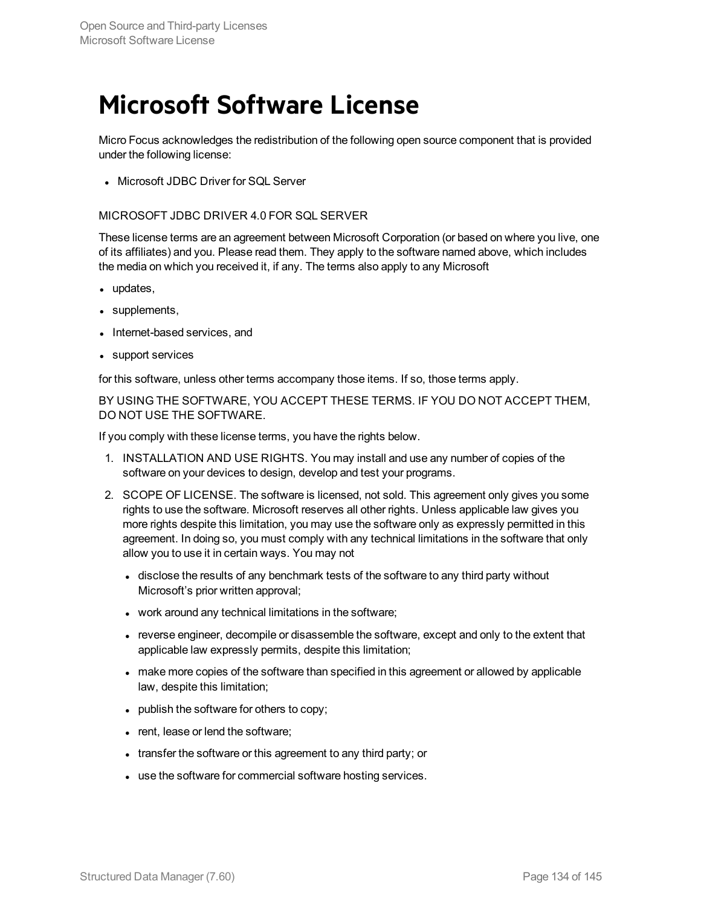# Microsoft Software License

Micro Focus acknowledges the redistribution of the following open source component that is provided under the following license:

- Microsoft JDBC Driver for SQL Server

MICROSOFT JDBC DRIVER 4.0 FOR SQL SERVER

These license terms are an agreement between Microsoft Corporation (or based on where you live, one of its affiliates) and you. Please read them. They apply to the software named above, which includes the media on which you received it, if any. The terms also apply to any Microsoft

- updates,
- supplements,
- Internet-based services, and
- support services

for this software, unless other terms accompany those items. If so, those terms apply.

BY USING THE SOFTWARE, YOU ACCEPT THESE TERMS. IF YOU DO NOT ACCEPT THEM, DO NOT USE THE SOFTWARE.

If you comply with these license terms, you have the rights below.

1. INSTALLATION AND USE RIGHTS. You may install and use any number of copies of the software on your devices to design, develop and test your programs.
2. SCOPE OF LICENSE. The software is licensed, not sold. This agreement only gives you some rights to use the software. Microsoft reserves all other rights. Unless applicable law gives you more rights despite this limitation, you may use the software only as expressly permitted in this agreement. In doing so, you must comply with any technical limitations in the software that only allow you to use it in certain ways. You may not
   - disclose the results of any benchmark tests of the software to any third party without Microsoft's prior written approval;
   - work around any technical limitations in the software;
   - reverse engineer, decompile or disassemble the software, except and only to the extent that applicable law expressly permits, despite this limitation;
   - make more copies of the software than specified in this agreement or allowed by applicable law, despite this limitation;
   - publish the software for others to copy;
   - rent, lease or lend the software;
   - transfer the software or this agreement to any third party; or
   - use the software for commercial software hosting services.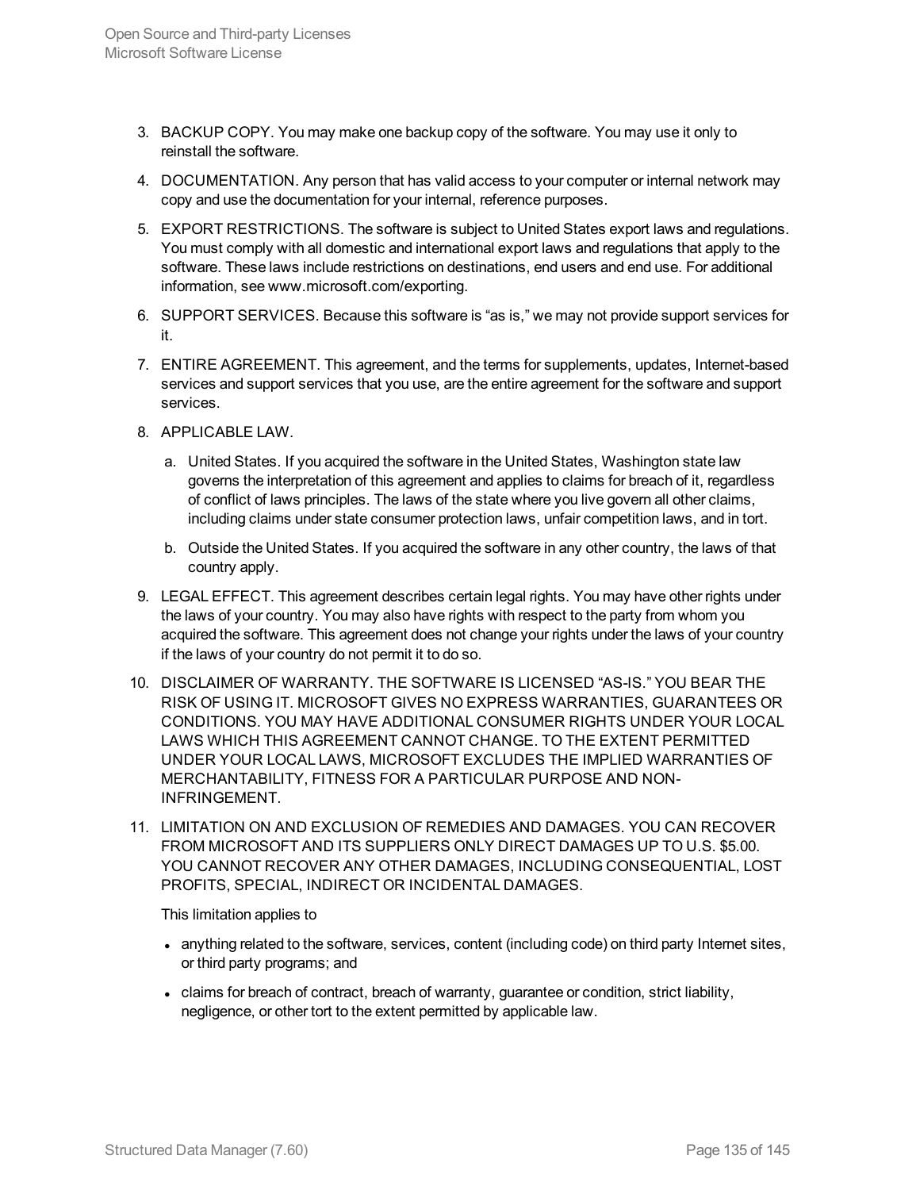3. BACKUP COPY. You may make one backup copy of the software. You may use it only to reinstall the software.
4. DOCUMENTATION. Any person that has valid access to your computer or internal network may copy and use the documentation for your internal, reference purposes.
5. EXPORT RESTRICTIONS. The software is subject to United States export laws and regulations. You must comply with all domestic and international export laws and regulations that apply to the software. These laws include restrictions on destinations, end users and end use. For additional information, see www.microsoft.com/exporting.
6. SUPPORT SERVICES. Because this software is "as is," we may not provide support services for it.
7. ENTIRE AGREEMENT. This agreement, and the terms for supplements, updates, Internet-based services and support services that you use, are the entire agreement for the software and support services.
8. APPLICABLE LAW.
   a. United States. If you acquired the software in the United States, Washington state law governs the interpretation of this agreement and applies to claims for breach of it, regardless of conflict of laws principles. The laws of the state where you live govern all other claims, including claims under state consumer protection laws, unfair competition laws, and in tort.
   b. Outside the United States. If you acquired the software in any other country, the laws of that country apply.
9. LEGAL EFFECT. This agreement describes certain legal rights. You may have other rights under the laws of your country. You may also have rights with respect to the party from whom you acquired the software. This agreement does not change your rights under the laws of your country if the laws of your country do not permit it to do so.
10. DISCLAIMER OF WARRANTY. THE SOFTWARE IS LICENSED "AS-IS." YOU BEAR THE RISK OF USING IT. MICROSOFT GIVES NO EXPRESS WARRANTIES, GUARANTEES OR CONDITIONS. YOU MAY HAVE ADDITIONAL CONSUMER RIGHTS UNDER YOUR LOCAL LAWS WHICH THIS AGREEMENT CANNOT CHANGE. TO THE EXTENT PERMITTED UNDER YOUR LOCAL LAWS, MICROSOFT EXCLUDES THE IMPLIED WARRANTIES OF MERCHANTABILITY, FITNESS FOR A PARTICULAR PURPOSE AND NON-INFRINGEMENT.
11. LIMITATION ON AND EXCLUSION OF REMEDIES AND DAMAGES. YOU CAN RECOVER FROM MICROSOFT AND ITS SUPPLIERS ONLY DIRECT DAMAGES UP TO U.S. $5.00. YOU CANNOT RECOVER ANY OTHER DAMAGES, INCLUDING CONSEQUENTIAL, LOST PROFITS, SPECIAL, INDIRECT OR INCIDENTAL DAMAGES.

    This limitation applies to

    - anything related to the software, services, content (including code) on third party Internet sites, or third party programs; and
    - claims for breach of contract, breach of warranty, guarantee or condition, strict liability, negligence, or other tort to the extent permitted by applicable law.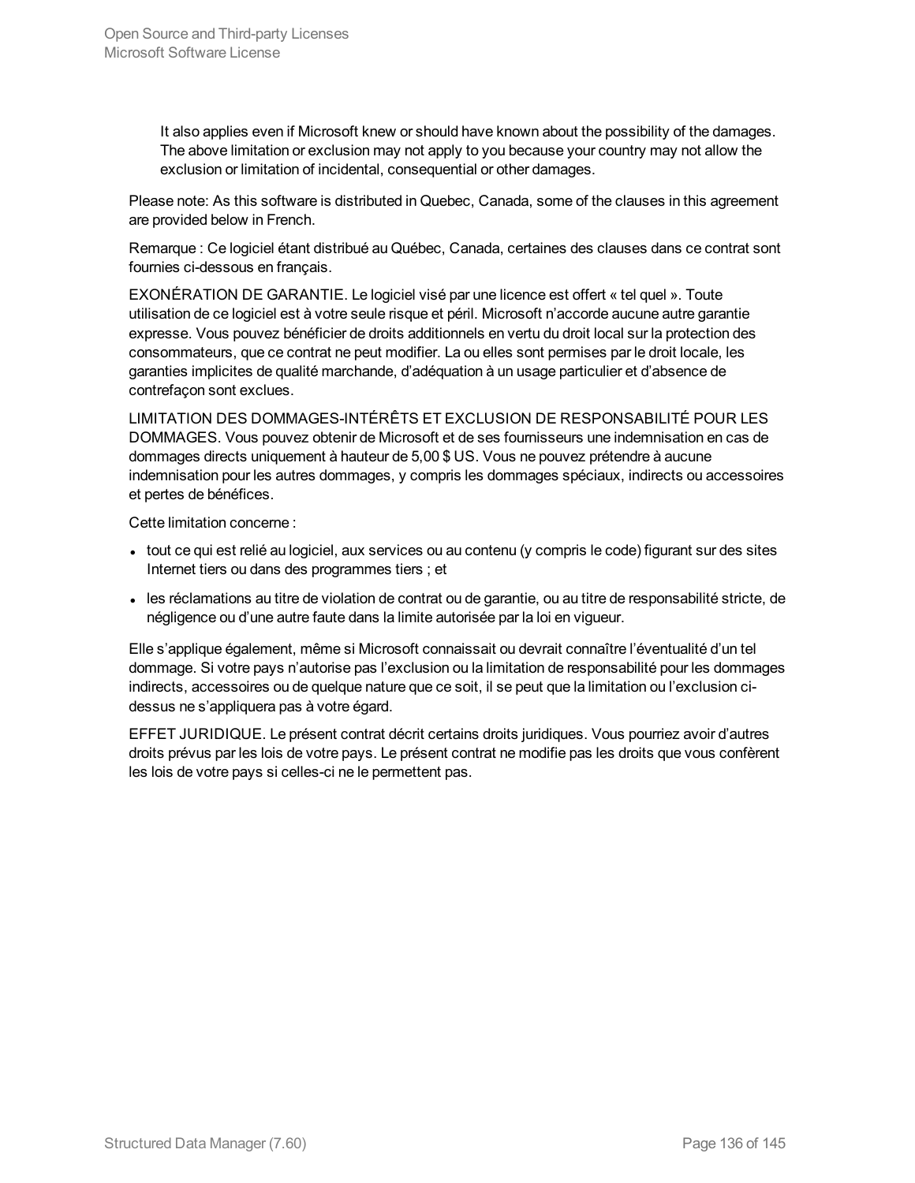It also applies even if Microsoft knew or should have known about the possibility of the damages. The above limitation or exclusion may not apply to you because your country may not allow the exclusion or limitation of incidental, consequential or other damages.

Please note: As this software is distributed in Quebec, Canada, some of the clauses in this agreement are provided below in French.

Remarque : Ce logiciel étant distribué au Québec, Canada, certaines des clauses dans ce contrat sont fournies ci-dessous en français.

EXONÉRATION DE GARANTIE. Le logiciel visé par une licence est offert « tel quel ». Toute utilisation de ce logiciel est à votre seule risque et péril. Microsoft n'accorde aucune autre garantie expresse. Vous pouvez bénéficier de droits additionnels en vertu du droit local sur la protection des consommateurs, que ce contrat ne peut modifier. La ou elles sont permises par le droit locale, les garanties implicites de qualité marchande, d'adéquation à un usage particulier et d'absence de contrefaçon sont exclues.

LIMITATION DES DOMMAGES-INTÉRÊTS ET EXCLUSION DE RESPONSABILITÉ POUR LES DOMMAGES. Vous pouvez obtenir de Microsoft et de ses fournisseurs une indemnisation en cas de dommages directs uniquement à hauteur de 5,00 $ US. Vous ne pouvez prétendre à aucune indemnisation pour les autres dommages, y compris les dommages spéciaux, indirects ou accessoires et pertes de bénéfices.

Cette limitation concerne :

- tout ce qui est relié au logiciel, aux services ou au contenu (y compris le code) figurant sur des sites Internet tiers ou dans des programmes tiers ; et
- les réclamations au titre de violation de contrat ou de garantie, ou au titre de responsabilité stricte, de négligence ou d'une autre faute dans la limite autorisée par la loi en vigueur.

Elle s'applique également, même si Microsoft connaissait ou devrait connaître l'éventualité d'un tel dommage. Si votre pays n'autorise pas l'exclusion ou la limitation de responsabilité pour les dommages indirects, accessoires ou de quelque nature que ce soit, il se peut que la limitation ou l'exclusion ci-dessus ne s'appliquera pas à votre égard.

EFFET JURIDIQUE. Le présent contrat décrit certains droits juridiques. Vous pourriez avoir d'autres droits prévus par les lois de votre pays. Le présent contrat ne modifie pas les droits que vous confèrent les lois de votre pays si celles-ci ne le permettent pas.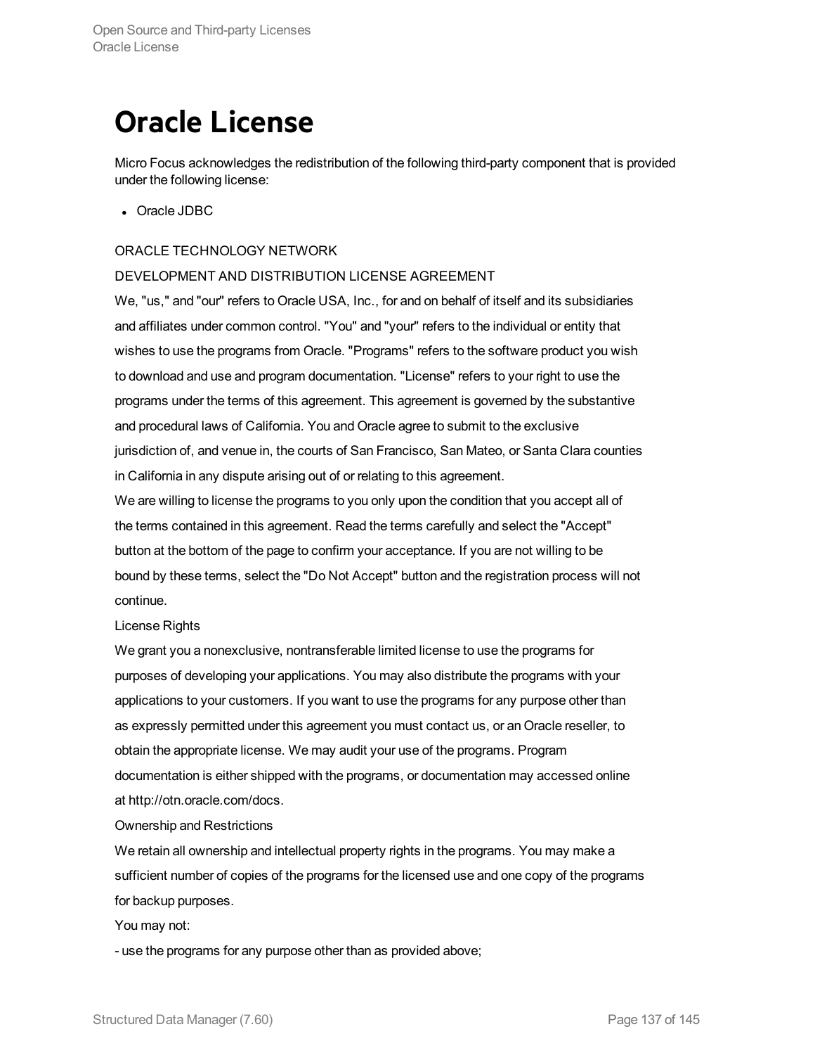# Oracle License

Micro Focus acknowledges the redistribution of the following third-party component that is provided under the following license:

- Oracle JDBC

ORACLE TECHNOLOGY NETWORK

DEVELOPMENT AND DISTRIBUTION LICENSE AGREEMENT

We, "us," and "our" refers to Oracle USA, Inc., for and on behalf of itself and its subsidiaries and affiliates under common control. "You" and "your" refers to the individual or entity that wishes to use the programs from Oracle. "Programs" refers to the software product you wish to download and use and program documentation. "License" refers to your right to use the programs under the terms of this agreement. This agreement is governed by the substantive and procedural laws of California. You and Oracle agree to submit to the exclusive jurisdiction of, and venue in, the courts of San Francisco, San Mateo, or Santa Clara counties in California in any dispute arising out of or relating to this agreement.

We are willing to license the programs to you only upon the condition that you accept all of the terms contained in this agreement. Read the terms carefully and select the "Accept" button at the bottom of the page to confirm your acceptance. If you are not willing to be bound by these terms, select the "Do Not Accept" button and the registration process will not continue.

License Rights

We grant you a nonexclusive, nontransferable limited license to use the programs for purposes of developing your applications. You may also distribute the programs with your applications to your customers. If you want to use the programs for any purpose other than as expressly permitted under this agreement you must contact us, or an Oracle reseller, to obtain the appropriate license. We may audit your use of the programs. Program documentation is either shipped with the programs, or documentation may accessed online at http://otn.oracle.com/docs.

Ownership and Restrictions

We retain all ownership and intellectual property rights in the programs. You may make a sufficient number of copies of the programs for the licensed use and one copy of the programs for backup purposes.

You may not:

- use the programs for any purpose other than as provided above;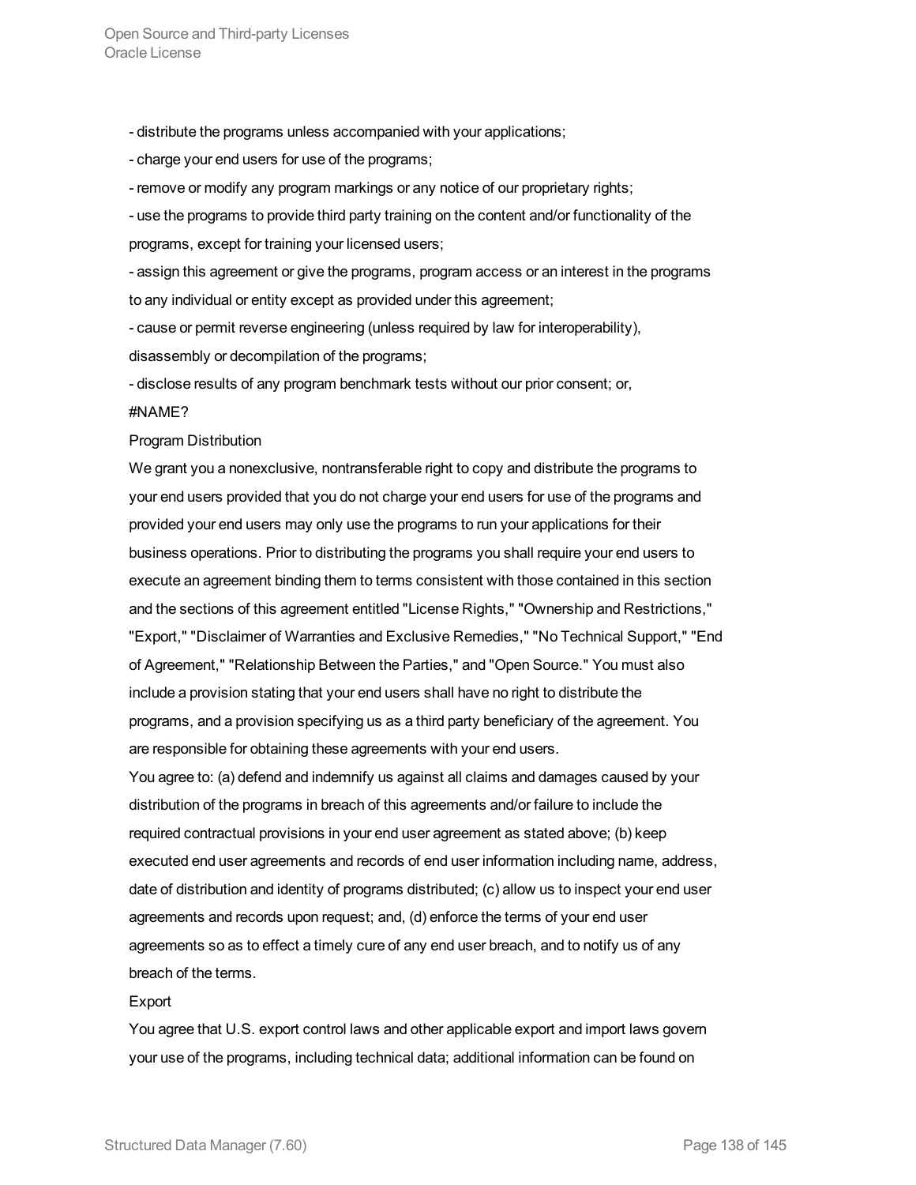- distribute the programs unless accompanied with your applications;

- charge your end users for use of the programs;

- remove or modify any program markings or any notice of our proprietary rights;

- use the programs to provide third party training on the content and/or functionality of the programs, except for training your licensed users;

- assign this agreement or give the programs, program access or an interest in the programs to any individual or entity except as provided under this agreement;

- cause or permit reverse engineering (unless required by law for interoperability), disassembly or decompilation of the programs;

- disclose results of any program benchmark tests without our prior consent; or,

#NAME?

Program Distribution

We grant you a nonexclusive, nontransferable right to copy and distribute the programs to your end users provided that you do not charge your end users for use of the programs and provided your end users may only use the programs to run your applications for their business operations. Prior to distributing the programs you shall require your end users to execute an agreement binding them to terms consistent with those contained in this section and the sections of this agreement entitled "License Rights," "Ownership and Restrictions," "Export," "Disclaimer of Warranties and Exclusive Remedies," "No Technical Support," "End of Agreement," "Relationship Between the Parties," and "Open Source." You must also include a provision stating that your end users shall have no right to distribute the programs, and a provision specifying us as a third party beneficiary of the agreement. You are responsible for obtaining these agreements with your end users.

You agree to: (a) defend and indemnify us against all claims and damages caused by your distribution of the programs in breach of this agreements and/or failure to include the required contractual provisions in your end user agreement as stated above; (b) keep executed end user agreements and records of end user information including name, address, date of distribution and identity of programs distributed; (c) allow us to inspect your end user agreements and records upon request; and, (d) enforce the terms of your end user agreements so as to effect a timely cure of any end user breach, and to notify us of any breach of the terms.

Export

You agree that U.S. export control laws and other applicable export and import laws govern your use of the programs, including technical data; additional information can be found on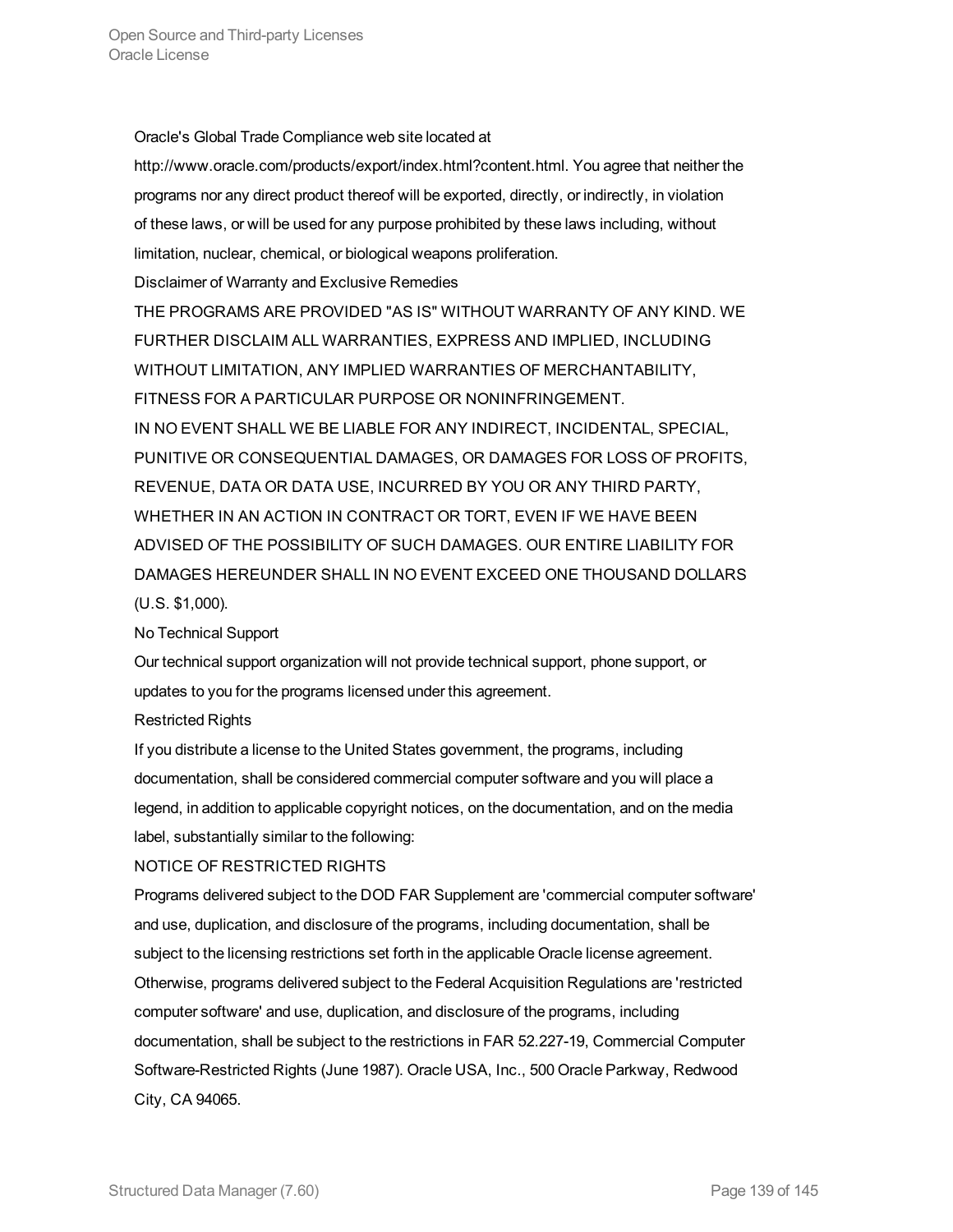Oracle's Global Trade Compliance web site located at http://www.oracle.com/products/export/index.html?content.html. You agree that neither the programs nor any direct product thereof will be exported, directly, or indirectly, in violation of these laws, or will be used for any purpose prohibited by these laws including, without limitation, nuclear, chemical, or biological weapons proliferation.

Disclaimer of Warranty and Exclusive Remedies

THE PROGRAMS ARE PROVIDED "AS IS" WITHOUT WARRANTY OF ANY KIND. WE FURTHER DISCLAIM ALL WARRANTIES, EXPRESS AND IMPLIED, INCLUDING WITHOUT LIMITATION, ANY IMPLIED WARRANTIES OF MERCHANTABILITY, FITNESS FOR A PARTICULAR PURPOSE OR NONINFRINGEMENT.

IN NO EVENT SHALL WE BE LIABLE FOR ANY INDIRECT, INCIDENTAL, SPECIAL, PUNITIVE OR CONSEQUENTIAL DAMAGES, OR DAMAGES FOR LOSS OF PROFITS, REVENUE, DATA OR DATA USE, INCURRED BY YOU OR ANY THIRD PARTY, WHETHER IN AN ACTION IN CONTRACT OR TORT, EVEN IF WE HAVE BEEN ADVISED OF THE POSSIBILITY OF SUCH DAMAGES. OUR ENTIRE LIABILITY FOR DAMAGES HEREUNDER SHALL IN NO EVENT EXCEED ONE THOUSAND DOLLARS (U.S. $1,000).

No Technical Support

Our technical support organization will not provide technical support, phone support, or updates to you for the programs licensed under this agreement.

Restricted Rights

If you distribute a license to the United States government, the programs, including documentation, shall be considered commercial computer software and you will place a legend, in addition to applicable copyright notices, on the documentation, and on the media label, substantially similar to the following:

NOTICE OF RESTRICTED RIGHTS

Programs delivered subject to the DOD FAR Supplement are 'commercial computer software' and use, duplication, and disclosure of the programs, including documentation, shall be subject to the licensing restrictions set forth in the applicable Oracle license agreement. Otherwise, programs delivered subject to the Federal Acquisition Regulations are 'restricted computer software' and use, duplication, and disclosure of the programs, including documentation, shall be subject to the restrictions in FAR 52.227-19, Commercial Computer Software-Restricted Rights (June 1987). Oracle USA, Inc., 500 Oracle Parkway, Redwood City, CA 94065.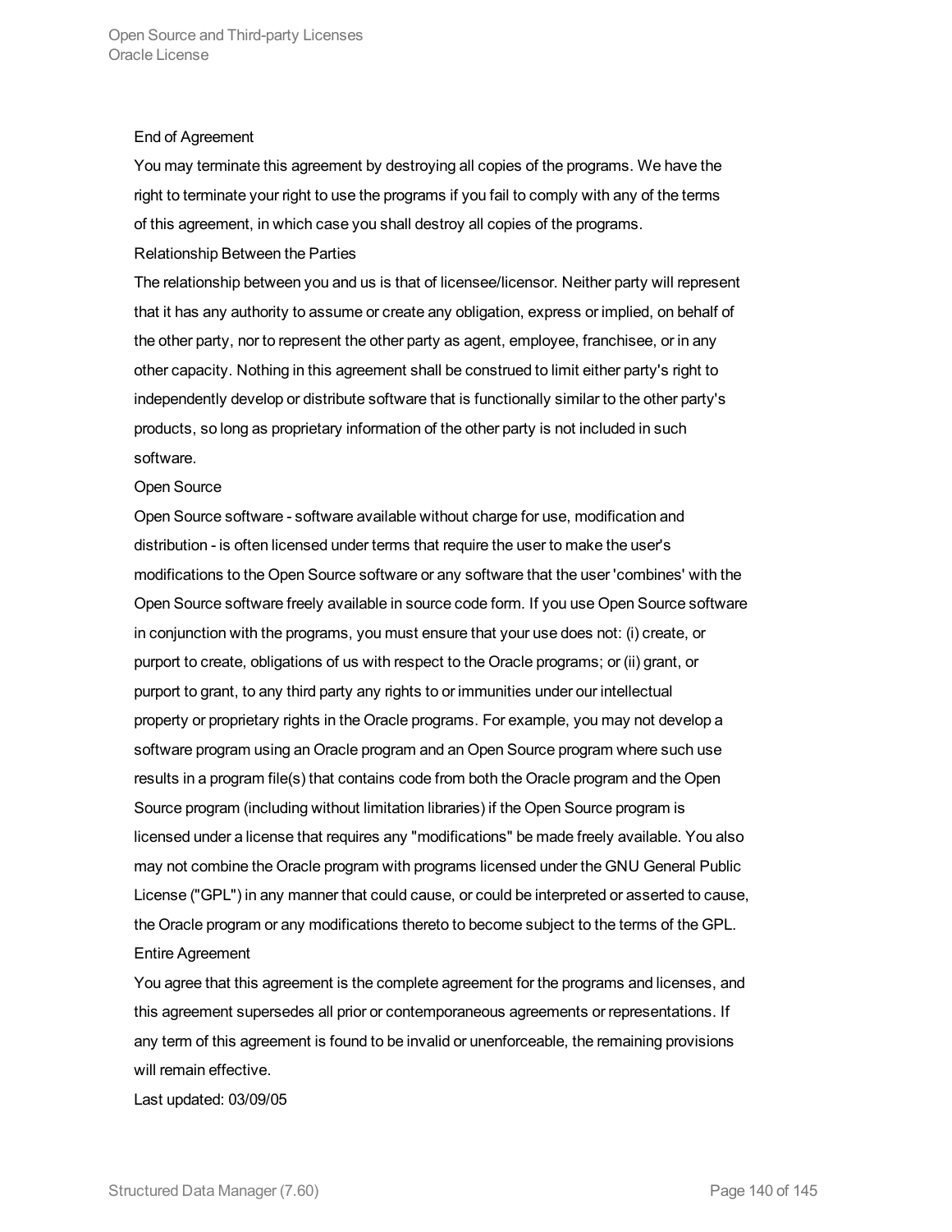End of Agreement

You may terminate this agreement by destroying all copies of the programs. We have the right to terminate your right to use the programs if you fail to comply with any of the terms of this agreement, in which case you shall destroy all copies of the programs.

Relationship Between the Parties

The relationship between you and us is that of licensee/licensor. Neither party will represent that it has any authority to assume or create any obligation, express or implied, on behalf of the other party, nor to represent the other party as agent, employee, franchisee, or in any other capacity. Nothing in this agreement shall be construed to limit either party's right to independently develop or distribute software that is functionally similar to the other party's products, so long as proprietary information of the other party is not included in such software.

Open Source

Open Source software - software available without charge for use, modification and distribution - is often licensed under terms that require the user to make the user's modifications to the Open Source software or any software that the user 'combines' with the Open Source software freely available in source code form. If you use Open Source software in conjunction with the programs, you must ensure that your use does not: (i) create, or purport to create, obligations of us with respect to the Oracle programs; or (ii) grant, or purport to grant, to any third party any rights to or immunities under our intellectual property or proprietary rights in the Oracle programs. For example, you may not develop a software program using an Oracle program and an Open Source program where such use results in a program file(s) that contains code from both the Oracle program and the Open Source program (including without limitation libraries) if the Open Source program is licensed under a license that requires any "modifications" be made freely available. You also may not combine the Oracle program with programs licensed under the GNU General Public License ("GPL") in any manner that could cause, or could be interpreted or asserted to cause, the Oracle program or any modifications thereto to become subject to the terms of the GPL.

Entire Agreement

You agree that this agreement is the complete agreement for the programs and licenses, and this agreement supersedes all prior or contemporaneous agreements or representations. If any term of this agreement is found to be invalid or unenforceable, the remaining provisions will remain effective.

Last updated: 03/09/05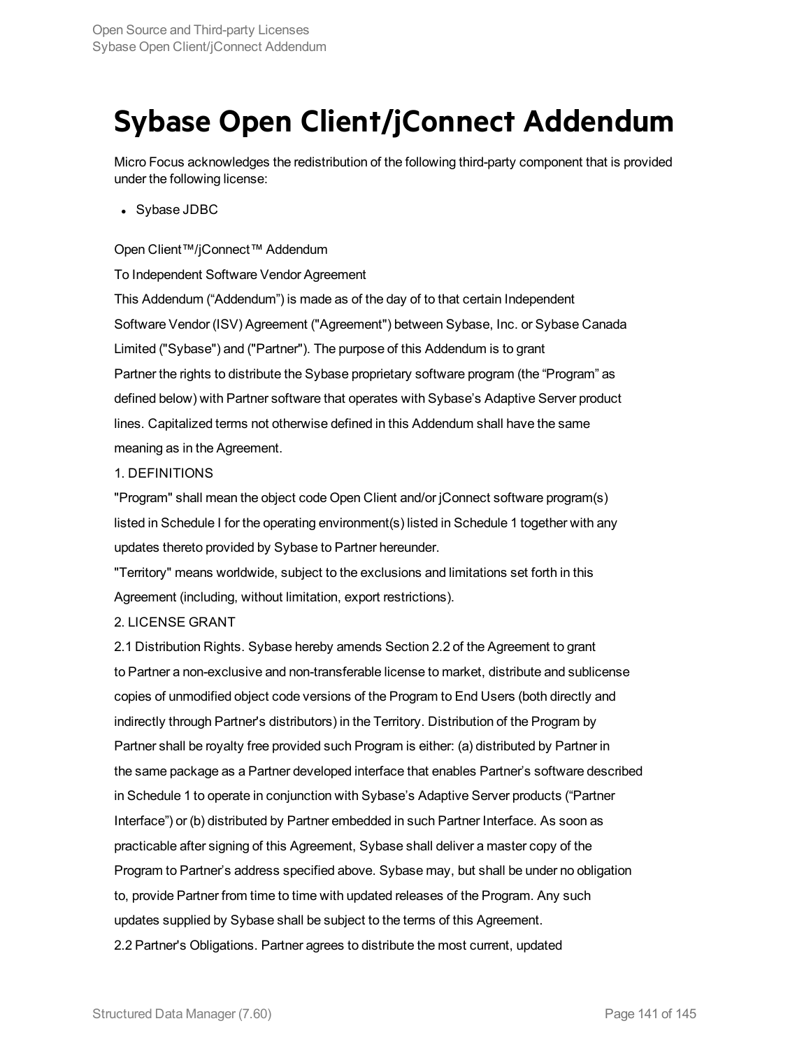# Sybase Open Client/jConnect Addendum

Micro Focus acknowledges the redistribution of the following third-party component that is provided under the following license:

- Sybase JDBC

Open Client™/jConnect™ Addendum

To Independent Software Vendor Agreement

This Addendum ("Addendum") is made as of the day of to that certain Independent Software Vendor (ISV) Agreement ("Agreement") between Sybase, Inc. or Sybase Canada Limited ("Sybase") and ("Partner"). The purpose of this Addendum is to grant Partner the rights to distribute the Sybase proprietary software program (the "Program" as defined below) with Partner software that operates with Sybase's Adaptive Server product lines. Capitalized terms not otherwise defined in this Addendum shall have the same meaning as in the Agreement.

1. DEFINITIONS

"Program" shall mean the object code Open Client and/or jConnect software program(s) listed in Schedule I for the operating environment(s) listed in Schedule 1 together with any updates thereto provided by Sybase to Partner hereunder.

"Territory" means worldwide, subject to the exclusions and limitations set forth in this Agreement (including, without limitation, export restrictions).

2. LICENSE GRANT

2.1 Distribution Rights. Sybase hereby amends Section 2.2 of the Agreement to grant to Partner a non-exclusive and non-transferable license to market, distribute and sublicense copies of unmodified object code versions of the Program to End Users (both directly and indirectly through Partner's distributors) in the Territory. Distribution of the Program by Partner shall be royalty free provided such Program is either: (a) distributed by Partner in the same package as a Partner developed interface that enables Partner's software described in Schedule 1 to operate in conjunction with Sybase's Adaptive Server products ("Partner Interface") or (b) distributed by Partner embedded in such Partner Interface. As soon as practicable after signing of this Agreement, Sybase shall deliver a master copy of the Program to Partner's address specified above. Sybase may, but shall be under no obligation to, provide Partner from time to time with updated releases of the Program. Any such updates supplied by Sybase shall be subject to the terms of this Agreement.

2.2 Partner's Obligations. Partner agrees to distribute the most current, updated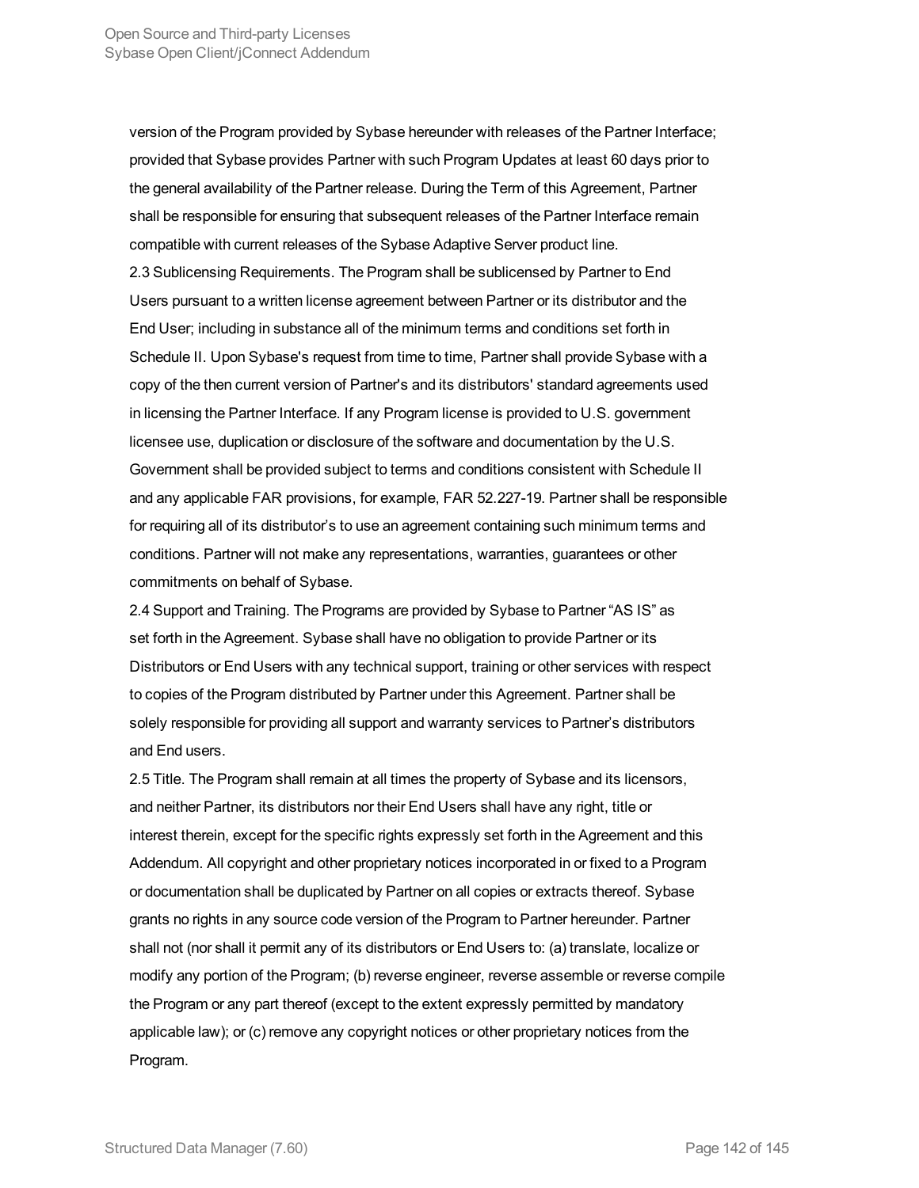version of the Program provided by Sybase hereunder with releases of the Partner Interface; provided that Sybase provides Partner with such Program Updates at least 60 days prior to the general availability of the Partner release. During the Term of this Agreement, Partner shall be responsible for ensuring that subsequent releases of the Partner Interface remain compatible with current releases of the Sybase Adaptive Server product line.

2.3 Sublicensing Requirements. The Program shall be sublicensed by Partner to End Users pursuant to a written license agreement between Partner or its distributor and the End User; including in substance all of the minimum terms and conditions set forth in Schedule II. Upon Sybase's request from time to time, Partner shall provide Sybase with a copy of the then current version of Partner's and its distributors' standard agreements used in licensing the Partner Interface. If any Program license is provided to U.S. government licensee use, duplication or disclosure of the software and documentation by the U.S. Government shall be provided subject to terms and conditions consistent with Schedule II and any applicable FAR provisions, for example, FAR 52.227-19. Partner shall be responsible for requiring all of its distributor's to use an agreement containing such minimum terms and conditions. Partner will not make any representations, warranties, guarantees or other commitments on behalf of Sybase.

2.4 Support and Training. The Programs are provided by Sybase to Partner "AS IS" as set forth in the Agreement. Sybase shall have no obligation to provide Partner or its Distributors or End Users with any technical support, training or other services with respect to copies of the Program distributed by Partner under this Agreement. Partner shall be solely responsible for providing all support and warranty services to Partner's distributors and End users.

2.5 Title. The Program shall remain at all times the property of Sybase and its licensors, and neither Partner, its distributors nor their End Users shall have any right, title or interest therein, except for the specific rights expressly set forth in the Agreement and this Addendum. All copyright and other proprietary notices incorporated in or fixed to a Program or documentation shall be duplicated by Partner on all copies or extracts thereof. Sybase grants no rights in any source code version of the Program to Partner hereunder. Partner shall not (nor shall it permit any of its distributors or End Users to: (a) translate, localize or modify any portion of the Program; (b) reverse engineer, reverse assemble or reverse compile the Program or any part thereof (except to the extent expressly permitted by mandatory applicable law); or (c) remove any copyright notices or other proprietary notices from the Program.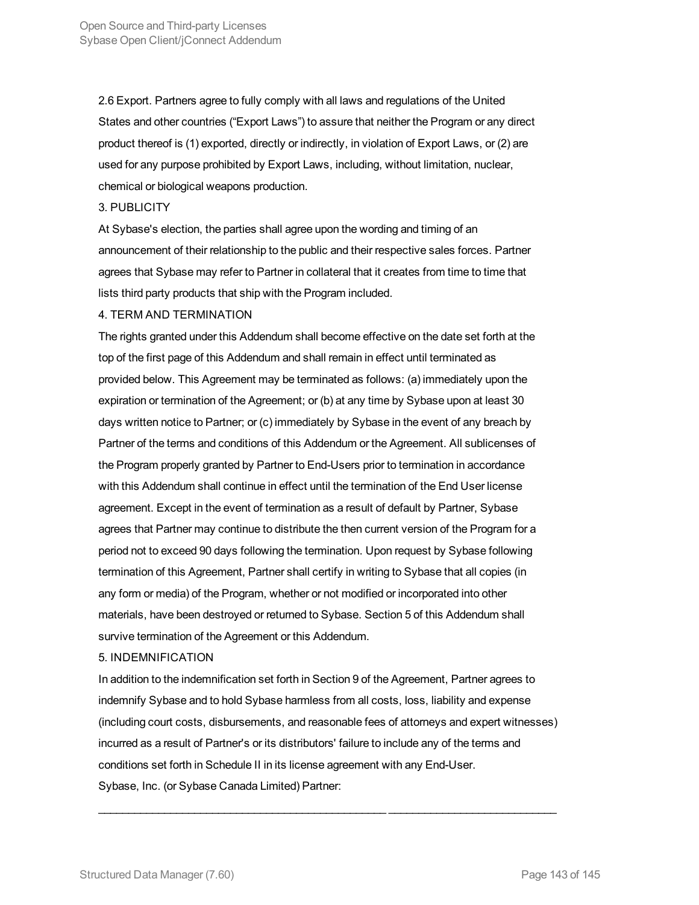2.6 Export. Partners agree to fully comply with all laws and regulations of the United States and other countries ("Export Laws") to assure that neither the Program or any direct product thereof is (1) exported, directly or indirectly, in violation of Export Laws, or (2) are used for any purpose prohibited by Export Laws, including, without limitation, nuclear, chemical or biological weapons production.

3. PUBLICITY

At Sybase's election, the parties shall agree upon the wording and timing of an announcement of their relationship to the public and their respective sales forces. Partner agrees that Sybase may refer to Partner in collateral that it creates from time to time that lists third party products that ship with the Program included.

4. TERM AND TERMINATION

The rights granted under this Addendum shall become effective on the date set forth at the top of the first page of this Addendum and shall remain in effect until terminated as provided below. This Agreement may be terminated as follows: (a) immediately upon the expiration or termination of the Agreement; or (b) at any time by Sybase upon at least 30 days written notice to Partner; or (c) immediately by Sybase in the event of any breach by Partner of the terms and conditions of this Addendum or the Agreement. All sublicenses of the Program properly granted by Partner to End-Users prior to termination in accordance with this Addendum shall continue in effect until the termination of the End User license agreement. Except in the event of termination as a result of default by Partner, Sybase agrees that Partner may continue to distribute the then current version of the Program for a period not to exceed 90 days following the termination. Upon request by Sybase following termination of this Agreement, Partner shall certify in writing to Sybase that all copies (in any form or media) of the Program, whether or not modified or incorporated into other materials, have been destroyed or returned to Sybase. Section 5 of this Addendum shall survive termination of the Agreement or this Addendum.

5. INDEMNIFICATION

In addition to the indemnification set forth in Section 9 of the Agreement, Partner agrees to indemnify Sybase and to hold Sybase harmless from all costs, loss, liability and expense (including court costs, disbursements, and reasonable fees of attorneys and expert witnesses) incurred as a result of Partner's or its distributors' failure to include any of the terms and conditions set forth in Schedule II in its license agreement with any End-User.

Sybase, Inc. (or Sybase Canada Limited) Partner:

__________________________________________________ _____________________________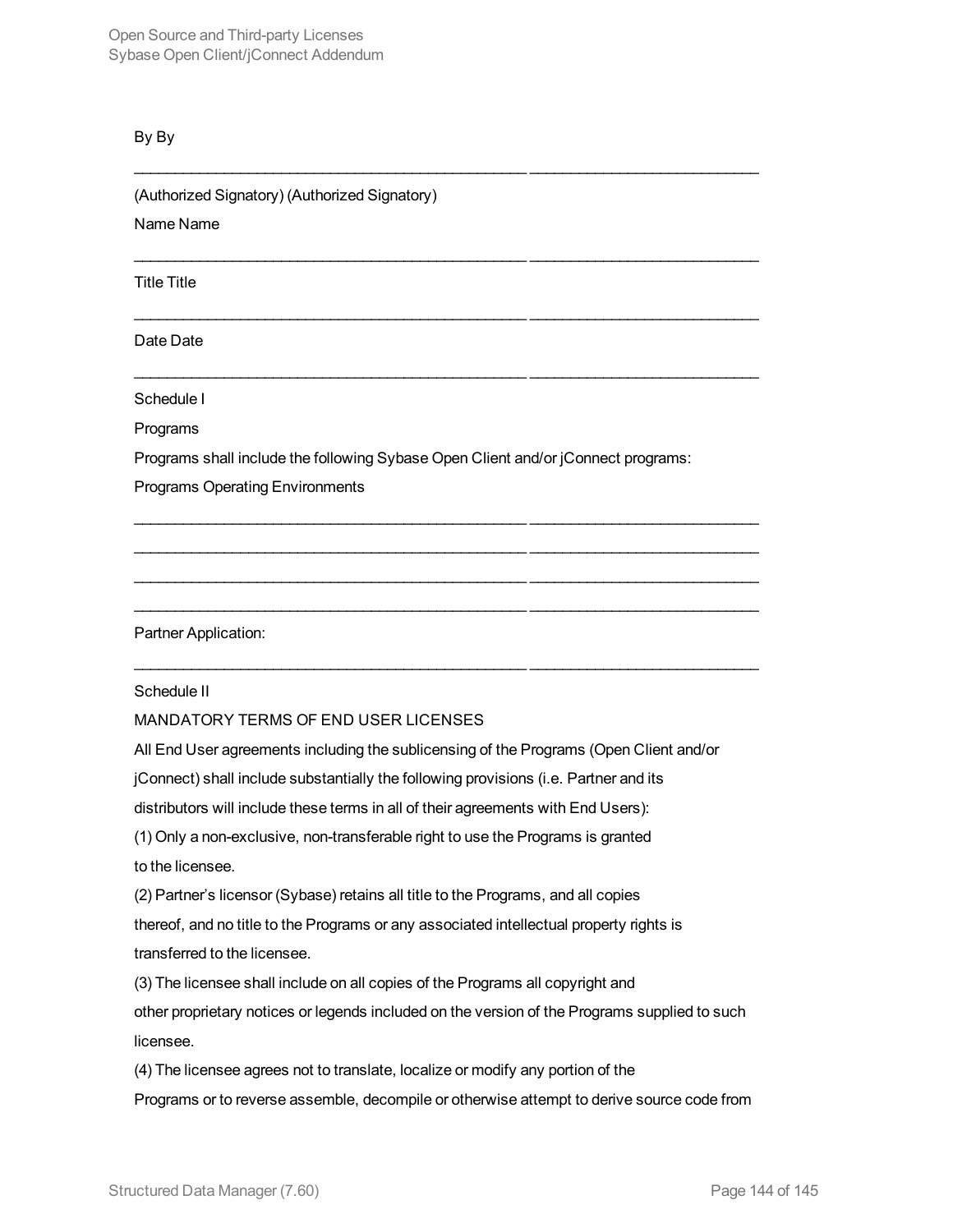By By

\_\_\_\_\_\_\_\_\_\_\_\_\_\_\_\_\_\_\_\_\_\_\_\_\_\_\_\_\_\_\_\_\_\_\_\_\_\_\_\_\_\_\_\_\_\_\_\_ \_\_\_\_\_\_\_\_\_\_\_\_\_\_\_\_\_\_\_\_\_\_\_\_\_\_\_\_\_\_

(Authorized Signatory) (Authorized Signatory)

Name Name

\_\_\_\_\_\_\_\_\_\_\_\_\_\_\_\_\_\_\_\_\_\_\_\_\_\_\_\_\_\_\_\_\_\_\_\_\_\_\_\_\_\_\_\_\_\_\_\_ \_\_\_\_\_\_\_\_\_\_\_\_\_\_\_\_\_\_\_\_\_\_\_\_\_\_\_\_\_\_

Title Title

\_\_\_\_\_\_\_\_\_\_\_\_\_\_\_\_\_\_\_\_\_\_\_\_\_\_\_\_\_\_\_\_\_\_\_\_\_\_\_\_\_\_\_\_\_\_\_\_ \_\_\_\_\_\_\_\_\_\_\_\_\_\_\_\_\_\_\_\_\_\_\_\_\_\_\_\_\_\_

Date Date

\_\_\_\_\_\_\_\_\_\_\_\_\_\_\_\_\_\_\_\_\_\_\_\_\_\_\_\_\_\_\_\_\_\_\_\_\_\_\_\_\_\_\_\_\_\_\_\_ \_\_\_\_\_\_\_\_\_\_\_\_\_\_\_\_\_\_\_\_\_\_\_\_\_\_\_\_\_\_

Schedule I

Programs

Programs shall include the following Sybase Open Client and/or jConnect programs:

Programs Operating Environments

\_\_\_\_\_\_\_\_\_\_\_\_\_\_\_\_\_\_\_\_\_\_\_\_\_\_\_\_\_\_\_\_\_\_\_\_\_\_\_\_\_\_\_\_\_\_\_\_ \_\_\_\_\_\_\_\_\_\_\_\_\_\_\_\_\_\_\_\_\_\_\_\_\_\_\_\_\_\_

\_\_\_\_\_\_\_\_\_\_\_\_\_\_\_\_\_\_\_\_\_\_\_\_\_\_\_\_\_\_\_\_\_\_\_\_\_\_\_\_\_\_\_\_\_\_\_\_ \_\_\_\_\_\_\_\_\_\_\_\_\_\_\_\_\_\_\_\_\_\_\_\_\_\_\_\_\_\_

\_\_\_\_\_\_\_\_\_\_\_\_\_\_\_\_\_\_\_\_\_\_\_\_\_\_\_\_\_\_\_\_\_\_\_\_\_\_\_\_\_\_\_\_\_\_\_\_ \_\_\_\_\_\_\_\_\_\_\_\_\_\_\_\_\_\_\_\_\_\_\_\_\_\_\_\_\_\_

\_\_\_\_\_\_\_\_\_\_\_\_\_\_\_\_\_\_\_\_\_\_\_\_\_\_\_\_\_\_\_\_\_\_\_\_\_\_\_\_\_\_\_\_\_\_\_\_ \_\_\_\_\_\_\_\_\_\_\_\_\_\_\_\_\_\_\_\_\_\_\_\_\_\_\_\_\_\_

Partner Application:

\_\_\_\_\_\_\_\_\_\_\_\_\_\_\_\_\_\_\_\_\_\_\_\_\_\_\_\_\_\_\_\_\_\_\_\_\_\_\_\_\_\_\_\_\_\_\_\_ \_\_\_\_\_\_\_\_\_\_\_\_\_\_\_\_\_\_\_\_\_\_\_\_\_\_\_\_\_\_

Schedule II

MANDATORY TERMS OF END USER LICENSES

All End User agreements including the sublicensing of the Programs (Open Client and/or jConnect) shall include substantially the following provisions (i.e. Partner and its distributors will include these terms in all of their agreements with End Users):

(1) Only a non-exclusive, non-transferable right to use the Programs is granted to the licensee.

(2) Partner's licensor (Sybase) retains all title to the Programs, and all copies thereof, and no title to the Programs or any associated intellectual property rights is transferred to the licensee.

(3) The licensee shall include on all copies of the Programs all copyright and other proprietary notices or legends included on the version of the Programs supplied to such licensee.

(4) The licensee agrees not to translate, localize or modify any portion of the Programs or to reverse assemble, decompile or otherwise attempt to derive source code from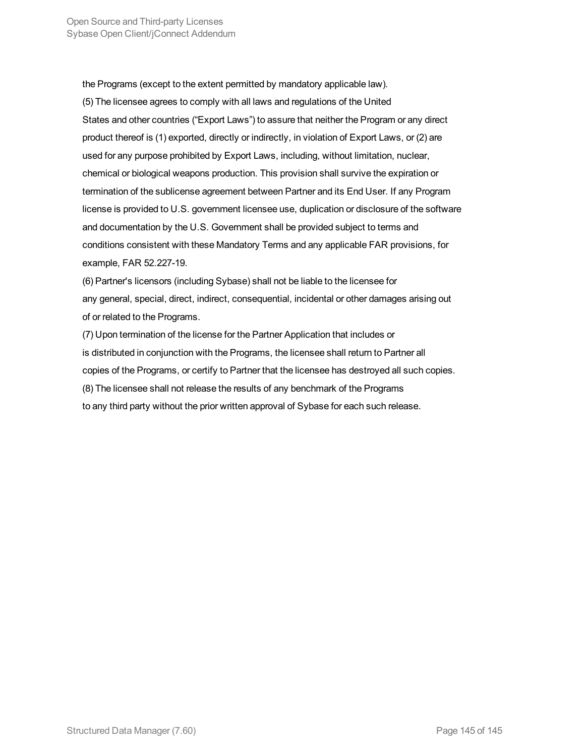the Programs (except to the extent permitted by mandatory applicable law).

(5) The licensee agrees to comply with all laws and regulations of the United States and other countries ("Export Laws") to assure that neither the Program or any direct product thereof is (1) exported, directly or indirectly, in violation of Export Laws, or (2) are used for any purpose prohibited by Export Laws, including, without limitation, nuclear, chemical or biological weapons production. This provision shall survive the expiration or termination of the sublicense agreement between Partner and its End User. If any Program license is provided to U.S. government licensee use, duplication or disclosure of the software and documentation by the U.S. Government shall be provided subject to terms and conditions consistent with these Mandatory Terms and any applicable FAR provisions, for example, FAR 52.227-19.

(6) Partner's licensors (including Sybase) shall not be liable to the licensee for any general, special, direct, indirect, consequential, incidental or other damages arising out of or related to the Programs.

(7) Upon termination of the license for the Partner Application that includes or is distributed in conjunction with the Programs, the licensee shall return to Partner all copies of the Programs, or certify to Partner that the licensee has destroyed all such copies.

(8) The licensee shall not release the results of any benchmark of the Programs to any third party without the prior written approval of Sybase for each such release.